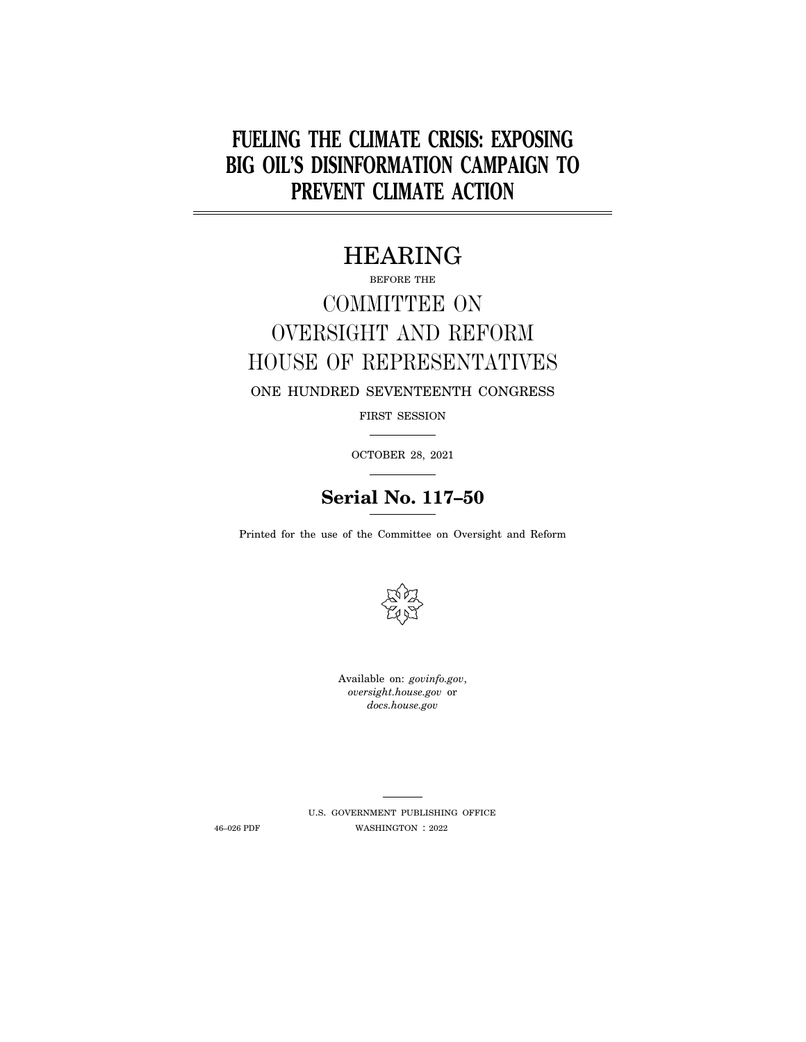# FUELING THE CLIMATE CRISIS: EXPOSING BIG OIL'S DISINFORMATION CAMPAIGN TO PREVENT CLIMATE ACTION

## HEARING

BEFORE THE

## COMMITTEE ON OVERSIGHT AND REFORM HOUSE OF REPRESENTATIVES

ONE HUNDRED SEVENTEENTH CONGRESS

FIRST SESSION

OCTOBER 28, 2021

**Serial No. 117–50**

Printed for the use of the Committee on Oversight and Reform

Available on: *govinfo.gov*, *oversight.house.gov* or *docs.house.gov*

U.S. GOVERNMENT PUBLISHING OFFICE

46–026 PDF WASHINGTON : 2022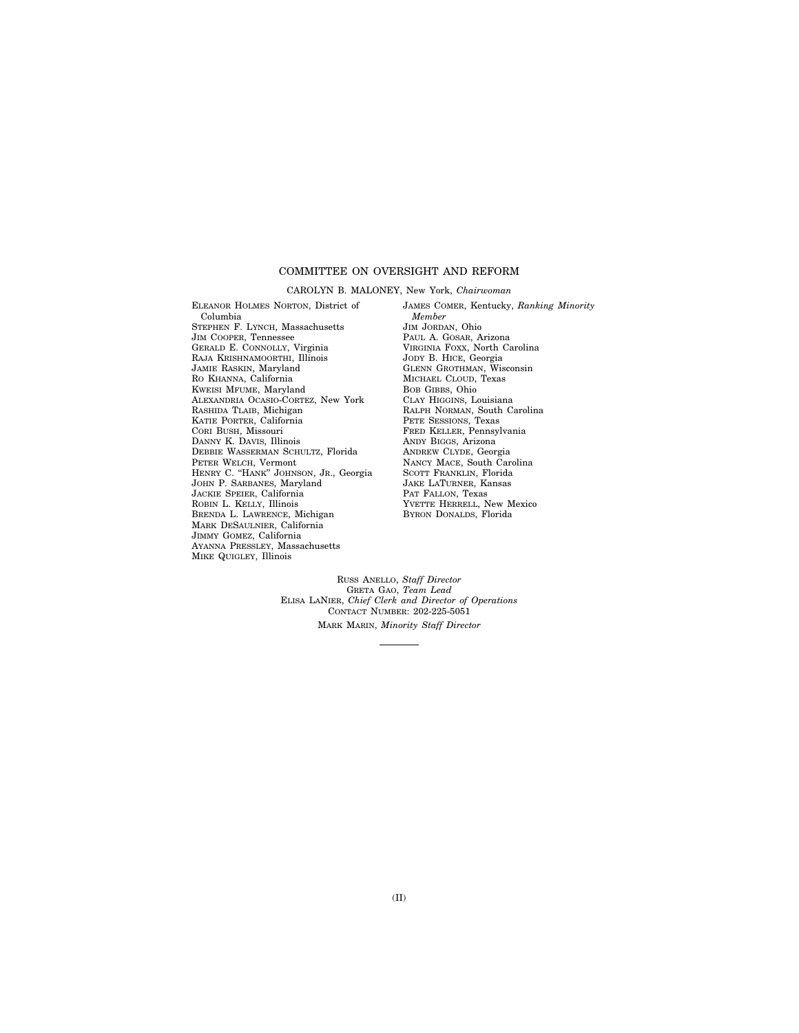## COMMITTEE ON OVERSIGHT AND REFORM

CAROLYN B. MALONEY, New York, *Chairwoman*

ELEANOR HOLMES NORTON, District of Columbia
STEPHEN F. LYNCH, Massachusetts
JIM COOPER, Tennessee
GERALD E. CONNOLLY, Virginia
RAJA KRISHNAMOORTHI, Illinois
JAMIE RASKIN, Maryland
RO KHANNA, California
KWEISI MFUME, Maryland
ALEXANDRIA OCASIO-CORTEZ, New York
RASHIDA TLAIB, Michigan
KATIE PORTER, California
CORI BUSH, Missouri
DANNY K. DAVIS, Illinois
DEBBIE WASSERMAN SCHULTZ, Florida
PETER WELCH, Vermont
HENRY C. "HANK" JOHNSON, JR., Georgia
JOHN P. SARBANES, Maryland
JACKIE SPEIER, California
ROBIN L. KELLY, Illinois
BRENDA L. LAWRENCE, Michigan
MARK DESAULNIER, California
JIMMY GOMEZ, California
AYANNA PRESSLEY, Massachusetts
MIKE QUIGLEY, Illinois

JAMES COMER, Kentucky, *Ranking Minority Member*
JIM JORDAN, Ohio
PAUL A. GOSAR, Arizona
VIRGINIA FOXX, North Carolina
JODY B. HICE, Georgia
GLENN GROTHMAN, Wisconsin
MICHAEL CLOUD, Texas
BOB GIBBS, Ohio
CLAY HIGGINS, Louisiana
RALPH NORMAN, South Carolina
PETE SESSIONS, Texas
FRED KELLER, Pennsylvania
ANDY BIGGS, Arizona
ANDREW CLYDE, Georgia
NANCY MACE, South Carolina
SCOTT FRANKLIN, Florida
JAKE LATURNER, Kansas
PAT FALLON, Texas
YVETTE HERRELL, New Mexico
BYRON DONALDS, Florida

RUSS ANELLO, *Staff Director*
GRETA GAO, *Team Lead*
ELISA LANIER, *Chief Clerk and Director of Operations*
CONTACT NUMBER: 202-225-5051
MARK MARIN, *Minority Staff Director*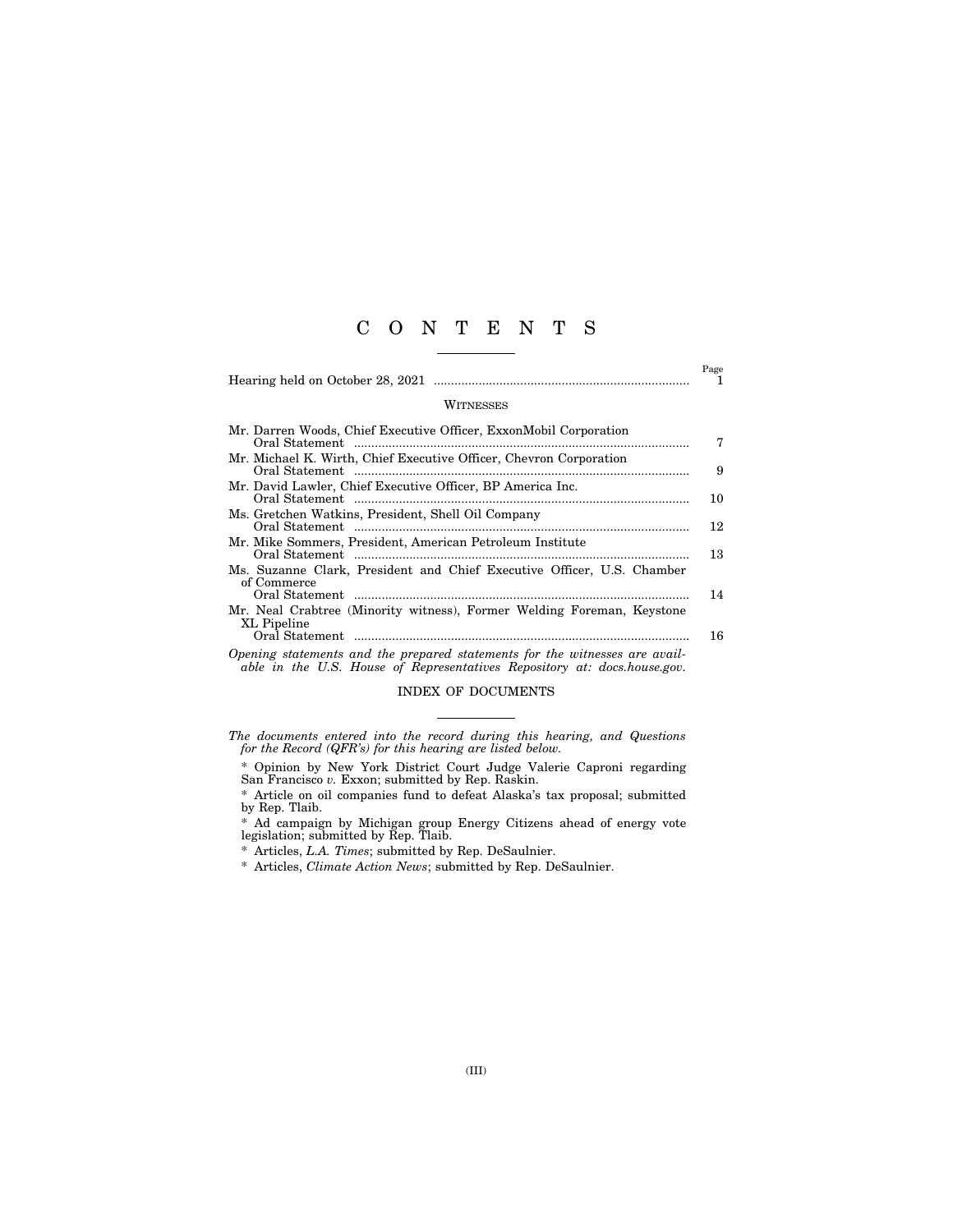# C O N T E N T S

| | Page |
|---|---|
| Hearing held on October 28, 2021 | 1 |

## WITNESSES

| | |
|---|---|
| Mr. Darren Woods, Chief Executive Officer, ExxonMobil Corporation | |
| Oral Statement | 7 |
| Mr. Michael K. Wirth, Chief Executive Officer, Chevron Corporation | |
| Oral Statement | 9 |
| Mr. David Lawler, Chief Executive Officer, BP America Inc. | |
| Oral Statement | 10 |
| Ms. Gretchen Watkins, President, Shell Oil Company | |
| Oral Statement | 12 |
| Mr. Mike Sommers, President, American Petroleum Institute | |
| Oral Statement | 13 |
| Ms. Suzanne Clark, President and Chief Executive Officer, U.S. Chamber of Commerce | |
| Oral Statement | 14 |
| Mr. Neal Crabtree (Minority witness), Former Welding Foreman, Keystone XL Pipeline | |
| Oral Statement | 16 |

*Opening statements and the prepared statements for the witnesses are available in the U.S. House of Representatives Repository at: docs.house.gov.*

## INDEX OF DOCUMENTS

*The documents entered into the record during this hearing, and Questions for the Record (QFR's) for this hearing are listed below.*

\* Opinion by New York District Court Judge Valerie Caproni regarding San Francisco *v.* Exxon; submitted by Rep. Raskin.

\* Article on oil companies fund to defeat Alaska's tax proposal; submitted by Rep. Tlaib.

\* Ad campaign by Michigan group Energy Citizens ahead of energy vote legislation; submitted by Rep. Tlaib.

\* Articles, *L.A. Times*; submitted by Rep. DeSaulnier.

\* Articles, *Climate Action News*; submitted by Rep. DeSaulnier.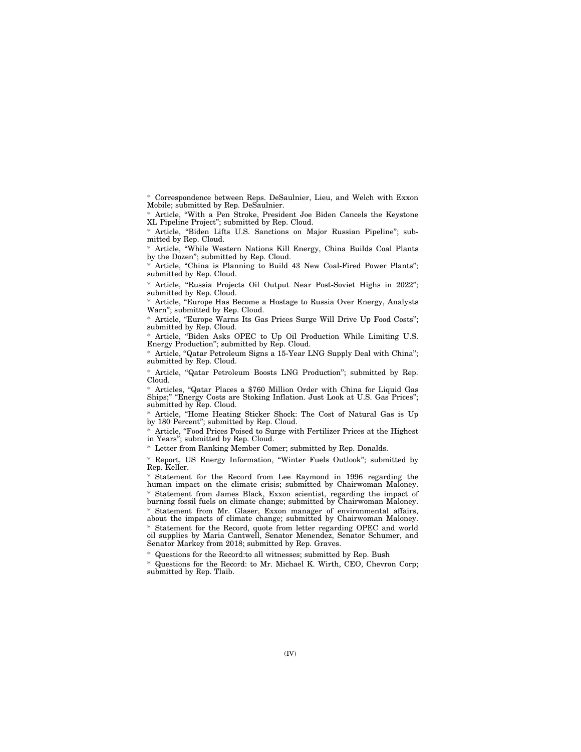* Correspondence between Reps. DeSaulnier, Lieu, and Welch with Exxon Mobile; submitted by Rep. DeSaulnier.

* Article, "With a Pen Stroke, President Joe Biden Cancels the Keystone XL Pipeline Project"; submitted by Rep. Cloud.

* Article, "Biden Lifts U.S. Sanctions on Major Russian Pipeline"; submitted by Rep. Cloud.

* Article, "While Western Nations Kill Energy, China Builds Coal Plants by the Dozen"; submitted by Rep. Cloud.

* Article, "China is Planning to Build 43 New Coal-Fired Power Plants"; submitted by Rep. Cloud.

* Article, "Russia Projects Oil Output Near Post-Soviet Highs in 2022"; submitted by Rep. Cloud.

* Article, "Europe Has Become a Hostage to Russia Over Energy, Analysts Warn"; submitted by Rep. Cloud.

* Article, "Europe Warns Its Gas Prices Surge Will Drive Up Food Costs"; submitted by Rep. Cloud.

* Article, "Biden Asks OPEC to Up Oil Production While Limiting U.S. Energy Production"; submitted by Rep. Cloud.

* Article, "Qatar Petroleum Signs a 15-Year LNG Supply Deal with China"; submitted by Rep. Cloud.

* Article, "Qatar Petroleum Boosts LNG Production"; submitted by Rep. Cloud.

* Articles, "Qatar Places a $760 Million Order with China for Liquid Gas Ships;" "Energy Costs are Stoking Inflation. Just Look at U.S. Gas Prices"; submitted by Rep. Cloud.

* Article, "Home Heating Sticker Shock: The Cost of Natural Gas is Up by 180 Percent"; submitted by Rep. Cloud.

* Article, "Food Prices Poised to Surge with Fertilizer Prices at the Highest in Years"; submitted by Rep. Cloud.

* Letter from Ranking Member Comer; submitted by Rep. Donalds.

* Report, US Energy Information, "Winter Fuels Outlook"; submitted by Rep. Keller.

* Statement for the Record from Lee Raymond in 1996 regarding the human impact on the climate crisis; submitted by Chairwoman Maloney.

* Statement from James Black, Exxon scientist, regarding the impact of burning fossil fuels on climate change; submitted by Chairwoman Maloney.

* Statement from Mr. Glaser, Exxon manager of environmental affairs, about the impacts of climate change; submitted by Chairwoman Maloney.

* Statement for the Record, quote from letter regarding OPEC and world oil supplies by Maria Cantwell, Senator Menendez, Senator Schumer, and Senator Markey from 2018; submitted by Rep. Graves.

* Questions for the Record:to all witnesses; submitted by Rep. Bush

* Questions for the Record: to Mr. Michael K. Wirth, CEO, Chevron Corp; submitted by Rep. Tlaib.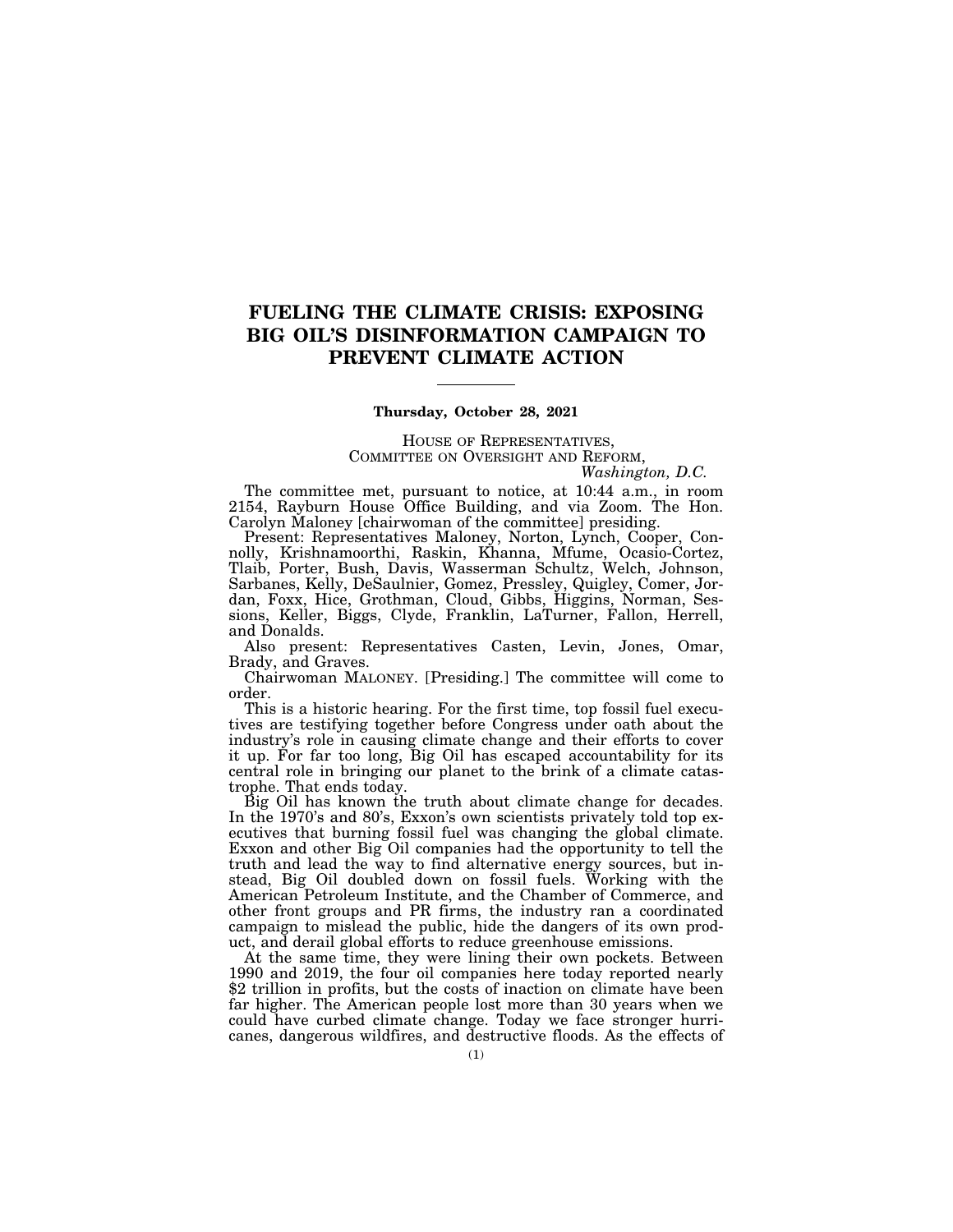# FUELING THE CLIMATE CRISIS: EXPOSING BIG OIL'S DISINFORMATION CAMPAIGN TO PREVENT CLIMATE ACTION

---

**Thursday, October 28, 2021**

HOUSE OF REPRESENTATIVES,
COMMITTEE ON OVERSIGHT AND REFORM,
*Washington, D.C.*

The committee met, pursuant to notice, at 10:44 a.m., in room 2154, Rayburn House Office Building, and via Zoom. The Hon. Carolyn Maloney [chairwoman of the committee] presiding.

Present: Representatives Maloney, Norton, Lynch, Cooper, Connolly, Krishnamoorthi, Raskin, Khanna, Mfume, Ocasio-Cortez, Tlaib, Porter, Bush, Davis, Wasserman Schultz, Welch, Johnson, Sarbanes, Kelly, DeSaulnier, Gomez, Pressley, Quigley, Comer, Jordan, Foxx, Hice, Grothman, Cloud, Gibbs, Higgins, Norman, Sessions, Keller, Biggs, Clyde, Franklin, LaTurner, Fallon, Herrell, and Donalds.

Also present: Representatives Casten, Levin, Jones, Omar, Brady, and Graves.

Chairwoman MALONEY. [Presiding.] The committee will come to order.

This is a historic hearing. For the first time, top fossil fuel executives are testifying together before Congress under oath about the industry's role in causing climate change and their efforts to cover it up. For far too long, Big Oil has escaped accountability for its central role in bringing our planet to the brink of a climate catastrophe. That ends today.

Big Oil has known the truth about climate change for decades. In the 1970's and 80's, Exxon's own scientists privately told top executives that burning fossil fuel was changing the global climate. Exxon and other Big Oil companies had the opportunity to tell the truth and lead the way to find alternative energy sources, but instead, Big Oil doubled down on fossil fuels. Working with the American Petroleum Institute, and the Chamber of Commerce, and other front groups and PR firms, the industry ran a coordinated campaign to mislead the public, hide the dangers of its own product, and derail global efforts to reduce greenhouse emissions.

At the same time, they were lining their own pockets. Between 1990 and 2019, the four oil companies here today reported nearly $2 trillion in profits, but the costs of inaction on climate have been far higher. The American people lost more than 30 years when we could have curbed climate change. Today we face stronger hurricanes, dangerous wildfires, and destructive floods. As the effects of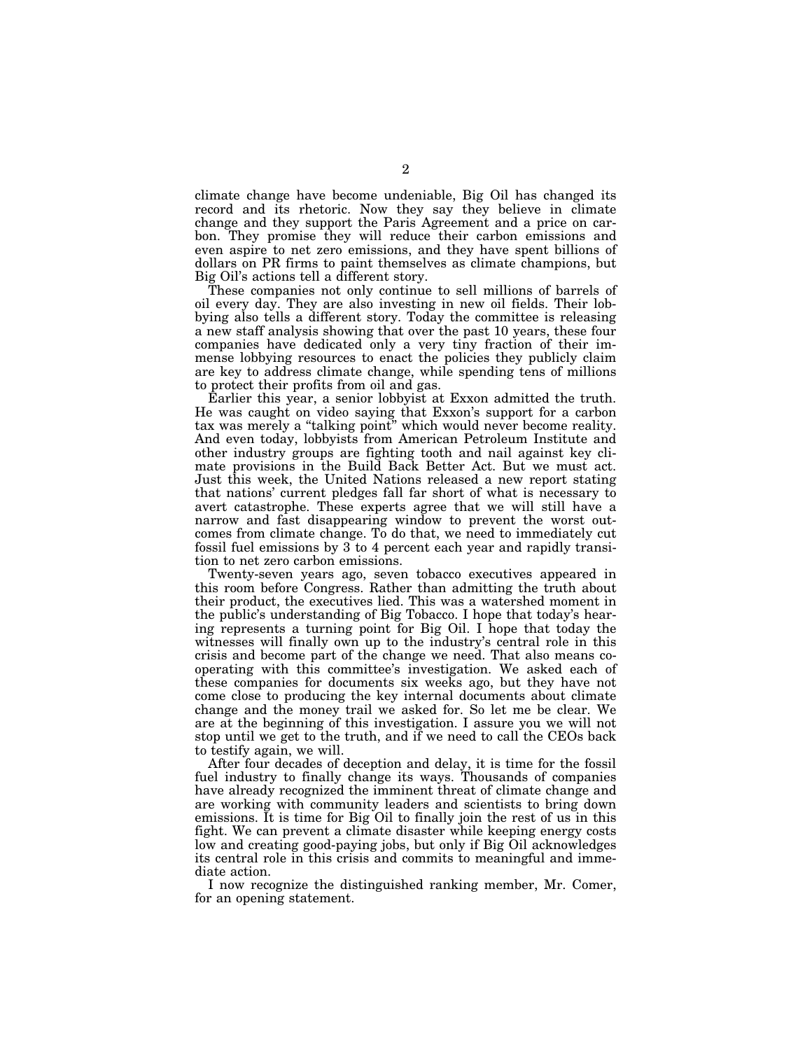climate change have become undeniable, Big Oil has changed its record and its rhetoric. Now they say they believe in climate change and they support the Paris Agreement and a price on carbon. They promise they will reduce their carbon emissions and even aspire to net zero emissions, and they have spent billions of dollars on PR firms to paint themselves as climate champions, but Big Oil's actions tell a different story.

These companies not only continue to sell millions of barrels of oil every day. They are also investing in new oil fields. Their lobbying also tells a different story. Today the committee is releasing a new staff analysis showing that over the past 10 years, these four companies have dedicated only a very tiny fraction of their immense lobbying resources to enact the policies they publicly claim are key to address climate change, while spending tens of millions to protect their profits from oil and gas.

Earlier this year, a senior lobbyist at Exxon admitted the truth. He was caught on video saying that Exxon's support for a carbon tax was merely a "talking point" which would never become reality. And even today, lobbyists from American Petroleum Institute and other industry groups are fighting tooth and nail against key climate provisions in the Build Back Better Act. But we must act. Just this week, the United Nations released a new report stating that nations' current pledges fall far short of what is necessary to avert catastrophe. These experts agree that we will still have a narrow and fast disappearing window to prevent the worst outcomes from climate change. To do that, we need to immediately cut fossil fuel emissions by 3 to 4 percent each year and rapidly transition to net zero carbon emissions.

Twenty-seven years ago, seven tobacco executives appeared in this room before Congress. Rather than admitting the truth about their product, the executives lied. This was a watershed moment in the public's understanding of Big Tobacco. I hope that today's hearing represents a turning point for Big Oil. I hope that today the witnesses will finally own up to the industry's central role in this crisis and become part of the change we need. That also means cooperating with this committee's investigation. We asked each of these companies for documents six weeks ago, but they have not come close to producing the key internal documents about climate change and the money trail we asked for. So let me be clear. We are at the beginning of this investigation. I assure you we will not stop until we get to the truth, and if we need to call the CEOs back to testify again, we will.

After four decades of deception and delay, it is time for the fossil fuel industry to finally change its ways. Thousands of companies have already recognized the imminent threat of climate change and are working with community leaders and scientists to bring down emissions. It is time for Big Oil to finally join the rest of us in this fight. We can prevent a climate disaster while keeping energy costs low and creating good-paying jobs, but only if Big Oil acknowledges its central role in this crisis and commits to meaningful and immediate action.

I now recognize the distinguished ranking member, Mr. Comer, for an opening statement.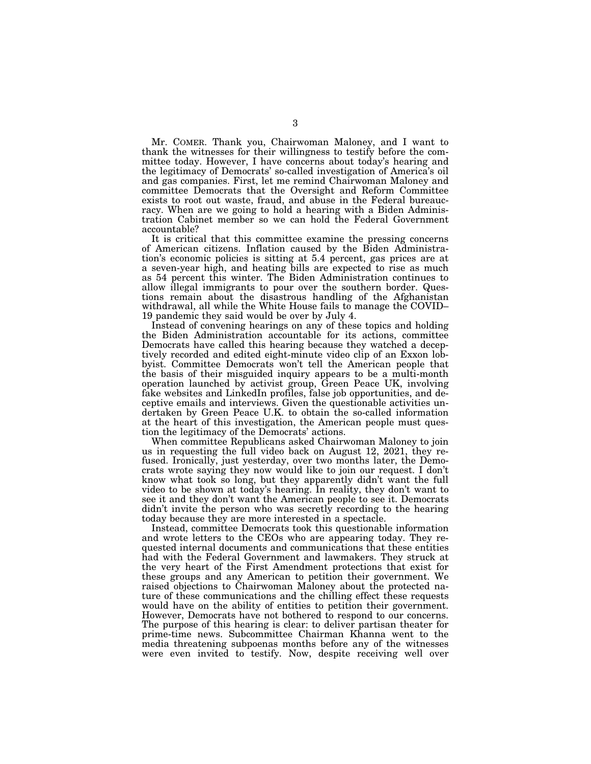Mr. COMER. Thank you, Chairwoman Maloney, and I want to thank the witnesses for their willingness to testify before the committee today. However, I have concerns about today's hearing and the legitimacy of Democrats' so-called investigation of America's oil and gas companies. First, let me remind Chairwoman Maloney and committee Democrats that the Oversight and Reform Committee exists to root out waste, fraud, and abuse in the Federal bureaucracy. When are we going to hold a hearing with a Biden Administration Cabinet member so we can hold the Federal Government accountable?

It is critical that this committee examine the pressing concerns of American citizens. Inflation caused by the Biden Administration's economic policies is sitting at 5.4 percent, gas prices are at a seven-year high, and heating bills are expected to rise as much as 54 percent this winter. The Biden Administration continues to allow illegal immigrants to pour over the southern border. Questions remain about the disastrous handling of the Afghanistan withdrawal, all while the White House fails to manage the COVID–19 pandemic they said would be over by July 4.

Instead of convening hearings on any of these topics and holding the Biden Administration accountable for its actions, committee Democrats have called this hearing because they watched a deceptively recorded and edited eight-minute video clip of an Exxon lobbyist. Committee Democrats won't tell the American people that the basis of their misguided inquiry appears to be a multi-month operation launched by activist group, Green Peace UK, involving fake websites and LinkedIn profiles, false job opportunities, and deceptive emails and interviews. Given the questionable activities undertaken by Green Peace U.K. to obtain the so-called information at the heart of this investigation, the American people must question the legitimacy of the Democrats' actions.

When committee Republicans asked Chairwoman Maloney to join us in requesting the full video back on August 12, 2021, they refused. Ironically, just yesterday, over two months later, the Democrats wrote saying they now would like to join our request. I don't know what took so long, but they apparently didn't want the full video to be shown at today's hearing. In reality, they don't want to see it and they don't want the American people to see it. Democrats didn't invite the person who was secretly recording to the hearing today because they are more interested in a spectacle.

Instead, committee Democrats took this questionable information and wrote letters to the CEOs who are appearing today. They requested internal documents and communications that these entities had with the Federal Government and lawmakers. They struck at the very heart of the First Amendment protections that exist for these groups and any American to petition their government. We raised objections to Chairwoman Maloney about the protected nature of these communications and the chilling effect these requests would have on the ability of entities to petition their government. However, Democrats have not bothered to respond to our concerns. The purpose of this hearing is clear: to deliver partisan theater for prime-time news. Subcommittee Chairman Khanna went to the media threatening subpoenas months before any of the witnesses were even invited to testify. Now, despite receiving well over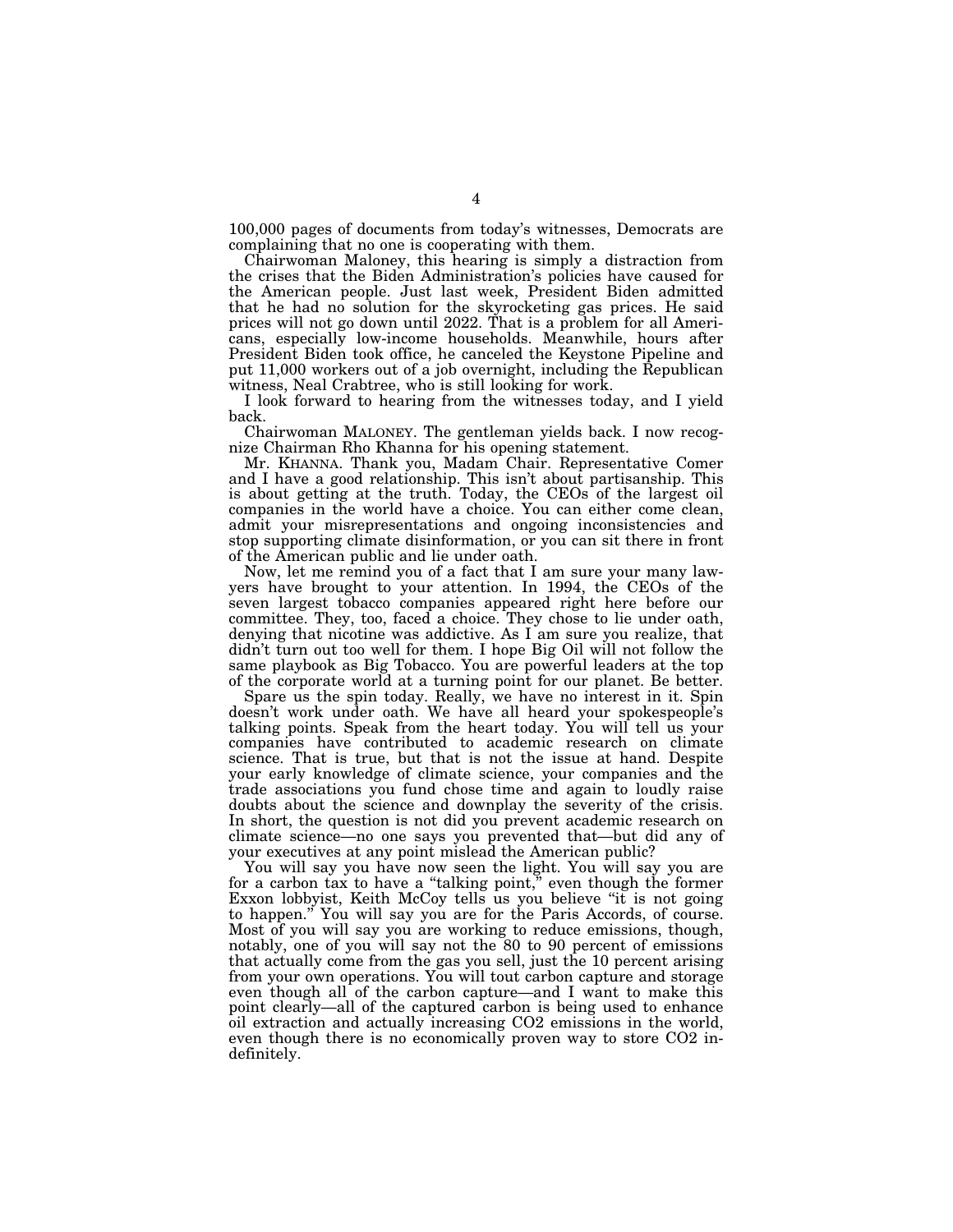100,000 pages of documents from today's witnesses, Democrats are complaining that no one is cooperating with them.

Chairwoman Maloney, this hearing is simply a distraction from the crises that the Biden Administration's policies have caused for the American people. Just last week, President Biden admitted that he had no solution for the skyrocketing gas prices. He said prices will not go down until 2022. That is a problem for all Americans, especially low-income households. Meanwhile, hours after President Biden took office, he canceled the Keystone Pipeline and put 11,000 workers out of a job overnight, including the Republican witness, Neal Crabtree, who is still looking for work.

I look forward to hearing from the witnesses today, and I yield back.

Chairwoman MALONEY. The gentleman yields back. I now recognize Chairman Rho Khanna for his opening statement.

Mr. KHANNA. Thank you, Madam Chair. Representative Comer and I have a good relationship. This isn't about partisanship. This is about getting at the truth. Today, the CEOs of the largest oil companies in the world have a choice. You can either come clean, admit your misrepresentations and ongoing inconsistencies and stop supporting climate disinformation, or you can sit there in front of the American public and lie under oath.

Now, let me remind you of a fact that I am sure your many lawyers have brought to your attention. In 1994, the CEOs of the seven largest tobacco companies appeared right here before our committee. They, too, faced a choice. They chose to lie under oath, denying that nicotine was addictive. As I am sure you realize, that didn't turn out too well for them. I hope Big Oil will not follow the same playbook as Big Tobacco. You are powerful leaders at the top of the corporate world at a turning point for our planet. Be better.

Spare us the spin today. Really, we have no interest in it. Spin doesn't work under oath. We have all heard your spokespeople's talking points. Speak from the heart today. You will tell us your companies have contributed to academic research on climate science. That is true, but that is not the issue at hand. Despite your early knowledge of climate science, your companies and the trade associations you fund chose time and again to loudly raise doubts about the science and downplay the severity of the crisis. In short, the question is not did you prevent academic research on climate science—no one says you prevented that—but did any of your executives at any point mislead the American public?

You will say you have now seen the light. You will say you are for a carbon tax to have a "talking point," even though the former Exxon lobbyist, Keith McCoy tells us you believe "it is not going to happen." You will say you are for the Paris Accords, of course. Most of you will say you are working to reduce emissions, though, notably, one of you will say not the 80 to 90 percent of emissions that actually come from the gas you sell, just the 10 percent arising from your own operations. You will tout carbon capture and storage even though all of the carbon capture—and I want to make this point clearly—all of the captured carbon is being used to enhance oil extraction and actually increasing $CO_2$ emissions in the world, even though there is no economically proven way to store $CO_2$ indefinitely.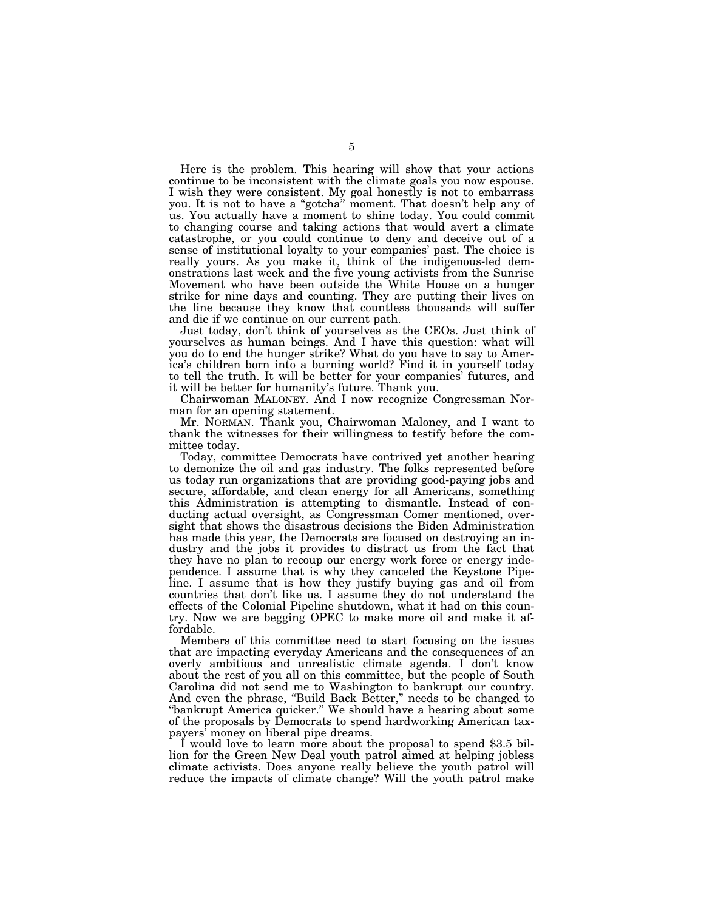Here is the problem. This hearing will show that your actions continue to be inconsistent with the climate goals you now espouse. I wish they were consistent. My goal honestly is not to embarrass you. It is not to have a "gotcha" moment. That doesn't help any of us. You actually have a moment to shine today. You could commit to changing course and taking actions that would avert a climate catastrophe, or you could continue to deny and deceive out of a sense of institutional loyalty to your companies' past. The choice is really yours. As you make it, think of the indigenous-led demonstrations last week and the five young activists from the Sunrise Movement who have been outside the White House on a hunger strike for nine days and counting. They are putting their lives on the line because they know that countless thousands will suffer and die if we continue on our current path.

Just today, don't think of yourselves as the CEOs. Just think of yourselves as human beings. And I have this question: what will you do to end the hunger strike? What do you have to say to America's children born into a burning world? Find it in yourself today to tell the truth. It will be better for your companies' futures, and it will be better for humanity's future. Thank you.

Chairwoman MALONEY. And I now recognize Congressman Norman for an opening statement.

Mr. NORMAN. Thank you, Chairwoman Maloney, and I want to thank the witnesses for their willingness to testify before the committee today.

Today, committee Democrats have contrived yet another hearing to demonize the oil and gas industry. The folks represented before us today run organizations that are providing good-paying jobs and secure, affordable, and clean energy for all Americans, something this Administration is attempting to dismantle. Instead of conducting actual oversight, as Congressman Comer mentioned, oversight that shows the disastrous decisions the Biden Administration has made this year, the Democrats are focused on destroying an industry and the jobs it provides to distract us from the fact that they have no plan to recoup our energy work force or energy independence. I assume that is why they canceled the Keystone Pipeline. I assume that is how they justify buying gas and oil from countries that don't like us. I assume they do not understand the effects of the Colonial Pipeline shutdown, what it had on this country. Now we are begging OPEC to make more oil and make it affordable.

Members of this committee need to start focusing on the issues that are impacting everyday Americans and the consequences of an overly ambitious and unrealistic climate agenda. I don't know about the rest of you all on this committee, but the people of South Carolina did not send me to Washington to bankrupt our country. And even the phrase, "Build Back Better," needs to be changed to "bankrupt America quicker." We should have a hearing about some of the proposals by Democrats to spend hardworking American taxpayers' money on liberal pipe dreams.

I would love to learn more about the proposal to spend $3.5 billion for the Green New Deal youth patrol aimed at helping jobless climate activists. Does anyone really believe the youth patrol will reduce the impacts of climate change? Will the youth patrol make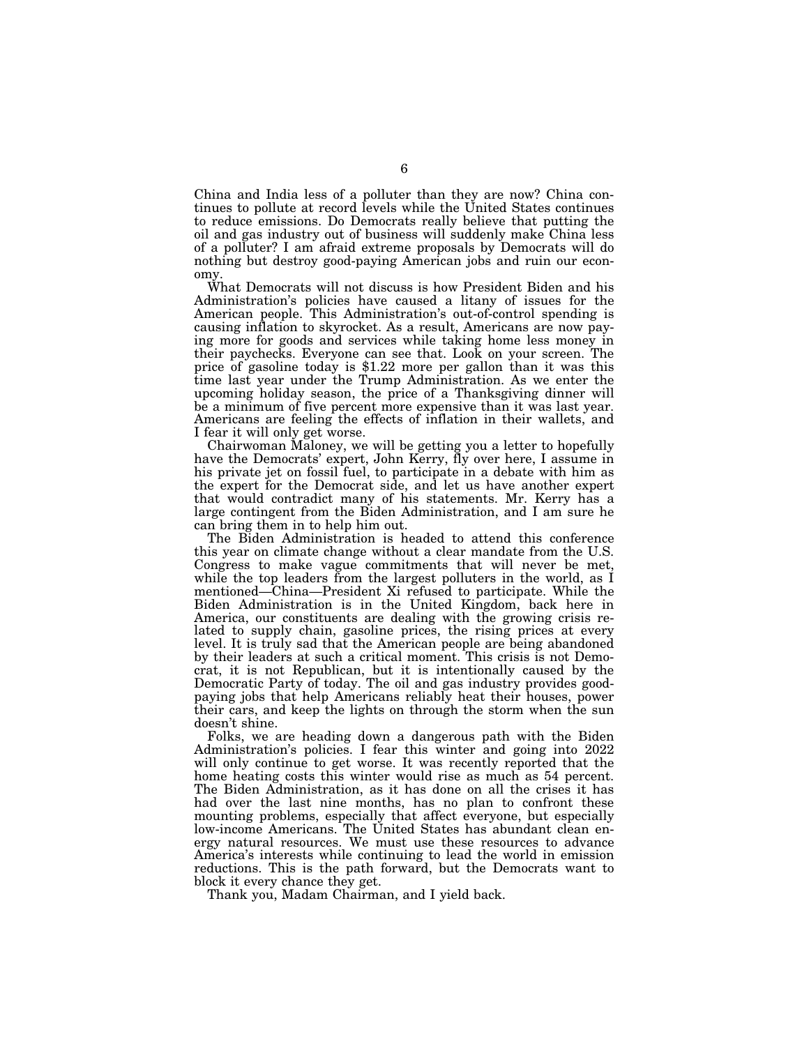China and India less of a polluter than they are now? China continues to pollute at record levels while the United States continues to reduce emissions. Do Democrats really believe that putting the oil and gas industry out of business will suddenly make China less of a polluter? I am afraid extreme proposals by Democrats will do nothing but destroy good-paying American jobs and ruin our economy.

What Democrats will not discuss is how President Biden and his Administration's policies have caused a litany of issues for the American people. This Administration's out-of-control spending is causing inflation to skyrocket. As a result, Americans are now paying more for goods and services while taking home less money in their paychecks. Everyone can see that. Look on your screen. The price of gasoline today is $1.22 more per gallon than it was this time last year under the Trump Administration. As we enter the upcoming holiday season, the price of a Thanksgiving dinner will be a minimum of five percent more expensive than it was last year. Americans are feeling the effects of inflation in their wallets, and I fear it will only get worse.

Chairwoman Maloney, we will be getting you a letter to hopefully have the Democrats' expert, John Kerry, fly over here, I assume in his private jet on fossil fuel, to participate in a debate with him as the expert for the Democrat side, and let us have another expert that would contradict many of his statements. Mr. Kerry has a large contingent from the Biden Administration, and I am sure he can bring them in to help him out.

The Biden Administration is headed to attend this conference this year on climate change without a clear mandate from the U.S. Congress to make vague commitments that will never be met, while the top leaders from the largest polluters in the world, as I mentioned—China—President Xi refused to participate. While the Biden Administration is in the United Kingdom, back here in America, our constituents are dealing with the growing crisis related to supply chain, gasoline prices, the rising prices at every level. It is truly sad that the American people are being abandoned by their leaders at such a critical moment. This crisis is not Democrat, it is not Republican, but it is intentionally caused by the Democratic Party of today. The oil and gas industry provides good-paying jobs that help Americans reliably heat their houses, power their cars, and keep the lights on through the storm when the sun doesn't shine.

Folks, we are heading down a dangerous path with the Biden Administration's policies. I fear this winter and going into 2022 will only continue to get worse. It was recently reported that the home heating costs this winter would rise as much as 54 percent. The Biden Administration, as it has done on all the crises it has had over the last nine months, has no plan to confront these mounting problems, especially that affect everyone, but especially low-income Americans. The United States has abundant clean energy natural resources. We must use these resources to advance America's interests while continuing to lead the world in emission reductions. This is the path forward, but the Democrats want to block it every chance they get.

Thank you, Madam Chairman, and I yield back.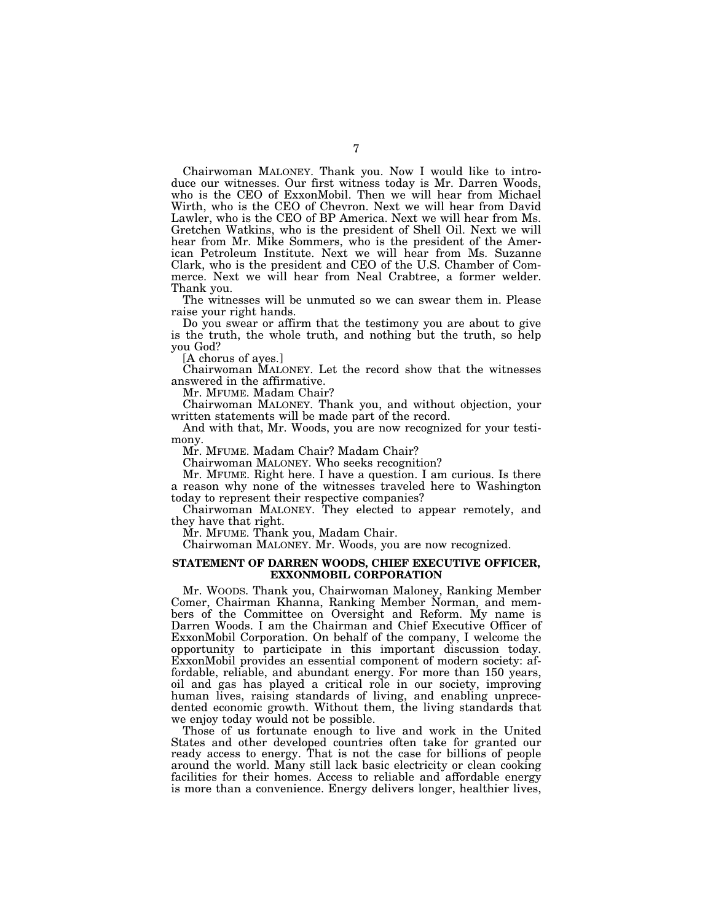Chairwoman MALONEY. Thank you. Now I would like to introduce our witnesses. Our first witness today is Mr. Darren Woods, who is the CEO of ExxonMobil. Then we will hear from Michael Wirth, who is the CEO of Chevron. Next we will hear from David Lawler, who is the CEO of BP America. Next we will hear from Ms. Gretchen Watkins, who is the president of Shell Oil. Next we will hear from Mr. Mike Sommers, who is the president of the American Petroleum Institute. Next we will hear from Ms. Suzanne Clark, who is the president and CEO of the U.S. Chamber of Commerce. Next we will hear from Neal Crabtree, a former welder. Thank you.

The witnesses will be unmuted so we can swear them in. Please raise your right hands.

Do you swear or affirm that the testimony you are about to give is the truth, the whole truth, and nothing but the truth, so help you God?

[A chorus of ayes.]

Chairwoman MALONEY. Let the record show that the witnesses answered in the affirmative.

Mr. MFUME. Madam Chair?

Chairwoman MALONEY. Thank you, and without objection, your written statements will be made part of the record.

And with that, Mr. Woods, you are now recognized for your testimony.

Mr. MFUME. Madam Chair? Madam Chair?

Chairwoman MALONEY. Who seeks recognition?

Mr. MFUME. Right here. I have a question. I am curious. Is there a reason why none of the witnesses traveled here to Washington today to represent their respective companies?

Chairwoman MALONEY. They elected to appear remotely, and they have that right.

Mr. MFUME. Thank you, Madam Chair.

Chairwoman MALONEY. Mr. Woods, you are now recognized.

## STATEMENT OF DARREN WOODS, CHIEF EXECUTIVE OFFICER, EXXONMOBIL CORPORATION

Mr. WOODS. Thank you, Chairwoman Maloney, Ranking Member Comer, Chairman Khanna, Ranking Member Norman, and members of the Committee on Oversight and Reform. My name is Darren Woods. I am the Chairman and Chief Executive Officer of ExxonMobil Corporation. On behalf of the company, I welcome the opportunity to participate in this important discussion today. ExxonMobil provides an essential component of modern society: affordable, reliable, and abundant energy. For more than 150 years, oil and gas has played a critical role in our society, improving human lives, raising standards of living, and enabling unprecedented economic growth. Without them, the living standards that we enjoy today would not be possible.

Those of us fortunate enough to live and work in the United States and other developed countries often take for granted our ready access to energy. That is not the case for billions of people around the world. Many still lack basic electricity or clean cooking facilities for their homes. Access to reliable and affordable energy is more than a convenience. Energy delivers longer, healthier lives,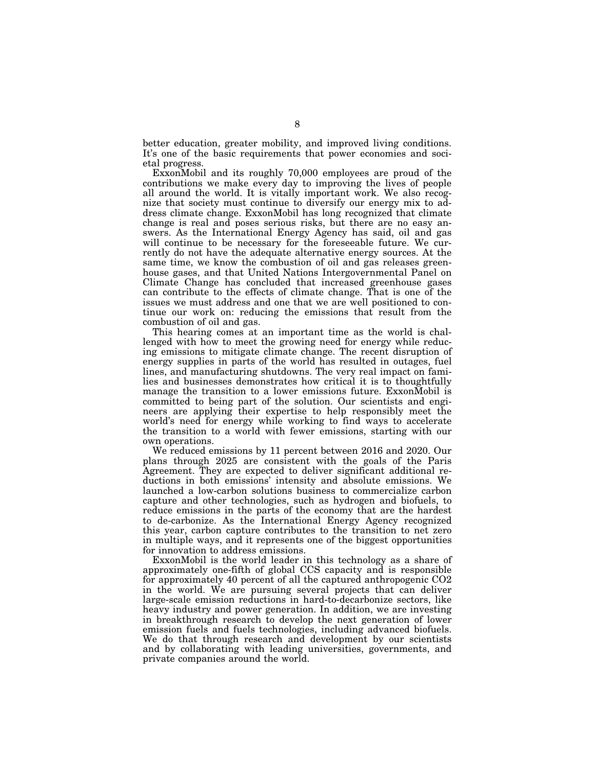better education, greater mobility, and improved living conditions. It's one of the basic requirements that power economies and societal progress.

ExxonMobil and its roughly 70,000 employees are proud of the contributions we make every day to improving the lives of people all around the world. It is vitally important work. We also recognize that society must continue to diversify our energy mix to address climate change. ExxonMobil has long recognized that climate change is real and poses serious risks, but there are no easy answers. As the International Energy Agency has said, oil and gas will continue to be necessary for the foreseeable future. We currently do not have the adequate alternative energy sources. At the same time, we know the combustion of oil and gas releases greenhouse gases, and that United Nations Intergovernmental Panel on Climate Change has concluded that increased greenhouse gases can contribute to the effects of climate change. That is one of the issues we must address and one that we are well positioned to continue our work on: reducing the emissions that result from the combustion of oil and gas.

This hearing comes at an important time as the world is challenged with how to meet the growing need for energy while reducing emissions to mitigate climate change. The recent disruption of energy supplies in parts of the world has resulted in outages, fuel lines, and manufacturing shutdowns. The very real impact on families and businesses demonstrates how critical it is to thoughtfully manage the transition to a lower emissions future. ExxonMobil is committed to being part of the solution. Our scientists and engineers are applying their expertise to help responsibly meet the world's need for energy while working to find ways to accelerate the transition to a world with fewer emissions, starting with our own operations.

We reduced emissions by 11 percent between 2016 and 2020. Our plans through 2025 are consistent with the goals of the Paris Agreement. They are expected to deliver significant additional reductions in both emissions' intensity and absolute emissions. We launched a low-carbon solutions business to commercialize carbon capture and other technologies, such as hydrogen and biofuels, to reduce emissions in the parts of the economy that are the hardest to de-carbonize. As the International Energy Agency recognized this year, carbon capture contributes to the transition to net zero in multiple ways, and it represents one of the biggest opportunities for innovation to address emissions.

ExxonMobil is the world leader in this technology as a share of approximately one-fifth of global CCS capacity and is responsible for approximately 40 percent of all the captured anthropogenic CO2 in the world. We are pursuing several projects that can deliver large-scale emission reductions in hard-to-decarbonize sectors, like heavy industry and power generation. In addition, we are investing in breakthrough research to develop the next generation of lower emission fuels and fuels technologies, including advanced biofuels. We do that through research and development by our scientists and by collaborating with leading universities, governments, and private companies around the world.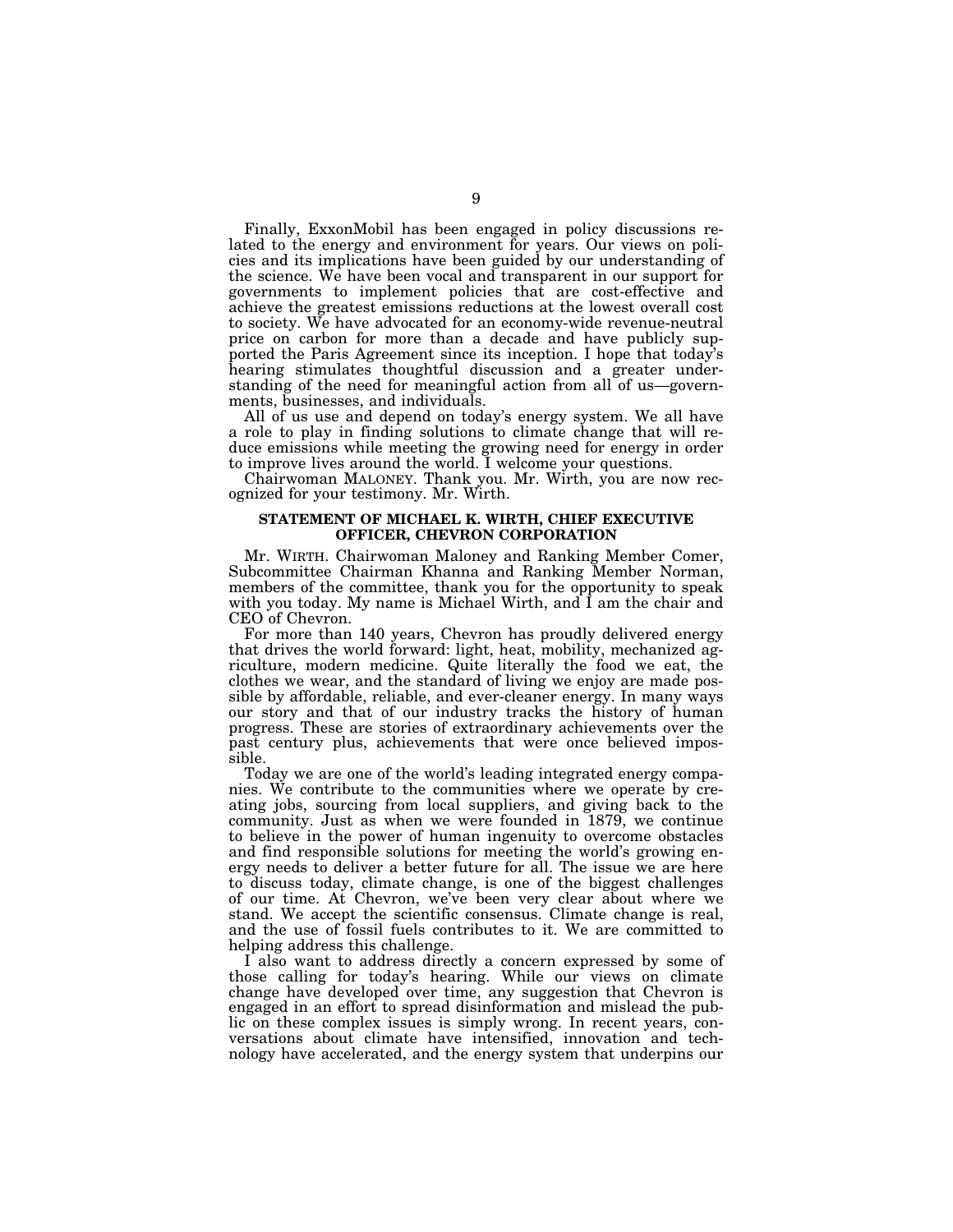Finally, ExxonMobil has been engaged in policy discussions related to the energy and environment for years. Our views on policies and its implications have been guided by our understanding of the science. We have been vocal and transparent in our support for governments to implement policies that are cost-effective and achieve the greatest emissions reductions at the lowest overall cost to society. We have advocated for an economy-wide revenue-neutral price on carbon for more than a decade and have publicly supported the Paris Agreement since its inception. I hope that today's hearing stimulates thoughtful discussion and a greater understanding of the need for meaningful action from all of us—governments, businesses, and individuals.

All of us use and depend on today's energy system. We all have a role to play in finding solutions to climate change that will reduce emissions while meeting the growing need for energy in order to improve lives around the world. I welcome your questions.

Chairwoman MALONEY. Thank you. Mr. Wirth, you are now recognized for your testimony. Mr. Wirth.

## STATEMENT OF MICHAEL K. WIRTH, CHIEF EXECUTIVE OFFICER, CHEVRON CORPORATION

Mr. WIRTH. Chairwoman Maloney and Ranking Member Comer, Subcommittee Chairman Khanna and Ranking Member Norman, members of the committee, thank you for the opportunity to speak with you today. My name is Michael Wirth, and I am the chair and CEO of Chevron.

For more than 140 years, Chevron has proudly delivered energy that drives the world forward: light, heat, mobility, mechanized agriculture, modern medicine. Quite literally the food we eat, the clothes we wear, and the standard of living we enjoy are made possible by affordable, reliable, and ever-cleaner energy. In many ways our story and that of our industry tracks the history of human progress. These are stories of extraordinary achievements over the past century plus, achievements that were once believed impossible.

Today we are one of the world's leading integrated energy companies. We contribute to the communities where we operate by creating jobs, sourcing from local suppliers, and giving back to the community. Just as when we were founded in 1879, we continue to believe in the power of human ingenuity to overcome obstacles and find responsible solutions for meeting the world's growing energy needs to deliver a better future for all. The issue we are here to discuss today, climate change, is one of the biggest challenges of our time. At Chevron, we've been very clear about where we stand. We accept the scientific consensus. Climate change is real, and the use of fossil fuels contributes to it. We are committed to helping address this challenge.

I also want to address directly a concern expressed by some of those calling for today's hearing. While our views on climate change have developed over time, any suggestion that Chevron is engaged in an effort to spread disinformation and mislead the public on these complex issues is simply wrong. In recent years, conversations about climate have intensified, innovation and technology have accelerated, and the energy system that underpins our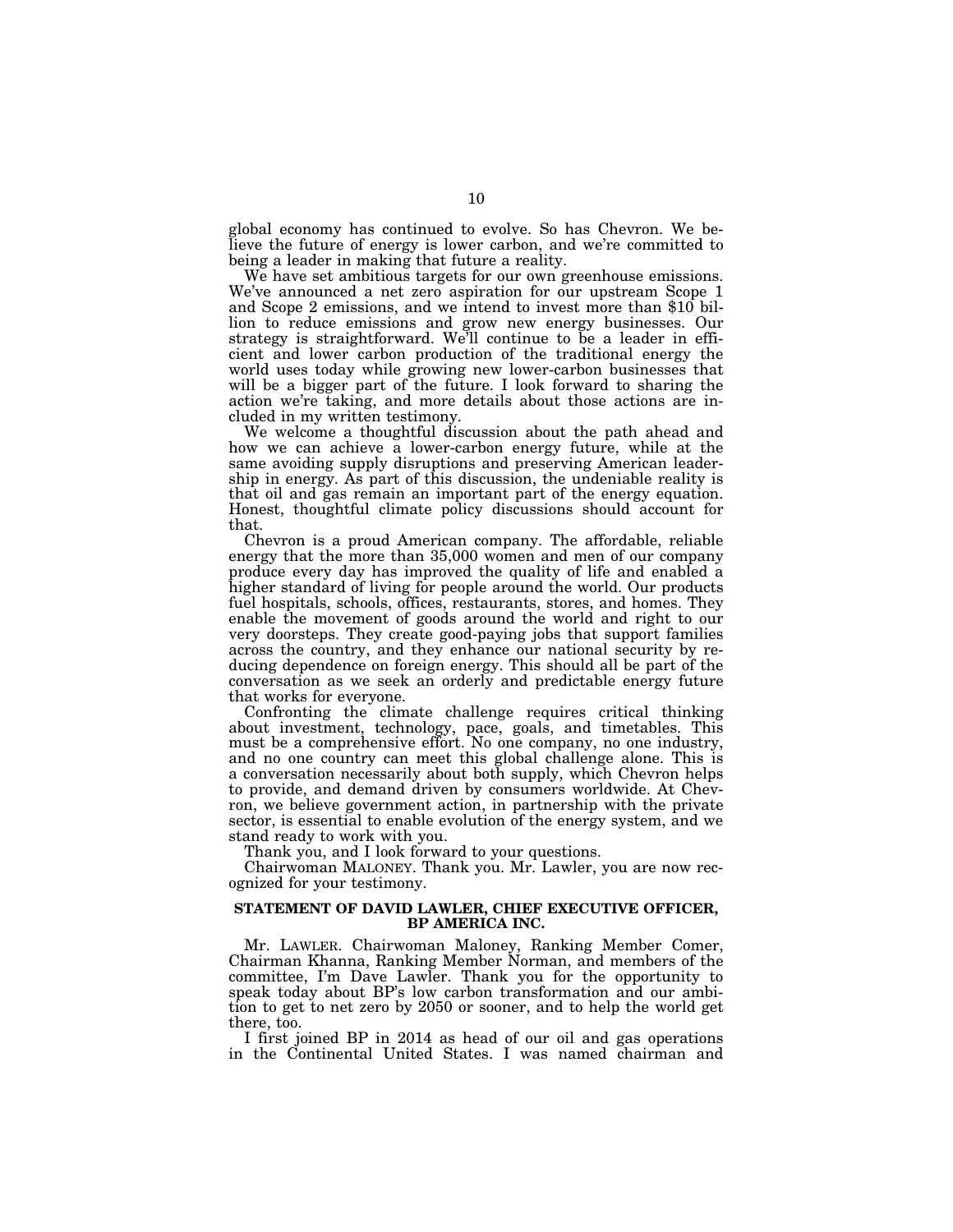global economy has continued to evolve. So has Chevron. We believe the future of energy is lower carbon, and we're committed to being a leader in making that future a reality.

We have set ambitious targets for our own greenhouse emissions. We've announced a net zero aspiration for our upstream Scope 1 and Scope 2 emissions, and we intend to invest more than $10 billion to reduce emissions and grow new energy businesses. Our strategy is straightforward. We'll continue to be a leader in efficient and lower carbon production of the traditional energy the world uses today while growing new lower-carbon businesses that will be a bigger part of the future. I look forward to sharing the action we're taking, and more details about those actions are included in my written testimony.

We welcome a thoughtful discussion about the path ahead and how we can achieve a lower-carbon energy future, while at the same avoiding supply disruptions and preserving American leadership in energy. As part of this discussion, the undeniable reality is that oil and gas remain an important part of the energy equation. Honest, thoughtful climate policy discussions should account for that.

Chevron is a proud American company. The affordable, reliable energy that the more than 35,000 women and men of our company produce every day has improved the quality of life and enabled a higher standard of living for people around the world. Our products fuel hospitals, schools, offices, restaurants, stores, and homes. They enable the movement of goods around the world and right to our very doorsteps. They create good-paying jobs that support families across the country, and they enhance our national security by reducing dependence on foreign energy. This should all be part of the conversation as we seek an orderly and predictable energy future that works for everyone.

Confronting the climate challenge requires critical thinking about investment, technology, pace, goals, and timetables. This must be a comprehensive effort. No one company, no one industry, and no one country can meet this global challenge alone. This is a conversation necessarily about both supply, which Chevron helps to provide, and demand driven by consumers worldwide. At Chevron, we believe government action, in partnership with the private sector, is essential to enable evolution of the energy system, and we stand ready to work with you.

Thank you, and I look forward to your questions.

Chairwoman MALONEY. Thank you. Mr. Lawler, you are now recognized for your testimony.

## STATEMENT OF DAVID LAWLER, CHIEF EXECUTIVE OFFICER, BP AMERICA INC.

Mr. LAWLER. Chairwoman Maloney, Ranking Member Comer, Chairman Khanna, Ranking Member Norman, and members of the committee, I'm Dave Lawler. Thank you for the opportunity to speak today about BP's low carbon transformation and our ambition to get to net zero by 2050 or sooner, and to help the world get there, too.

I first joined BP in 2014 as head of our oil and gas operations in the Continental United States. I was named chairman and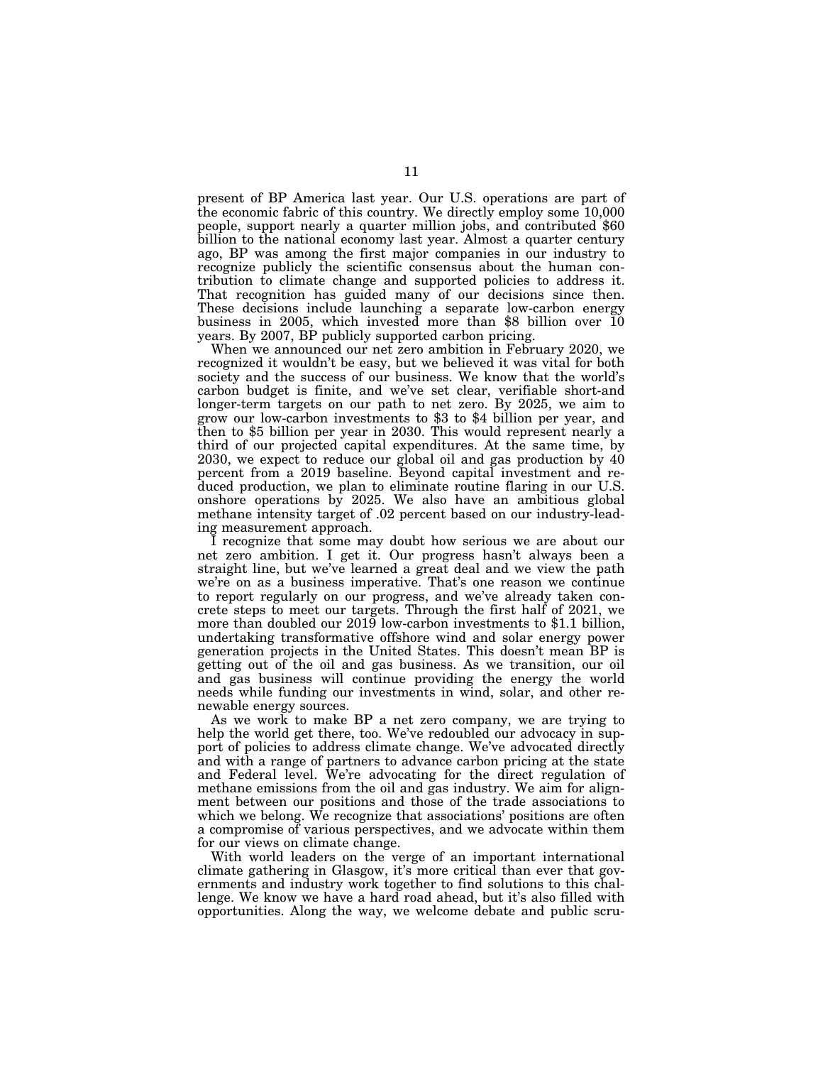present of BP America last year. Our U.S. operations are part of the economic fabric of this country. We directly employ some 10,000 people, support nearly a quarter million jobs, and contributed $60 billion to the national economy last year. Almost a quarter century ago, BP was among the first major companies in our industry to recognize publicly the scientific consensus about the human contribution to climate change and supported policies to address it. That recognition has guided many of our decisions since then. These decisions include launching a separate low-carbon energy business in 2005, which invested more than $8 billion over 10 years. By 2007, BP publicly supported carbon pricing.

When we announced our net zero ambition in February 2020, we recognized it wouldn't be easy, but we believed it was vital for both society and the success of our business. We know that the world's carbon budget is finite, and we've set clear, verifiable short-and longer-term targets on our path to net zero. By 2025, we aim to grow our low-carbon investments to $3 to $4 billion per year, and then to $5 billion per year in 2030. This would represent nearly a third of our projected capital expenditures. At the same time, by 2030, we expect to reduce our global oil and gas production by 40 percent from a 2019 baseline. Beyond capital investment and reduced production, we plan to eliminate routine flaring in our U.S. onshore operations by 2025. We also have an ambitious global methane intensity target of .02 percent based on our industry-leading measurement approach.

I recognize that some may doubt how serious we are about our net zero ambition. I get it. Our progress hasn't always been a straight line, but we've learned a great deal and we view the path we're on as a business imperative. That's one reason we continue to report regularly on our progress, and we've already taken concrete steps to meet our targets. Through the first half of 2021, we more than doubled our 2019 low-carbon investments to $1.1 billion, undertaking transformative offshore wind and solar energy power generation projects in the United States. This doesn't mean BP is getting out of the oil and gas business. As we transition, our oil and gas business will continue providing the energy the world needs while funding our investments in wind, solar, and other renewable energy sources.

As we work to make BP a net zero company, we are trying to help the world get there, too. We've redoubled our advocacy in support of policies to address climate change. We've advocated directly and with a range of partners to advance carbon pricing at the state and Federal level. We're advocating for the direct regulation of methane emissions from the oil and gas industry. We aim for alignment between our positions and those of the trade associations to which we belong. We recognize that associations' positions are often a compromise of various perspectives, and we advocate within them for our views on climate change.

With world leaders on the verge of an important international climate gathering in Glasgow, it's more critical than ever that governments and industry work together to find solutions to this challenge. We know we have a hard road ahead, but it's also filled with opportunities. Along the way, we welcome debate and public scru-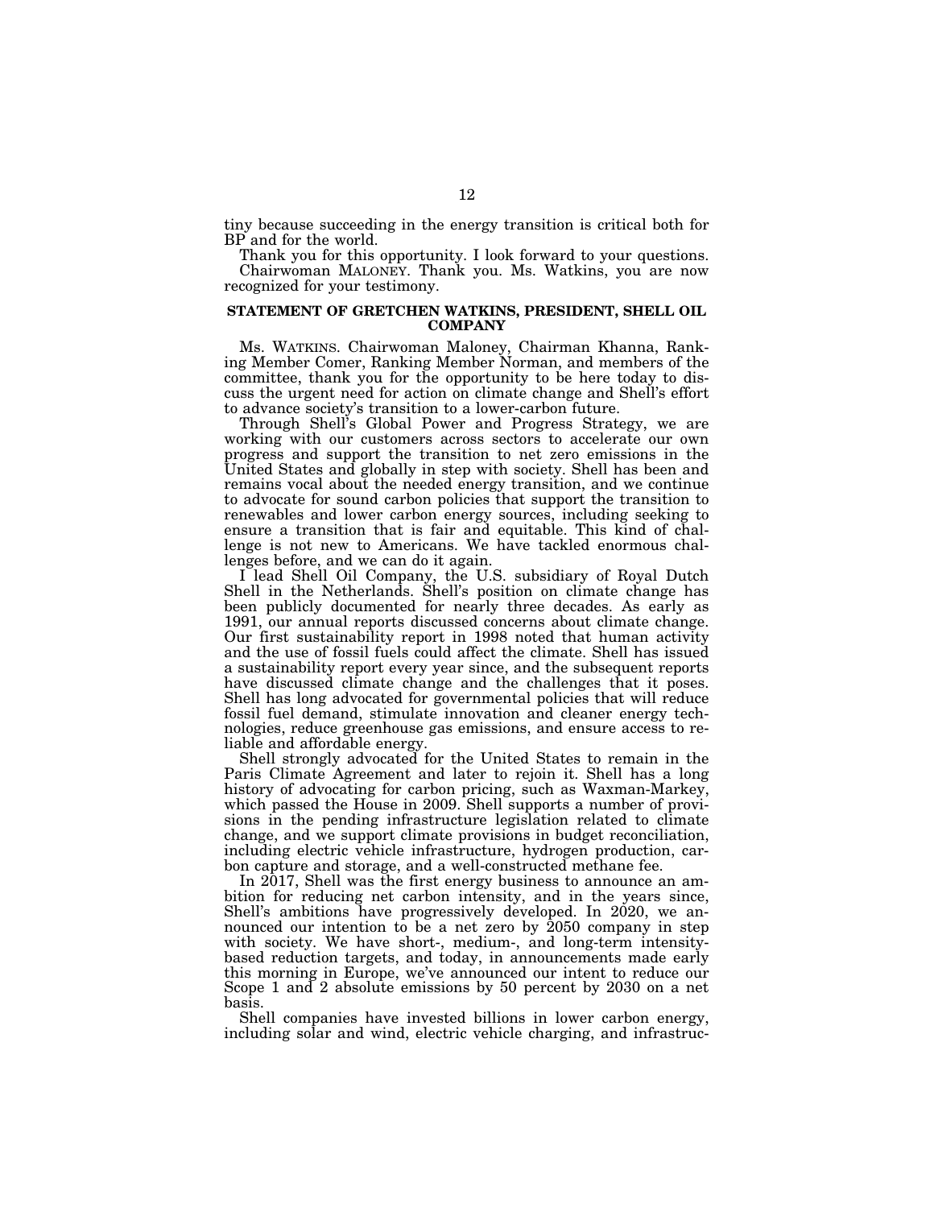tiny because succeeding in the energy transition is critical both for BP and for the world.

Thank you for this opportunity. I look forward to your questions.

Chairwoman MALONEY. Thank you. Ms. Watkins, you are now recognized for your testimony.

## STATEMENT OF GRETCHEN WATKINS, PRESIDENT, SHELL OIL COMPANY

Ms. WATKINS. Chairwoman Maloney, Chairman Khanna, Ranking Member Comer, Ranking Member Norman, and members of the committee, thank you for the opportunity to be here today to discuss the urgent need for action on climate change and Shell's effort to advance society's transition to a lower-carbon future.

Through Shell's Global Power and Progress Strategy, we are working with our customers across sectors to accelerate our own progress and support the transition to net zero emissions in the United States and globally in step with society. Shell has been and remains vocal about the needed energy transition, and we continue to advocate for sound carbon policies that support the transition to renewables and lower carbon energy sources, including seeking to ensure a transition that is fair and equitable. This kind of challenge is not new to Americans. We have tackled enormous challenges before, and we can do it again.

I lead Shell Oil Company, the U.S. subsidiary of Royal Dutch Shell in the Netherlands. Shell's position on climate change has been publicly documented for nearly three decades. As early as 1991, our annual reports discussed concerns about climate change. Our first sustainability report in 1998 noted that human activity and the use of fossil fuels could affect the climate. Shell has issued a sustainability report every year since, and the subsequent reports have discussed climate change and the challenges that it poses. Shell has long advocated for governmental policies that will reduce fossil fuel demand, stimulate innovation and cleaner energy technologies, reduce greenhouse gas emissions, and ensure access to reliable and affordable energy.

Shell strongly advocated for the United States to remain in the Paris Climate Agreement and later to rejoin it. Shell has a long history of advocating for carbon pricing, such as Waxman-Markey, which passed the House in 2009. Shell supports a number of provisions in the pending infrastructure legislation related to climate change, and we support climate provisions in budget reconciliation, including electric vehicle infrastructure, hydrogen production, carbon capture and storage, and a well-constructed methane fee.

In 2017, Shell was the first energy business to announce an ambition for reducing net carbon intensity, and in the years since, Shell's ambitions have progressively developed. In 2020, we announced our intention to be a net zero by 2050 company in step with society. We have short-, medium-, and long-term intensity-based reduction targets, and today, in announcements made early this morning in Europe, we've announced our intent to reduce our Scope 1 and 2 absolute emissions by 50 percent by 2030 on a net basis.

Shell companies have invested billions in lower carbon energy, including solar and wind, electric vehicle charging, and infrastruc-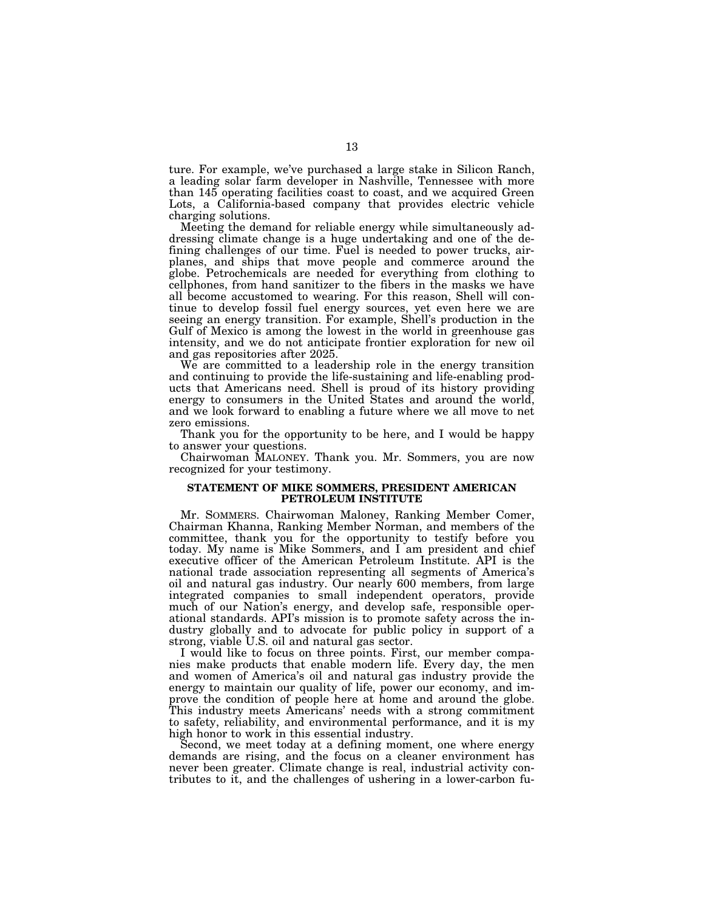ture. For example, we've purchased a large stake in Silicon Ranch, a leading solar farm developer in Nashville, Tennessee with more than 145 operating facilities coast to coast, and we acquired Green Lots, a California-based company that provides electric vehicle charging solutions.

Meeting the demand for reliable energy while simultaneously addressing climate change is a huge undertaking and one of the defining challenges of our time. Fuel is needed to power trucks, airplanes, and ships that move people and commerce around the globe. Petrochemicals are needed for everything from clothing to cellphones, from hand sanitizer to the fibers in the masks we have all become accustomed to wearing. For this reason, Shell will continue to develop fossil fuel energy sources, yet even here we are seeing an energy transition. For example, Shell's production in the Gulf of Mexico is among the lowest in the world in greenhouse gas intensity, and we do not anticipate frontier exploration for new oil and gas repositories after 2025.

We are committed to a leadership role in the energy transition and continuing to provide the life-sustaining and life-enabling products that Americans need. Shell is proud of its history providing energy to consumers in the United States and around the world, and we look forward to enabling a future where we all move to net zero emissions.

Thank you for the opportunity to be here, and I would be happy to answer your questions.

Chairwoman MALONEY. Thank you. Mr. Sommers, you are now recognized for your testimony.

## STATEMENT OF MIKE SOMMERS, PRESIDENT AMERICAN PETROLEUM INSTITUTE

Mr. SOMMERS. Chairwoman Maloney, Ranking Member Comer, Chairman Khanna, Ranking Member Norman, and members of the committee, thank you for the opportunity to testify before you today. My name is Mike Sommers, and I am president and chief executive officer of the American Petroleum Institute. API is the national trade association representing all segments of America's oil and natural gas industry. Our nearly 600 members, from large integrated companies to small independent operators, provide much of our Nation's energy, and develop safe, responsible operational standards. API's mission is to promote safety across the industry globally and to advocate for public policy in support of a strong, viable U.S. oil and natural gas sector.

I would like to focus on three points. First, our member companies make products that enable modern life. Every day, the men and women of America's oil and natural gas industry provide the energy to maintain our quality of life, power our economy, and improve the condition of people here at home and around the globe. This industry meets Americans' needs with a strong commitment to safety, reliability, and environmental performance, and it is my high honor to work in this essential industry.

Second, we meet today at a defining moment, one where energy demands are rising, and the focus on a cleaner environment has never been greater. Climate change is real, industrial activity contributes to it, and the challenges of ushering in a lower-carbon fu-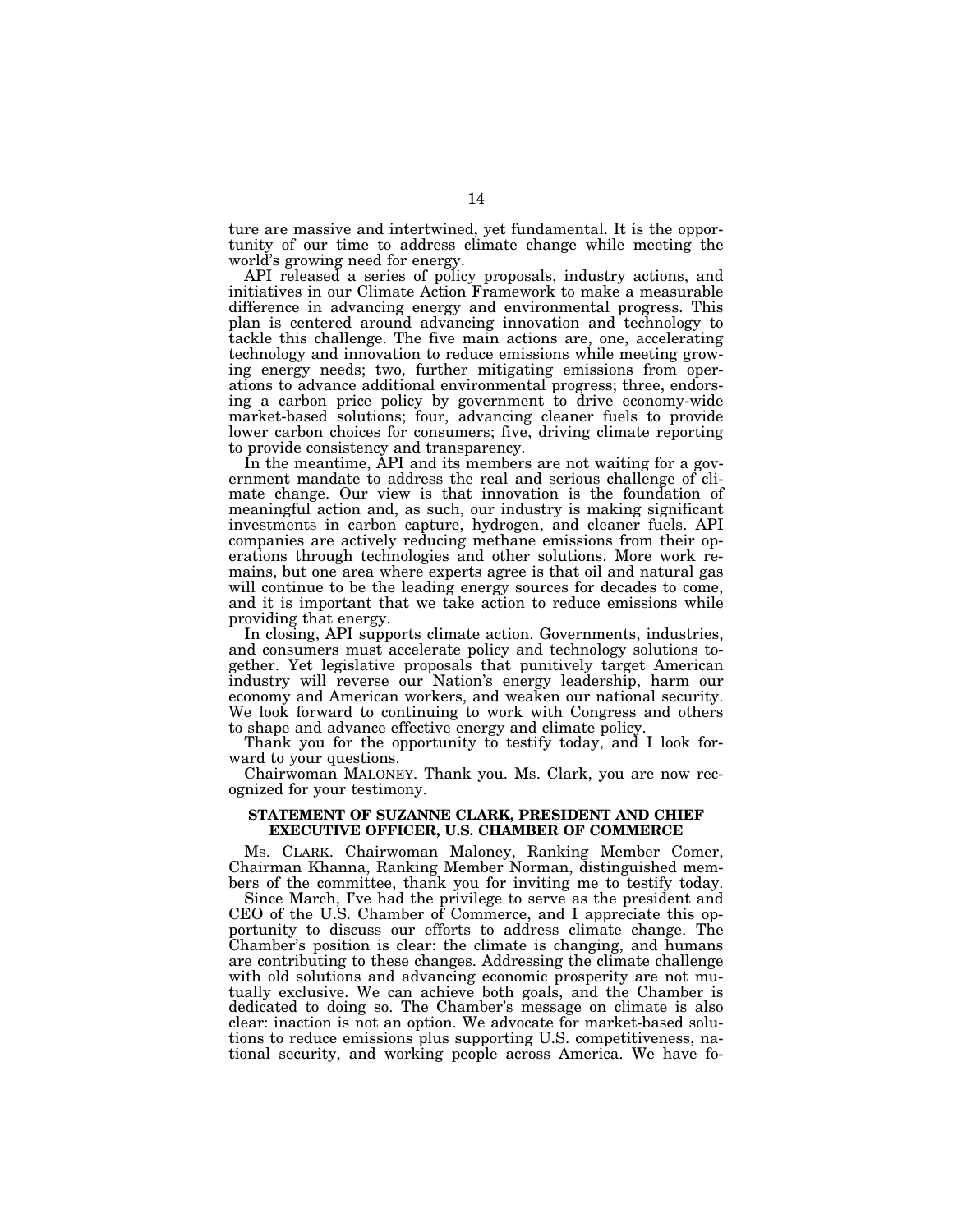ture are massive and intertwined, yet fundamental. It is the opportunity of our time to address climate change while meeting the world's growing need for energy.

API released a series of policy proposals, industry actions, and initiatives in our Climate Action Framework to make a measurable difference in advancing energy and environmental progress. This plan is centered around advancing innovation and technology to tackle this challenge. The five main actions are, one, accelerating technology and innovation to reduce emissions while meeting growing energy needs; two, further mitigating emissions from operations to advance additional environmental progress; three, endorsing a carbon price policy by government to drive economy-wide market-based solutions; four, advancing cleaner fuels to provide lower carbon choices for consumers; five, driving climate reporting to provide consistency and transparency.

In the meantime, API and its members are not waiting for a government mandate to address the real and serious challenge of climate change. Our view is that innovation is the foundation of meaningful action and, as such, our industry is making significant investments in carbon capture, hydrogen, and cleaner fuels. API companies are actively reducing methane emissions from their operations through technologies and other solutions. More work remains, but one area where experts agree is that oil and natural gas will continue to be the leading energy sources for decades to come, and it is important that we take action to reduce emissions while providing that energy.

In closing, API supports climate action. Governments, industries, and consumers must accelerate policy and technology solutions together. Yet legislative proposals that punitively target American industry will reverse our Nation's energy leadership, harm our economy and American workers, and weaken our national security. We look forward to continuing to work with Congress and others to shape and advance effective energy and climate policy.

Thank you for the opportunity to testify today, and I look forward to your questions.

Chairwoman MALONEY. Thank you. Ms. Clark, you are now recognized for your testimony.

**STATEMENT OF SUZANNE CLARK, PRESIDENT AND CHIEF EXECUTIVE OFFICER, U.S. CHAMBER OF COMMERCE**

Ms. CLARK. Chairwoman Maloney, Ranking Member Comer, Chairman Khanna, Ranking Member Norman, distinguished members of the committee, thank you for inviting me to testify today.

Since March, I've had the privilege to serve as the president and CEO of the U.S. Chamber of Commerce, and I appreciate this opportunity to discuss our efforts to address climate change. The Chamber's position is clear: the climate is changing, and humans are contributing to these changes. Addressing the climate challenge with old solutions and advancing economic prosperity are not mutually exclusive. We can achieve both goals, and the Chamber is dedicated to doing so. The Chamber's message on climate is also clear: inaction is not an option. We advocate for market-based solutions to reduce emissions plus supporting U.S. competitiveness, national security, and working people across America. We have fo-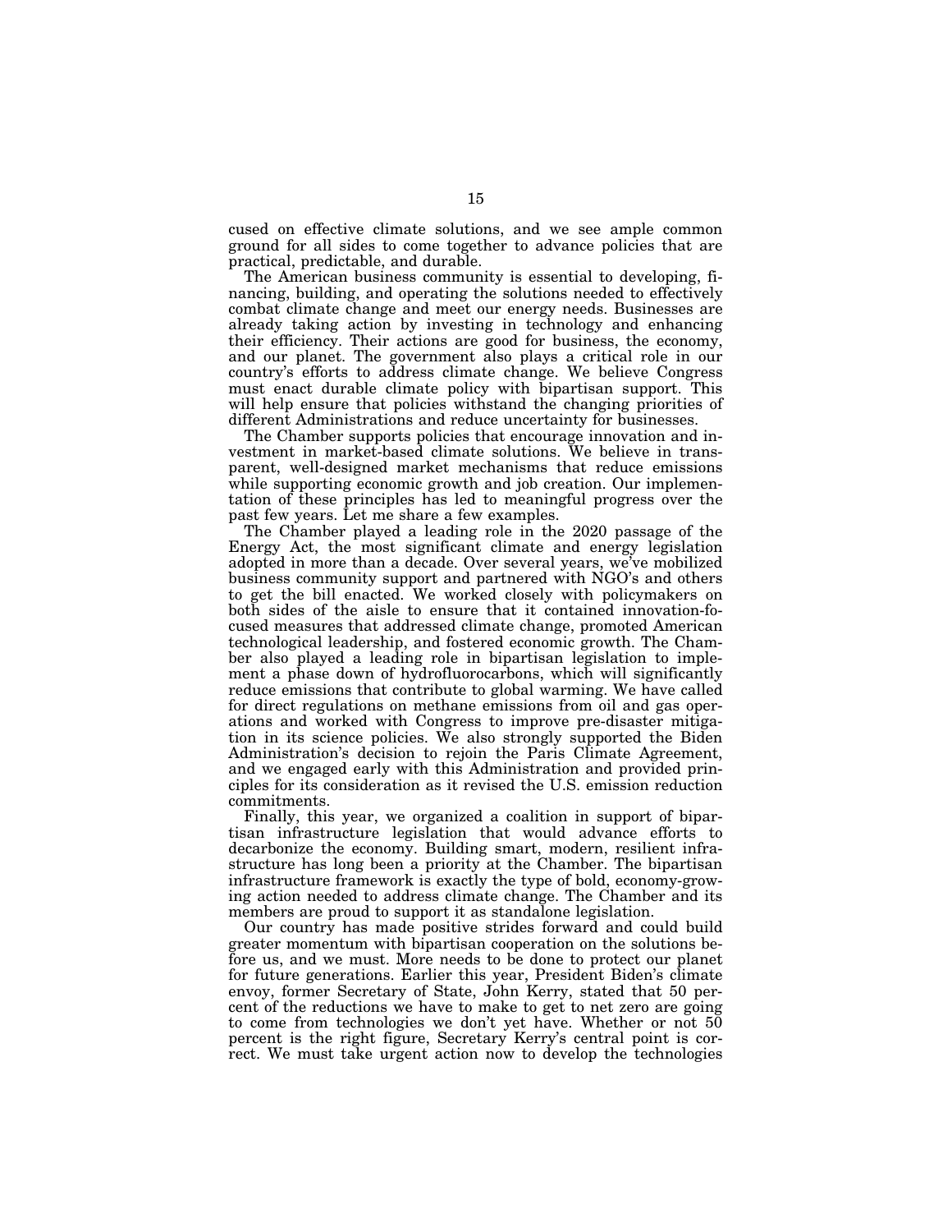cused on effective climate solutions, and we see ample common ground for all sides to come together to advance policies that are practical, predictable, and durable.

The American business community is essential to developing, financing, building, and operating the solutions needed to effectively combat climate change and meet our energy needs. Businesses are already taking action by investing in technology and enhancing their efficiency. Their actions are good for business, the economy, and our planet. The government also plays a critical role in our country's efforts to address climate change. We believe Congress must enact durable climate policy with bipartisan support. This will help ensure that policies withstand the changing priorities of different Administrations and reduce uncertainty for businesses.

The Chamber supports policies that encourage innovation and investment in market-based climate solutions. We believe in transparent, well-designed market mechanisms that reduce emissions while supporting economic growth and job creation. Our implementation of these principles has led to meaningful progress over the past few years. Let me share a few examples.

The Chamber played a leading role in the 2020 passage of the Energy Act, the most significant climate and energy legislation adopted in more than a decade. Over several years, we've mobilized business community support and partnered with NGO's and others to get the bill enacted. We worked closely with policymakers on both sides of the aisle to ensure that it contained innovation-focused measures that addressed climate change, promoted American technological leadership, and fostered economic growth. The Chamber also played a leading role in bipartisan legislation to implement a phase down of hydrofluorocarbons, which will significantly reduce emissions that contribute to global warming. We have called for direct regulations on methane emissions from oil and gas operations and worked with Congress to improve pre-disaster mitigation in its science policies. We also strongly supported the Biden Administration's decision to rejoin the Paris Climate Agreement, and we engaged early with this Administration and provided principles for its consideration as it revised the U.S. emission reduction commitments.

Finally, this year, we organized a coalition in support of bipartisan infrastructure legislation that would advance efforts to decarbonize the economy. Building smart, modern, resilient infrastructure has long been a priority at the Chamber. The bipartisan infrastructure framework is exactly the type of bold, economy-growing action needed to address climate change. The Chamber and its members are proud to support it as standalone legislation.

Our country has made positive strides forward and could build greater momentum with bipartisan cooperation on the solutions before us, and we must. More needs to be done to protect our planet for future generations. Earlier this year, President Biden's climate envoy, former Secretary of State, John Kerry, stated that 50 percent of the reductions we have to make to get to net zero are going to come from technologies we don't yet have. Whether or not 50 percent is the right figure, Secretary Kerry's central point is correct. We must take urgent action now to develop the technologies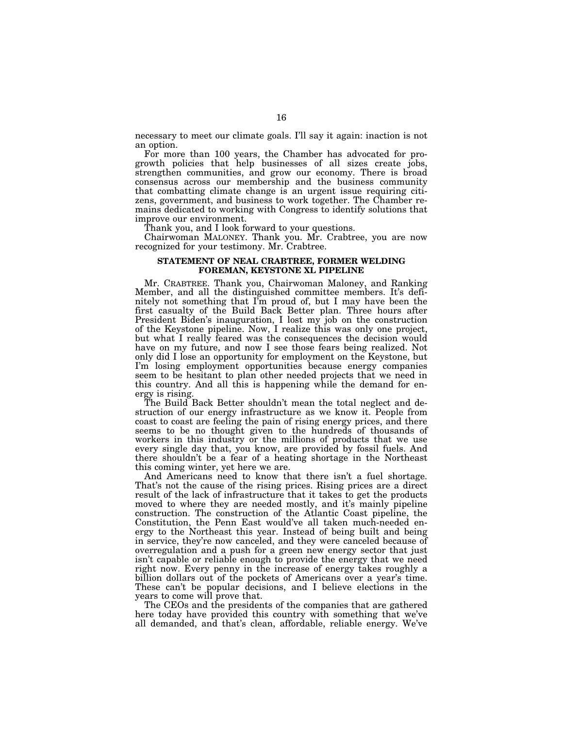necessary to meet our climate goals. I'll say it again: inaction is not an option.

For more than 100 years, the Chamber has advocated for pro-growth policies that help businesses of all sizes create jobs, strengthen communities, and grow our economy. There is broad consensus across our membership and the business community that combatting climate change is an urgent issue requiring citizens, government, and business to work together. The Chamber remains dedicated to working with Congress to identify solutions that improve our environment.

Thank you, and I look forward to your questions.

Chairwoman MALONEY. Thank you. Mr. Crabtree, you are now recognized for your testimony. Mr. Crabtree.

## STATEMENT OF NEAL CRABTREE, FORMER WELDING FOREMAN, KEYSTONE XL PIPELINE

Mr. CRABTREE. Thank you, Chairwoman Maloney, and Ranking Member, and all the distinguished committee members. It's definitely not something that I'm proud of, but I may have been the first casualty of the Build Back Better plan. Three hours after President Biden's inauguration, I lost my job on the construction of the Keystone pipeline. Now, I realize this was only one project, but what I really feared was the consequences the decision would have on my future, and now I see those fears being realized. Not only did I lose an opportunity for employment on the Keystone, but I'm losing employment opportunities because energy companies seem to be hesitant to plan other needed projects that we need in this country. And all this is happening while the demand for energy is rising.

The Build Back Better shouldn't mean the total neglect and destruction of our energy infrastructure as we know it. People from coast to coast are feeling the pain of rising energy prices, and there seems to be no thought given to the hundreds of thousands of workers in this industry or the millions of products that we use every single day that, you know, are provided by fossil fuels. And there shouldn't be a fear of a heating shortage in the Northeast this coming winter, yet here we are.

And Americans need to know that there isn't a fuel shortage. That's not the cause of the rising prices. Rising prices are a direct result of the lack of infrastructure that it takes to get the products moved to where they are needed mostly, and it's mainly pipeline construction. The construction of the Atlantic Coast pipeline, the Constitution, the Penn East would've all taken much-needed energy to the Northeast this year. Instead of being built and being in service, they're now canceled, and they were canceled because of overregulation and a push for a green new energy sector that just isn't capable or reliable enough to provide the energy that we need right now. Every penny in the increase of energy takes roughly a billion dollars out of the pockets of Americans over a year's time. These can't be popular decisions, and I believe elections in the years to come will prove that.

The CEOs and the presidents of the companies that are gathered here today have provided this country with something that we've all demanded, and that's clean, affordable, reliable energy. We've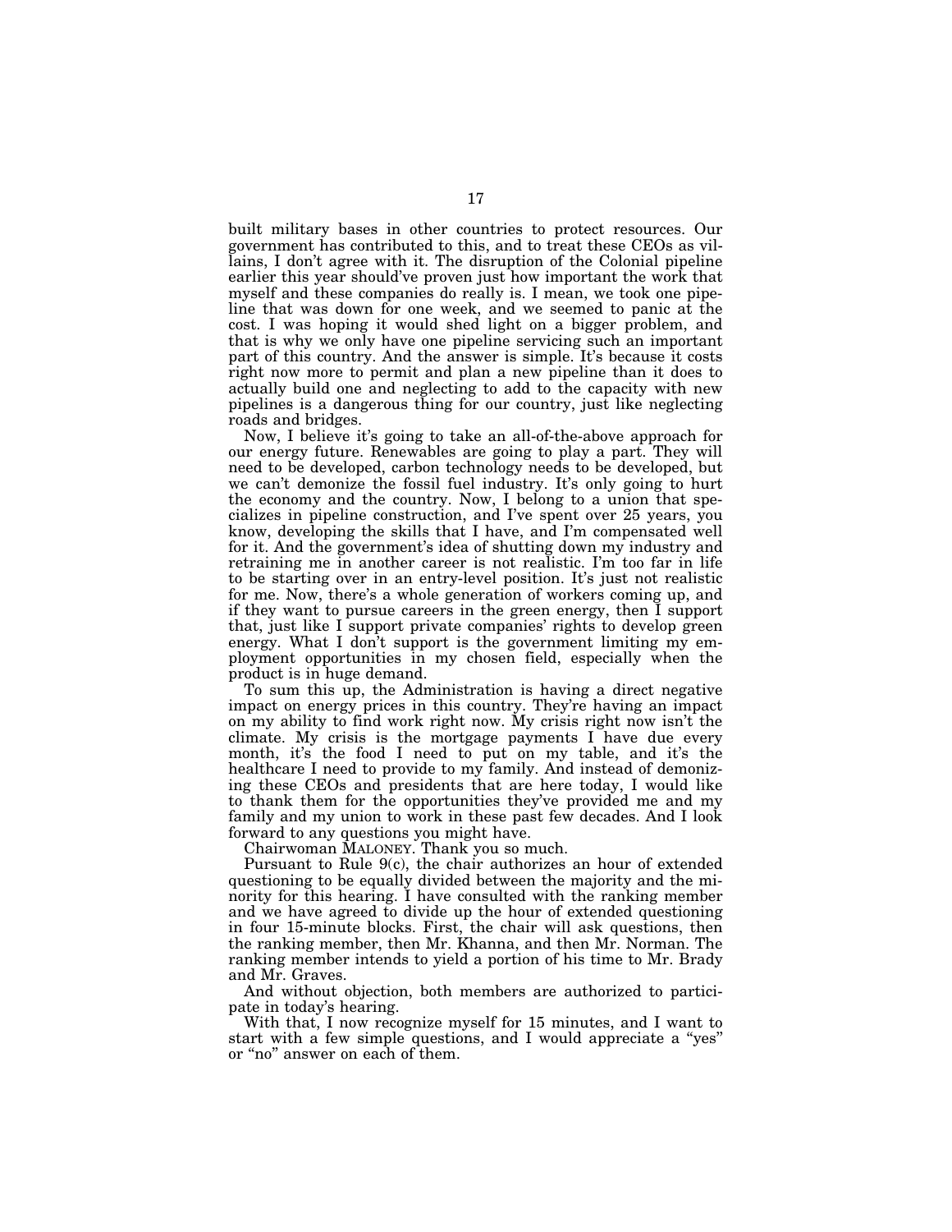built military bases in other countries to protect resources. Our government has contributed to this, and to treat these CEOs as villains, I don't agree with it. The disruption of the Colonial pipeline earlier this year should've proven just how important the work that myself and these companies do really is. I mean, we took one pipeline that was down for one week, and we seemed to panic at the cost. I was hoping it would shed light on a bigger problem, and that is why we only have one pipeline servicing such an important part of this country. And the answer is simple. It's because it costs right now more to permit and plan a new pipeline than it does to actually build one and neglecting to add to the capacity with new pipelines is a dangerous thing for our country, just like neglecting roads and bridges.

Now, I believe it's going to take an all-of-the-above approach for our energy future. Renewables are going to play a part. They will need to be developed, carbon technology needs to be developed, but we can't demonize the fossil fuel industry. It's only going to hurt the economy and the country. Now, I belong to a union that specializes in pipeline construction, and I've spent over 25 years, you know, developing the skills that I have, and I'm compensated well for it. And the government's idea of shutting down my industry and retraining me in another career is not realistic. I'm too far in life to be starting over in an entry-level position. It's just not realistic for me. Now, there's a whole generation of workers coming up, and if they want to pursue careers in the green energy, then I support that, just like I support private companies' rights to develop green energy. What I don't support is the government limiting my employment opportunities in my chosen field, especially when the product is in huge demand.

To sum this up, the Administration is having a direct negative impact on energy prices in this country. They're having an impact on my ability to find work right now. My crisis right now isn't the climate. My crisis is the mortgage payments I have due every month, it's the food I need to put on my table, and it's the healthcare I need to provide to my family. And instead of demonizing these CEOs and presidents that are here today, I would like to thank them for the opportunities they've provided me and my family and my union to work in these past few decades. And I look forward to any questions you might have.

Chairwoman MALONEY. Thank you so much.

Pursuant to Rule 9(c), the chair authorizes an hour of extended questioning to be equally divided between the majority and the minority for this hearing. I have consulted with the ranking member and we have agreed to divide up the hour of extended questioning in four 15-minute blocks. First, the chair will ask questions, then the ranking member, then Mr. Khanna, and then Mr. Norman. The ranking member intends to yield a portion of his time to Mr. Brady and Mr. Graves.

And without objection, both members are authorized to participate in today's hearing.

With that, I now recognize myself for 15 minutes, and I want to start with a few simple questions, and I would appreciate a "yes" or "no" answer on each of them.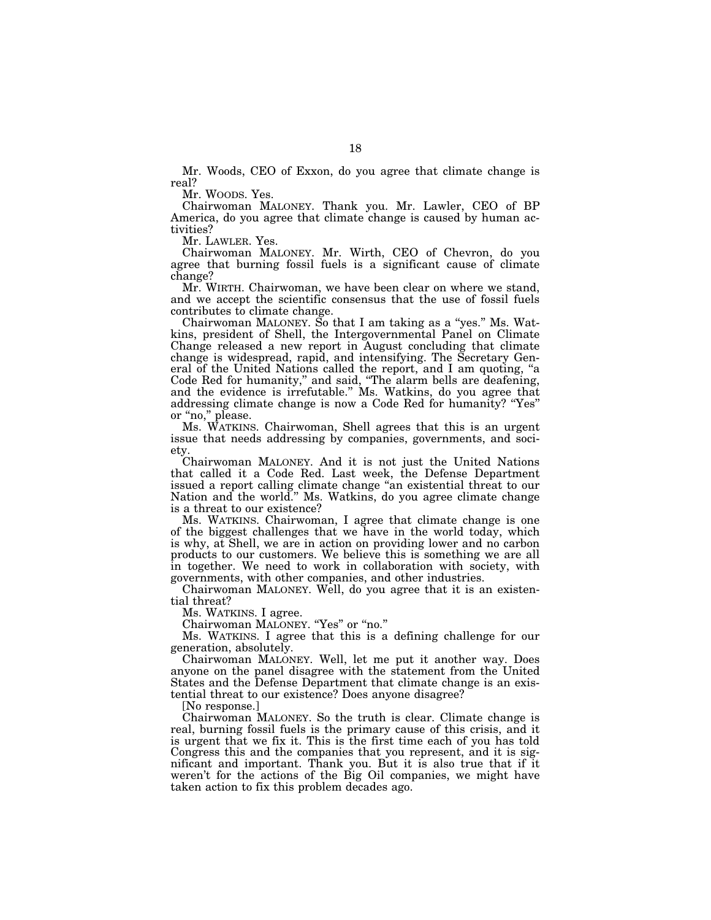Mr. Woods, CEO of Exxon, do you agree that climate change is real?

Mr. WOODS. Yes.

Chairwoman MALONEY. Thank you. Mr. Lawler, CEO of BP America, do you agree that climate change is caused by human activities?

Mr. LAWLER. Yes.

Chairwoman MALONEY. Mr. Wirth, CEO of Chevron, do you agree that burning fossil fuels is a significant cause of climate change?

Mr. WIRTH. Chairwoman, we have been clear on where we stand, and we accept the scientific consensus that the use of fossil fuels contributes to climate change.

Chairwoman MALONEY. So that I am taking as a "yes." Ms. Watkins, president of Shell, the Intergovernmental Panel on Climate Change released a new report in August concluding that climate change is widespread, rapid, and intensifying. The Secretary General of the United Nations called the report, and I am quoting, "a Code Red for humanity," and said, "The alarm bells are deafening, and the evidence is irrefutable." Ms. Watkins, do you agree that addressing climate change is now a Code Red for humanity? "Yes" or "no," please.

Ms. WATKINS. Chairwoman, Shell agrees that this is an urgent issue that needs addressing by companies, governments, and society.

Chairwoman MALONEY. And it is not just the United Nations that called it a Code Red. Last week, the Defense Department issued a report calling climate change "an existential threat to our Nation and the world." Ms. Watkins, do you agree climate change is a threat to our existence?

Ms. WATKINS. Chairwoman, I agree that climate change is one of the biggest challenges that we have in the world today, which is why, at Shell, we are in action on providing lower and no carbon products to our customers. We believe this is something we are all in together. We need to work in collaboration with society, with governments, with other companies, and other industries.

Chairwoman MALONEY. Well, do you agree that it is an existential threat?

Ms. WATKINS. I agree.

Chairwoman MALONEY. "Yes" or "no."

Ms. WATKINS. I agree that this is a defining challenge for our generation, absolutely.

Chairwoman MALONEY. Well, let me put it another way. Does anyone on the panel disagree with the statement from the United States and the Defense Department that climate change is an existential threat to our existence? Does anyone disagree?

[No response.]

Chairwoman MALONEY. So the truth is clear. Climate change is real, burning fossil fuels is the primary cause of this crisis, and it is urgent that we fix it. This is the first time each of you has told Congress this and the companies that you represent, and it is significant and important. Thank you. But it is also true that if it weren't for the actions of the Big Oil companies, we might have taken action to fix this problem decades ago.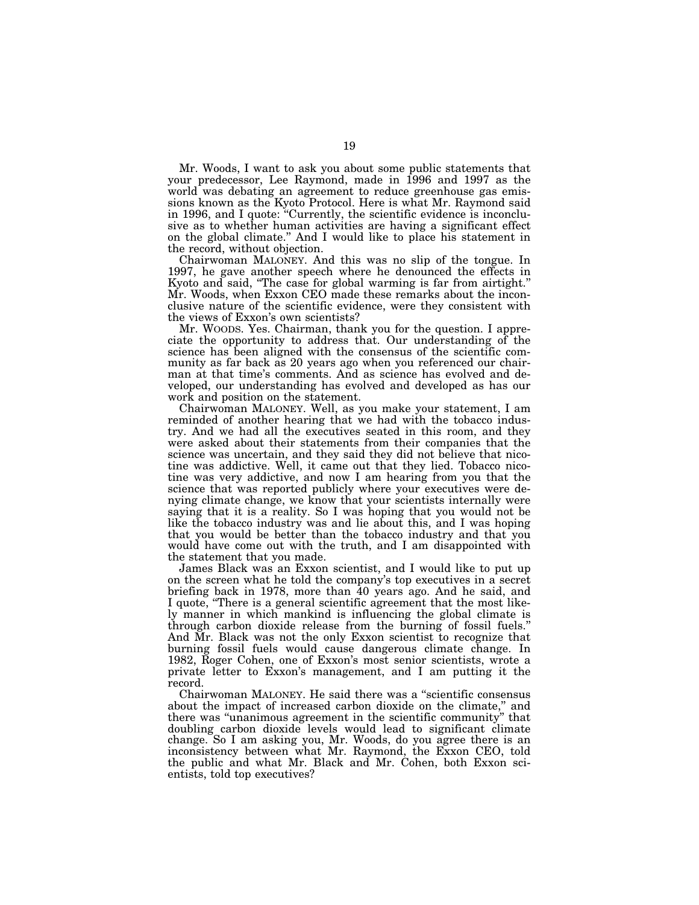Mr. Woods, I want to ask you about some public statements that your predecessor, Lee Raymond, made in 1996 and 1997 as the world was debating an agreement to reduce greenhouse gas emissions known as the Kyoto Protocol. Here is what Mr. Raymond said in 1996, and I quote: "Currently, the scientific evidence is inconclusive as to whether human activities are having a significant effect on the global climate." And I would like to place his statement in the record, without objection.

Chairwoman MALONEY. And this was no slip of the tongue. In 1997, he gave another speech where he denounced the effects in Kyoto and said, "The case for global warming is far from airtight." Mr. Woods, when Exxon CEO made these remarks about the inconclusive nature of the scientific evidence, were they consistent with the views of Exxon's own scientists?

Mr. WOODS. Yes. Chairman, thank you for the question. I appreciate the opportunity to address that. Our understanding of the science has been aligned with the consensus of the scientific community as far back as 20 years ago when you referenced our chairman at that time's comments. And as science has evolved and developed, our understanding has evolved and developed as has our work and position on the statement.

Chairwoman MALONEY. Well, as you make your statement, I am reminded of another hearing that we had with the tobacco industry. And we had all the executives seated in this room, and they were asked about their statements from their companies that the science was uncertain, and they said they did not believe that nicotine was addictive. Well, it came out that they lied. Tobacco nicotine was very addictive, and now I am hearing from you that the science that was reported publicly where your executives were denying climate change, we know that your scientists internally were saying that it is a reality. So I was hoping that you would not be like the tobacco industry was and lie about this, and I was hoping that you would be better than the tobacco industry and that you would have come out with the truth, and I am disappointed with the statement that you made.

James Black was an Exxon scientist, and I would like to put up on the screen what he told the company's top executives in a secret briefing back in 1978, more than 40 years ago. And he said, and I quote, "There is a general scientific agreement that the most likely manner in which mankind is influencing the global climate is through carbon dioxide release from the burning of fossil fuels." And Mr. Black was not the only Exxon scientist to recognize that burning fossil fuels would cause dangerous climate change. In 1982, Roger Cohen, one of Exxon's most senior scientists, wrote a private letter to Exxon's management, and I am putting it the record.

Chairwoman MALONEY. He said there was a "scientific consensus about the impact of increased carbon dioxide on the climate," and there was "unanimous agreement in the scientific community" that doubling carbon dioxide levels would lead to significant climate change. So I am asking you, Mr. Woods, do you agree there is an inconsistency between what Mr. Raymond, the Exxon CEO, told the public and what Mr. Black and Mr. Cohen, both Exxon scientists, told top executives?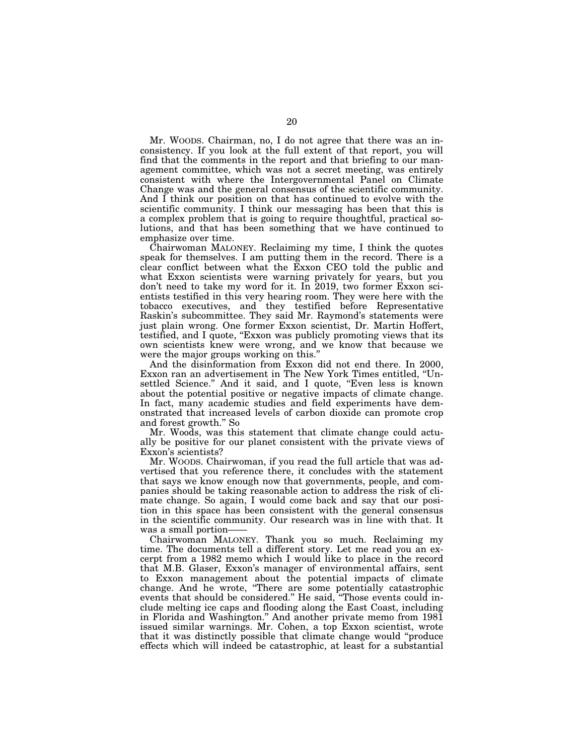Mr. WOODS. Chairman, no, I do not agree that there was an inconsistency. If you look at the full extent of that report, you will find that the comments in the report and that briefing to our management committee, which was not a secret meeting, was entirely consistent with where the Intergovernmental Panel on Climate Change was and the general consensus of the scientific community. And I think our position on that has continued to evolve with the scientific community. I think our messaging has been that this is a complex problem that is going to require thoughtful, practical solutions, and that has been something that we have continued to emphasize over time.

Chairwoman MALONEY. Reclaiming my time, I think the quotes speak for themselves. I am putting them in the record. There is a clear conflict between what the Exxon CEO told the public and what Exxon scientists were warning privately for years, but you don't need to take my word for it. In 2019, two former Exxon scientists testified in this very hearing room. They were here with the tobacco executives, and they testified before Representative Raskin's subcommittee. They said Mr. Raymond's statements were just plain wrong. One former Exxon scientist, Dr. Martin Hoffert, testified, and I quote, "Exxon was publicly promoting views that its own scientists knew were wrong, and we know that because we were the major groups working on this."

And the disinformation from Exxon did not end there. In 2000, Exxon ran an advertisement in The New York Times entitled, "Unsettled Science." And it said, and I quote, "Even less is known about the potential positive or negative impacts of climate change. In fact, many academic studies and field experiments have demonstrated that increased levels of carbon dioxide can promote crop and forest growth." So

Mr. Woods, was this statement that climate change could actually be positive for our planet consistent with the private views of Exxon's scientists?

Mr. WOODS. Chairwoman, if you read the full article that was advertised that you reference there, it concludes with the statement that says we know enough now that governments, people, and companies should be taking reasonable action to address the risk of climate change. So again, I would come back and say that our position in this space has been consistent with the general consensus in the scientific community. Our research was in line with that. It was a small portion——

Chairwoman MALONEY. Thank you so much. Reclaiming my time. The documents tell a different story. Let me read you an excerpt from a 1982 memo which I would like to place in the record that M.B. Glaser, Exxon's manager of environmental affairs, sent to Exxon management about the potential impacts of climate change. And he wrote, "There are some potentially catastrophic events that should be considered." He said, "Those events could include melting ice caps and flooding along the East Coast, including in Florida and Washington." And another private memo from 1981 issued similar warnings. Mr. Cohen, a top Exxon scientist, wrote that it was distinctly possible that climate change would "produce effects which will indeed be catastrophic, at least for a substantial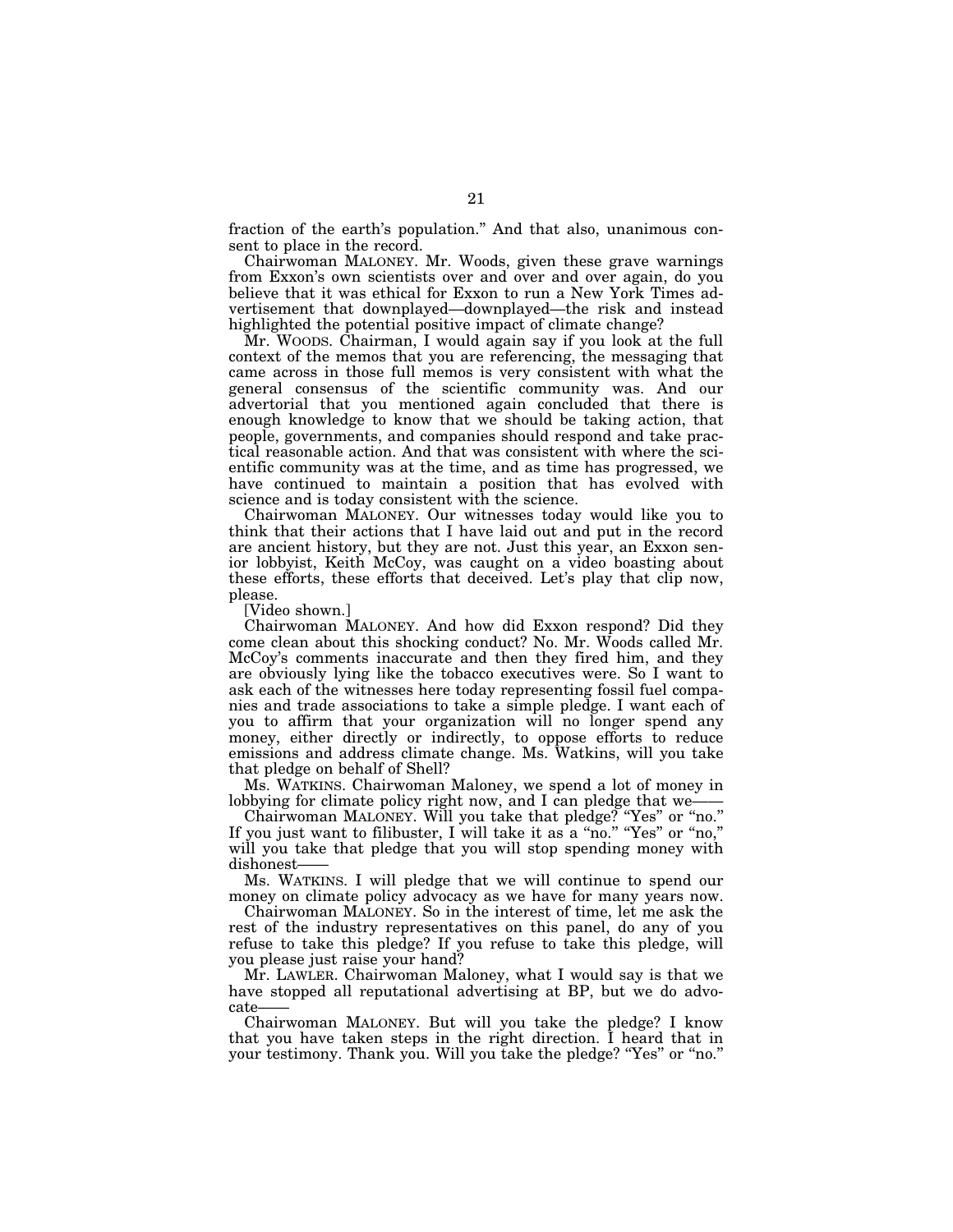fraction of the earth's population." And that also, unanimous consent to place in the record.

Chairwoman MALONEY. Mr. Woods, given these grave warnings from Exxon's own scientists over and over and over again, do you believe that it was ethical for Exxon to run a New York Times advertisement that downplayed—downplayed—the risk and instead highlighted the potential positive impact of climate change?

Mr. WOODS. Chairman, I would again say if you look at the full context of the memos that you are referencing, the messaging that came across in those full memos is very consistent with what the general consensus of the scientific community was. And our advertorial that you mentioned again concluded that there is enough knowledge to know that we should be taking action, that people, governments, and companies should respond and take practical reasonable action. And that was consistent with where the scientific community was at the time, and as time has progressed, we have continued to maintain a position that has evolved with science and is today consistent with the science.

Chairwoman MALONEY. Our witnesses today would like you to think that their actions that I have laid out and put in the record are ancient history, but they are not. Just this year, an Exxon senior lobbyist, Keith McCoy, was caught on a video boasting about these efforts, these efforts that deceived. Let's play that clip now, please.

[Video shown.]

Chairwoman MALONEY. And how did Exxon respond? Did they come clean about this shocking conduct? No. Mr. Woods called Mr. McCoy's comments inaccurate and then they fired him, and they are obviously lying like the tobacco executives were. So I want to ask each of the witnesses here today representing fossil fuel companies and trade associations to take a simple pledge. I want each of you to affirm that your organization will no longer spend any money, either directly or indirectly, to oppose efforts to reduce emissions and address climate change. Ms. Watkins, will you take that pledge on behalf of Shell?

Ms. WATKINS. Chairwoman Maloney, we spend a lot of money in lobbying for climate policy right now, and I can pledge that we——

Chairwoman MALONEY. Will you take that pledge? "Yes" or "no." If you just want to filibuster, I will take it as a "no." "Yes" or "no," will you take that pledge that you will stop spending money with dishonest——

Ms. WATKINS. I will pledge that we will continue to spend our money on climate policy advocacy as we have for many years now.

Chairwoman MALONEY. So in the interest of time, let me ask the rest of the industry representatives on this panel, do any of you refuse to take this pledge? If you refuse to take this pledge, will you please just raise your hand?

Mr. LAWLER. Chairwoman Maloney, what I would say is that we have stopped all reputational advertising at BP, but we do advocate——

Chairwoman MALONEY. But will you take the pledge? I know that you have taken steps in the right direction. I heard that in your testimony. Thank you. Will you take the pledge? "Yes" or "no."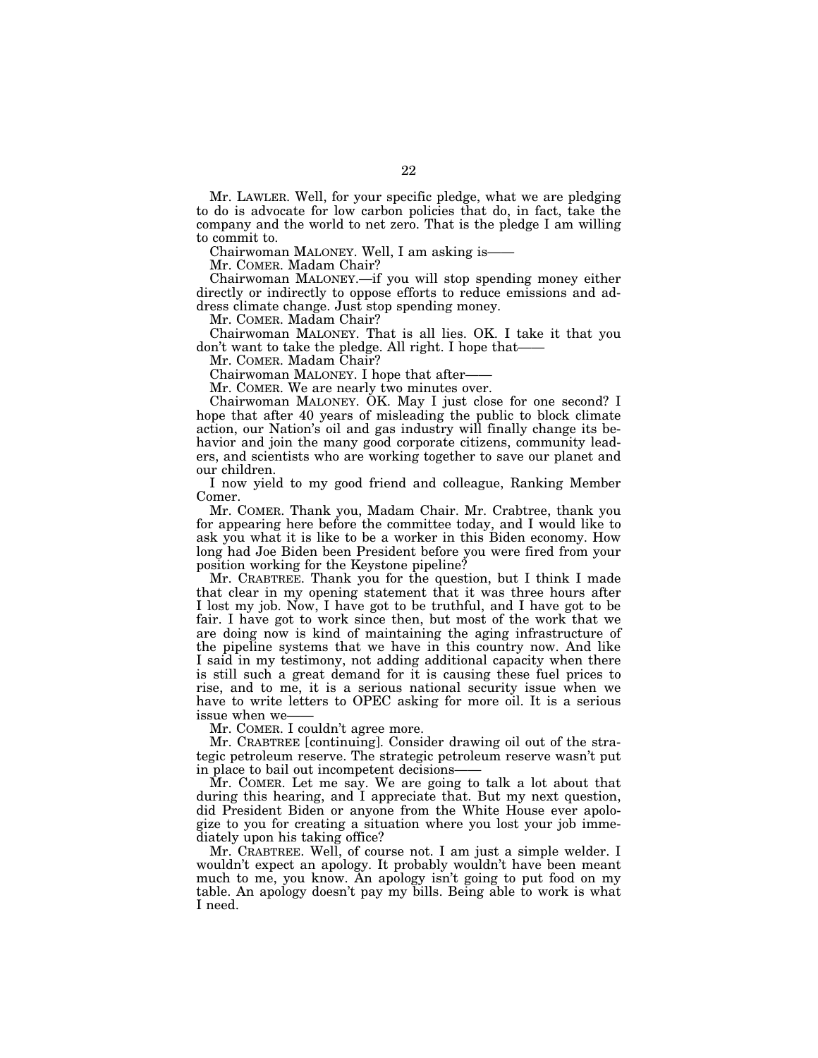Mr. LAWLER. Well, for your specific pledge, what we are pledging to do is advocate for low carbon policies that do, in fact, take the company and the world to net zero. That is the pledge I am willing to commit to.

Chairwoman MALONEY. Well, I am asking is——

Mr. COMER. Madam Chair?

Chairwoman MALONEY.—if you will stop spending money either directly or indirectly to oppose efforts to reduce emissions and address climate change. Just stop spending money.

Mr. COMER. Madam Chair?

Chairwoman MALONEY. That is all lies. OK. I take it that you don't want to take the pledge. All right. I hope that——

Mr. COMER. Madam Chair?

Chairwoman MALONEY. I hope that after——

Mr. COMER. We are nearly two minutes over.

Chairwoman MALONEY. OK. May I just close for one second? I hope that after 40 years of misleading the public to block climate action, our Nation's oil and gas industry will finally change its behavior and join the many good corporate citizens, community leaders, and scientists who are working together to save our planet and our children.

I now yield to my good friend and colleague, Ranking Member Comer.

Mr. COMER. Thank you, Madam Chair. Mr. Crabtree, thank you for appearing here before the committee today, and I would like to ask you what it is like to be a worker in this Biden economy. How long had Joe Biden been President before you were fired from your position working for the Keystone pipeline?

Mr. CRABTREE. Thank you for the question, but I think I made that clear in my opening statement that it was three hours after I lost my job. Now, I have got to be truthful, and I have got to be fair. I have got to work since then, but most of the work that we are doing now is kind of maintaining the aging infrastructure of the pipeline systems that we have in this country now. And like I said in my testimony, not adding additional capacity when there is still such a great demand for it is causing these fuel prices to rise, and to me, it is a serious national security issue when we have to write letters to OPEC asking for more oil. It is a serious issue when we——

Mr. COMER. I couldn't agree more.

Mr. CRABTREE [continuing]. Consider drawing oil out of the strategic petroleum reserve. The strategic petroleum reserve wasn't put in place to bail out incompetent decisions——

Mr. COMER. Let me say. We are going to talk a lot about that during this hearing, and I appreciate that. But my next question, did President Biden or anyone from the White House ever apologize to you for creating a situation where you lost your job immediately upon his taking office?

Mr. CRABTREE. Well, of course not. I am just a simple welder. I wouldn't expect an apology. It probably wouldn't have been meant much to me, you know. An apology isn't going to put food on my table. An apology doesn't pay my bills. Being able to work is what I need.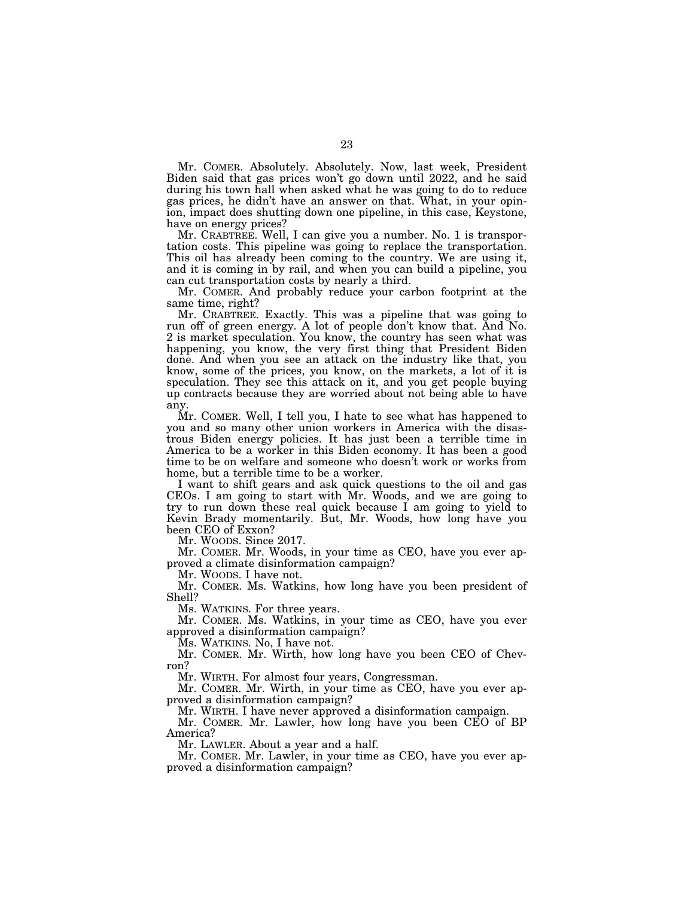Mr. COMER. Absolutely. Absolutely. Now, last week, President Biden said that gas prices won't go down until 2022, and he said during his town hall when asked what he was going to do to reduce gas prices, he didn't have an answer on that. What, in your opinion, impact does shutting down one pipeline, in this case, Keystone, have on energy prices?

Mr. CRABTREE. Well, I can give you a number. No. 1 is transportation costs. This pipeline was going to replace the transportation. This oil has already been coming to the country. We are using it, and it is coming in by rail, and when you can build a pipeline, you can cut transportation costs by nearly a third.

Mr. COMER. And probably reduce your carbon footprint at the same time, right?

Mr. CRABTREE. Exactly. This was a pipeline that was going to run off of green energy. A lot of people don't know that. And No. 2 is market speculation. You know, the country has seen what was happening, you know, the very first thing that President Biden done. And when you see an attack on the industry like that, you know, some of the prices, you know, on the markets, a lot of it is speculation. They see this attack on it, and you get people buying up contracts because they are worried about not being able to have any.

Mr. COMER. Well, I tell you, I hate to see what has happened to you and so many other union workers in America with the disastrous Biden energy policies. It has just been a terrible time in America to be a worker in this Biden economy. It has been a good time to be on welfare and someone who doesn't work or works from home, but a terrible time to be a worker.

I want to shift gears and ask quick questions to the oil and gas CEOs. I am going to start with Mr. Woods, and we are going to try to run down these real quick because I am going to yield to Kevin Brady momentarily. But, Mr. Woods, how long have you been CEO of Exxon?

Mr. WOODS. Since 2017.

Mr. COMER. Mr. Woods, in your time as CEO, have you ever approved a climate disinformation campaign?

Mr. WOODS. I have not.

Mr. COMER. Ms. Watkins, how long have you been president of Shell?

Ms. WATKINS. For three years.

Mr. COMER. Ms. Watkins, in your time as CEO, have you ever approved a disinformation campaign?

Ms. WATKINS. No, I have not.

Mr. COMER. Mr. Wirth, how long have you been CEO of Chevron?

Mr. WIRTH. For almost four years, Congressman.

Mr. COMER. Mr. Wirth, in your time as CEO, have you ever approved a disinformation campaign?

Mr. WIRTH. I have never approved a disinformation campaign.

Mr. COMER. Mr. Lawler, how long have you been CEO of BP America?

Mr. LAWLER. About a year and a half.

Mr. COMER. Mr. Lawler, in your time as CEO, have you ever approved a disinformation campaign?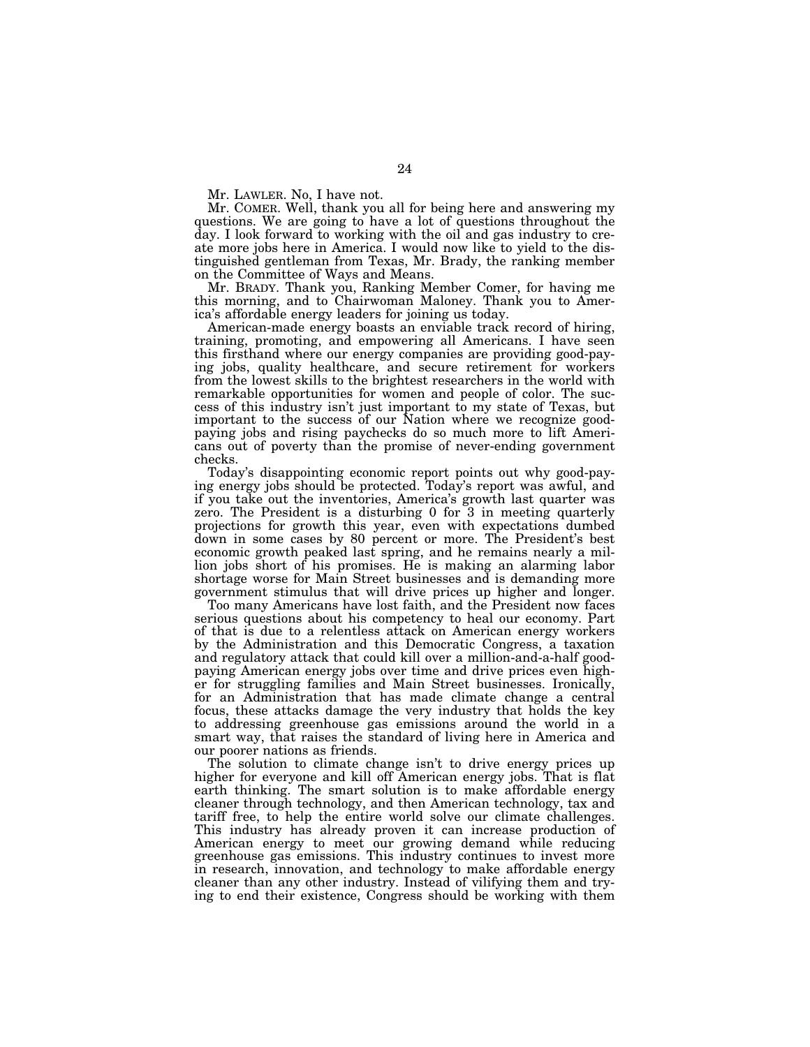Mr. LAWLER. No, I have not.

Mr. COMER. Well, thank you all for being here and answering my questions. We are going to have a lot of questions throughout the day. I look forward to working with the oil and gas industry to create more jobs here in America. I would now like to yield to the distinguished gentleman from Texas, Mr. Brady, the ranking member on the Committee of Ways and Means.

Mr. BRADY. Thank you, Ranking Member Comer, for having me this morning, and to Chairwoman Maloney. Thank you to America's affordable energy leaders for joining us today.

American-made energy boasts an enviable track record of hiring, training, promoting, and empowering all Americans. I have seen this firsthand where our energy companies are providing good-paying jobs, quality healthcare, and secure retirement for workers from the lowest skills to the brightest researchers in the world with remarkable opportunities for women and people of color. The success of this industry isn't just important to my state of Texas, but important to the success of our Nation where we recognize good-paying jobs and rising paychecks do so much more to lift Americans out of poverty than the promise of never-ending government checks.

Today's disappointing economic report points out why good-paying energy jobs should be protected. Today's report was awful, and if you take out the inventories, America's growth last quarter was zero. The President is a disturbing 0 for 3 in meeting quarterly projections for growth this year, even with expectations dumbed down in some cases by 80 percent or more. The President's best economic growth peaked last spring, and he remains nearly a million jobs short of his promises. He is making an alarming labor shortage worse for Main Street businesses and is demanding more government stimulus that will drive prices up higher and longer.

Too many Americans have lost faith, and the President now faces serious questions about his competency to heal our economy. Part of that is due to a relentless attack on American energy workers by the Administration and this Democratic Congress, a taxation and regulatory attack that could kill over a million-and-a-half good-paying American energy jobs over time and drive prices even higher for struggling families and Main Street businesses. Ironically, for an Administration that has made climate change a central focus, these attacks damage the very industry that holds the key to addressing greenhouse gas emissions around the world in a smart way, that raises the standard of living here in America and our poorer nations as friends.

The solution to climate change isn't to drive energy prices up higher for everyone and kill off American energy jobs. That is flat earth thinking. The smart solution is to make affordable energy cleaner through technology, and then American technology, tax and tariff free, to help the entire world solve our climate challenges. This industry has already proven it can increase production of American energy to meet our growing demand while reducing greenhouse gas emissions. This industry continues to invest more in research, innovation, and technology to make affordable energy cleaner than any other industry. Instead of vilifying them and trying to end their existence, Congress should be working with them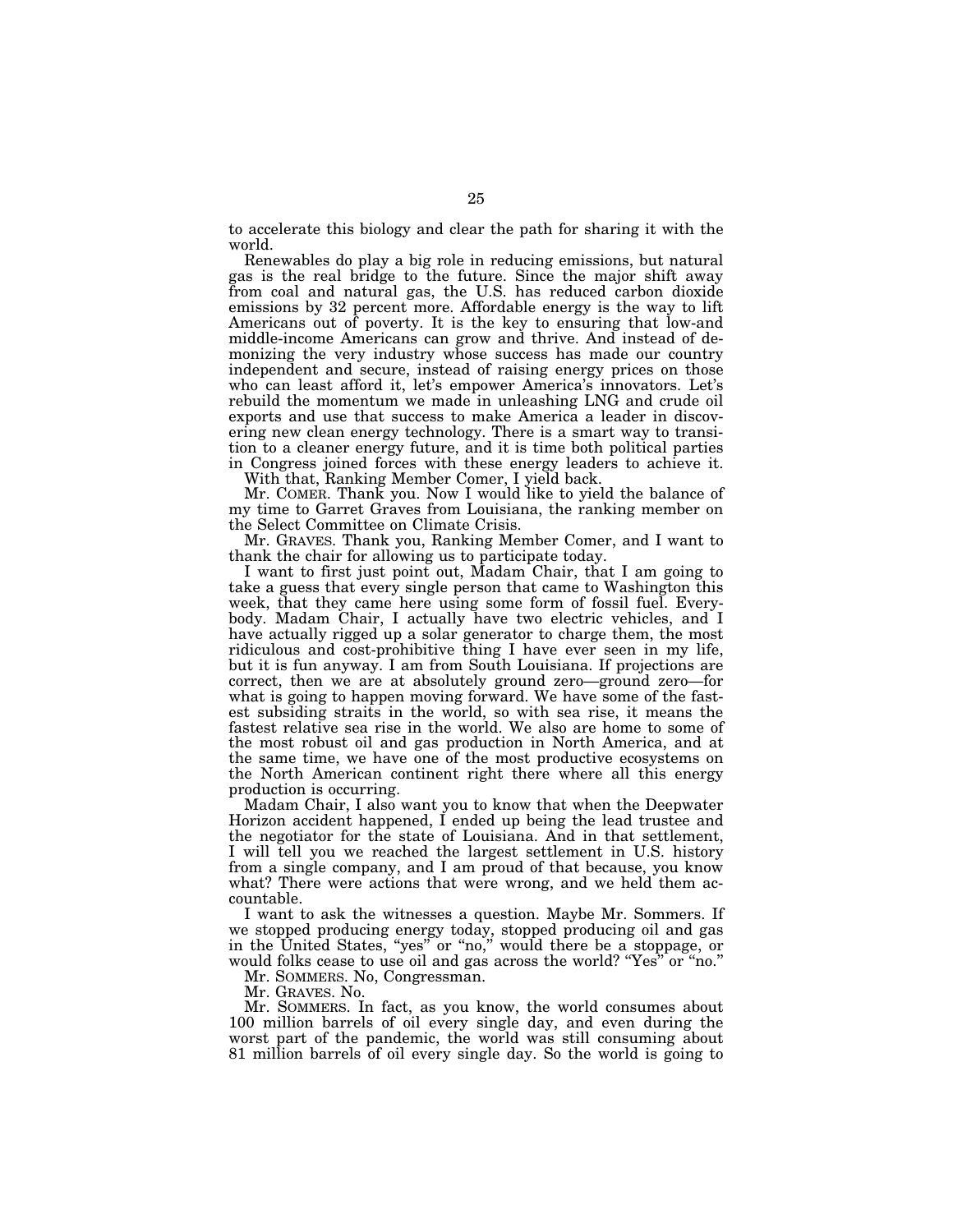to accelerate this biology and clear the path for sharing it with the world.

Renewables do play a big role in reducing emissions, but natural gas is the real bridge to the future. Since the major shift away from coal and natural gas, the U.S. has reduced carbon dioxide emissions by 32 percent more. Affordable energy is the way to lift Americans out of poverty. It is the key to ensuring that low-and middle-income Americans can grow and thrive. And instead of demonizing the very industry whose success has made our country independent and secure, instead of raising energy prices on those who can least afford it, let's empower America's innovators. Let's rebuild the momentum we made in unleashing LNG and crude oil exports and use that success to make America a leader in discovering new clean energy technology. There is a smart way to transition to a cleaner energy future, and it is time both political parties in Congress joined forces with these energy leaders to achieve it.

With that, Ranking Member Comer, I yield back.

Mr. COMER. Thank you. Now I would like to yield the balance of my time to Garret Graves from Louisiana, the ranking member on the Select Committee on Climate Crisis.

Mr. GRAVES. Thank you, Ranking Member Comer, and I want to thank the chair for allowing us to participate today.

I want to first just point out, Madam Chair, that I am going to take a guess that every single person that came to Washington this week, that they came here using some form of fossil fuel. Everybody. Madam Chair, I actually have two electric vehicles, and I have actually rigged up a solar generator to charge them, the most ridiculous and cost-prohibitive thing I have ever seen in my life, but it is fun anyway. I am from South Louisiana. If projections are correct, then we are at absolutely ground zero—ground zero—for what is going to happen moving forward. We have some of the fastest subsiding straits in the world, so with sea rise, it means the fastest relative sea rise in the world. We also are home to some of the most robust oil and gas production in North America, and at the same time, we have one of the most productive ecosystems on the North American continent right there where all this energy production is occurring.

Madam Chair, I also want you to know that when the Deepwater Horizon accident happened, I ended up being the lead trustee and the negotiator for the state of Louisiana. And in that settlement, I will tell you we reached the largest settlement in U.S. history from a single company, and I am proud of that because, you know what? There were actions that were wrong, and we held them accountable.

I want to ask the witnesses a question. Maybe Mr. Sommers. If we stopped producing energy today, stopped producing oil and gas in the United States, "yes" or "no," would there be a stoppage, or would folks cease to use oil and gas across the world? "Yes" or "no."

Mr. SOMMERS. No, Congressman.

Mr. GRAVES. No.

Mr. SOMMERS. In fact, as you know, the world consumes about 100 million barrels of oil every single day, and even during the worst part of the pandemic, the world was still consuming about 81 million barrels of oil every single day. So the world is going to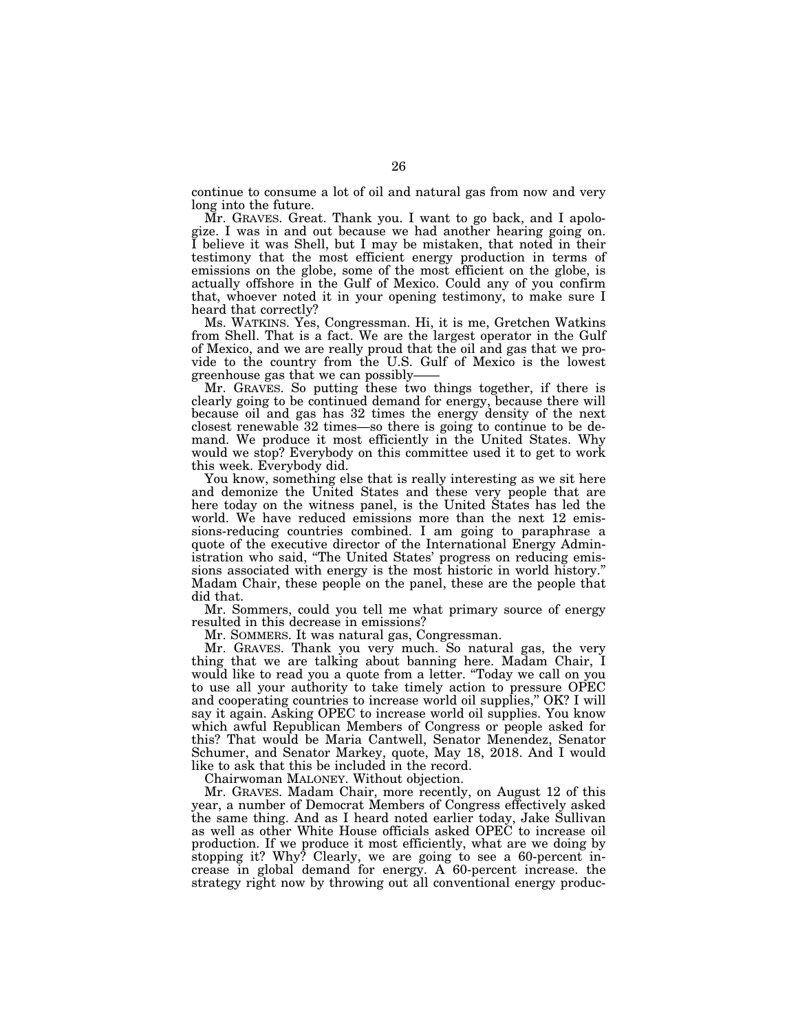continue to consume a lot of oil and natural gas from now and very long into the future.

Mr. GRAVES. Great. Thank you. I want to go back, and I apologize. I was in and out because we had another hearing going on. I believe it was Shell, but I may be mistaken, that noted in their testimony that the most efficient energy production in terms of emissions on the globe, some of the most efficient on the globe, is actually offshore in the Gulf of Mexico. Could any of you confirm that, whoever noted it in your opening testimony, to make sure I heard that correctly?

Ms. WATKINS. Yes, Congressman. Hi, it is me, Gretchen Watkins from Shell. That is a fact. We are the largest operator in the Gulf of Mexico, and we are really proud that the oil and gas that we provide to the country from the U.S. Gulf of Mexico is the lowest greenhouse gas that we can possibly——

Mr. GRAVES. So putting these two things together, if there is clearly going to be continued demand for energy, because there will because oil and gas has 32 times the energy density of the next closest renewable 32 times—so there is going to continue to be demand. We produce it most efficiently in the United States. Why would we stop? Everybody on this committee used it to get to work this week. Everybody did.

You know, something else that is really interesting as we sit here and demonize the United States and these very people that are here today on the witness panel, is the United States has led the world. We have reduced emissions more than the next 12 emissions-reducing countries combined. I am going to paraphrase a quote of the executive director of the International Energy Administration who said, "The United States' progress on reducing emissions associated with energy is the most historic in world history." Madam Chair, these people on the panel, these are the people that did that.

Mr. Sommers, could you tell me what primary source of energy resulted in this decrease in emissions?

Mr. SOMMERS. It was natural gas, Congressman.

Mr. GRAVES. Thank you very much. So natural gas, the very thing that we are talking about banning here. Madam Chair, I would like to read you a quote from a letter. "Today we call on you to use all your authority to take timely action to pressure OPEC and cooperating countries to increase world oil supplies," OK? I will say it again. Asking OPEC to increase world oil supplies. You know which awful Republican Members of Congress or people asked for this? That would be Maria Cantwell, Senator Menendez, Senator Schumer, and Senator Markey, quote, May 18, 2018. And I would like to ask that this be included in the record.

Chairwoman MALONEY. Without objection.

Mr. GRAVES. Madam Chair, more recently, on August 12 of this year, a number of Democrat Members of Congress effectively asked the same thing. And as I heard noted earlier today, Jake Sullivan as well as other White House officials asked OPEC to increase oil production. If we produce it most efficiently, what are we doing by stopping it? Why? Clearly, we are going to see a 60-percent increase in global demand for energy. A 60-percent increase. the strategy right now by throwing out all conventional energy produc-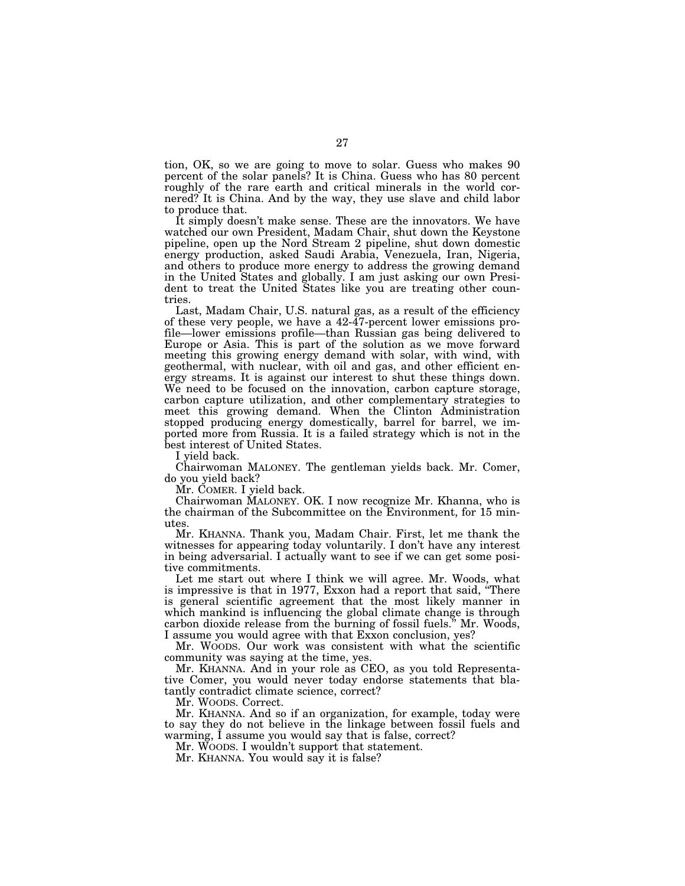tion, OK, so we are going to move to solar. Guess who makes 90 percent of the solar panels? It is China. Guess who has 80 percent roughly of the rare earth and critical minerals in the world cornered? It is China. And by the way, they use slave and child labor to produce that.

It simply doesn't make sense. These are the innovators. We have watched our own President, Madam Chair, shut down the Keystone pipeline, open up the Nord Stream 2 pipeline, shut down domestic energy production, asked Saudi Arabia, Venezuela, Iran, Nigeria, and others to produce more energy to address the growing demand in the United States and globally. I am just asking our own President to treat the United States like you are treating other countries.

Last, Madam Chair, U.S. natural gas, as a result of the efficiency of these very people, we have a 42-47-percent lower emissions profile—lower emissions profile—than Russian gas being delivered to Europe or Asia. This is part of the solution as we move forward meeting this growing energy demand with solar, with wind, with geothermal, with nuclear, with oil and gas, and other efficient energy streams. It is against our interest to shut these things down. We need to be focused on the innovation, carbon capture storage, carbon capture utilization, and other complementary strategies to meet this growing demand. When the Clinton Administration stopped producing energy domestically, barrel for barrel, we imported more from Russia. It is a failed strategy which is not in the best interest of United States.

I yield back.

Chairwoman MALONEY. The gentleman yields back. Mr. Comer, do you yield back?

Mr. COMER. I yield back.

Chairwoman MALONEY. OK. I now recognize Mr. Khanna, who is the chairman of the Subcommittee on the Environment, for 15 minutes.

Mr. KHANNA. Thank you, Madam Chair. First, let me thank the witnesses for appearing today voluntarily. I don't have any interest in being adversarial. I actually want to see if we can get some positive commitments.

Let me start out where I think we will agree. Mr. Woods, what is impressive is that in 1977, Exxon had a report that said, "There is general scientific agreement that the most likely manner in which mankind is influencing the global climate change is through carbon dioxide release from the burning of fossil fuels." Mr. Woods, I assume you would agree with that Exxon conclusion, yes?

Mr. WOODS. Our work was consistent with what the scientific community was saying at the time, yes.

Mr. KHANNA. And in your role as CEO, as you told Representative Comer, you would never today endorse statements that blatantly contradict climate science, correct?

Mr. WOODS. Correct.

Mr. KHANNA. And so if an organization, for example, today were to say they do not believe in the linkage between fossil fuels and warming, I assume you would say that is false, correct?

Mr. WOODS. I wouldn't support that statement.

Mr. KHANNA. You would say it is false?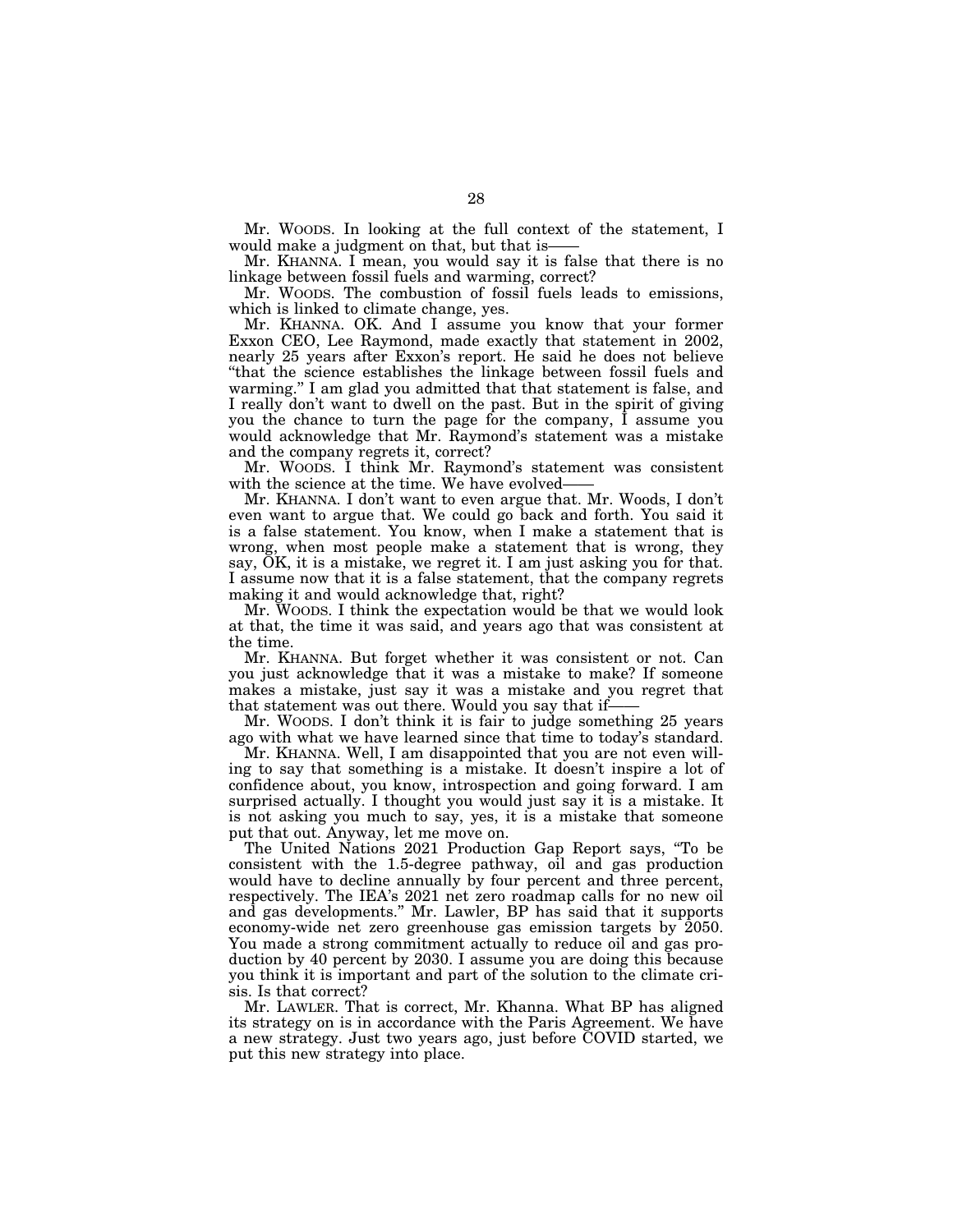Mr. WOODS. In looking at the full context of the statement, I would make a judgment on that, but that is——

Mr. KHANNA. I mean, you would say it is false that there is no linkage between fossil fuels and warming, correct?

Mr. WOODS. The combustion of fossil fuels leads to emissions, which is linked to climate change, yes.

Mr. KHANNA. OK. And I assume you know that your former Exxon CEO, Lee Raymond, made exactly that statement in 2002, nearly 25 years after Exxon's report. He said he does not believe "that the science establishes the linkage between fossil fuels and warming." I am glad you admitted that that statement is false, and I really don't want to dwell on the past. But in the spirit of giving you the chance to turn the page for the company, I assume you would acknowledge that Mr. Raymond's statement was a mistake and the company regrets it, correct?

Mr. WOODS. I think Mr. Raymond's statement was consistent with the science at the time. We have evolved——

Mr. KHANNA. I don't want to even argue that. Mr. Woods, I don't even want to argue that. We could go back and forth. You said it is a false statement. You know, when I make a statement that is wrong, when most people make a statement that is wrong, they say, OK, it is a mistake, we regret it. I am just asking you for that. I assume now that it is a false statement, that the company regrets making it and would acknowledge that, right?

Mr. WOODS. I think the expectation would be that we would look at that, the time it was said, and years ago that was consistent at the time.

Mr. KHANNA. But forget whether it was consistent or not. Can you just acknowledge that it was a mistake to make? If someone makes a mistake, just say it was a mistake and you regret that that statement was out there. Would you say that if——

Mr. WOODS. I don't think it is fair to judge something 25 years ago with what we have learned since that time to today's standard.

Mr. KHANNA. Well, I am disappointed that you are not even willing to say that something is a mistake. It doesn't inspire a lot of confidence about, you know, introspection and going forward. I am surprised actually. I thought you would just say it is a mistake. It is not asking you much to say, yes, it is a mistake that someone put that out. Anyway, let me move on.

The United Nations 2021 Production Gap Report says, "To be consistent with the 1.5-degree pathway, oil and gas production would have to decline annually by four percent and three percent, respectively. The IEA's 2021 net zero roadmap calls for no new oil and gas developments." Mr. Lawler, BP has said that it supports economy-wide net zero greenhouse gas emission targets by 2050. You made a strong commitment actually to reduce oil and gas production by 40 percent by 2030. I assume you are doing this because you think it is important and part of the solution to the climate crisis. Is that correct?

Mr. LAWLER. That is correct, Mr. Khanna. What BP has aligned its strategy on is in accordance with the Paris Agreement. We have a new strategy. Just two years ago, just before COVID started, we put this new strategy into place.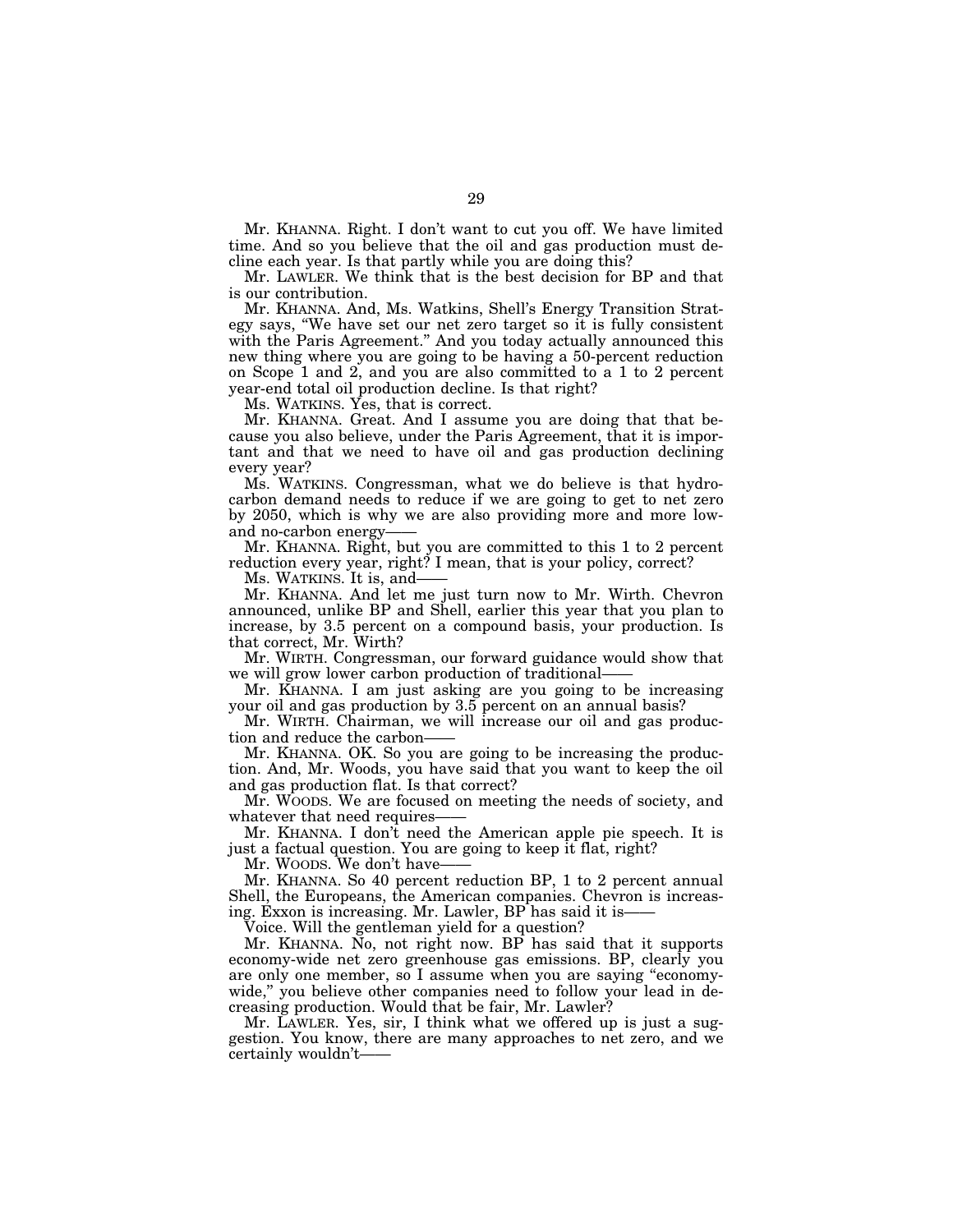Mr. KHANNA. Right. I don't want to cut you off. We have limited time. And so you believe that the oil and gas production must decline each year. Is that partly while you are doing this?

Mr. LAWLER. We think that is the best decision for BP and that is our contribution.

Mr. KHANNA. And, Ms. Watkins, Shell's Energy Transition Strategy says, "We have set our net zero target so it is fully consistent with the Paris Agreement." And you today actually announced this new thing where you are going to be having a 50-percent reduction on Scope 1 and 2, and you are also committed to a 1 to 2 percent year-end total oil production decline. Is that right?

Ms. WATKINS. Yes, that is correct.

Mr. KHANNA. Great. And I assume you are doing that that because you also believe, under the Paris Agreement, that it is important and that we need to have oil and gas production declining every year?

Ms. WATKINS. Congressman, what we do believe is that hydrocarbon demand needs to reduce if we are going to get to net zero by 2050, which is why we are also providing more and more low- and no-carbon energy——

Mr. KHANNA. Right, but you are committed to this 1 to 2 percent reduction every year, right? I mean, that is your policy, correct?

Ms. WATKINS. It is, and——

Mr. KHANNA. And let me just turn now to Mr. Wirth. Chevron announced, unlike BP and Shell, earlier this year that you plan to increase, by 3.5 percent on a compound basis, your production. Is that correct, Mr. Wirth?

Mr. WIRTH. Congressman, our forward guidance would show that we will grow lower carbon production of traditional——

Mr. KHANNA. I am just asking are you going to be increasing your oil and gas production by 3.5 percent on an annual basis?

Mr. WIRTH. Chairman, we will increase our oil and gas production and reduce the carbon——

Mr. KHANNA. OK. So you are going to be increasing the production. And, Mr. Woods, you have said that you want to keep the oil and gas production flat. Is that correct?

Mr. WOODS. We are focused on meeting the needs of society, and whatever that need requires——

Mr. KHANNA. I don't need the American apple pie speech. It is just a factual question. You are going to keep it flat, right?

Mr. WOODS. We don't have——

Mr. KHANNA. So 40 percent reduction BP, 1 to 2 percent annual Shell, the Europeans, the American companies. Chevron is increasing. Exxon is increasing. Mr. Lawler, BP has said it is——

Voice. Will the gentleman yield for a question?

Mr. KHANNA. No, not right now. BP has said that it supports economy-wide net zero greenhouse gas emissions. BP, clearly you are only one member, so I assume when you are saying "economy-wide," you believe other companies need to follow your lead in decreasing production. Would that be fair, Mr. Lawler?

Mr. LAWLER. Yes, sir, I think what we offered up is just a suggestion. You know, there are many approaches to net zero, and we certainly wouldn't——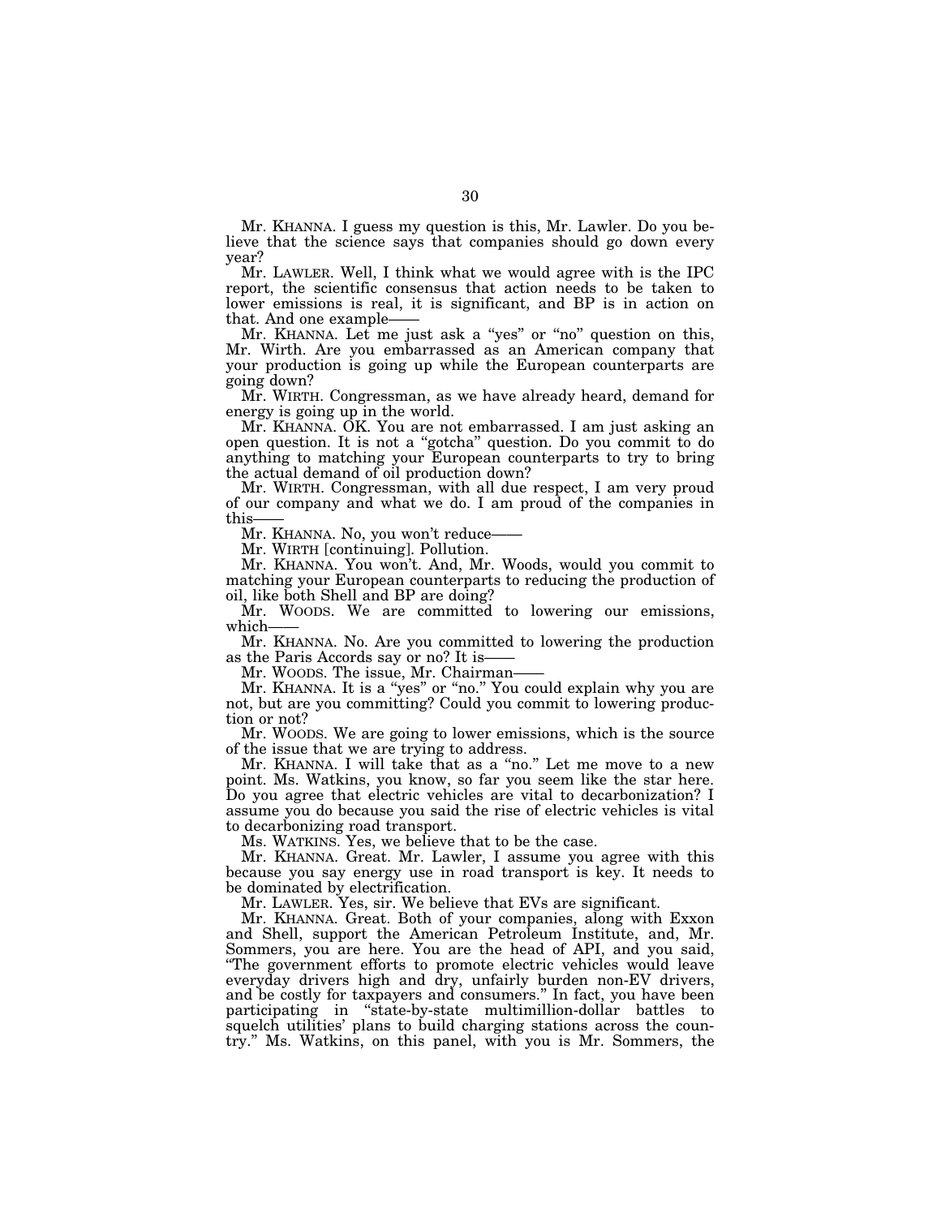Mr. KHANNA. I guess my question is this, Mr. Lawler. Do you believe that the science says that companies should go down every year?

Mr. LAWLER. Well, I think what we would agree with is the IPC report, the scientific consensus that action needs to be taken to lower emissions is real, it is significant, and BP is in action on that. And one example——

Mr. KHANNA. Let me just ask a "yes" or "no" question on this, Mr. Wirth. Are you embarrassed as an American company that your production is going up while the European counterparts are going down?

Mr. WIRTH. Congressman, as we have already heard, demand for energy is going up in the world.

Mr. KHANNA. OK. You are not embarrassed. I am just asking an open question. It is not a "gotcha" question. Do you commit to do anything to matching your European counterparts to try to bring the actual demand of oil production down?

Mr. WIRTH. Congressman, with all due respect, I am very proud of our company and what we do. I am proud of the companies in this——

Mr. KHANNA. No, you won't reduce——

Mr. WIRTH [continuing]. Pollution.

Mr. KHANNA. You won't. And, Mr. Woods, would you commit to matching your European counterparts to reducing the production of oil, like both Shell and BP are doing?

Mr. WOODS. We are committed to lowering our emissions, which——

Mr. KHANNA. No. Are you committed to lowering the production as the Paris Accords say or no? It is——

Mr. WOODS. The issue, Mr. Chairman——

Mr. KHANNA. It is a "yes" or "no." You could explain why you are not, but are you committing? Could you commit to lowering production or not?

Mr. WOODS. We are going to lower emissions, which is the source of the issue that we are trying to address.

Mr. KHANNA. I will take that as a "no." Let me move to a new point. Ms. Watkins, you know, so far you seem like the star here. Do you agree that electric vehicles are vital to decarbonization? I assume you do because you said the rise of electric vehicles is vital to decarbonizing road transport.

Ms. WATKINS. Yes, we believe that to be the case.

Mr. KHANNA. Great. Mr. Lawler, I assume you agree with this because you say energy use in road transport is key. It needs to be dominated by electrification.

Mr. LAWLER. Yes, sir. We believe that EVs are significant.

Mr. KHANNA. Great. Both of your companies, along with Exxon and Shell, support the American Petroleum Institute, and, Mr. Sommers, you are here. You are the head of API, and you said, "The government efforts to promote electric vehicles would leave everyday drivers high and dry, unfairly burden non-EV drivers, and be costly for taxpayers and consumers." In fact, you have been participating in "state-by-state multimillion-dollar battles to squelch utilities' plans to build charging stations across the country." Ms. Watkins, on this panel, with you is Mr. Sommers, the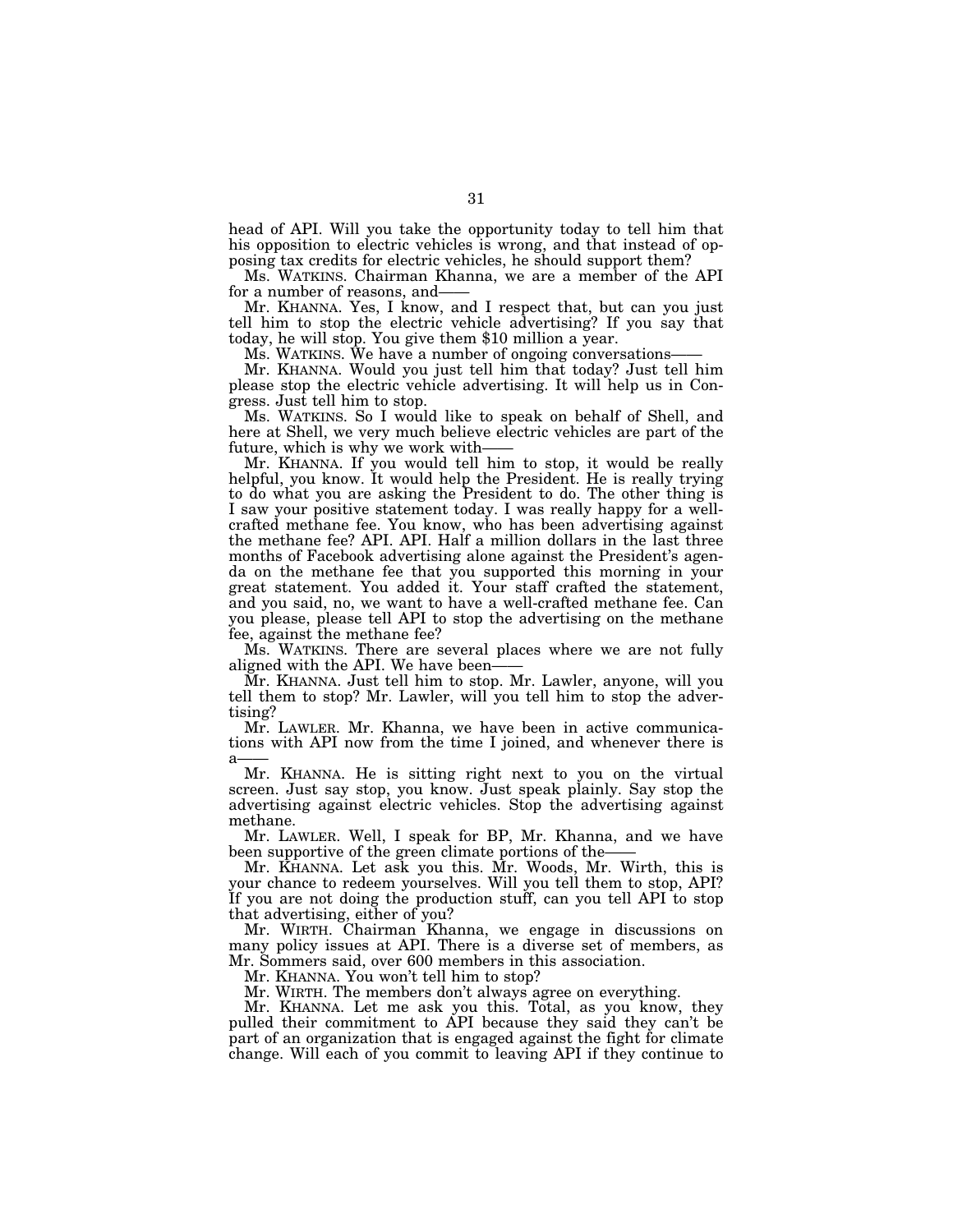head of API. Will you take the opportunity today to tell him that his opposition to electric vehicles is wrong, and that instead of opposing tax credits for electric vehicles, he should support them?

Ms. WATKINS. Chairman Khanna, we are a member of the API for a number of reasons, and——

Mr. KHANNA. Yes, I know, and I respect that, but can you just tell him to stop the electric vehicle advertising? If you say that today, he will stop. You give them $10 million a year.

Ms. WATKINS. We have a number of ongoing conversations——

Mr. KHANNA. Would you just tell him that today? Just tell him please stop the electric vehicle advertising. It will help us in Congress. Just tell him to stop.

Ms. WATKINS. So I would like to speak on behalf of Shell, and here at Shell, we very much believe electric vehicles are part of the future, which is why we work with——

Mr. KHANNA. If you would tell him to stop, it would be really helpful, you know. It would help the President. He is really trying to do what you are asking the President to do. The other thing is I saw your positive statement today. I was really happy for a well-crafted methane fee. You know, who has been advertising against the methane fee? API. API. Half a million dollars in the last three months of Facebook advertising alone against the President's agenda on the methane fee that you supported this morning in your great statement. You added it. Your staff crafted the statement, and you said, no, we want to have a well-crafted methane fee. Can you please, please tell API to stop the advertising on the methane fee, against the methane fee?

Ms. WATKINS. There are several places where we are not fully aligned with the API. We have been——

Mr. KHANNA. Just tell him to stop. Mr. Lawler, anyone, will you tell them to stop? Mr. Lawler, will you tell him to stop the advertising?

Mr. LAWLER. Mr. Khanna, we have been in active communications with API now from the time I joined, and whenever there is a——

Mr. KHANNA. He is sitting right next to you on the virtual screen. Just say stop, you know. Just speak plainly. Say stop the advertising against electric vehicles. Stop the advertising against methane.

Mr. LAWLER. Well, I speak for BP, Mr. Khanna, and we have been supportive of the green climate portions of the——

Mr. KHANNA. Let ask you this. Mr. Woods, Mr. Wirth, this is your chance to redeem yourselves. Will you tell them to stop, API? If you are not doing the production stuff, can you tell API to stop that advertising, either of you?

Mr. WIRTH. Chairman Khanna, we engage in discussions on many policy issues at API. There is a diverse set of members, as Mr. Sommers said, over 600 members in this association.

Mr. KHANNA. You won't tell him to stop?

Mr. WIRTH. The members don't always agree on everything.

Mr. KHANNA. Let me ask you this. Total, as you know, they pulled their commitment to API because they said they can't be part of an organization that is engaged against the fight for climate change. Will each of you commit to leaving API if they continue to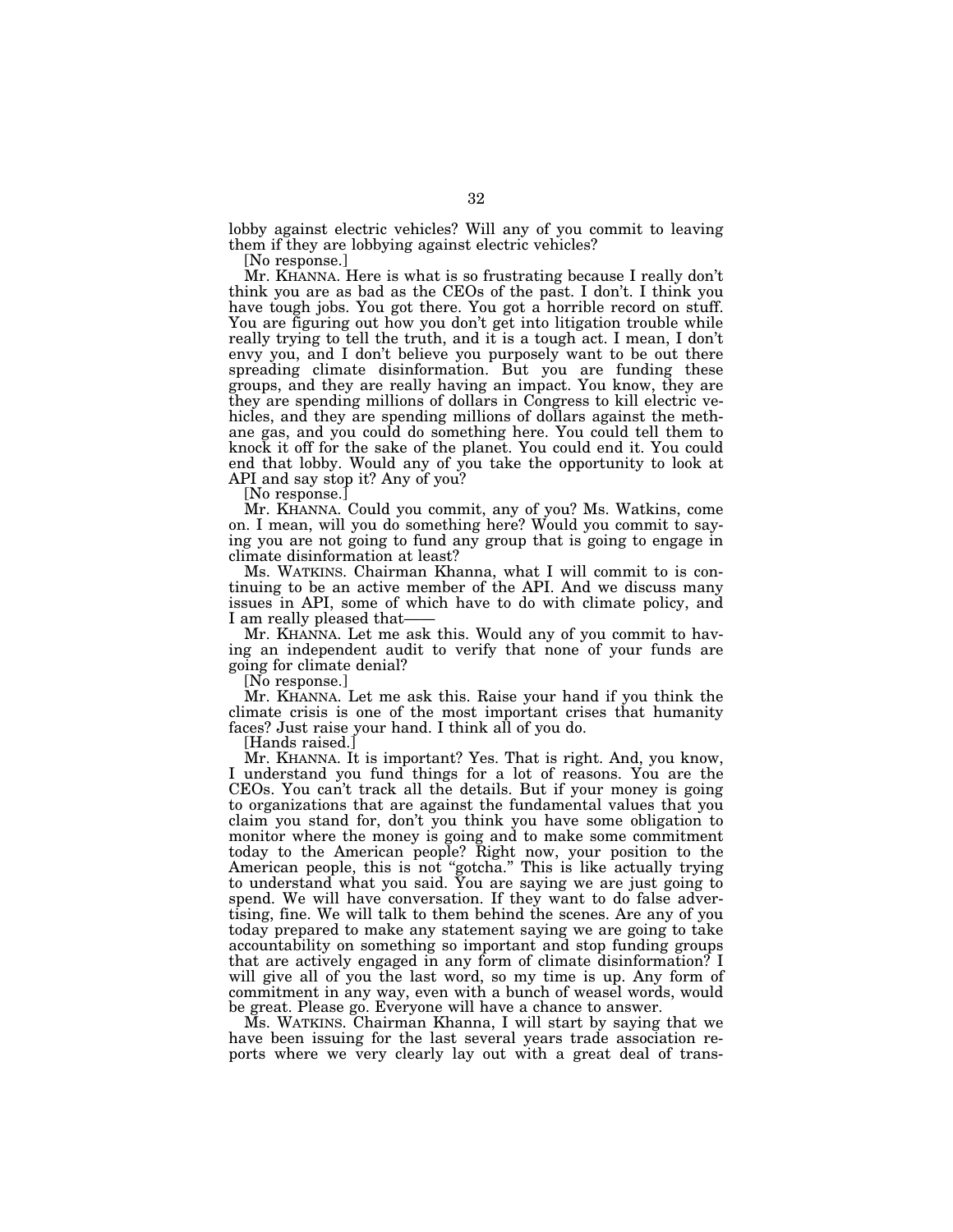lobby against electric vehicles? Will any of you commit to leaving them if they are lobbying against electric vehicles?

[No response.]

Mr. KHANNA. Here is what is so frustrating because I really don't think you are as bad as the CEOs of the past. I don't. I think you have tough jobs. You got there. You got a horrible record on stuff. You are figuring out how you don't get into litigation trouble while really trying to tell the truth, and it is a tough act. I mean, I don't envy you, and I don't believe you purposely want to be out there spreading climate disinformation. But you are funding these groups, and they are really having an impact. You know, they are they are spending millions of dollars in Congress to kill electric vehicles, and they are spending millions of dollars against the methane gas, and you could do something here. You could tell them to knock it off for the sake of the planet. You could end it. You could end that lobby. Would any of you take the opportunity to look at API and say stop it? Any of you?

[No response.]

Mr. KHANNA. Could you commit, any of you? Ms. Watkins, come on. I mean, will you do something here? Would you commit to saying you are not going to fund any group that is going to engage in climate disinformation at least?

Ms. WATKINS. Chairman Khanna, what I will commit to is continuing to be an active member of the API. And we discuss many issues in API, some of which have to do with climate policy, and I am really pleased that——

Mr. KHANNA. Let me ask this. Would any of you commit to having an independent audit to verify that none of your funds are going for climate denial?

[No response.]

Mr. KHANNA. Let me ask this. Raise your hand if you think the climate crisis is one of the most important crises that humanity faces? Just raise your hand. I think all of you do.

[Hands raised.]

Mr. KHANNA. It is important? Yes. That is right. And, you know, I understand you fund things for a lot of reasons. You are the CEOs. You can't track all the details. But if your money is going to organizations that are against the fundamental values that you claim you stand for, don't you think you have some obligation to monitor where the money is going and to make some commitment today to the American people? Right now, your position to the American people, this is not "gotcha." This is like actually trying to understand what you said. You are saying we are just going to spend. We will have conversation. If they want to do false advertising, fine. We will talk to them behind the scenes. Are any of you today prepared to make any statement saying we are going to take accountability on something so important and stop funding groups that are actively engaged in any form of climate disinformation? I will give all of you the last word, so my time is up. Any form of commitment in any way, even with a bunch of weasel words, would be great. Please go. Everyone will have a chance to answer.

Ms. WATKINS. Chairman Khanna, I will start by saying that we have been issuing for the last several years trade association reports where we very clearly lay out with a great deal of trans-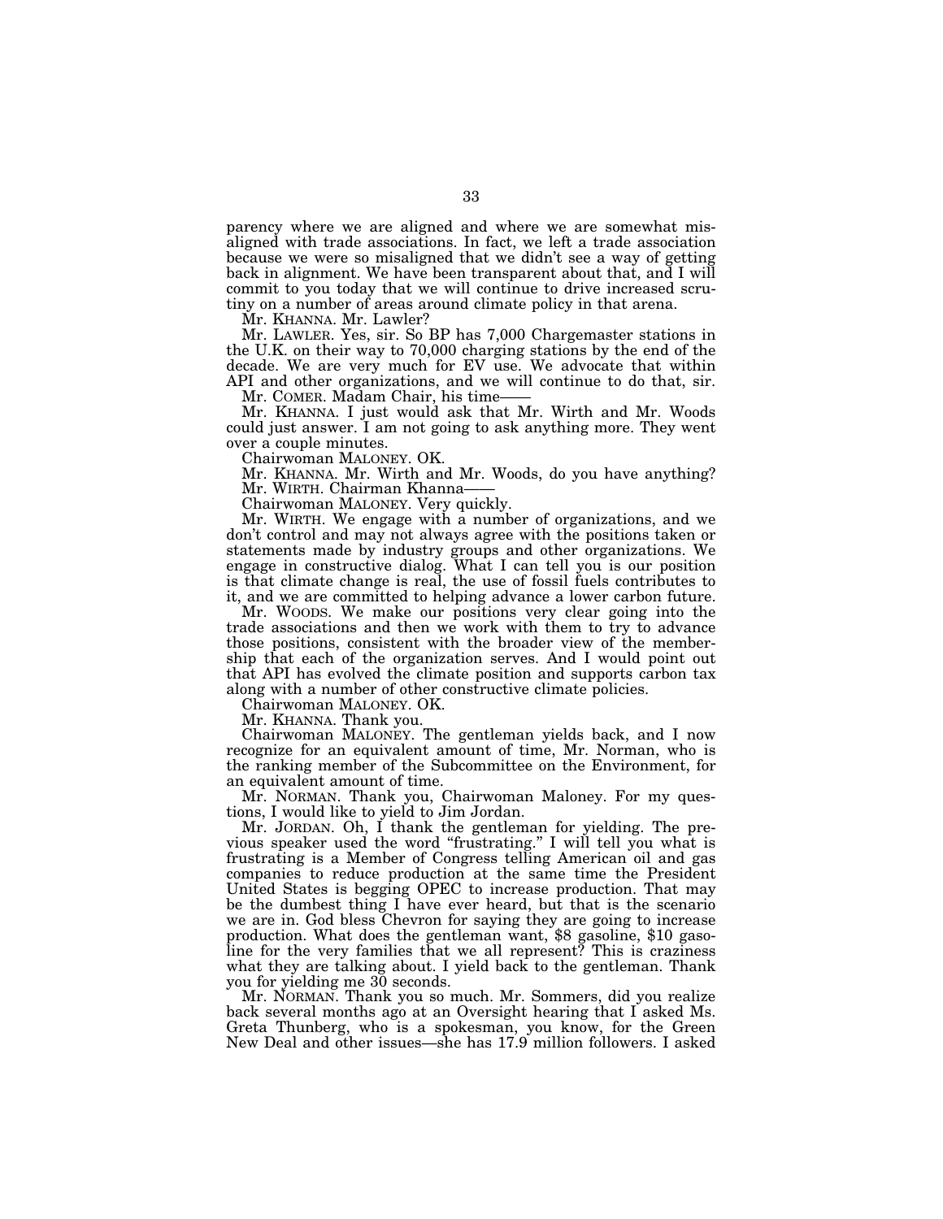parency where we are aligned and where we are somewhat misaligned with trade associations. In fact, we left a trade association because we were so misaligned that we didn't see a way of getting back in alignment. We have been transparent about that, and I will commit to you today that we will continue to drive increased scrutiny on a number of areas around climate policy in that arena.

Mr. KHANNA. Mr. Lawler?

Mr. LAWLER. Yes, sir. So BP has 7,000 Chargemaster stations in the U.K. on their way to 70,000 charging stations by the end of the decade. We are very much for EV use. We advocate that within API and other organizations, and we will continue to do that, sir.

Mr. COMER. Madam Chair, his time——

Mr. KHANNA. I just would ask that Mr. Wirth and Mr. Woods could just answer. I am not going to ask anything more. They went over a couple minutes.

Chairwoman MALONEY. OK.

Mr. KHANNA. Mr. Wirth and Mr. Woods, do you have anything?

Mr. WIRTH. Chairman Khanna——

Chairwoman MALONEY. Very quickly.

Mr. WIRTH. We engage with a number of organizations, and we don't control and may not always agree with the positions taken or statements made by industry groups and other organizations. We engage in constructive dialog. What I can tell you is our position is that climate change is real, the use of fossil fuels contributes to it, and we are committed to helping advance a lower carbon future.

Mr. WOODS. We make our positions very clear going into the trade associations and then we work with them to try to advance those positions, consistent with the broader view of the membership that each of the organization serves. And I would point out that API has evolved the climate position and supports carbon tax along with a number of other constructive climate policies.

Chairwoman MALONEY. OK.

Mr. KHANNA. Thank you.

Chairwoman MALONEY. The gentleman yields back, and I now recognize for an equivalent amount of time, Mr. Norman, who is the ranking member of the Subcommittee on the Environment, for an equivalent amount of time.

Mr. NORMAN. Thank you, Chairwoman Maloney. For my questions, I would like to yield to Jim Jordan.

Mr. JORDAN. Oh, I thank the gentleman for yielding. The previous speaker used the word "frustrating." I will tell you what is frustrating is a Member of Congress telling American oil and gas companies to reduce production at the same time the President United States is begging OPEC to increase production. That may be the dumbest thing I have ever heard, but that is the scenario we are in. God bless Chevron for saying they are going to increase production. What does the gentleman want, $8 gasoline, $10 gasoline for the very families that we all represent? This is craziness what they are talking about. I yield back to the gentleman. Thank you for yielding me 30 seconds.

Mr. NORMAN. Thank you so much. Mr. Sommers, did you realize back several months ago at an Oversight hearing that I asked Ms. Greta Thunberg, who is a spokesman, you know, for the Green New Deal and other issues—she has 17.9 million followers. I asked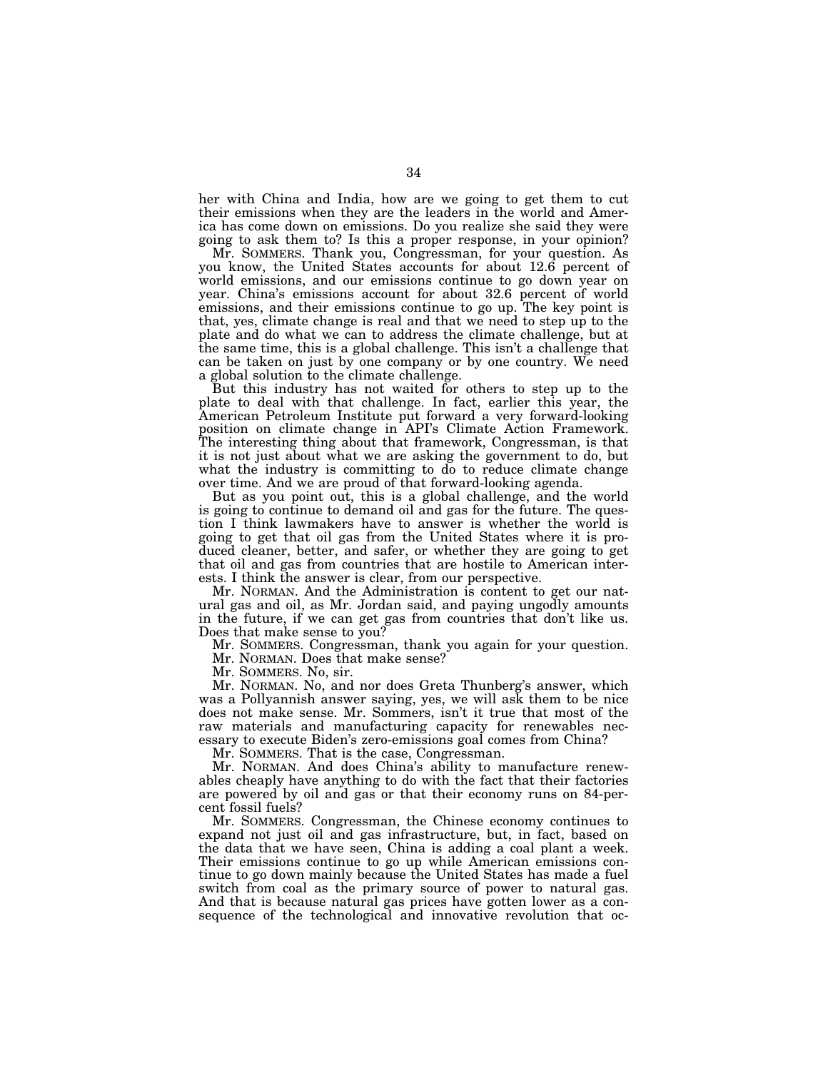her with China and India, how are we going to get them to cut their emissions when they are the leaders in the world and America has come down on emissions. Do you realize she said they were going to ask them to? Is this a proper response, in your opinion?

Mr. SOMMERS. Thank you, Congressman, for your question. As you know, the United States accounts for about 12.6 percent of world emissions, and our emissions continue to go down year on year. China's emissions account for about 32.6 percent of world emissions, and their emissions continue to go up. The key point is that, yes, climate change is real and that we need to step up to the plate and do what we can to address the climate challenge, but at the same time, this is a global challenge. This isn't a challenge that can be taken on just by one company or by one country. We need a global solution to the climate challenge.

But this industry has not waited for others to step up to the plate to deal with that challenge. In fact, earlier this year, the American Petroleum Institute put forward a very forward-looking position on climate change in API's Climate Action Framework. The interesting thing about that framework, Congressman, is that it is not just about what we are asking the government to do, but what the industry is committing to do to reduce climate change over time. And we are proud of that forward-looking agenda.

But as you point out, this is a global challenge, and the world is going to continue to demand oil and gas for the future. The question I think lawmakers have to answer is whether the world is going to get that oil gas from the United States where it is produced cleaner, better, and safer, or whether they are going to get that oil and gas from countries that are hostile to American interests. I think the answer is clear, from our perspective.

Mr. NORMAN. And the Administration is content to get our natural gas and oil, as Mr. Jordan said, and paying ungodly amounts in the future, if we can get gas from countries that don't like us. Does that make sense to you?

Mr. SOMMERS. Congressman, thank you again for your question.

Mr. NORMAN. Does that make sense?

Mr. SOMMERS. No, sir.

Mr. NORMAN. No, and nor does Greta Thunberg's answer, which was a Pollyannish answer saying, yes, we will ask them to be nice does not make sense. Mr. Sommers, isn't it true that most of the raw materials and manufacturing capacity for renewables necessary to execute Biden's zero-emissions goal comes from China?

Mr. SOMMERS. That is the case, Congressman.

Mr. NORMAN. And does China's ability to manufacture renewables cheaply have anything to do with the fact that their factories are powered by oil and gas or that their economy runs on 84-percent fossil fuels?

Mr. SOMMERS. Congressman, the Chinese economy continues to expand not just oil and gas infrastructure, but, in fact, based on the data that we have seen, China is adding a coal plant a week. Their emissions continue to go up while American emissions continue to go down mainly because the United States has made a fuel switch from coal as the primary source of power to natural gas. And that is because natural gas prices have gotten lower as a consequence of the technological and innovative revolution that oc-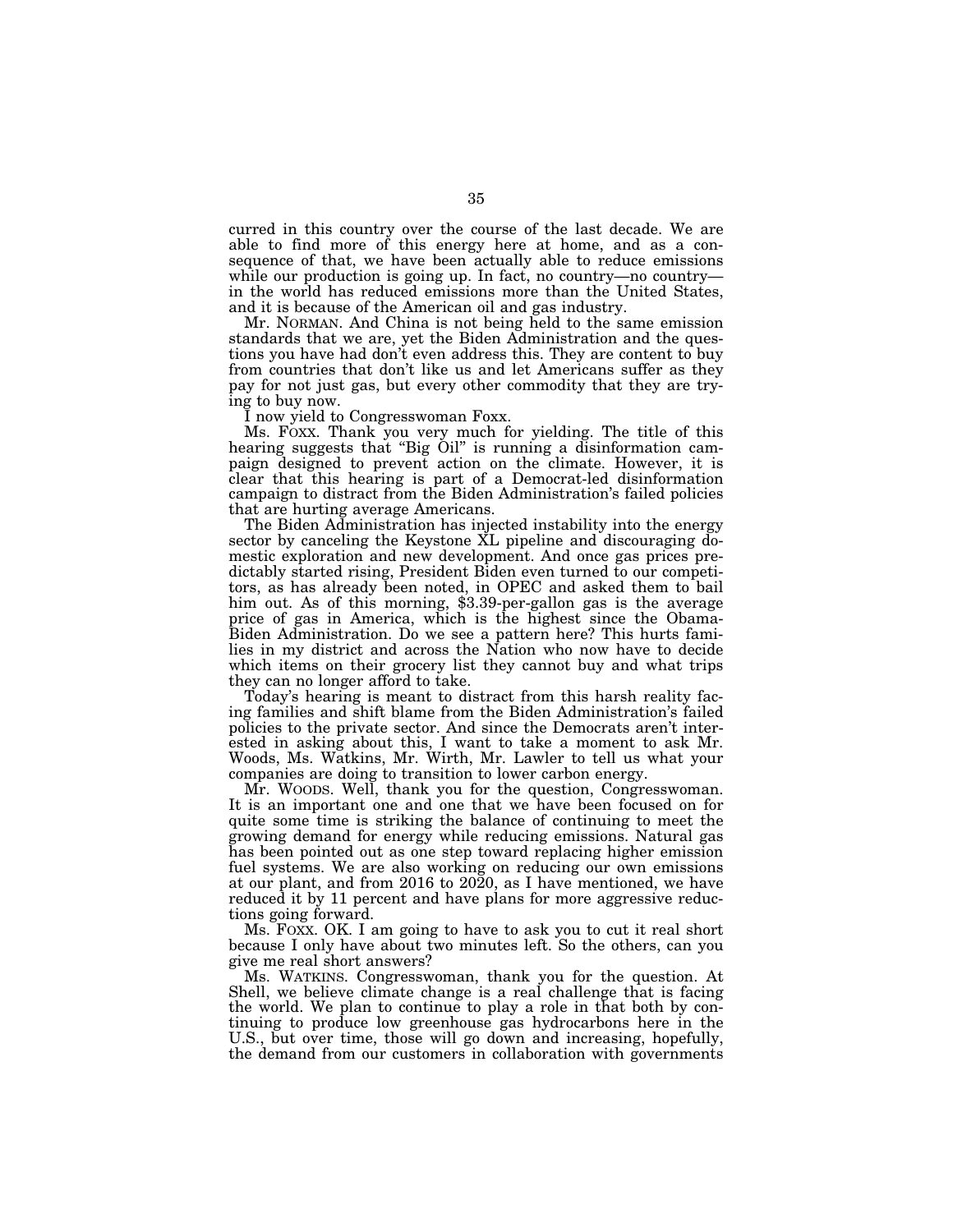curred in this country over the course of the last decade. We are able to find more of this energy here at home, and as a consequence of that, we have been actually able to reduce emissions while our production is going up. In fact, no country—no country—in the world has reduced emissions more than the United States, and it is because of the American oil and gas industry.

Mr. NORMAN. And China is not being held to the same emission standards that we are, yet the Biden Administration and the questions you have had don't even address this. They are content to buy from countries that don't like us and let Americans suffer as they pay for not just gas, but every other commodity that they are trying to buy now.

I now yield to Congresswoman Foxx.

Ms. FOXX. Thank you very much for yielding. The title of this hearing suggests that "Big Oil" is running a disinformation campaign designed to prevent action on the climate. However, it is clear that this hearing is part of a Democrat-led disinformation campaign to distract from the Biden Administration's failed policies that are hurting average Americans.

The Biden Administration has injected instability into the energy sector by canceling the Keystone XL pipeline and discouraging domestic exploration and new development. And once gas prices predictably started rising, President Biden even turned to our competitors, as has already been noted, in OPEC and asked them to bail him out. As of this morning, $3.39-per-gallon gas is the average price of gas in America, which is the highest since the Obama-Biden Administration. Do we see a pattern here? This hurts families in my district and across the Nation who now have to decide which items on their grocery list they cannot buy and what trips they can no longer afford to take.

Today's hearing is meant to distract from this harsh reality facing families and shift blame from the Biden Administration's failed policies to the private sector. And since the Democrats aren't interested in asking about this, I want to take a moment to ask Mr. Woods, Ms. Watkins, Mr. Wirth, Mr. Lawler to tell us what your companies are doing to transition to lower carbon energy.

Mr. WOODS. Well, thank you for the question, Congresswoman. It is an important one and one that we have been focused on for quite some time is striking the balance of continuing to meet the growing demand for energy while reducing emissions. Natural gas has been pointed out as one step toward replacing higher emission fuel systems. We are also working on reducing our own emissions at our plant, and from 2016 to 2020, as I have mentioned, we have reduced it by 11 percent and have plans for more aggressive reductions going forward.

Ms. FOXX. OK. I am going to have to ask you to cut it real short because I only have about two minutes left. So the others, can you give me real short answers?

Ms. WATKINS. Congresswoman, thank you for the question. At Shell, we believe climate change is a real challenge that is facing the world. We plan to continue to play a role in that both by continuing to produce low greenhouse gas hydrocarbons here in the U.S., but over time, those will go down and increasing, hopefully, the demand from our customers in collaboration with governments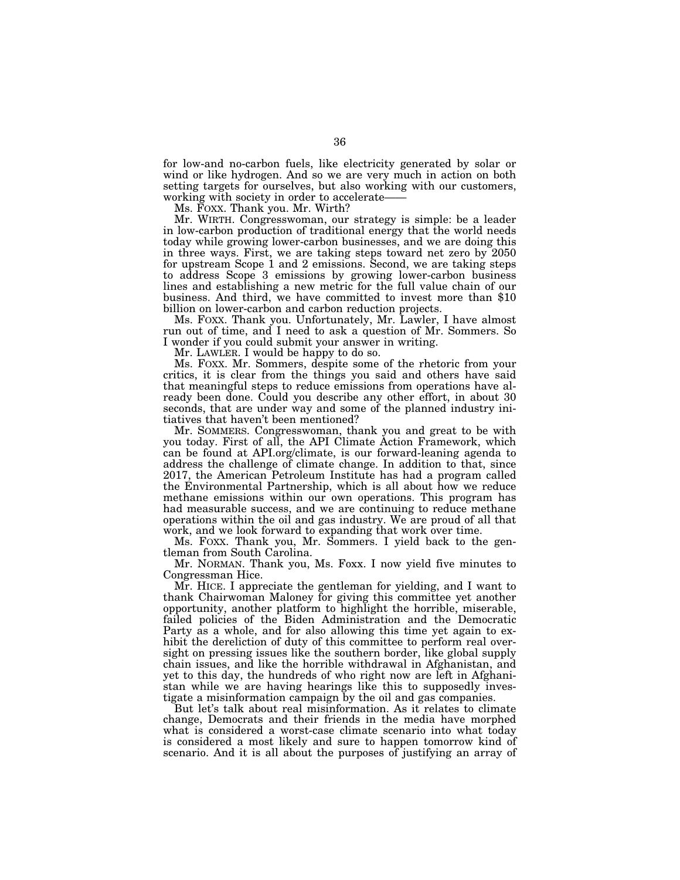for low-and no-carbon fuels, like electricity generated by solar or wind or like hydrogen. And so we are very much in action on both setting targets for ourselves, but also working with our customers, working with society in order to accelerate——

Ms. FOXX. Thank you. Mr. Wirth?

Mr. WIRTH. Congresswoman, our strategy is simple: be a leader in low-carbon production of traditional energy that the world needs today while growing lower-carbon businesses, and we are doing this in three ways. First, we are taking steps toward net zero by 2050 for upstream Scope 1 and 2 emissions. Second, we are taking steps to address Scope 3 emissions by growing lower-carbon business lines and establishing a new metric for the full value chain of our business. And third, we have committed to invest more than $10 billion on lower-carbon and carbon reduction projects.

Ms. FOXX. Thank you. Unfortunately, Mr. Lawler, I have almost run out of time, and I need to ask a question of Mr. Sommers. So I wonder if you could submit your answer in writing.

Mr. LAWLER. I would be happy to do so.

Ms. FOXX. Mr. Sommers, despite some of the rhetoric from your critics, it is clear from the things you said and others have said that meaningful steps to reduce emissions from operations have already been done. Could you describe any other effort, in about 30 seconds, that are under way and some of the planned industry initiatives that haven't been mentioned?

Mr. SOMMERS. Congresswoman, thank you and great to be with you today. First of all, the API Climate Action Framework, which can be found at API.org/climate, is our forward-leaning agenda to address the challenge of climate change. In addition to that, since 2017, the American Petroleum Institute has had a program called the Environmental Partnership, which is all about how we reduce methane emissions within our own operations. This program has had measurable success, and we are continuing to reduce methane operations within the oil and gas industry. We are proud of all that work, and we look forward to expanding that work over time.

Ms. FOXX. Thank you, Mr. Sommers. I yield back to the gentleman from South Carolina.

Mr. NORMAN. Thank you, Ms. Foxx. I now yield five minutes to Congressman Hice.

Mr. HICE. I appreciate the gentleman for yielding, and I want to thank Chairwoman Maloney for giving this committee yet another opportunity, another platform to highlight the horrible, miserable, failed policies of the Biden Administration and the Democratic Party as a whole, and for also allowing this time yet again to exhibit the dereliction of duty of this committee to perform real oversight on pressing issues like the southern border, like global supply chain issues, and like the horrible withdrawal in Afghanistan, and yet to this day, the hundreds of who right now are left in Afghanistan while we are having hearings like this to supposedly investigate a misinformation campaign by the oil and gas companies.

But let's talk about real misinformation. As it relates to climate change, Democrats and their friends in the media have morphed what is considered a worst-case climate scenario into what today is considered a most likely and sure to happen tomorrow kind of scenario. And it is all about the purposes of justifying an array of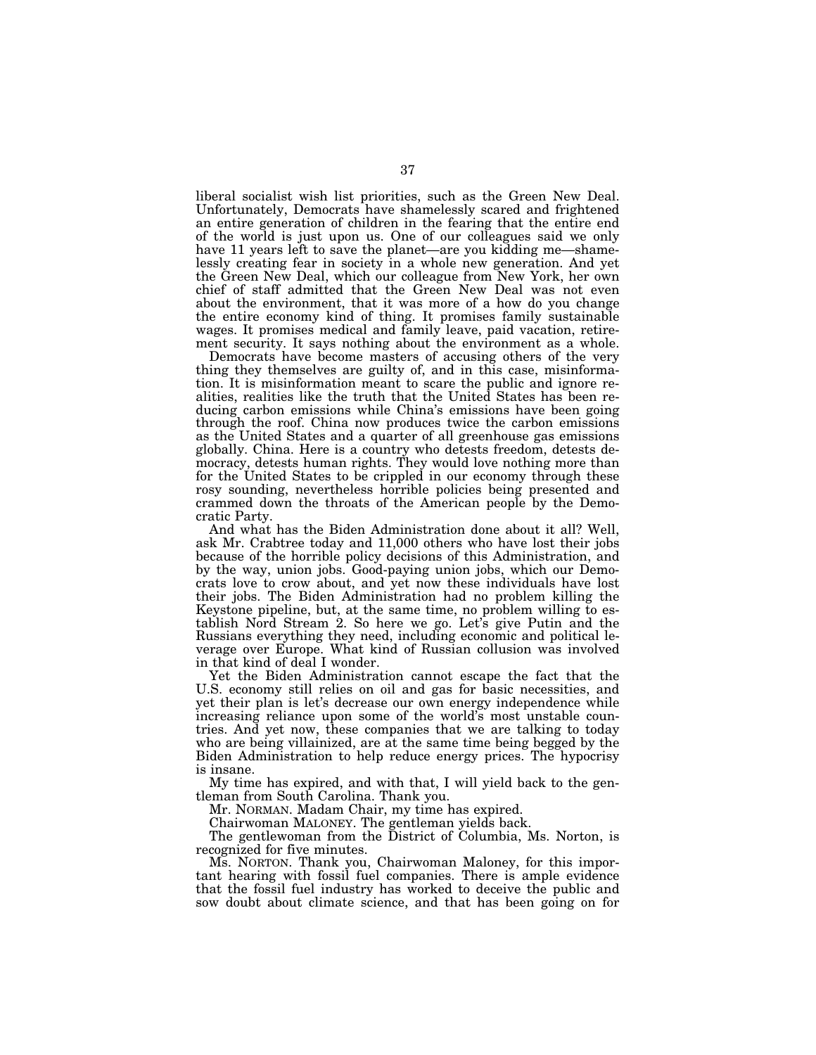liberal socialist wish list priorities, such as the Green New Deal. Unfortunately, Democrats have shamelessly scared and frightened an entire generation of children in the fearing that the entire end of the world is just upon us. One of our colleagues said we only have 11 years left to save the planet—are you kidding me—shamelessly creating fear in society in a whole new generation. And yet the Green New Deal, which our colleague from New York, her own chief of staff admitted that the Green New Deal was not even about the environment, that it was more of a how do you change the entire economy kind of thing. It promises family sustainable wages. It promises medical and family leave, paid vacation, retirement security. It says nothing about the environment as a whole.

Democrats have become masters of accusing others of the very thing they themselves are guilty of, and in this case, misinformation. It is misinformation meant to scare the public and ignore realities, realities like the truth that the United States has been reducing carbon emissions while China's emissions have been going through the roof. China now produces twice the carbon emissions as the United States and a quarter of all greenhouse gas emissions globally. China. Here is a country who detests freedom, detests democracy, detests human rights. They would love nothing more than for the United States to be crippled in our economy through these rosy sounding, nevertheless horrible policies being presented and crammed down the throats of the American people by the Democratic Party.

And what has the Biden Administration done about it all? Well, ask Mr. Crabtree today and 11,000 others who have lost their jobs because of the horrible policy decisions of this Administration, and by the way, union jobs. Good-paying union jobs, which our Democrats love to crow about, and yet now these individuals have lost their jobs. The Biden Administration had no problem killing the Keystone pipeline, but, at the same time, no problem willing to establish Nord Stream 2. So here we go. Let's give Putin and the Russians everything they need, including economic and political leverage over Europe. What kind of Russian collusion was involved in that kind of deal I wonder.

Yet the Biden Administration cannot escape the fact that the U.S. economy still relies on oil and gas for basic necessities, and yet their plan is let's decrease our own energy independence while increasing reliance upon some of the world's most unstable countries. And yet now, these companies that we are talking to today who are being villainized, are at the same time being begged by the Biden Administration to help reduce energy prices. The hypocrisy is insane.

My time has expired, and with that, I will yield back to the gentleman from South Carolina. Thank you.

Mr. NORMAN. Madam Chair, my time has expired.

Chairwoman MALONEY. The gentleman yields back.

The gentlewoman from the District of Columbia, Ms. Norton, is recognized for five minutes.

Ms. NORTON. Thank you, Chairwoman Maloney, for this important hearing with fossil fuel companies. There is ample evidence that the fossil fuel industry has worked to deceive the public and sow doubt about climate science, and that has been going on for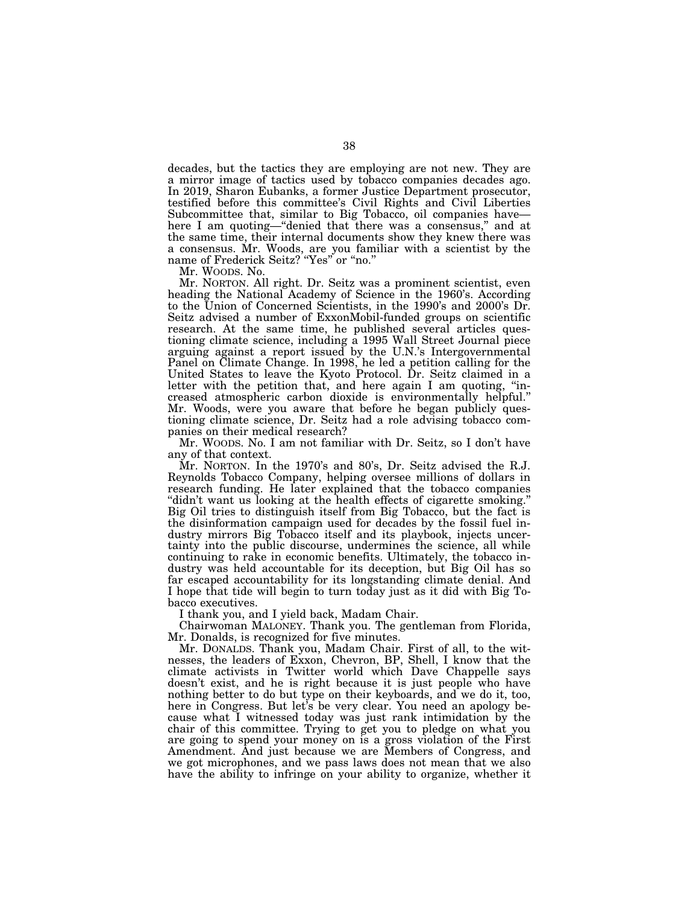decades, but the tactics they are employing are not new. They are a mirror image of tactics used by tobacco companies decades ago. In 2019, Sharon Eubanks, a former Justice Department prosecutor, testified before this committee's Civil Rights and Civil Liberties Subcommittee that, similar to Big Tobacco, oil companies have—here I am quoting—"denied that there was a consensus," and at the same time, their internal documents show they knew there was a consensus. Mr. Woods, are you familiar with a scientist by the name of Frederick Seitz? "Yes" or "no."

Mr. WOODS. No.

Mr. NORTON. All right. Dr. Seitz was a prominent scientist, even heading the National Academy of Science in the 1960's. According to the Union of Concerned Scientists, in the 1990's and 2000's Dr. Seitz advised a number of ExxonMobil-funded groups on scientific research. At the same time, he published several articles questioning climate science, including a 1995 Wall Street Journal piece arguing against a report issued by the U.N.'s Intergovernmental Panel on Climate Change. In 1998, he led a petition calling for the United States to leave the Kyoto Protocol. Dr. Seitz claimed in a letter with the petition that, and here again I am quoting, "increased atmospheric carbon dioxide is environmentally helpful." Mr. Woods, were you aware that before he began publicly questioning climate science, Dr. Seitz had a role advising tobacco companies on their medical research?

Mr. WOODS. No. I am not familiar with Dr. Seitz, so I don't have any of that context.

Mr. NORTON. In the 1970's and 80's, Dr. Seitz advised the R.J. Reynolds Tobacco Company, helping oversee millions of dollars in research funding. He later explained that the tobacco companies "didn't want us looking at the health effects of cigarette smoking." Big Oil tries to distinguish itself from Big Tobacco, but the fact is the disinformation campaign used for decades by the fossil fuel industry mirrors Big Tobacco itself and its playbook, injects uncertainty into the public discourse, undermines the science, all while continuing to rake in economic benefits. Ultimately, the tobacco industry was held accountable for its deception, but Big Oil has so far escaped accountability for its longstanding climate denial. And I hope that tide will begin to turn today just as it did with Big Tobacco executives.

I thank you, and I yield back, Madam Chair.

Chairwoman MALONEY. Thank you. The gentleman from Florida, Mr. Donalds, is recognized for five minutes.

Mr. DONALDS. Thank you, Madam Chair. First of all, to the witnesses, the leaders of Exxon, Chevron, BP, Shell, I know that the climate activists in Twitter world which Dave Chappelle says doesn't exist, and he is right because it is just people who have nothing better to do but type on their keyboards, and we do it, too, here in Congress. But let's be very clear. You need an apology because what I witnessed today was just rank intimidation by the chair of this committee. Trying to get you to pledge on what you are going to spend your money on is a gross violation of the First Amendment. And just because we are Members of Congress, and we got microphones, and we pass laws does not mean that we also have the ability to infringe on your ability to organize, whether it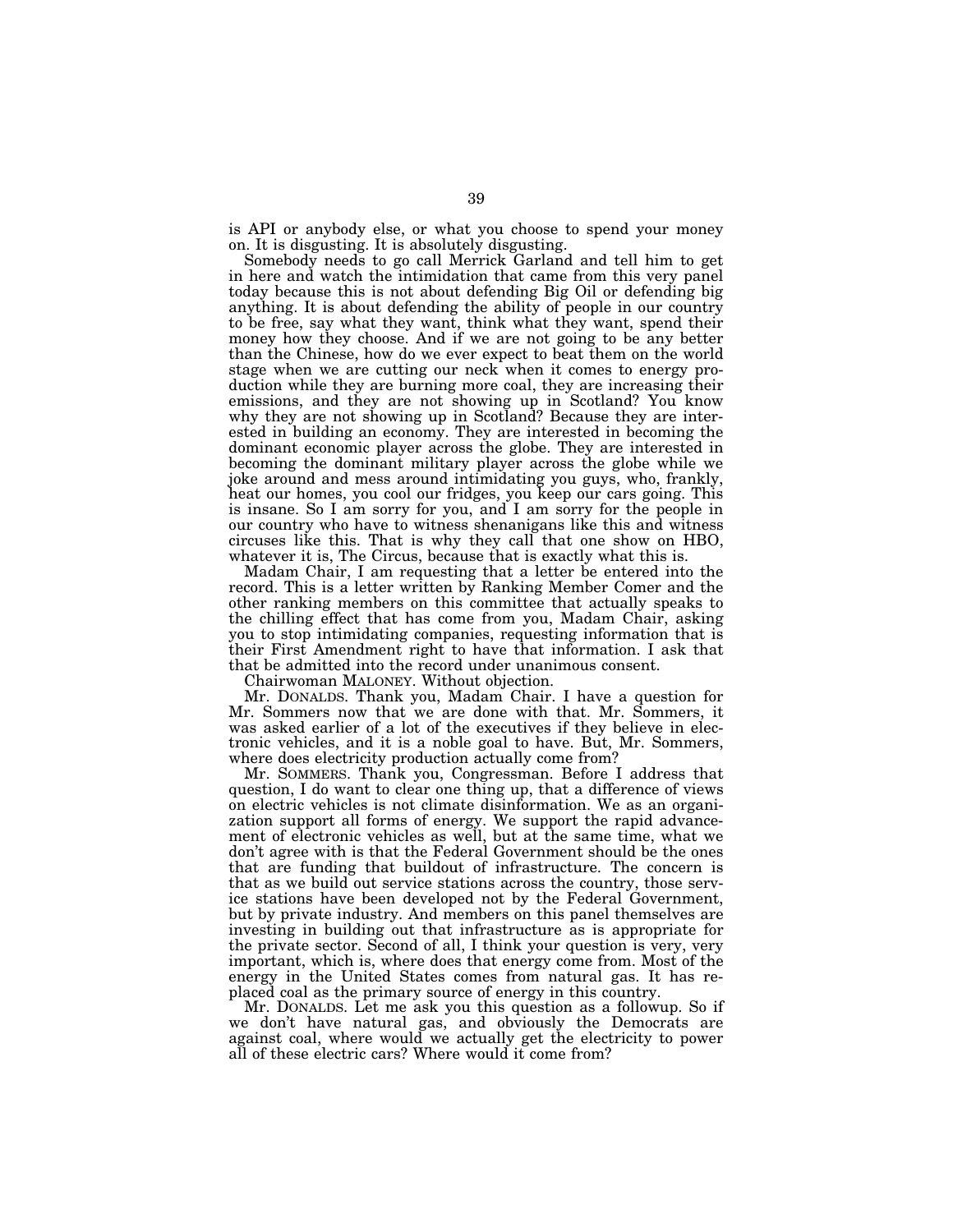is API or anybody else, or what you choose to spend your money on. It is disgusting. It is absolutely disgusting.

Somebody needs to go call Merrick Garland and tell him to get in here and watch the intimidation that came from this very panel today because this is not about defending Big Oil or defending big anything. It is about defending the ability of people in our country to be free, say what they want, think what they want, spend their money how they choose. And if we are not going to be any better than the Chinese, how do we ever expect to beat them on the world stage when we are cutting our neck when it comes to energy production while they are burning more coal, they are increasing their emissions, and they are not showing up in Scotland? You know why they are not showing up in Scotland? Because they are interested in building an economy. They are interested in becoming the dominant economic player across the globe. They are interested in becoming the dominant military player across the globe while we joke around and mess around intimidating you guys, who, frankly, heat our homes, you cool our fridges, you keep our cars going. This is insane. So I am sorry for you, and I am sorry for the people in our country who have to witness shenanigans like this and witness circuses like this. That is why they call that one show on HBO, whatever it is, The Circus, because that is exactly what this is.

Madam Chair, I am requesting that a letter be entered into the record. This is a letter written by Ranking Member Comer and the other ranking members on this committee that actually speaks to the chilling effect that has come from you, Madam Chair, asking you to stop intimidating companies, requesting information that is their First Amendment right to have that information. I ask that that be admitted into the record under unanimous consent.

Chairwoman MALONEY. Without objection.

Mr. DONALDS. Thank you, Madam Chair. I have a question for Mr. Sommers now that we are done with that. Mr. Sommers, it was asked earlier of a lot of the executives if they believe in electronic vehicles, and it is a noble goal to have. But, Mr. Sommers, where does electricity production actually come from?

Mr. SOMMERS. Thank you, Congressman. Before I address that question, I do want to clear one thing up, that a difference of views on electric vehicles is not climate disinformation. We as an organization support all forms of energy. We support the rapid advancement of electronic vehicles as well, but at the same time, what we don't agree with is that the Federal Government should be the ones that are funding that buildout of infrastructure. The concern is that as we build out service stations across the country, those service stations have been developed not by the Federal Government, but by private industry. And members on this panel themselves are investing in building out that infrastructure as is appropriate for the private sector. Second of all, I think your question is very, very important, which is, where does that energy come from. Most of the energy in the United States comes from natural gas. It has replaced coal as the primary source of energy in this country.

Mr. DONALDS. Let me ask you this question as a followup. So if we don't have natural gas, and obviously the Democrats are against coal, where would we actually get the electricity to power all of these electric cars? Where would it come from?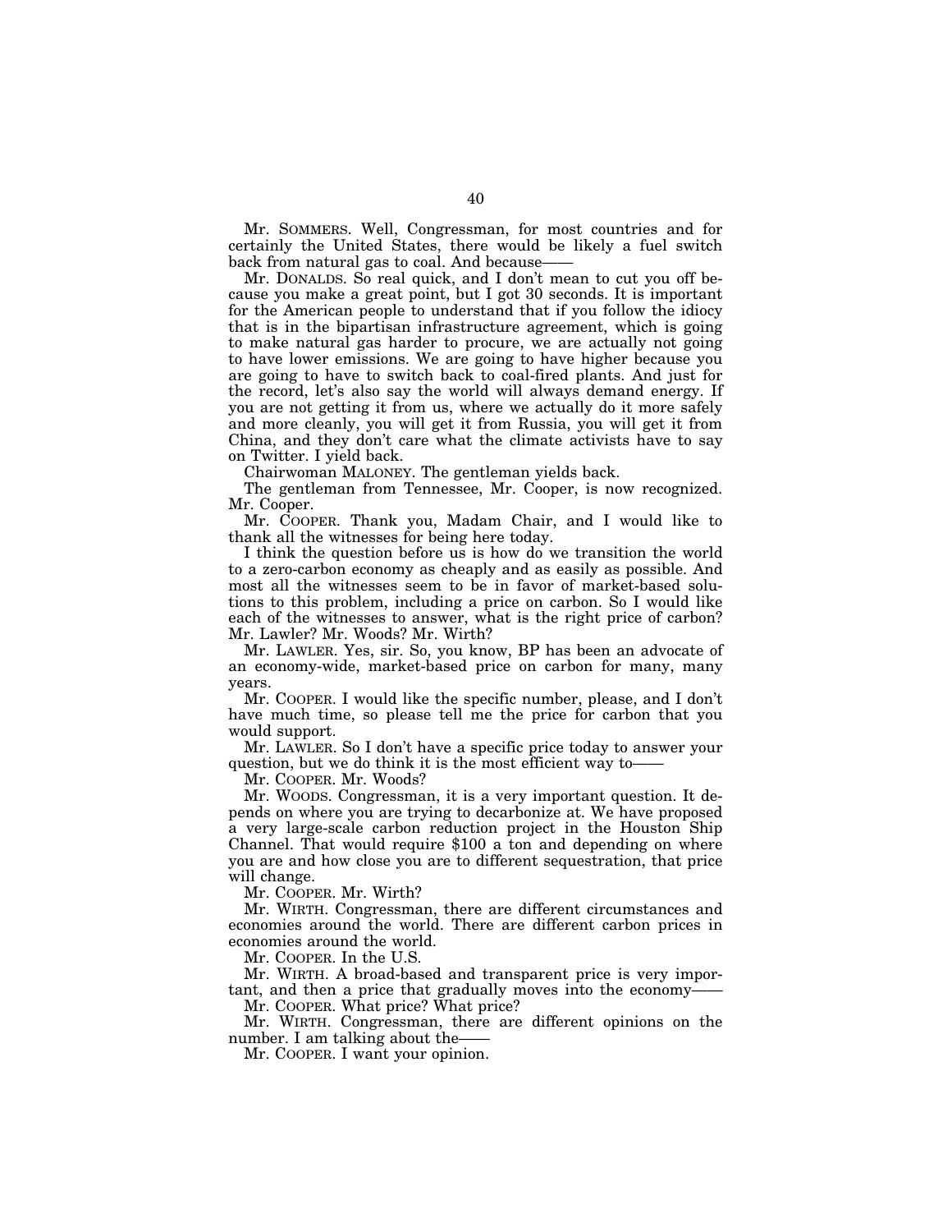Mr. SOMMERS. Well, Congressman, for most countries and for certainly the United States, there would be likely a fuel switch back from natural gas to coal. And because——

Mr. DONALDS. So real quick, and I don't mean to cut you off because you make a great point, but I got 30 seconds. It is important for the American people to understand that if you follow the idiocy that is in the bipartisan infrastructure agreement, which is going to make natural gas harder to procure, we are actually not going to have lower emissions. We are going to have higher because you are going to have to switch back to coal-fired plants. And just for the record, let's also say the world will always demand energy. If you are not getting it from us, where we actually do it more safely and more cleanly, you will get it from Russia, you will get it from China, and they don't care what the climate activists have to say on Twitter. I yield back.

Chairwoman MALONEY. The gentleman yields back.

The gentleman from Tennessee, Mr. Cooper, is now recognized. Mr. Cooper.

Mr. COOPER. Thank you, Madam Chair, and I would like to thank all the witnesses for being here today.

I think the question before us is how do we transition the world to a zero-carbon economy as cheaply and as easily as possible. And most all the witnesses seem to be in favor of market-based solutions to this problem, including a price on carbon. So I would like each of the witnesses to answer, what is the right price of carbon? Mr. Lawler? Mr. Woods? Mr. Wirth?

Mr. LAWLER. Yes, sir. So, you know, BP has been an advocate of an economy-wide, market-based price on carbon for many, many years.

Mr. COOPER. I would like the specific number, please, and I don't have much time, so please tell me the price for carbon that you would support.

Mr. LAWLER. So I don't have a specific price today to answer your question, but we do think it is the most efficient way to——

Mr. COOPER. Mr. Woods?

Mr. WOODS. Congressman, it is a very important question. It depends on where you are trying to decarbonize at. We have proposed a very large-scale carbon reduction project in the Houston Ship Channel. That would require $100 a ton and depending on where you are and how close you are to different sequestration, that price will change.

Mr. COOPER. Mr. Wirth?

Mr. WIRTH. Congressman, there are different circumstances and economies around the world. There are different carbon prices in economies around the world.

Mr. COOPER. In the U.S.

Mr. WIRTH. A broad-based and transparent price is very important, and then a price that gradually moves into the economy——

Mr. COOPER. What price? What price?

Mr. WIRTH. Congressman, there are different opinions on the number. I am talking about the——

Mr. COOPER. I want your opinion.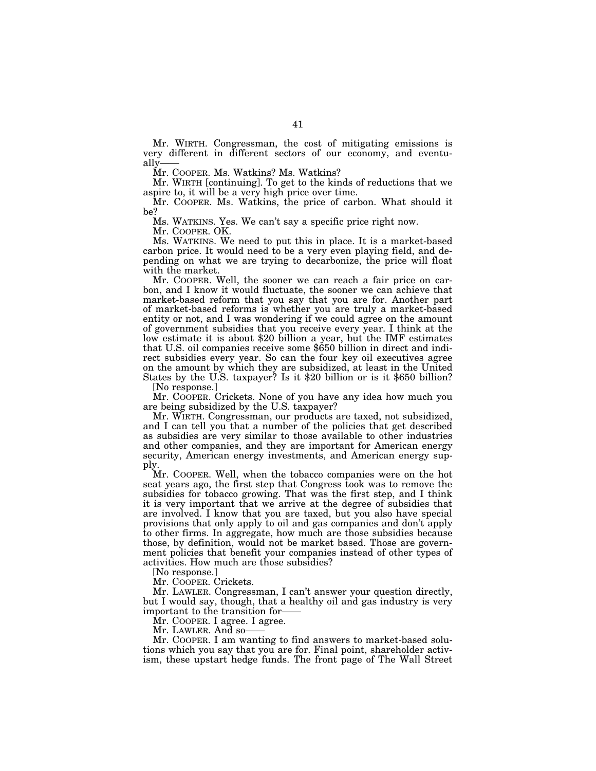Mr. WIRTH. Congressman, the cost of mitigating emissions is very different in different sectors of our economy, and eventually——

Mr. COOPER. Ms. Watkins? Ms. Watkins?

Mr. WIRTH [continuing]. To get to the kinds of reductions that we aspire to, it will be a very high price over time.

Mr. COOPER. Ms. Watkins, the price of carbon. What should it be?

Ms. WATKINS. Yes. We can't say a specific price right now.

Mr. COOPER. OK.

Ms. WATKINS. We need to put this in place. It is a market-based carbon price. It would need to be a very even playing field, and depending on what we are trying to decarbonize, the price will float with the market.

Mr. COOPER. Well, the sooner we can reach a fair price on carbon, and I know it would fluctuate, the sooner we can achieve that market-based reform that you say that you are for. Another part of market-based reforms is whether you are truly a market-based entity or not, and I was wondering if we could agree on the amount of government subsidies that you receive every year. I think at the low estimate it is about $20 billion a year, but the IMF estimates that U.S. oil companies receive some $650 billion in direct and indirect subsidies every year. So can the four key oil executives agree on the amount by which they are subsidized, at least in the United States by the U.S. taxpayer? Is it $20 billion or is it $650 billion?

[No response.]

Mr. COOPER. Crickets. None of you have any idea how much you are being subsidized by the U.S. taxpayer?

Mr. WIRTH. Congressman, our products are taxed, not subsidized, and I can tell you that a number of the policies that get described as subsidies are very similar to those available to other industries and other companies, and they are important for American energy security, American energy investments, and American energy supply.

Mr. COOPER. Well, when the tobacco companies were on the hot seat years ago, the first step that Congress took was to remove the subsidies for tobacco growing. That was the first step, and I think it is very important that we arrive at the degree of subsidies that are involved. I know that you are taxed, but you also have special provisions that only apply to oil and gas companies and don't apply to other firms. In aggregate, how much are those subsidies because those, by definition, would not be market based. Those are government policies that benefit your companies instead of other types of activities. How much are those subsidies?

[No response.]

Mr. COOPER. Crickets.

Mr. LAWLER. Congressman, I can't answer your question directly, but I would say, though, that a healthy oil and gas industry is very important to the transition for——

Mr. COOPER. I agree. I agree.

Mr. LAWLER. And so——

Mr. COOPER. I am wanting to find answers to market-based solutions which you say that you are for. Final point, shareholder activism, these upstart hedge funds. The front page of The Wall Street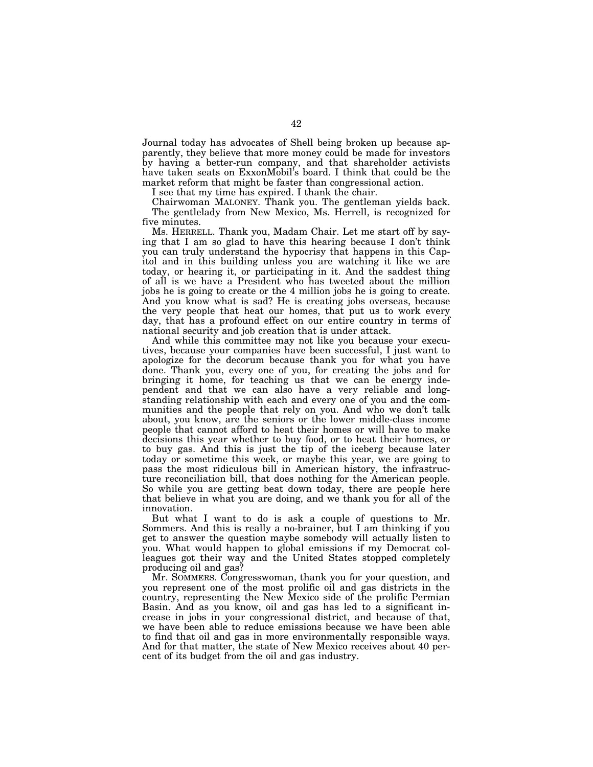Journal today has advocates of Shell being broken up because apparently, they believe that more money could be made for investors by having a better-run company, and that shareholder activists have taken seats on ExxonMobil's board. I think that could be the market reform that might be faster than congressional action.

I see that my time has expired. I thank the chair.

Chairwoman MALONEY. Thank you. The gentleman yields back.

The gentlelady from New Mexico, Ms. Herrell, is recognized for five minutes.

Ms. HERRELL. Thank you, Madam Chair. Let me start off by saying that I am so glad to have this hearing because I don't think you can truly understand the hypocrisy that happens in this Capitol and in this building unless you are watching it like we are today, or hearing it, or participating in it. And the saddest thing of all is we have a President who has tweeted about the million jobs he is going to create or the 4 million jobs he is going to create. And you know what is sad? He is creating jobs overseas, because the very people that heat our homes, that put us to work every day, that has a profound effect on our entire country in terms of national security and job creation that is under attack.

And while this committee may not like you because your executives, because your companies have been successful, I just want to apologize for the decorum because thank you for what you have done. Thank you, every one of you, for creating the jobs and for bringing it home, for teaching us that we can be energy independent and that we can also have a very reliable and longstanding relationship with each and every one of you and the communities and the people that rely on you. And who we don't talk about, you know, are the seniors or the lower middle-class income people that cannot afford to heat their homes or will have to make decisions this year whether to buy food, or to heat their homes, or to buy gas. And this is just the tip of the iceberg because later today or sometime this week, or maybe this year, we are going to pass the most ridiculous bill in American history, the infrastructure reconciliation bill, that does nothing for the American people. So while you are getting beat down today, there are people here that believe in what you are doing, and we thank you for all of the innovation.

But what I want to do is ask a couple of questions to Mr. Sommers. And this is really a no-brainer, but I am thinking if you get to answer the question maybe somebody will actually listen to you. What would happen to global emissions if my Democrat colleagues got their way and the United States stopped completely producing oil and gas?

Mr. SOMMERS. Congresswoman, thank you for your question, and you represent one of the most prolific oil and gas districts in the country, representing the New Mexico side of the prolific Permian Basin. And as you know, oil and gas has led to a significant increase in jobs in your congressional district, and because of that, we have been able to reduce emissions because we have been able to find that oil and gas in more environmentally responsible ways. And for that matter, the state of New Mexico receives about 40 percent of its budget from the oil and gas industry.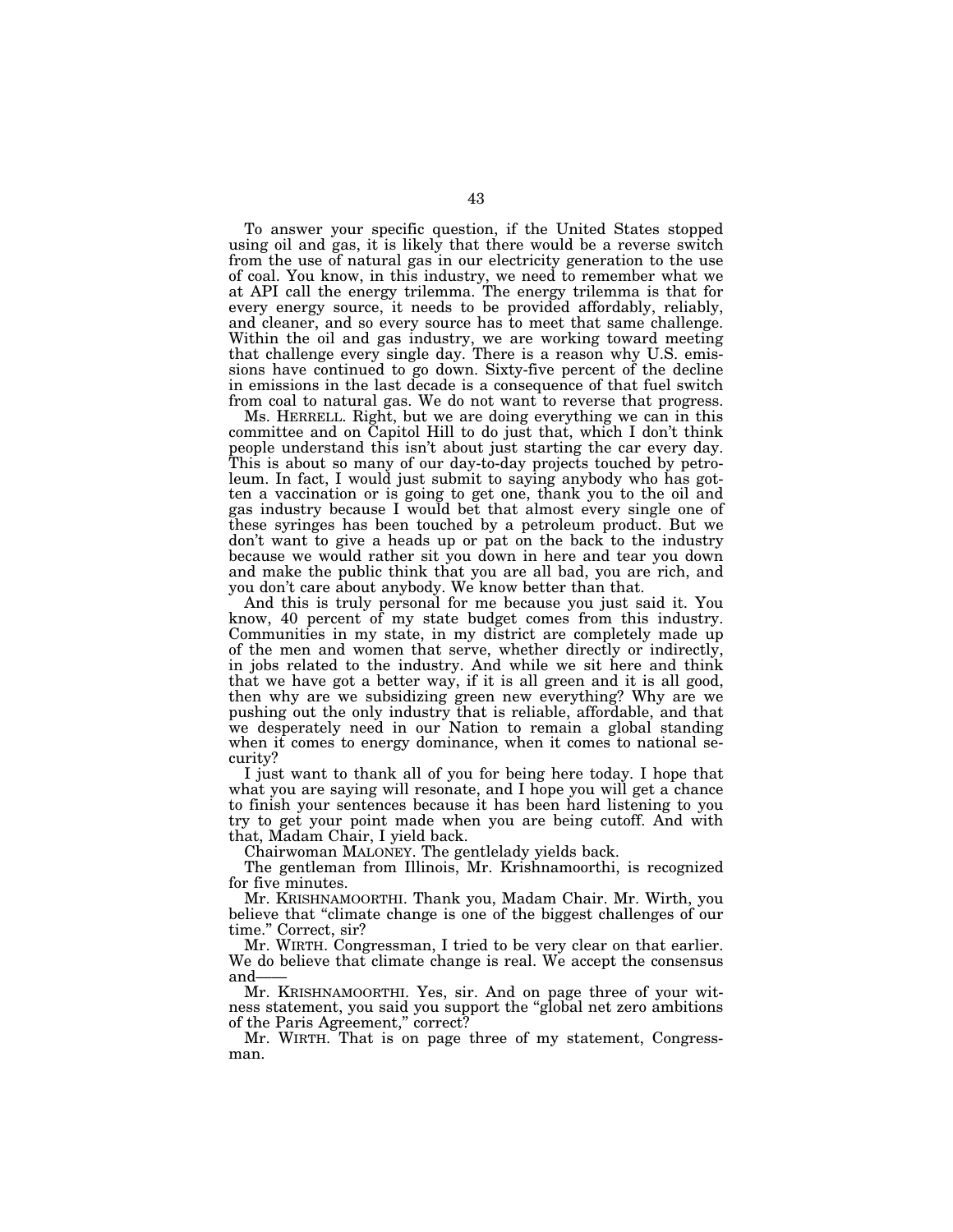To answer your specific question, if the United States stopped using oil and gas, it is likely that there would be a reverse switch from the use of natural gas in our electricity generation to the use of coal. You know, in this industry, we need to remember what we at API call the energy trilemma. The energy trilemma is that for every energy source, it needs to be provided affordably, reliably, and cleaner, and so every source has to meet that same challenge. Within the oil and gas industry, we are working toward meeting that challenge every single day. There is a reason why U.S. emissions have continued to go down. Sixty-five percent of the decline in emissions in the last decade is a consequence of that fuel switch from coal to natural gas. We do not want to reverse that progress.

Ms. HERRELL. Right, but we are doing everything we can in this committee and on Capitol Hill to do just that, which I don't think people understand this isn't about just starting the car every day. This is about so many of our day-to-day projects touched by petroleum. In fact, I would just submit to saying anybody who has gotten a vaccination or is going to get one, thank you to the oil and gas industry because I would bet that almost every single one of these syringes has been touched by a petroleum product. But we don't want to give a heads up or pat on the back to the industry because we would rather sit you down in here and tear you down and make the public think that you are all bad, you are rich, and you don't care about anybody. We know better than that.

And this is truly personal for me because you just said it. You know, 40 percent of my state budget comes from this industry. Communities in my state, in my district are completely made up of the men and women that serve, whether directly or indirectly, in jobs related to the industry. And while we sit here and think that we have got a better way, if it is all green and it is all good, then why are we subsidizing green new everything? Why are we pushing out the only industry that is reliable, affordable, and that we desperately need in our Nation to remain a global standing when it comes to energy dominance, when it comes to national security?

I just want to thank all of you for being here today. I hope that what you are saying will resonate, and I hope you will get a chance to finish your sentences because it has been hard listening to you try to get your point made when you are being cutoff. And with that, Madam Chair, I yield back.

Chairwoman MALONEY. The gentlelady yields back.

The gentleman from Illinois, Mr. Krishnamoorthi, is recognized for five minutes.

Mr. KRISHNAMOORTHI. Thank you, Madam Chair. Mr. Wirth, you believe that "climate change is one of the biggest challenges of our time." Correct, sir?

Mr. WIRTH. Congressman, I tried to be very clear on that earlier. We do believe that climate change is real. We accept the consensus and——

Mr. KRISHNAMOORTHI. Yes, sir. And on page three of your witness statement, you said you support the "global net zero ambitions of the Paris Agreement," correct?

Mr. WIRTH. That is on page three of my statement, Congressman.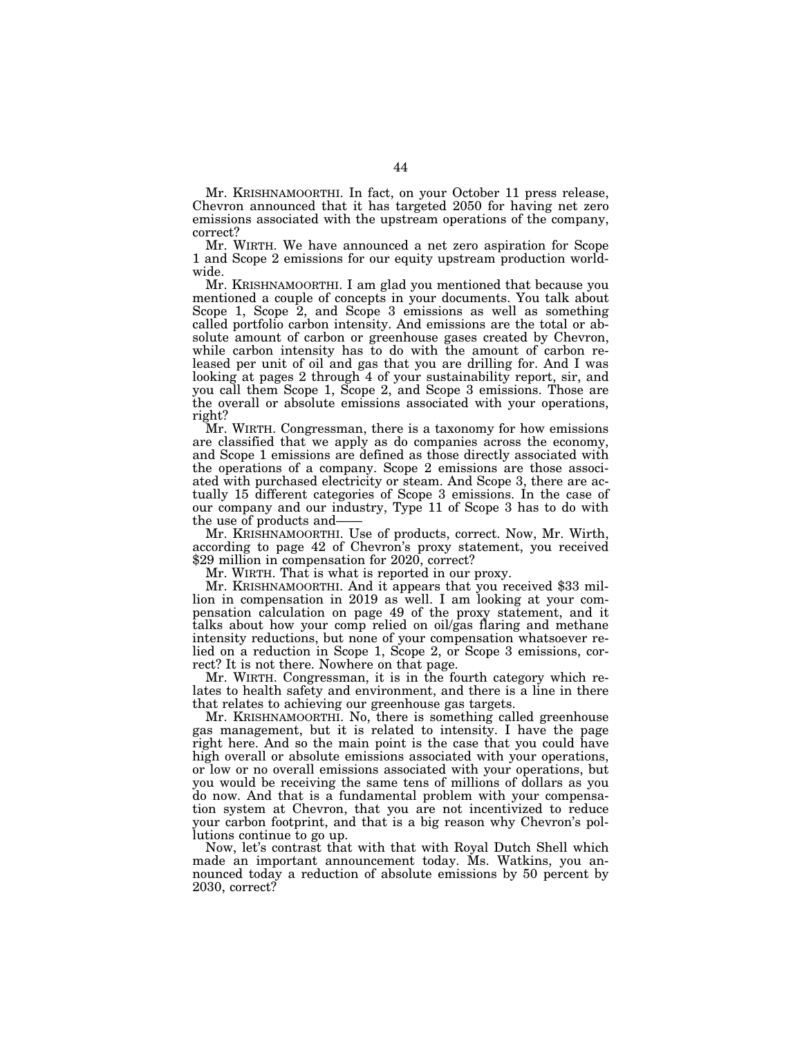Mr. KRISHNAMOORTHI. In fact, on your October 11 press release, Chevron announced that it has targeted 2050 for having net zero emissions associated with the upstream operations of the company, correct?

Mr. WIRTH. We have announced a net zero aspiration for Scope 1 and Scope 2 emissions for our equity upstream production worldwide.

Mr. KRISHNAMOORTHI. I am glad you mentioned that because you mentioned a couple of concepts in your documents. You talk about Scope 1, Scope 2, and Scope 3 emissions as well as something called portfolio carbon intensity. And emissions are the total or absolute amount of carbon or greenhouse gases created by Chevron, while carbon intensity has to do with the amount of carbon released per unit of oil and gas that you are drilling for. And I was looking at pages 2 through 4 of your sustainability report, sir, and you call them Scope 1, Scope 2, and Scope 3 emissions. Those are the overall or absolute emissions associated with your operations, right?

Mr. WIRTH. Congressman, there is a taxonomy for how emissions are classified that we apply as do companies across the economy, and Scope 1 emissions are defined as those directly associated with the operations of a company. Scope 2 emissions are those associated with purchased electricity or steam. And Scope 3, there are actually 15 different categories of Scope 3 emissions. In the case of our company and our industry, Type 11 of Scope 3 has to do with the use of products and——

Mr. KRISHNAMOORTHI. Use of products, correct. Now, Mr. Wirth, according to page 42 of Chevron's proxy statement, you received $29 million in compensation for 2020, correct?

Mr. WIRTH. That is what is reported in our proxy.

Mr. KRISHNAMOORTHI. And it appears that you received $33 million in compensation in 2019 as well. I am looking at your compensation calculation on page 49 of the proxy statement, and it talks about how your comp relied on oil/gas flaring and methane intensity reductions, but none of your compensation whatsoever relied on a reduction in Scope 1, Scope 2, or Scope 3 emissions, correct? It is not there. Nowhere on that page.

Mr. WIRTH. Congressman, it is in the fourth category which relates to health safety and environment, and there is a line in there that relates to achieving our greenhouse gas targets.

Mr. KRISHNAMOORTHI. No, there is something called greenhouse gas management, but it is related to intensity. I have the page right here. And so the main point is the case that you could have high overall or absolute emissions associated with your operations, or low or no overall emissions associated with your operations, but you would be receiving the same tens of millions of dollars as you do now. And that is a fundamental problem with your compensation system at Chevron, that you are not incentivized to reduce your carbon footprint, and that is a big reason why Chevron's pollutions continue to go up.

Now, let's contrast that with that with Royal Dutch Shell which made an important announcement today. Ms. Watkins, you announced today a reduction of absolute emissions by 50 percent by 2030, correct?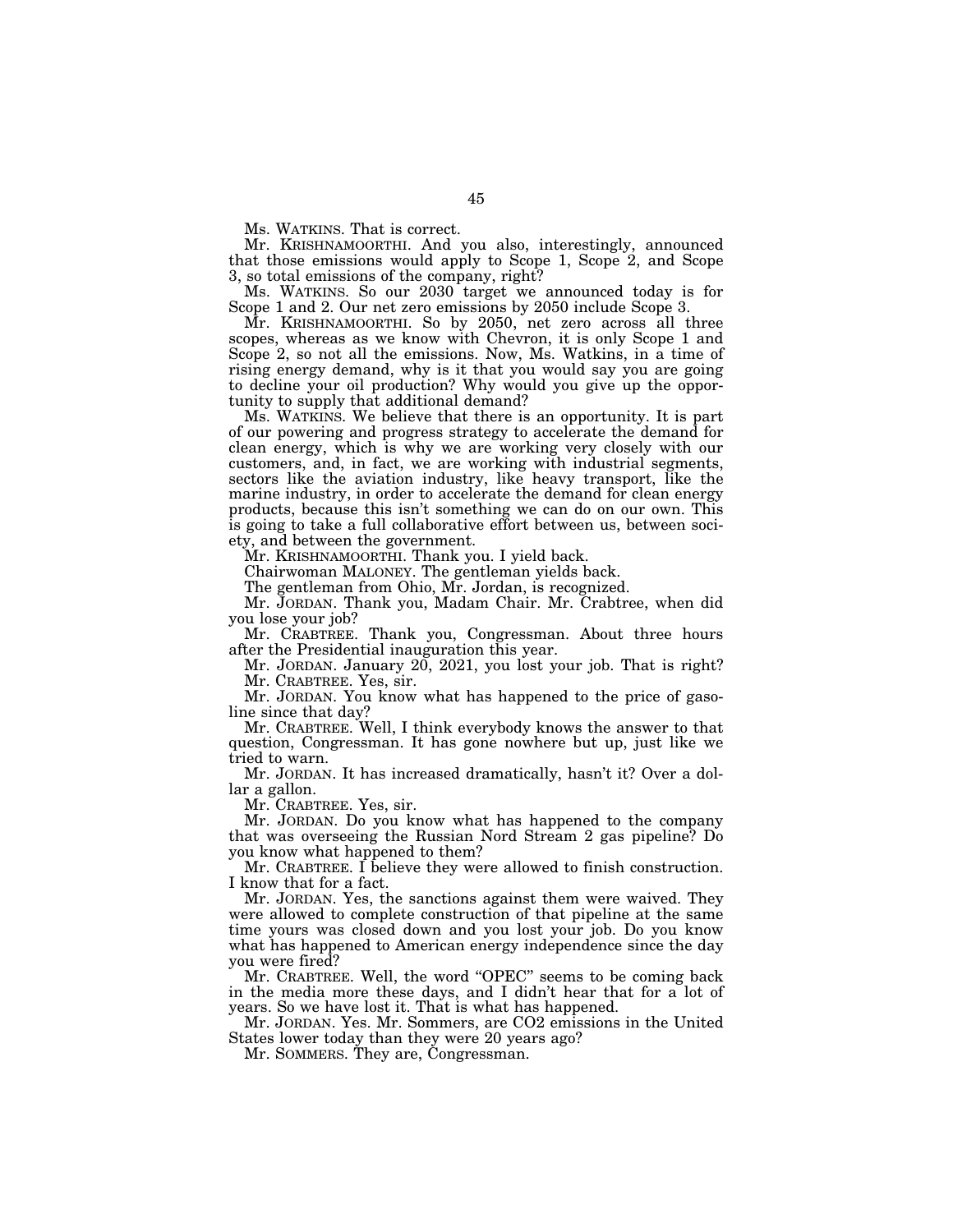Ms. WATKINS. That is correct.

Mr. KRISHNAMOORTHI. And you also, interestingly, announced that those emissions would apply to Scope 1, Scope 2, and Scope 3, so total emissions of the company, right?

Ms. WATKINS. So our 2030 target we announced today is for Scope 1 and 2. Our net zero emissions by 2050 include Scope 3.

Mr. KRISHNAMOORTHI. So by 2050, net zero across all three scopes, whereas as we know with Chevron, it is only Scope 1 and Scope 2, so not all the emissions. Now, Ms. Watkins, in a time of rising energy demand, why is it that you would say you are going to decline your oil production? Why would you give up the opportunity to supply that additional demand?

Ms. WATKINS. We believe that there is an opportunity. It is part of our powering and progress strategy to accelerate the demand for clean energy, which is why we are working very closely with our customers, and, in fact, we are working with industrial segments, sectors like the aviation industry, like heavy transport, like the marine industry, in order to accelerate the demand for clean energy products, because this isn't something we can do on our own. This is going to take a full collaborative effort between us, between society, and between the government.

Mr. KRISHNAMOORTHI. Thank you. I yield back.

Chairwoman MALONEY. The gentleman yields back.

The gentleman from Ohio, Mr. Jordan, is recognized.

Mr. JORDAN. Thank you, Madam Chair. Mr. Crabtree, when did you lose your job?

Mr. CRABTREE. Thank you, Congressman. About three hours after the Presidential inauguration this year.

Mr. JORDAN. January 20, 2021, you lost your job. That is right?

Mr. CRABTREE. Yes, sir.

Mr. JORDAN. You know what has happened to the price of gasoline since that day?

Mr. CRABTREE. Well, I think everybody knows the answer to that question, Congressman. It has gone nowhere but up, just like we tried to warn.

Mr. JORDAN. It has increased dramatically, hasn't it? Over a dollar a gallon.

Mr. CRABTREE. Yes, sir.

Mr. JORDAN. Do you know what has happened to the company that was overseeing the Russian Nord Stream 2 gas pipeline? Do you know what happened to them?

Mr. CRABTREE. I believe they were allowed to finish construction. I know that for a fact.

Mr. JORDAN. Yes, the sanctions against them were waived. They were allowed to complete construction of that pipeline at the same time yours was closed down and you lost your job. Do you know what has happened to American energy independence since the day you were fired?

Mr. CRABTREE. Well, the word "OPEC" seems to be coming back in the media more these days, and I didn't hear that for a lot of years. So we have lost it. That is what has happened.

Mr. JORDAN. Yes. Mr. Sommers, are $CO_2$ emissions in the United States lower today than they were 20 years ago?

Mr. SOMMERS. They are, Congressman.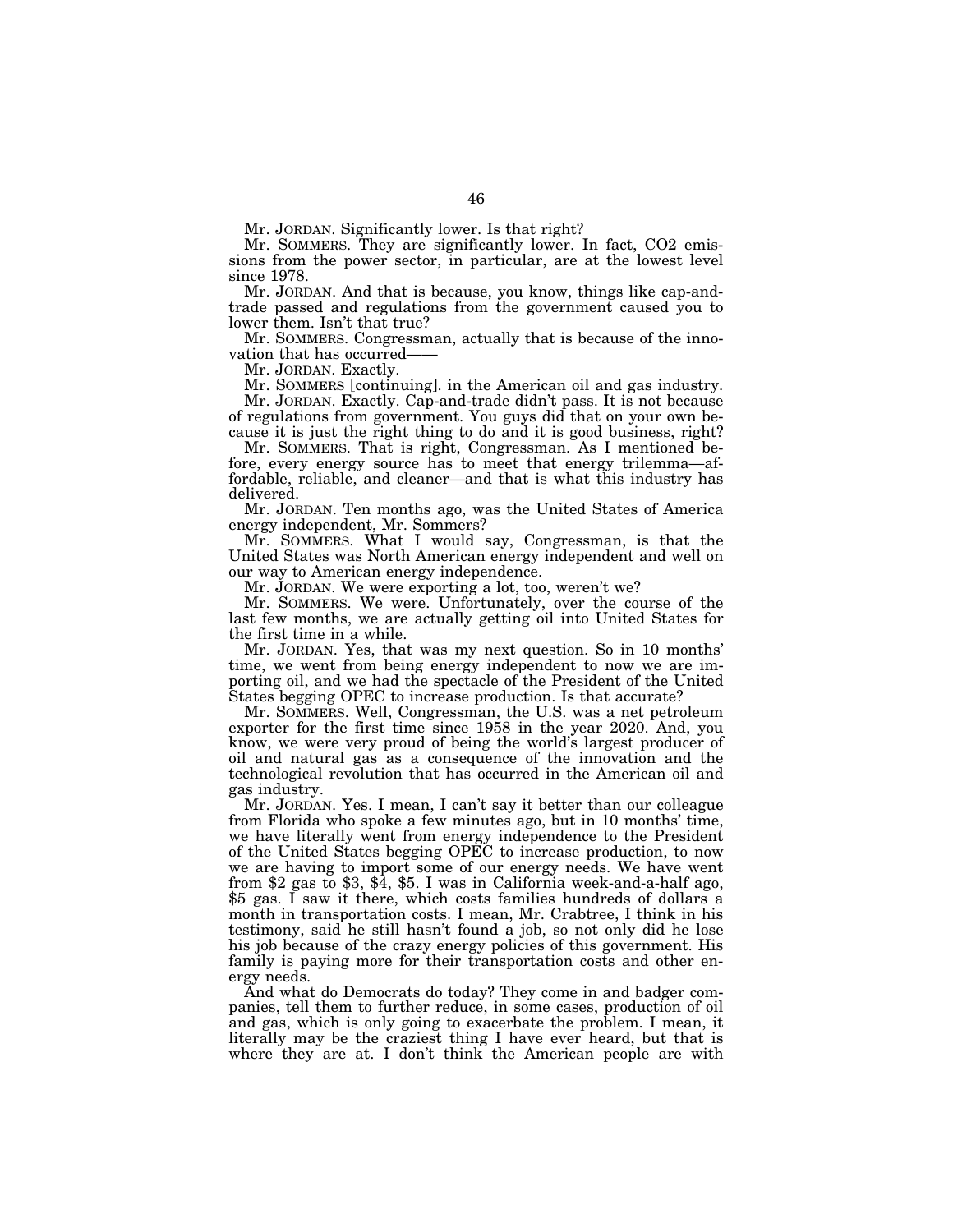Mr. JORDAN. Significantly lower. Is that right?

Mr. SOMMERS. They are significantly lower. In fact, $CO_2$ emissions from the power sector, in particular, are at the lowest level since 1978.

Mr. JORDAN. And that is because, you know, things like cap-and-trade passed and regulations from the government caused you to lower them. Isn't that true?

Mr. SOMMERS. Congressman, actually that is because of the innovation that has occurred——

Mr. JORDAN. Exactly.

Mr. SOMMERS [continuing]. in the American oil and gas industry.

Mr. JORDAN. Exactly. Cap-and-trade didn't pass. It is not because of regulations from government. You guys did that on your own because it is just the right thing to do and it is good business, right?

Mr. SOMMERS. That is right, Congressman. As I mentioned before, every energy source has to meet that energy trilemma—affordable, reliable, and cleaner—and that is what this industry has delivered.

Mr. JORDAN. Ten months ago, was the United States of America energy independent, Mr. Sommers?

Mr. SOMMERS. What I would say, Congressman, is that the United States was North American energy independent and well on our way to American energy independence.

Mr. JORDAN. We were exporting a lot, too, weren't we?

Mr. SOMMERS. We were. Unfortunately, over the course of the last few months, we are actually getting oil into United States for the first time in a while.

Mr. JORDAN. Yes, that was my next question. So in 10 months' time, we went from being energy independent to now we are importing oil, and we had the spectacle of the President of the United States begging OPEC to increase production. Is that accurate?

Mr. SOMMERS. Well, Congressman, the U.S. was a net petroleum exporter for the first time since 1958 in the year 2020. And, you know, we were very proud of being the world's largest producer of oil and natural gas as a consequence of the innovation and the technological revolution that has occurred in the American oil and gas industry.

Mr. JORDAN. Yes. I mean, I can't say it better than our colleague from Florida who spoke a few minutes ago, but in 10 months' time, we have literally went from energy independence to the President of the United States begging OPEC to increase production, to now we are having to import some of our energy needs. We have went from $2 gas to $3, $4, $5. I was in California week-and-a-half ago, $5 gas. I saw it there, which costs families hundreds of dollars a month in transportation costs. I mean, Mr. Crabtree, I think in his testimony, said he still hasn't found a job, so not only did he lose his job because of the crazy energy policies of this government. His family is paying more for their transportation costs and other energy needs.

And what do Democrats do today? They come in and badger companies, tell them to further reduce, in some cases, production of oil and gas, which is only going to exacerbate the problem. I mean, it literally may be the craziest thing I have ever heard, but that is where they are at. I don't think the American people are with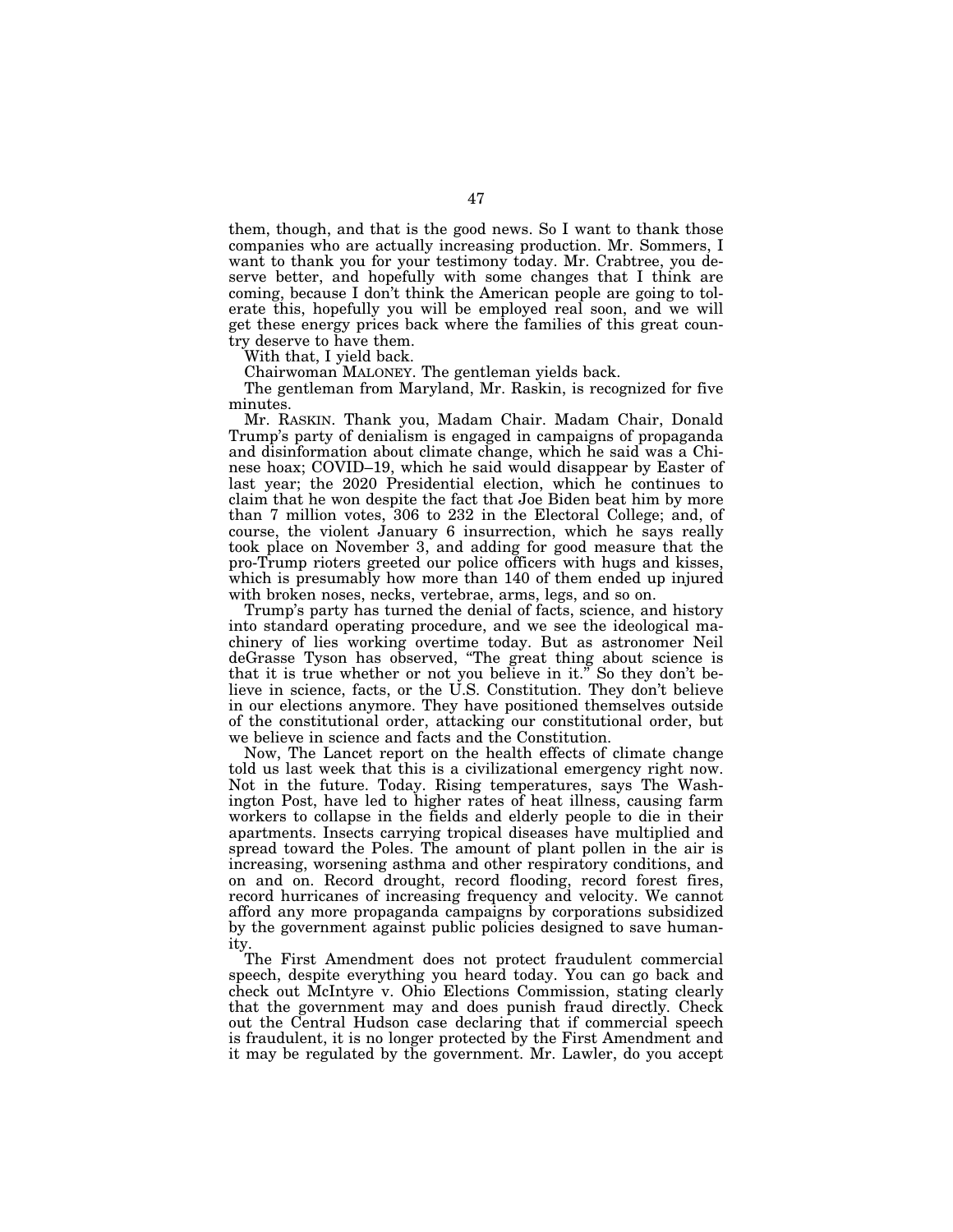them, though, and that is the good news. So I want to thank those companies who are actually increasing production. Mr. Sommers, I want to thank you for your testimony today. Mr. Crabtree, you deserve better, and hopefully with some changes that I think are coming, because I don't think the American people are going to tolerate this, hopefully you will be employed real soon, and we will get these energy prices back where the families of this great country deserve to have them.

With that, I yield back.

Chairwoman MALONEY. The gentleman yields back.

The gentleman from Maryland, Mr. Raskin, is recognized for five minutes.

Mr. RASKIN. Thank you, Madam Chair. Madam Chair, Donald Trump's party of denialism is engaged in campaigns of propaganda and disinformation about climate change, which he said was a Chinese hoax; COVID–19, which he said would disappear by Easter of last year; the 2020 Presidential election, which he continues to claim that he won despite the fact that Joe Biden beat him by more than 7 million votes, 306 to 232 in the Electoral College; and, of course, the violent January 6 insurrection, which he says really took place on November 3, and adding for good measure that the pro-Trump rioters greeted our police officers with hugs and kisses, which is presumably how more than 140 of them ended up injured with broken noses, necks, vertebrae, arms, legs, and so on.

Trump's party has turned the denial of facts, science, and history into standard operating procedure, and we see the ideological machinery of lies working overtime today. But as astronomer Neil deGrasse Tyson has observed, "The great thing about science is that it is true whether or not you believe in it." So they don't believe in science, facts, or the U.S. Constitution. They don't believe in our elections anymore. They have positioned themselves outside of the constitutional order, attacking our constitutional order, but we believe in science and facts and the Constitution.

Now, The Lancet report on the health effects of climate change told us last week that this is a civilizational emergency right now. Not in the future. Today. Rising temperatures, says The Washington Post, have led to higher rates of heat illness, causing farm workers to collapse in the fields and elderly people to die in their apartments. Insects carrying tropical diseases have multiplied and spread toward the Poles. The amount of plant pollen in the air is increasing, worsening asthma and other respiratory conditions, and on and on. Record drought, record flooding, record forest fires, record hurricanes of increasing frequency and velocity. We cannot afford any more propaganda campaigns by corporations subsidized by the government against public policies designed to save humanity.

The First Amendment does not protect fraudulent commercial speech, despite everything you heard today. You can go back and check out McIntyre v. Ohio Elections Commission, stating clearly that the government may and does punish fraud directly. Check out the Central Hudson case declaring that if commercial speech is fraudulent, it is no longer protected by the First Amendment and it may be regulated by the government. Mr. Lawler, do you accept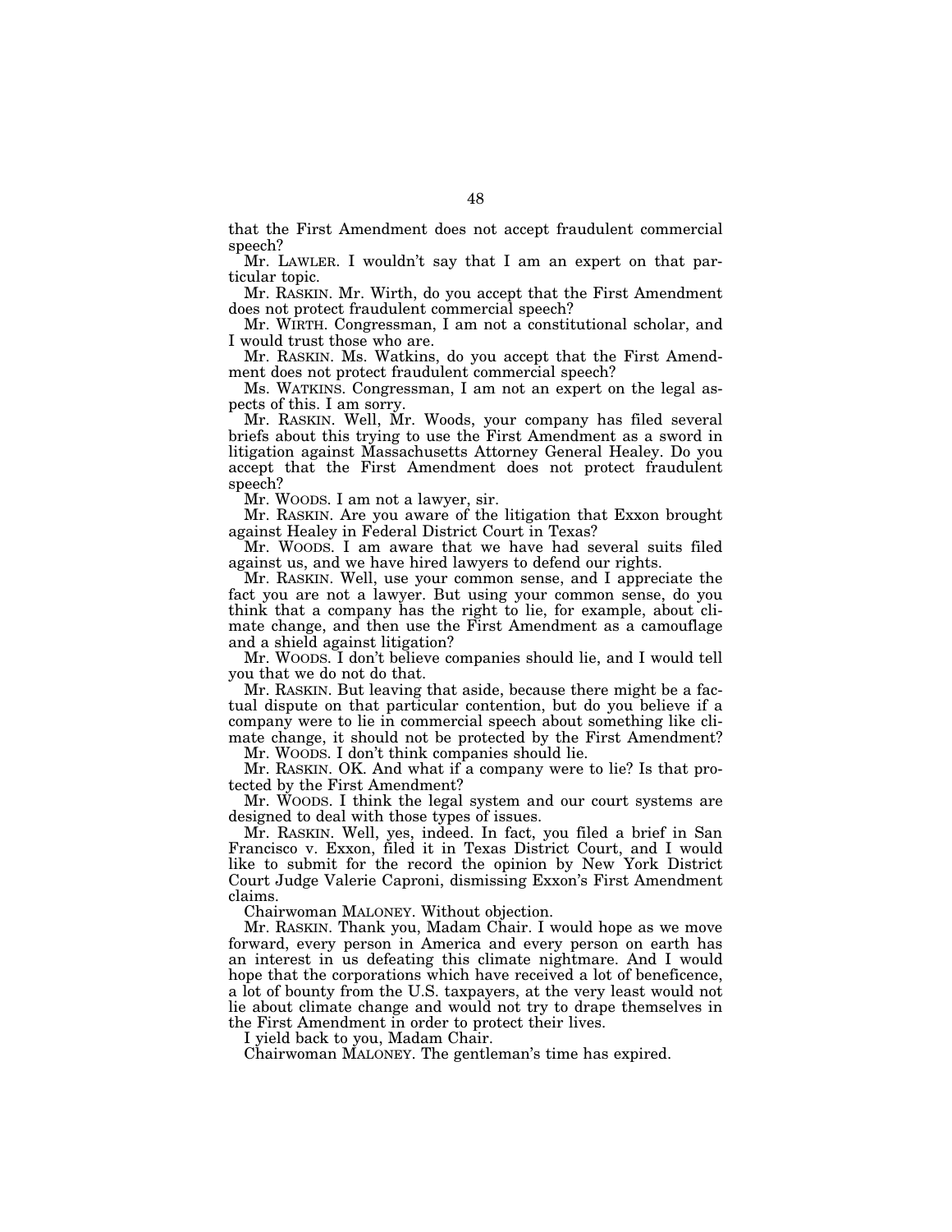that the First Amendment does not accept fraudulent commercial speech?

Mr. LAWLER. I wouldn't say that I am an expert on that particular topic.

Mr. RASKIN. Mr. Wirth, do you accept that the First Amendment does not protect fraudulent commercial speech?

Mr. WIRTH. Congressman, I am not a constitutional scholar, and I would trust those who are.

Mr. RASKIN. Ms. Watkins, do you accept that the First Amendment does not protect fraudulent commercial speech?

Ms. WATKINS. Congressman, I am not an expert on the legal aspects of this. I am sorry.

Mr. RASKIN. Well, Mr. Woods, your company has filed several briefs about this trying to use the First Amendment as a sword in litigation against Massachusetts Attorney General Healey. Do you accept that the First Amendment does not protect fraudulent speech?

Mr. WOODS. I am not a lawyer, sir.

Mr. RASKIN. Are you aware of the litigation that Exxon brought against Healey in Federal District Court in Texas?

Mr. WOODS. I am aware that we have had several suits filed against us, and we have hired lawyers to defend our rights.

Mr. RASKIN. Well, use your common sense, and I appreciate the fact you are not a lawyer. But using your common sense, do you think that a company has the right to lie, for example, about climate change, and then use the First Amendment as a camouflage and a shield against litigation?

Mr. WOODS. I don't believe companies should lie, and I would tell you that we do not do that.

Mr. RASKIN. But leaving that aside, because there might be a factual dispute on that particular contention, but do you believe if a company were to lie in commercial speech about something like climate change, it should not be protected by the First Amendment?

Mr. WOODS. I don't think companies should lie.

Mr. RASKIN. OK. And what if a company were to lie? Is that protected by the First Amendment?

Mr. WOODS. I think the legal system and our court systems are designed to deal with those types of issues.

Mr. RASKIN. Well, yes, indeed. In fact, you filed a brief in San Francisco v. Exxon, filed it in Texas District Court, and I would like to submit for the record the opinion by New York District Court Judge Valerie Caproni, dismissing Exxon's First Amendment claims.

Chairwoman MALONEY. Without objection.

Mr. RASKIN. Thank you, Madam Chair. I would hope as we move forward, every person in America and every person on earth has an interest in us defeating this climate nightmare. And I would hope that the corporations which have received a lot of beneficence, a lot of bounty from the U.S. taxpayers, at the very least would not lie about climate change and would not try to drape themselves in the First Amendment in order to protect their lives.

I yield back to you, Madam Chair.

Chairwoman MALONEY. The gentleman's time has expired.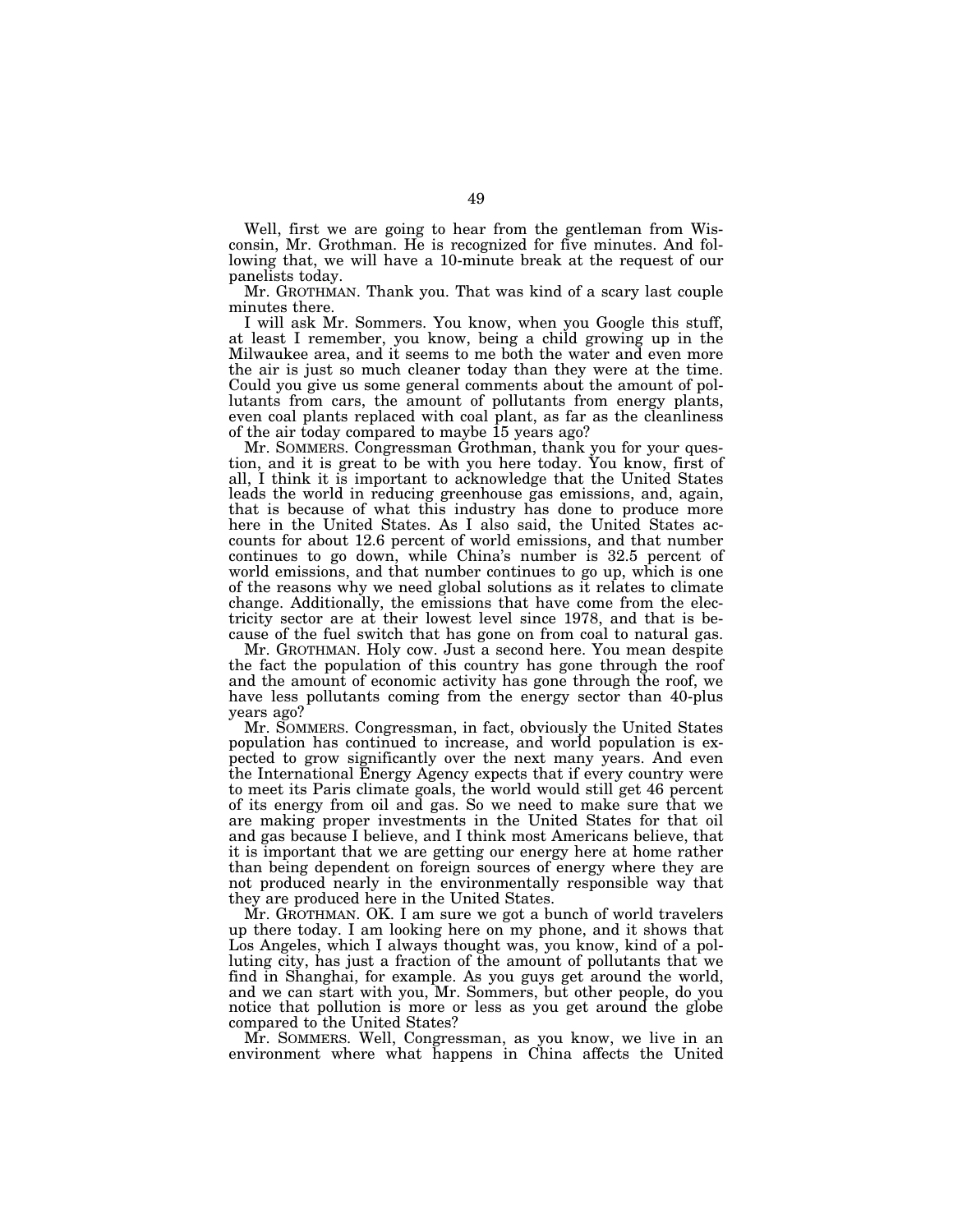Well, first we are going to hear from the gentleman from Wisconsin, Mr. Grothman. He is recognized for five minutes. And following that, we will have a 10-minute break at the request of our panelists today.

Mr. GROTHMAN. Thank you. That was kind of a scary last couple minutes there.

I will ask Mr. Sommers. You know, when you Google this stuff, at least I remember, you know, being a child growing up in the Milwaukee area, and it seems to me both the water and even more the air is just so much cleaner today than they were at the time. Could you give us some general comments about the amount of pollutants from cars, the amount of pollutants from energy plants, even coal plants replaced with coal plant, as far as the cleanliness of the air today compared to maybe 15 years ago?

Mr. SOMMERS. Congressman Grothman, thank you for your question, and it is great to be with you here today. You know, first of all, I think it is important to acknowledge that the United States leads the world in reducing greenhouse gas emissions, and, again, that is because of what this industry has done to produce more here in the United States. As I also said, the United States accounts for about 12.6 percent of world emissions, and that number continues to go down, while China's number is 32.5 percent of world emissions, and that number continues to go up, which is one of the reasons why we need global solutions as it relates to climate change. Additionally, the emissions that have come from the electricity sector are at their lowest level since 1978, and that is because of the fuel switch that has gone on from coal to natural gas.

Mr. GROTHMAN. Holy cow. Just a second here. You mean despite the fact the population of this country has gone through the roof and the amount of economic activity has gone through the roof, we have less pollutants coming from the energy sector than 40-plus years ago?

Mr. SOMMERS. Congressman, in fact, obviously the United States population has continued to increase, and world population is expected to grow significantly over the next many years. And even the International Energy Agency expects that if every country were to meet its Paris climate goals, the world would still get 46 percent of its energy from oil and gas. So we need to make sure that we are making proper investments in the United States for that oil and gas because I believe, and I think most Americans believe, that it is important that we are getting our energy here at home rather than being dependent on foreign sources of energy where they are not produced nearly in the environmentally responsible way that they are produced here in the United States.

Mr. GROTHMAN. OK. I am sure we got a bunch of world travelers up there today. I am looking here on my phone, and it shows that Los Angeles, which I always thought was, you know, kind of a polluting city, has just a fraction of the amount of pollutants that we find in Shanghai, for example. As you guys get around the world, and we can start with you, Mr. Sommers, but other people, do you notice that pollution is more or less as you get around the globe compared to the United States?

Mr. SOMMERS. Well, Congressman, as you know, we live in an environment where what happens in China affects the United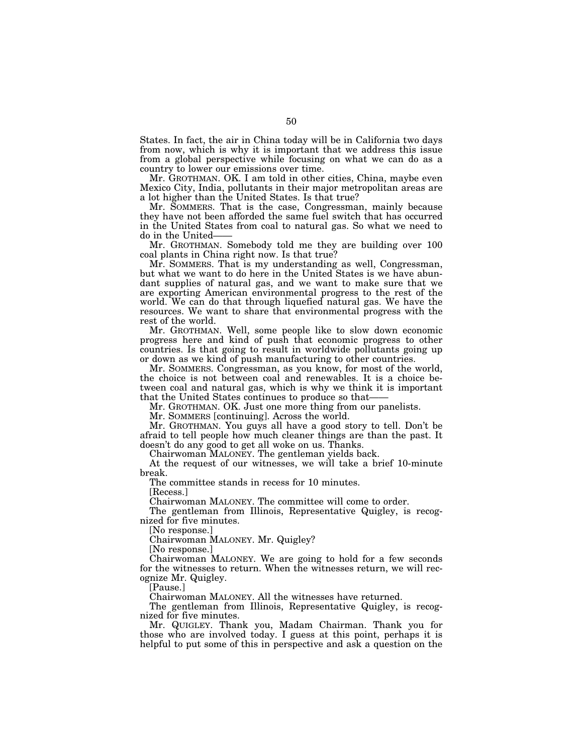States. In fact, the air in China today will be in California two days from now, which is why it is important that we address this issue from a global perspective while focusing on what we can do as a country to lower our emissions over time.

Mr. GROTHMAN. OK. I am told in other cities, China, maybe even Mexico City, India, pollutants in their major metropolitan areas are a lot higher than the United States. Is that true?

Mr. SOMMERS. That is the case, Congressman, mainly because they have not been afforded the same fuel switch that has occurred in the United States from coal to natural gas. So what we need to do in the United——

Mr. GROTHMAN. Somebody told me they are building over 100 coal plants in China right now. Is that true?

Mr. SOMMERS. That is my understanding as well, Congressman, but what we want to do here in the United States is we have abundant supplies of natural gas, and we want to make sure that we are exporting American environmental progress to the rest of the world. We can do that through liquefied natural gas. We have the resources. We want to share that environmental progress with the rest of the world.

Mr. GROTHMAN. Well, some people like to slow down economic progress here and kind of push that economic progress to other countries. Is that going to result in worldwide pollutants going up or down as we kind of push manufacturing to other countries.

Mr. SOMMERS. Congressman, as you know, for most of the world, the choice is not between coal and renewables. It is a choice between coal and natural gas, which is why we think it is important that the United States continues to produce so that——

Mr. GROTHMAN. OK. Just one more thing from our panelists.

Mr. SOMMERS [continuing]. Across the world.

Mr. GROTHMAN. You guys all have a good story to tell. Don't be afraid to tell people how much cleaner things are than the past. It doesn't do any good to get all woke on us. Thanks.

Chairwoman MALONEY. The gentleman yields back.

At the request of our witnesses, we will take a brief 10-minute break.

The committee stands in recess for 10 minutes.

[Recess.]

Chairwoman MALONEY. The committee will come to order.

The gentleman from Illinois, Representative Quigley, is recognized for five minutes.

[No response.]

Chairwoman MALONEY. Mr. Quigley?

[No response.]

Chairwoman MALONEY. We are going to hold for a few seconds for the witnesses to return. When the witnesses return, we will recognize Mr. Quigley.

[Pause.]

Chairwoman MALONEY. All the witnesses have returned.

The gentleman from Illinois, Representative Quigley, is recognized for five minutes.

Mr. QUIGLEY. Thank you, Madam Chairman. Thank you for those who are involved today. I guess at this point, perhaps it is helpful to put some of this in perspective and ask a question on the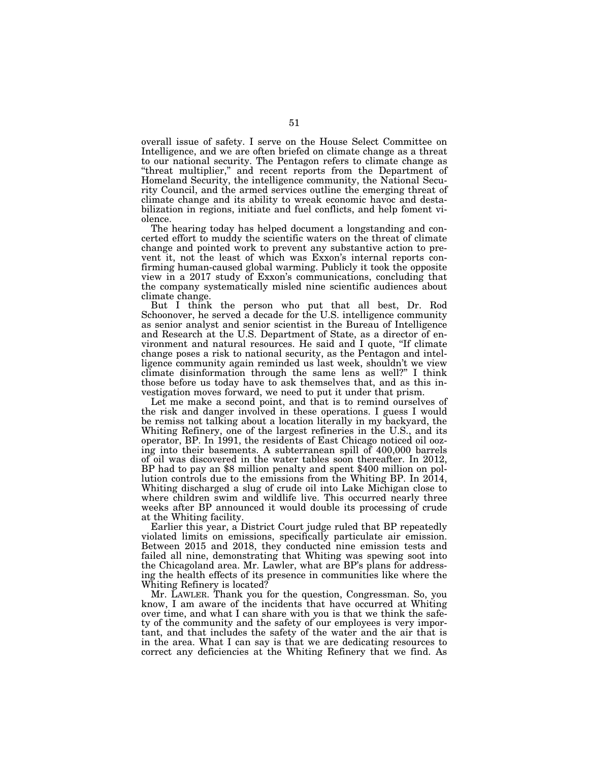overall issue of safety. I serve on the House Select Committee on Intelligence, and we are often briefed on climate change as a threat to our national security. The Pentagon refers to climate change as "threat multiplier," and recent reports from the Department of Homeland Security, the intelligence community, the National Security Council, and the armed services outline the emerging threat of climate change and its ability to wreak economic havoc and destabilization in regions, initiate and fuel conflicts, and help foment violence.

The hearing today has helped document a longstanding and concerted effort to muddy the scientific waters on the threat of climate change and pointed work to prevent any substantive action to prevent it, not the least of which was Exxon's internal reports confirming human-caused global warming. Publicly it took the opposite view in a 2017 study of Exxon's communications, concluding that the company systematically misled nine scientific audiences about climate change.

But I think the person who put that all best, Dr. Rod Schoonover, he served a decade for the U.S. intelligence community as senior analyst and senior scientist in the Bureau of Intelligence and Research at the U.S. Department of State, as a director of environment and natural resources. He said and I quote, "If climate change poses a risk to national security, as the Pentagon and intelligence community again reminded us last week, shouldn't we view climate disinformation through the same lens as well?" I think those before us today have to ask themselves that, and as this investigation moves forward, we need to put it under that prism.

Let me make a second point, and that is to remind ourselves of the risk and danger involved in these operations. I guess I would be remiss not talking about a location literally in my backyard, the Whiting Refinery, one of the largest refineries in the U.S., and its operator, BP. In 1991, the residents of East Chicago noticed oil oozing into their basements. A subterranean spill of 400,000 barrels of oil was discovered in the water tables soon thereafter. In 2012, BP had to pay an $8 million penalty and spent $400 million on pollution controls due to the emissions from the Whiting BP. In 2014, Whiting discharged a slug of crude oil into Lake Michigan close to where children swim and wildlife live. This occurred nearly three weeks after BP announced it would double its processing of crude at the Whiting facility.

Earlier this year, a District Court judge ruled that BP repeatedly violated limits on emissions, specifically particulate air emission. Between 2015 and 2018, they conducted nine emission tests and failed all nine, demonstrating that Whiting was spewing soot into the Chicagoland area. Mr. Lawler, what are BP's plans for addressing the health effects of its presence in communities like where the Whiting Refinery is located?

Mr. LAWLER. Thank you for the question, Congressman. So, you know, I am aware of the incidents that have occurred at Whiting over time, and what I can share with you is that we think the safety of the community and the safety of our employees is very important, and that includes the safety of the water and the air that is in the area. What I can say is that we are dedicating resources to correct any deficiencies at the Whiting Refinery that we find. As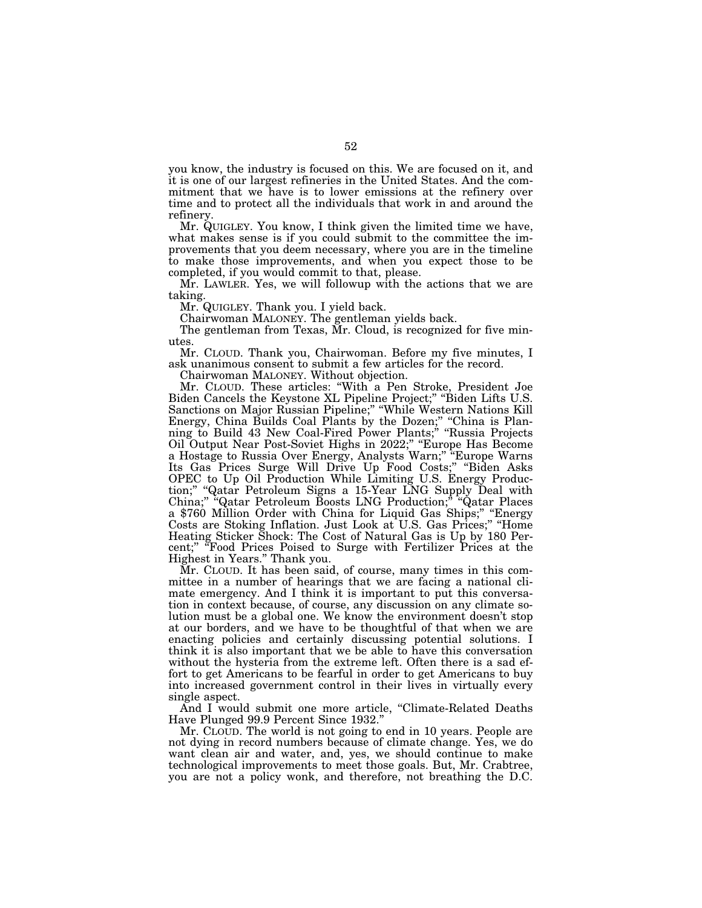you know, the industry is focused on this. We are focused on it, and it is one of our largest refineries in the United States. And the commitment that we have is to lower emissions at the refinery over time and to protect all the individuals that work in and around the refinery.

Mr. QUIGLEY. You know, I think given the limited time we have, what makes sense is if you could submit to the committee the improvements that you deem necessary, where you are in the timeline to make those improvements, and when you expect those to be completed, if you would commit to that, please.

Mr. LAWLER. Yes, we will followup with the actions that we are taking.

Mr. QUIGLEY. Thank you. I yield back.

Chairwoman MALONEY. The gentleman yields back.

The gentleman from Texas, Mr. Cloud, is recognized for five minutes.

Mr. CLOUD. Thank you, Chairwoman. Before my five minutes, I ask unanimous consent to submit a few articles for the record.

Chairwoman MALONEY. Without objection.

Mr. CLOUD. These articles: "With a Pen Stroke, President Joe Biden Cancels the Keystone XL Pipeline Project;" "Biden Lifts U.S. Sanctions on Major Russian Pipeline;" "While Western Nations Kill Energy, China Builds Coal Plants by the Dozen;" "China is Planning to Build 43 New Coal-Fired Power Plants;" "Russia Projects Oil Output Near Post-Soviet Highs in 2022;" "Europe Has Become a Hostage to Russia Over Energy, Analysts Warn;" "Europe Warns Its Gas Prices Surge Will Drive Up Food Costs;" "Biden Asks OPEC to Up Oil Production While Limiting U.S. Energy Production;" "Qatar Petroleum Signs a 15-Year LNG Supply Deal with China;" "Qatar Petroleum Boosts LNG Production;" "Qatar Places a $760 Million Order with China for Liquid Gas Ships;" "Energy Costs are Stoking Inflation. Just Look at U.S. Gas Prices;" "Home Heating Sticker Shock: The Cost of Natural Gas is Up by 180 Percent;" "Food Prices Poised to Surge with Fertilizer Prices at the Highest in Years." Thank you.

Mr. CLOUD. It has been said, of course, many times in this committee in a number of hearings that we are facing a national climate emergency. And I think it is important to put this conversation in context because, of course, any discussion on any climate solution must be a global one. We know the environment doesn't stop at our borders, and we have to be thoughtful of that when we are enacting policies and certainly discussing potential solutions. I think it is also important that we be able to have this conversation without the hysteria from the extreme left. Often there is a sad effort to get Americans to be fearful in order to get Americans to buy into increased government control in their lives in virtually every single aspect.

And I would submit one more article, "Climate-Related Deaths Have Plunged 99.9 Percent Since 1932."

Mr. CLOUD. The world is not going to end in 10 years. People are not dying in record numbers because of climate change. Yes, we do want clean air and water, and, yes, we should continue to make technological improvements to meet those goals. But, Mr. Crabtree, you are not a policy wonk, and therefore, not breathing the D.C.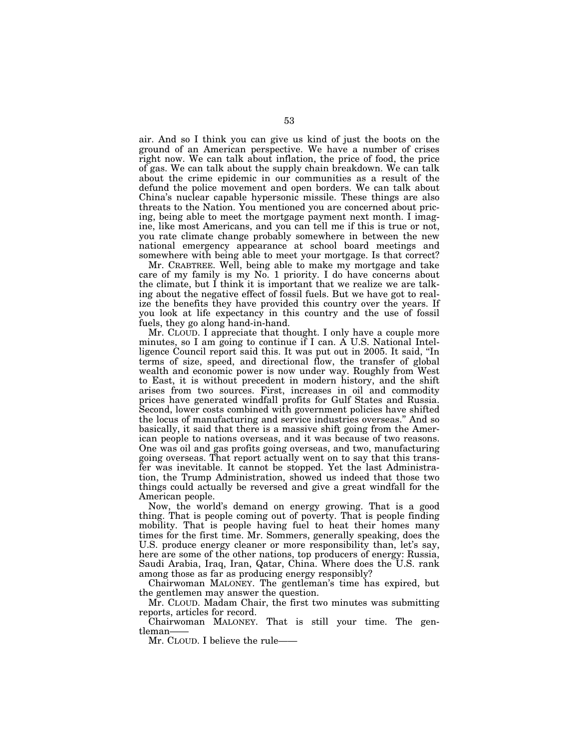air. And so I think you can give us kind of just the boots on the ground of an American perspective. We have a number of crises right now. We can talk about inflation, the price of food, the price of gas. We can talk about the supply chain breakdown. We can talk about the crime epidemic in our communities as a result of the defund the police movement and open borders. We can talk about China's nuclear capable hypersonic missile. These things are also threats to the Nation. You mentioned you are concerned about pricing, being able to meet the mortgage payment next month. I imagine, like most Americans, and you can tell me if this is true or not, you rate climate change probably somewhere in between the new national emergency appearance at school board meetings and somewhere with being able to meet your mortgage. Is that correct?

Mr. CRABTREE. Well, being able to make my mortgage and take care of my family is my No. 1 priority. I do have concerns about the climate, but I think it is important that we realize we are talking about the negative effect of fossil fuels. But we have got to realize the benefits they have provided this country over the years. If you look at life expectancy in this country and the use of fossil fuels, they go along hand-in-hand.

Mr. CLOUD. I appreciate that thought. I only have a couple more minutes, so I am going to continue if I can. A U.S. National Intelligence Council report said this. It was put out in 2005. It said, "In terms of size, speed, and directional flow, the transfer of global wealth and economic power is now under way. Roughly from West to East, it is without precedent in modern history, and the shift arises from two sources. First, increases in oil and commodity prices have generated windfall profits for Gulf States and Russia. Second, lower costs combined with government policies have shifted the locus of manufacturing and service industries overseas." And so basically, it said that there is a massive shift going from the American people to nations overseas, and it was because of two reasons. One was oil and gas profits going overseas, and two, manufacturing going overseas. That report actually went on to say that this transfer was inevitable. It cannot be stopped. Yet the last Administration, the Trump Administration, showed us indeed that those two things could actually be reversed and give a great windfall for the American people.

Now, the world's demand on energy growing. That is a good thing. That is people coming out of poverty. That is people finding mobility. That is people having fuel to heat their homes many times for the first time. Mr. Sommers, generally speaking, does the U.S. produce energy cleaner or more responsibility than, let's say, here are some of the other nations, top producers of energy: Russia, Saudi Arabia, Iraq, Iran, Qatar, China. Where does the U.S. rank among those as far as producing energy responsibly?

Chairwoman MALONEY. The gentleman's time has expired, but the gentlemen may answer the question.

Mr. CLOUD. Madam Chair, the first two minutes was submitting reports, articles for record.

Chairwoman MALONEY. That is still your time. The gentleman——

Mr. CLOUD. I believe the rule——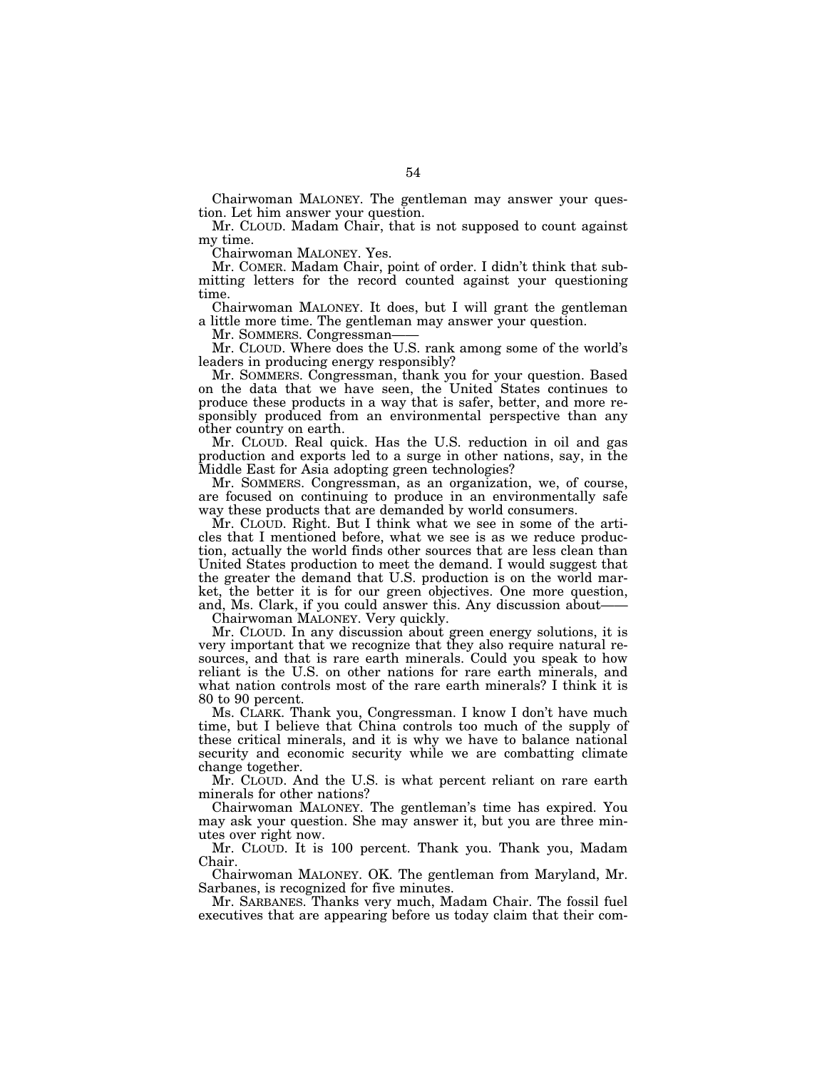Chairwoman MALONEY. The gentleman may answer your question. Let him answer your question.

Mr. CLOUD. Madam Chair, that is not supposed to count against my time.

Chairwoman MALONEY. Yes.

Mr. COMER. Madam Chair, point of order. I didn't think that submitting letters for the record counted against your questioning time.

Chairwoman MALONEY. It does, but I will grant the gentleman a little more time. The gentleman may answer your question.

Mr. SOMMERS. Congressman——

Mr. CLOUD. Where does the U.S. rank among some of the world's leaders in producing energy responsibly?

Mr. SOMMERS. Congressman, thank you for your question. Based on the data that we have seen, the United States continues to produce these products in a way that is safer, better, and more responsibly produced from an environmental perspective than any other country on earth.

Mr. CLOUD. Real quick. Has the U.S. reduction in oil and gas production and exports led to a surge in other nations, say, in the Middle East for Asia adopting green technologies?

Mr. SOMMERS. Congressman, as an organization, we, of course, are focused on continuing to produce in an environmentally safe way these products that are demanded by world consumers.

Mr. CLOUD. Right. But I think what we see in some of the articles that I mentioned before, what we see is as we reduce production, actually the world finds other sources that are less clean than United States production to meet the demand. I would suggest that the greater the demand that U.S. production is on the world market, the better it is for our green objectives. One more question, and, Ms. Clark, if you could answer this. Any discussion about——

Chairwoman MALONEY. Very quickly.

Mr. CLOUD. In any discussion about green energy solutions, it is very important that we recognize that they also require natural resources, and that is rare earth minerals. Could you speak to how reliant is the U.S. on other nations for rare earth minerals, and what nation controls most of the rare earth minerals? I think it is 80 to 90 percent.

Ms. CLARK. Thank you, Congressman. I know I don't have much time, but I believe that China controls too much of the supply of these critical minerals, and it is why we have to balance national security and economic security while we are combatting climate change together.

Mr. CLOUD. And the U.S. is what percent reliant on rare earth minerals for other nations?

Chairwoman MALONEY. The gentleman's time has expired. You may ask your question. She may answer it, but you are three minutes over right now.

Mr. CLOUD. It is 100 percent. Thank you. Thank you, Madam Chair.

Chairwoman MALONEY. OK. The gentleman from Maryland, Mr. Sarbanes, is recognized for five minutes.

Mr. SARBANES. Thanks very much, Madam Chair. The fossil fuel executives that are appearing before us today claim that their com-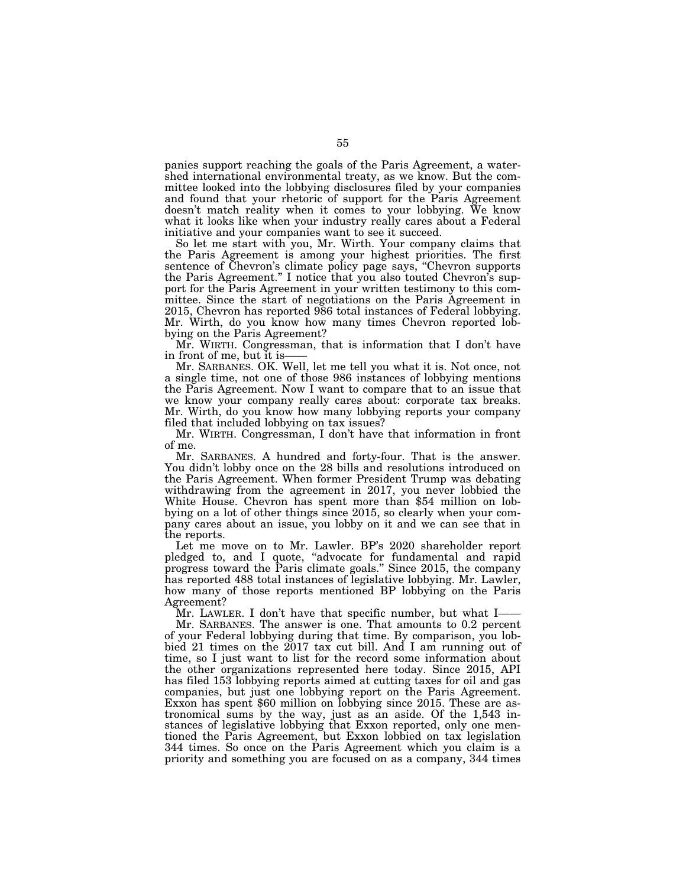panies support reaching the goals of the Paris Agreement, a watershed international environmental treaty, as we know. But the committee looked into the lobbying disclosures filed by your companies and found that your rhetoric of support for the Paris Agreement doesn't match reality when it comes to your lobbying. We know what it looks like when your industry really cares about a Federal initiative and your companies want to see it succeed.

So let me start with you, Mr. Wirth. Your company claims that the Paris Agreement is among your highest priorities. The first sentence of Chevron's climate policy page says, "Chevron supports the Paris Agreement." I notice that you also touted Chevron's support for the Paris Agreement in your written testimony to this committee. Since the start of negotiations on the Paris Agreement in 2015, Chevron has reported 986 total instances of Federal lobbying. Mr. Wirth, do you know how many times Chevron reported lobbying on the Paris Agreement?

Mr. WIRTH. Congressman, that is information that I don't have in front of me, but it is——

Mr. SARBANES. OK. Well, let me tell you what it is. Not once, not a single time, not one of those 986 instances of lobbying mentions the Paris Agreement. Now I want to compare that to an issue that we know your company really cares about: corporate tax breaks. Mr. Wirth, do you know how many lobbying reports your company filed that included lobbying on tax issues?

Mr. WIRTH. Congressman, I don't have that information in front of me.

Mr. SARBANES. A hundred and forty-four. That is the answer. You didn't lobby once on the 28 bills and resolutions introduced on the Paris Agreement. When former President Trump was debating withdrawing from the agreement in 2017, you never lobbied the White House. Chevron has spent more than $54 million on lobbying on a lot of other things since 2015, so clearly when your company cares about an issue, you lobby on it and we can see that in the reports.

Let me move on to Mr. Lawler. BP's 2020 shareholder report pledged to, and I quote, "advocate for fundamental and rapid progress toward the Paris climate goals." Since 2015, the company has reported 488 total instances of legislative lobbying. Mr. Lawler, how many of those reports mentioned BP lobbying on the Paris Agreement?

Mr. LAWLER. I don't have that specific number, but what I——

Mr. SARBANES. The answer is one. That amounts to 0.2 percent of your Federal lobbying during that time. By comparison, you lobbied 21 times on the 2017 tax cut bill. And I am running out of time, so I just want to list for the record some information about the other organizations represented here today. Since 2015, API has filed 153 lobbying reports aimed at cutting taxes for oil and gas companies, but just one lobbying report on the Paris Agreement. Exxon has spent $60 million on lobbying since 2015. These are astronomical sums by the way, just as an aside. Of the 1,543 instances of legislative lobbying that Exxon reported, only one mentioned the Paris Agreement, but Exxon lobbied on tax legislation 344 times. So once on the Paris Agreement which you claim is a priority and something you are focused on as a company, 344 times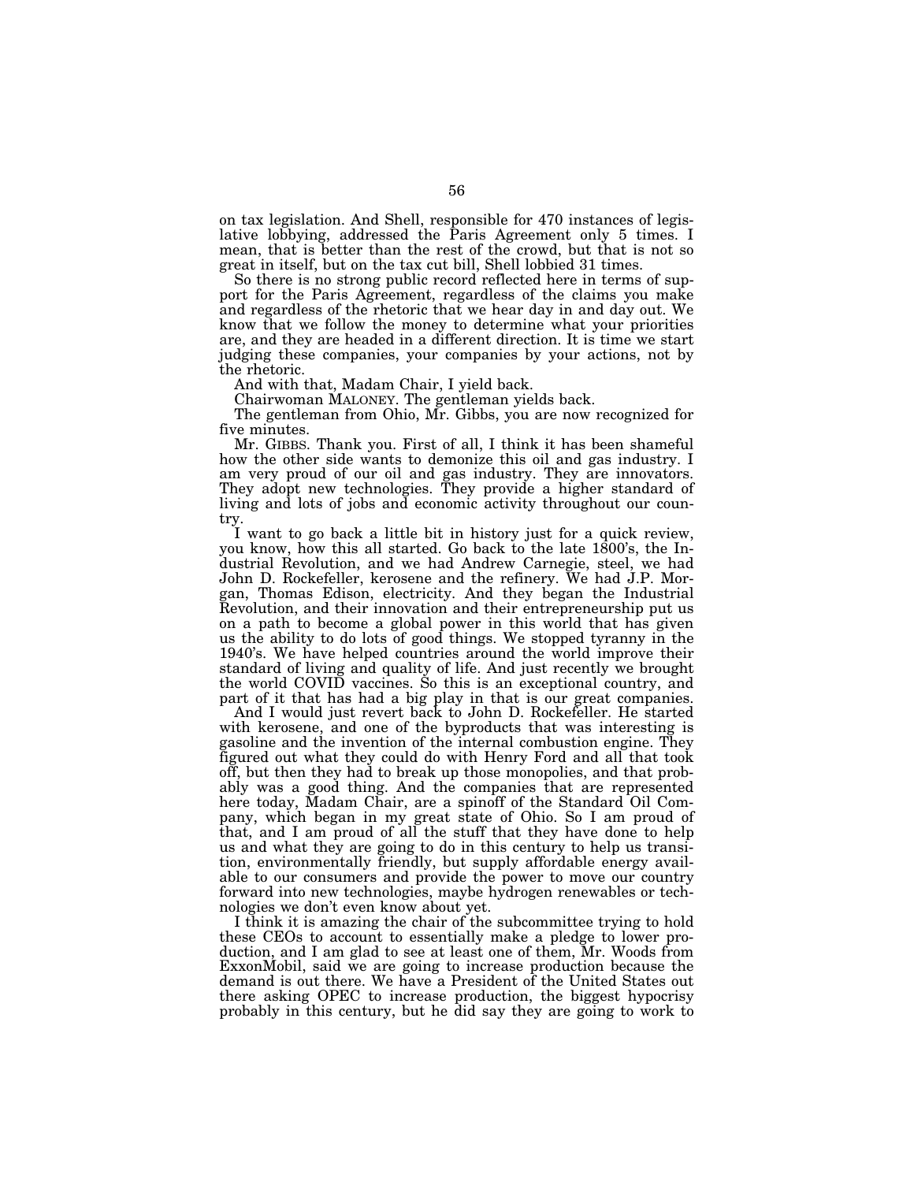on tax legislation. And Shell, responsible for 470 instances of legislative lobbying, addressed the Paris Agreement only 5 times. I mean, that is better than the rest of the crowd, but that is not so great in itself, but on the tax cut bill, Shell lobbied 31 times.

So there is no strong public record reflected here in terms of support for the Paris Agreement, regardless of the claims you make and regardless of the rhetoric that we hear day in and day out. We know that we follow the money to determine what your priorities are, and they are headed in a different direction. It is time we start judging these companies, your companies by your actions, not by the rhetoric.

And with that, Madam Chair, I yield back.

Chairwoman MALONEY. The gentleman yields back.

The gentleman from Ohio, Mr. Gibbs, you are now recognized for five minutes.

Mr. GIBBS. Thank you. First of all, I think it has been shameful how the other side wants to demonize this oil and gas industry. I am very proud of our oil and gas industry. They are innovators. They adopt new technologies. They provide a higher standard of living and lots of jobs and economic activity throughout our country.

I want to go back a little bit in history just for a quick review, you know, how this all started. Go back to the late 1800's, the Industrial Revolution, and we had Andrew Carnegie, steel, we had John D. Rockefeller, kerosene and the refinery. We had J.P. Morgan, Thomas Edison, electricity. And they began the Industrial Revolution, and their innovation and their entrepreneurship put us on a path to become a global power in this world that has given us the ability to do lots of good things. We stopped tyranny in the 1940's. We have helped countries around the world improve their standard of living and quality of life. And just recently we brought the world COVID vaccines. So this is an exceptional country, and part of it that has had a big play in that is our great companies.

And I would just revert back to John D. Rockefeller. He started with kerosene, and one of the byproducts that was interesting is gasoline and the invention of the internal combustion engine. They figured out what they could do with Henry Ford and all that took off, but then they had to break up those monopolies, and that probably was a good thing. And the companies that are represented here today, Madam Chair, are a spinoff of the Standard Oil Company, which began in my great state of Ohio. So I am proud of that, and I am proud of all the stuff that they have done to help us and what they are going to do in this century to help us transition, environmentally friendly, but supply affordable energy available to our consumers and provide the power to move our country forward into new technologies, maybe hydrogen renewables or technologies we don't even know about yet.

I think it is amazing the chair of the subcommittee trying to hold these CEOs to account to essentially make a pledge to lower production, and I am glad to see at least one of them, Mr. Woods from ExxonMobil, said we are going to increase production because the demand is out there. We have a President of the United States out there asking OPEC to increase production, the biggest hypocrisy probably in this century, but he did say they are going to work to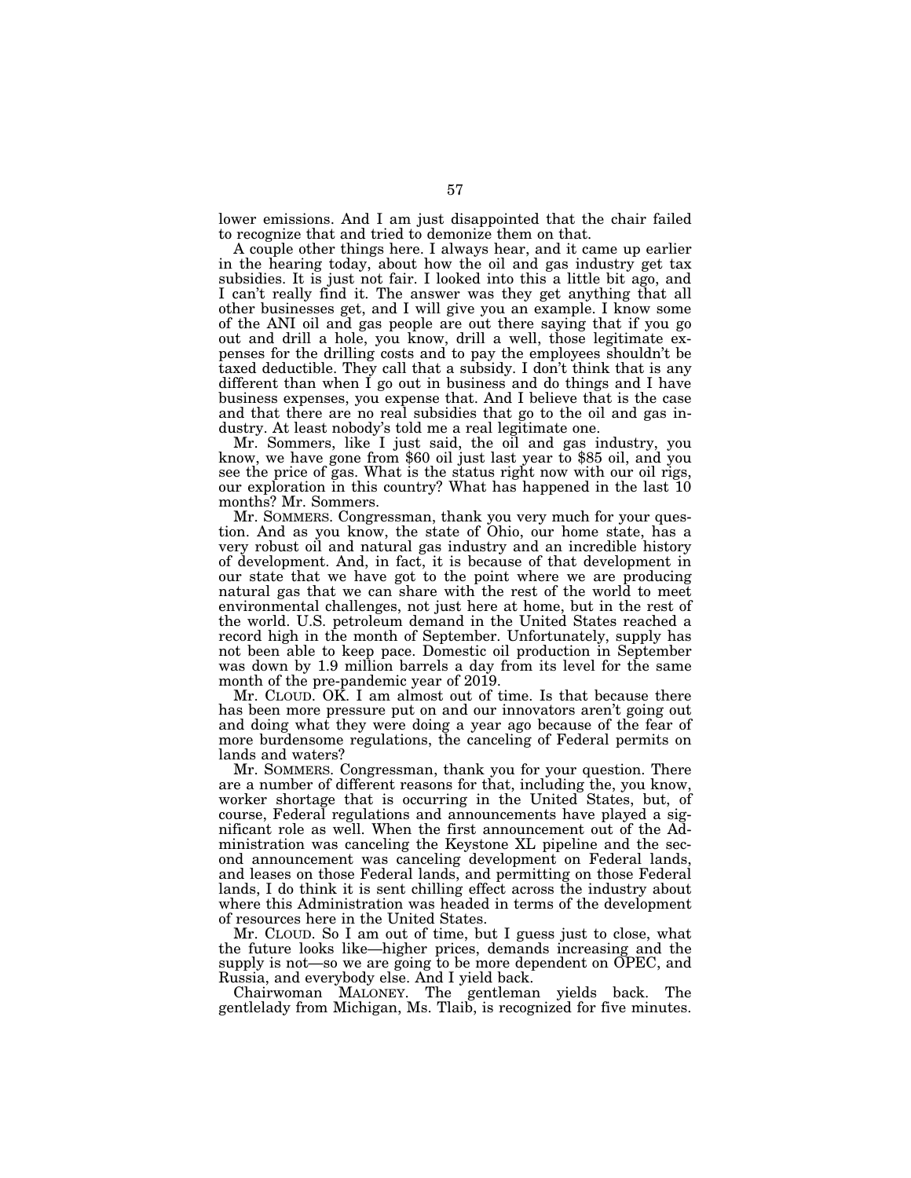lower emissions. And I am just disappointed that the chair failed to recognize that and tried to demonize them on that.

A couple other things here. I always hear, and it came up earlier in the hearing today, about how the oil and gas industry get tax subsidies. It is just not fair. I looked into this a little bit ago, and I can't really find it. The answer was they get anything that all other businesses get, and I will give you an example. I know some of the ANI oil and gas people are out there saying that if you go out and drill a hole, you know, drill a well, those legitimate expenses for the drilling costs and to pay the employees shouldn't be taxed deductible. They call that a subsidy. I don't think that is any different than when I go out in business and do things and I have business expenses, you expense that. And I believe that is the case and that there are no real subsidies that go to the oil and gas industry. At least nobody's told me a real legitimate one.

Mr. Sommers, like I just said, the oil and gas industry, you know, we have gone from $60 oil just last year to $85 oil, and you see the price of gas. What is the status right now with our oil rigs, our exploration in this country? What has happened in the last 10 months? Mr. Sommers.

Mr. SOMMERS. Congressman, thank you very much for your question. And as you know, the state of Ohio, our home state, has a very robust oil and natural gas industry and an incredible history of development. And, in fact, it is because of that development in our state that we have got to the point where we are producing natural gas that we can share with the rest of the world to meet environmental challenges, not just here at home, but in the rest of the world. U.S. petroleum demand in the United States reached a record high in the month of September. Unfortunately, supply has not been able to keep pace. Domestic oil production in September was down by 1.9 million barrels a day from its level for the same month of the pre-pandemic year of 2019.

Mr. CLOUD. OK. I am almost out of time. Is that because there has been more pressure put on and our innovators aren't going out and doing what they were doing a year ago because of the fear of more burdensome regulations, the canceling of Federal permits on lands and waters?

Mr. SOMMERS. Congressman, thank you for your question. There are a number of different reasons for that, including the, you know, worker shortage that is occurring in the United States, but, of course, Federal regulations and announcements have played a significant role as well. When the first announcement out of the Administration was canceling the Keystone XL pipeline and the second announcement was canceling development on Federal lands, and leases on those Federal lands, and permitting on those Federal lands, I do think it is sent chilling effect across the industry about where this Administration was headed in terms of the development of resources here in the United States.

Mr. CLOUD. So I am out of time, but I guess just to close, what the future looks like—higher prices, demands increasing and the supply is not—so we are going to be more dependent on OPEC, and Russia, and everybody else. And I yield back.

Chairwoman MALONEY. The gentleman yields back. The gentlelady from Michigan, Ms. Tlaib, is recognized for five minutes.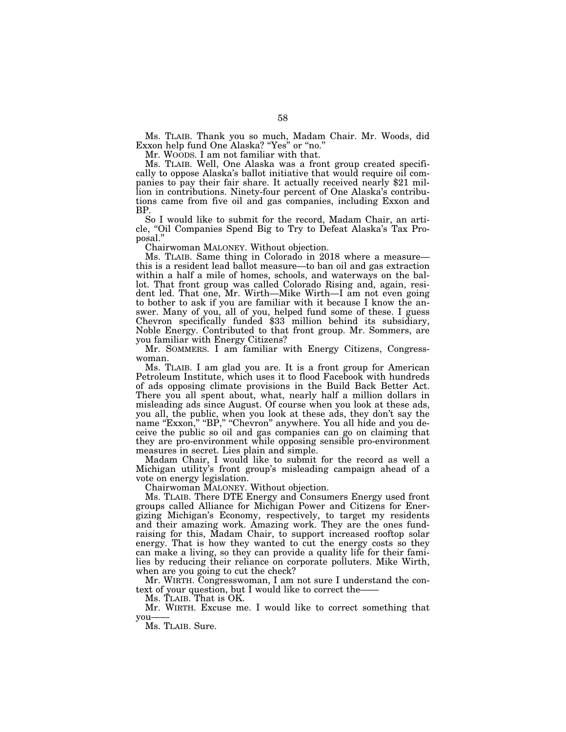Ms. TLAIB. Thank you so much, Madam Chair. Mr. Woods, did Exxon help fund One Alaska? "Yes" or "no."

Mr. WOODS. I am not familiar with that.

Ms. TLAIB. Well, One Alaska was a front group created specifically to oppose Alaska's ballot initiative that would require oil companies to pay their fair share. It actually received nearly $21 million in contributions. Ninety-four percent of One Alaska's contributions came from five oil and gas companies, including Exxon and BP.

So I would like to submit for the record, Madam Chair, an article, "Oil Companies Spend Big to Try to Defeat Alaska's Tax Proposal."

Chairwoman MALONEY. Without objection.

Ms. TLAIB. Same thing in Colorado in 2018 where a measure—this is a resident lead ballot measure—to ban oil and gas extraction within a half a mile of homes, schools, and waterways on the ballot. That front group was called Colorado Rising and, again, resident led. That one, Mr. Wirth—Mike Wirth—I am not even going to bother to ask if you are familiar with it because I know the answer. Many of you, all of you, helped fund some of these. I guess Chevron specifically funded $33 million behind its subsidiary, Noble Energy. Contributed to that front group. Mr. Sommers, are you familiar with Energy Citizens?

Mr. SOMMERS. I am familiar with Energy Citizens, Congresswoman.

Ms. TLAIB. I am glad you are. It is a front group for American Petroleum Institute, which uses it to flood Facebook with hundreds of ads opposing climate provisions in the Build Back Better Act. There you all spent about, what, nearly half a million dollars in misleading ads since August. Of course when you look at these ads, you all, the public, when you look at these ads, they don't say the name "Exxon," "BP," "Chevron" anywhere. You all hide and you deceive the public so oil and gas companies can go on claiming that they are pro-environment while opposing sensible pro-environment measures in secret. Lies plain and simple.

Madam Chair, I would like to submit for the record as well a Michigan utility's front group's misleading campaign ahead of a vote on energy legislation.

Chairwoman MALONEY. Without objection.

Ms. TLAIB. There DTE Energy and Consumers Energy used front groups called Alliance for Michigan Power and Citizens for Energizing Michigan's Economy, respectively, to target my residents and their amazing work. Amazing work. They are the ones fundraising for this, Madam Chair, to support increased rooftop solar energy. That is how they wanted to cut the energy costs so they can make a living, so they can provide a quality life for their families by reducing their reliance on corporate polluters. Mike Wirth, when are you going to cut the check?

Mr. WIRTH. Congresswoman, I am not sure I understand the context of your question, but I would like to correct the——

Ms. TLAIB. That is OK.

Mr. WIRTH. Excuse me. I would like to correct something that you——

Ms. TLAIB. Sure.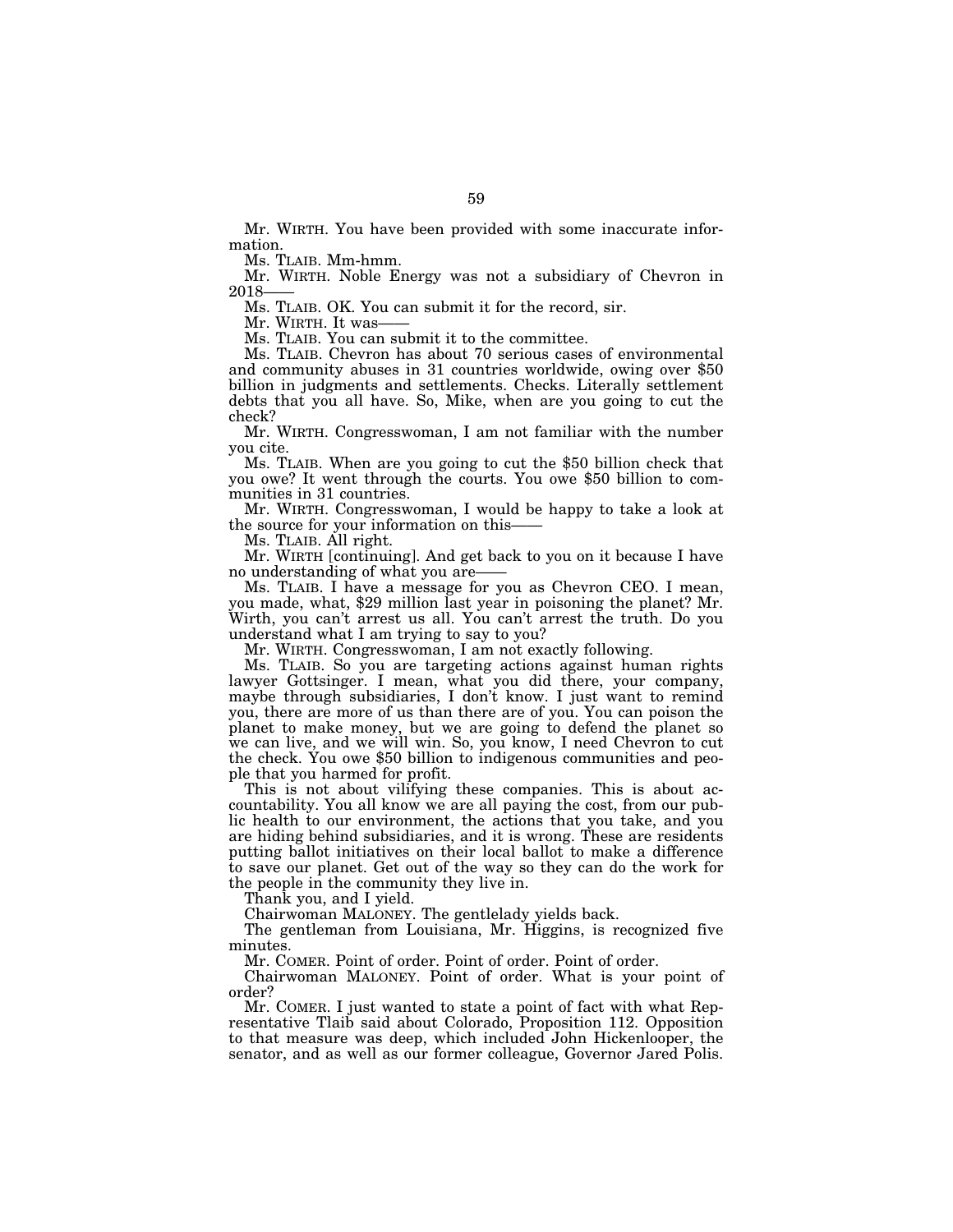Mr. WIRTH. You have been provided with some inaccurate information.

Ms. TLAIB. Mm-hmm.

Mr. WIRTH. Noble Energy was not a subsidiary of Chevron in 2018——

Ms. TLAIB. OK. You can submit it for the record, sir.

Mr. WIRTH. It was——

Ms. TLAIB. You can submit it to the committee.

Ms. TLAIB. Chevron has about 70 serious cases of environmental and community abuses in 31 countries worldwide, owing over $50 billion in judgments and settlements. Checks. Literally settlement debts that you all have. So, Mike, when are you going to cut the check?

Mr. WIRTH. Congresswoman, I am not familiar with the number you cite.

Ms. TLAIB. When are you going to cut the $50 billion check that you owe? It went through the courts. You owe $50 billion to communities in 31 countries.

Mr. WIRTH. Congresswoman, I would be happy to take a look at the source for your information on this——

Ms. TLAIB. All right.

Mr. WIRTH [continuing]. And get back to you on it because I have no understanding of what you are——

Ms. TLAIB. I have a message for you as Chevron CEO. I mean, you made, what, $29 million last year in poisoning the planet? Mr. Wirth, you can't arrest us all. You can't arrest the truth. Do you understand what I am trying to say to you?

Mr. WIRTH. Congresswoman, I am not exactly following.

Ms. TLAIB. So you are targeting actions against human rights lawyer Gottsinger. I mean, what you did there, your company, maybe through subsidiaries, I don't know. I just want to remind you, there are more of us than there are of you. You can poison the planet to make money, but we are going to defend the planet so we can live, and we will win. So, you know, I need Chevron to cut the check. You owe $50 billion to indigenous communities and people that you harmed for profit.

This is not about vilifying these companies. This is about accountability. You all know we are all paying the cost, from our public health to our environment, the actions that you take, and you are hiding behind subsidiaries, and it is wrong. These are residents putting ballot initiatives on their local ballot to make a difference to save our planet. Get out of the way so they can do the work for the people in the community they live in.

Thank you, and I yield.

Chairwoman MALONEY. The gentlelady yields back.

The gentleman from Louisiana, Mr. Higgins, is recognized five minutes.

Mr. COMER. Point of order. Point of order. Point of order.

Chairwoman MALONEY. Point of order. What is your point of order?

Mr. COMER. I just wanted to state a point of fact with what Representative Tlaib said about Colorado, Proposition 112. Opposition to that measure was deep, which included John Hickenlooper, the senator, and as well as our former colleague, Governor Jared Polis.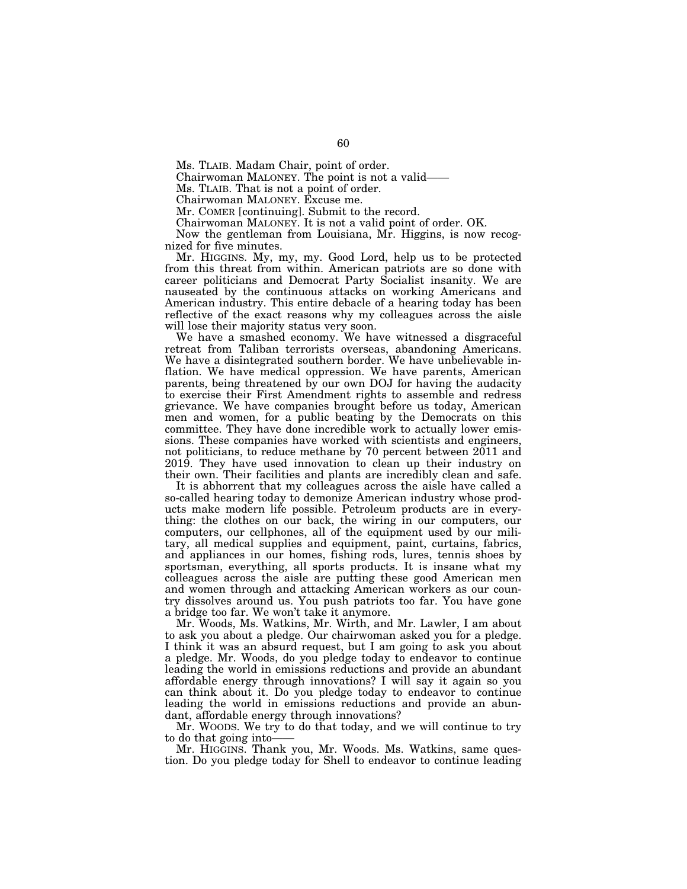Ms. TLAIB. Madam Chair, point of order.

Chairwoman MALONEY. The point is not a valid——

Ms. TLAIB. That is not a point of order.

Chairwoman MALONEY. Excuse me.

Mr. COMER [continuing]. Submit to the record.

Chairwoman MALONEY. It is not a valid point of order. OK.

Now the gentleman from Louisiana, Mr. Higgins, is now recognized for five minutes.

Mr. HIGGINS. My, my, my. Good Lord, help us to be protected from this threat from within. American patriots are so done with career politicians and Democrat Party Socialist insanity. We are nauseated by the continuous attacks on working Americans and American industry. This entire debacle of a hearing today has been reflective of the exact reasons why my colleagues across the aisle will lose their majority status very soon.

We have a smashed economy. We have witnessed a disgraceful retreat from Taliban terrorists overseas, abandoning Americans. We have a disintegrated southern border. We have unbelievable inflation. We have medical oppression. We have parents, American parents, being threatened by our own DOJ for having the audacity to exercise their First Amendment rights to assemble and redress grievance. We have companies brought before us today, American men and women, for a public beating by the Democrats on this committee. They have done incredible work to actually lower emissions. These companies have worked with scientists and engineers, not politicians, to reduce methane by 70 percent between 2011 and 2019. They have used innovation to clean up their industry on their own. Their facilities and plants are incredibly clean and safe.

It is abhorrent that my colleagues across the aisle have called a so-called hearing today to demonize American industry whose products make modern life possible. Petroleum products are in everything: the clothes on our back, the wiring in our computers, our computers, our cellphones, all of the equipment used by our military, all medical supplies and equipment, paint, curtains, fabrics, and appliances in our homes, fishing rods, lures, tennis shoes by sportsman, everything, all sports products. It is insane what my colleagues across the aisle are putting these good American men and women through and attacking American workers as our country dissolves around us. You push patriots too far. You have gone a bridge too far. We won't take it anymore.

Mr. Woods, Ms. Watkins, Mr. Wirth, and Mr. Lawler, I am about to ask you about a pledge. Our chairwoman asked you for a pledge. I think it was an absurd request, but I am going to ask you about a pledge. Mr. Woods, do you pledge today to endeavor to continue leading the world in emissions reductions and provide an abundant affordable energy through innovations? I will say it again so you can think about it. Do you pledge today to endeavor to continue leading the world in emissions reductions and provide an abundant, affordable energy through innovations?

Mr. WOODS. We try to do that today, and we will continue to try to do that going into——

Mr. HIGGINS. Thank you, Mr. Woods. Ms. Watkins, same question. Do you pledge today for Shell to endeavor to continue leading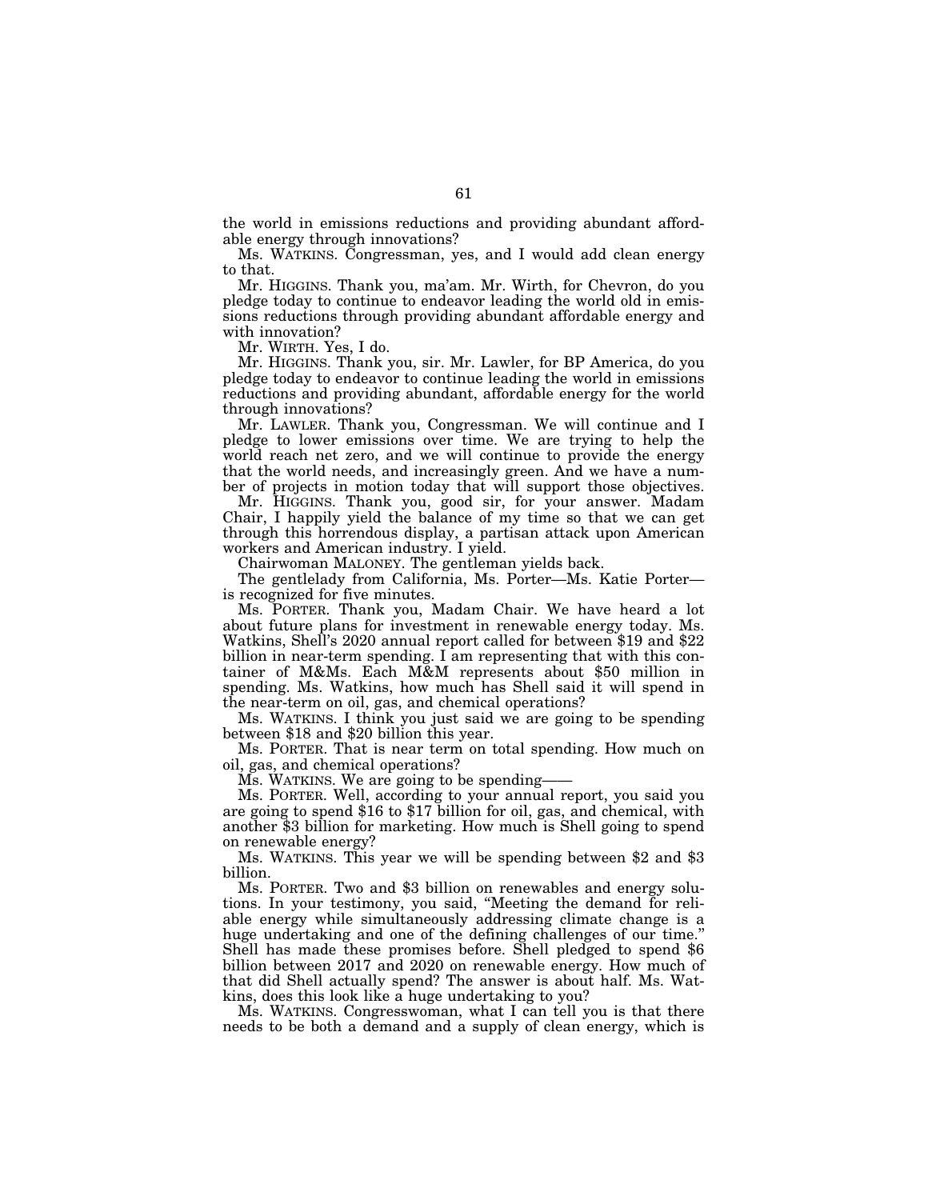the world in emissions reductions and providing abundant affordable energy through innovations?

Ms. WATKINS. Congressman, yes, and I would add clean energy to that.

Mr. HIGGINS. Thank you, ma'am. Mr. Wirth, for Chevron, do you pledge today to continue to endeavor leading the world old in emissions reductions through providing abundant affordable energy and with innovation?

Mr. WIRTH. Yes, I do.

Mr. HIGGINS. Thank you, sir. Mr. Lawler, for BP America, do you pledge today to endeavor to continue leading the world in emissions reductions and providing abundant, affordable energy for the world through innovations?

Mr. LAWLER. Thank you, Congressman. We will continue and I pledge to lower emissions over time. We are trying to help the world reach net zero, and we will continue to provide the energy that the world needs, and increasingly green. And we have a number of projects in motion today that will support those objectives.

Mr. HIGGINS. Thank you, good sir, for your answer. Madam Chair, I happily yield the balance of my time so that we can get through this horrendous display, a partisan attack upon American workers and American industry. I yield.

Chairwoman MALONEY. The gentleman yields back.

The gentlelady from California, Ms. Porter—Ms. Katie Porter—is recognized for five minutes.

Ms. PORTER. Thank you, Madam Chair. We have heard a lot about future plans for investment in renewable energy today. Ms. Watkins, Shell's 2020 annual report called for between $19 and $22 billion in near-term spending. I am representing that with this container of M&Ms. Each M&M represents about $50 million in spending. Ms. Watkins, how much has Shell said it will spend in the near-term on oil, gas, and chemical operations?

Ms. WATKINS. I think you just said we are going to be spending between $18 and $20 billion this year.

Ms. PORTER. That is near term on total spending. How much on oil, gas, and chemical operations?

Ms. WATKINS. We are going to be spending——

Ms. PORTER. Well, according to your annual report, you said you are going to spend $16 to $17 billion for oil, gas, and chemical, with another $3 billion for marketing. How much is Shell going to spend on renewable energy?

Ms. WATKINS. This year we will be spending between $2 and $3 billion.

Ms. PORTER. Two and $3 billion on renewables and energy solutions. In your testimony, you said, "Meeting the demand for reliable energy while simultaneously addressing climate change is a huge undertaking and one of the defining challenges of our time." Shell has made these promises before. Shell pledged to spend $6 billion between 2017 and 2020 on renewable energy. How much of that did Shell actually spend? The answer is about half. Ms. Watkins, does this look like a huge undertaking to you?

Ms. WATKINS. Congresswoman, what I can tell you is that there needs to be both a demand and a supply of clean energy, which is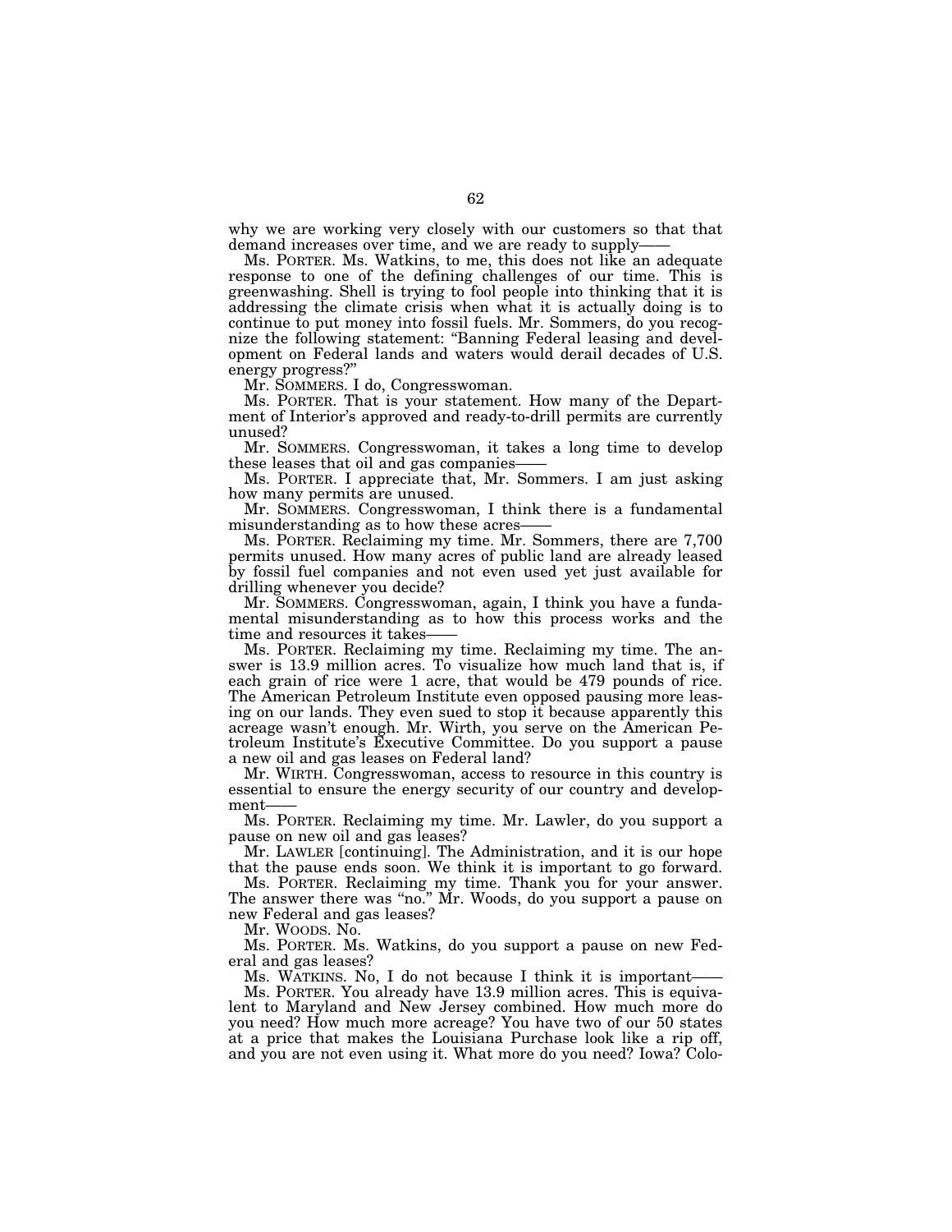why we are working very closely with our customers so that that demand increases over time, and we are ready to supply——

Ms. PORTER. Ms. Watkins, to me, this does not like an adequate response to one of the defining challenges of our time. This is greenwashing. Shell is trying to fool people into thinking that it is addressing the climate crisis when what it is actually doing is to continue to put money into fossil fuels. Mr. Sommers, do you recognize the following statement: "Banning Federal leasing and development on Federal lands and waters would derail decades of U.S. energy progress?"

Mr. SOMMERS. I do, Congresswoman.

Ms. PORTER. That is your statement. How many of the Department of Interior's approved and ready-to-drill permits are currently unused?

Mr. SOMMERS. Congresswoman, it takes a long time to develop these leases that oil and gas companies——

Ms. PORTER. I appreciate that, Mr. Sommers. I am just asking how many permits are unused.

Mr. SOMMERS. Congresswoman, I think there is a fundamental misunderstanding as to how these acres——

Ms. PORTER. Reclaiming my time. Mr. Sommers, there are 7,700 permits unused. How many acres of public land are already leased by fossil fuel companies and not even used yet just available for drilling whenever you decide?

Mr. SOMMERS. Congresswoman, again, I think you have a fundamental misunderstanding as to how this process works and the time and resources it takes——

Ms. PORTER. Reclaiming my time. Reclaiming my time. The answer is 13.9 million acres. To visualize how much land that is, if each grain of rice were 1 acre, that would be 479 pounds of rice. The American Petroleum Institute even opposed pausing more leasing on our lands. They even sued to stop it because apparently this acreage wasn't enough. Mr. Wirth, you serve on the American Petroleum Institute's Executive Committee. Do you support a pause a new oil and gas leases on Federal land?

Mr. WIRTH. Congresswoman, access to resource in this country is essential to ensure the energy security of our country and development——

Ms. PORTER. Reclaiming my time. Mr. Lawler, do you support a pause on new oil and gas leases?

Mr. LAWLER [continuing]. The Administration, and it is our hope that the pause ends soon. We think it is important to go forward.

Ms. PORTER. Reclaiming my time. Thank you for your answer. The answer there was "no." Mr. Woods, do you support a pause on new Federal and gas leases?

Mr. WOODS. No.

Ms. PORTER. Ms. Watkins, do you support a pause on new Federal and gas leases?

Ms. WATKINS. No, I do not because I think it is important——

Ms. PORTER. You already have 13.9 million acres. This is equivalent to Maryland and New Jersey combined. How much more do you need? How much more acreage? You have two of our 50 states at a price that makes the Louisiana Purchase look like a rip off, and you are not even using it. What more do you need? Iowa? Colo-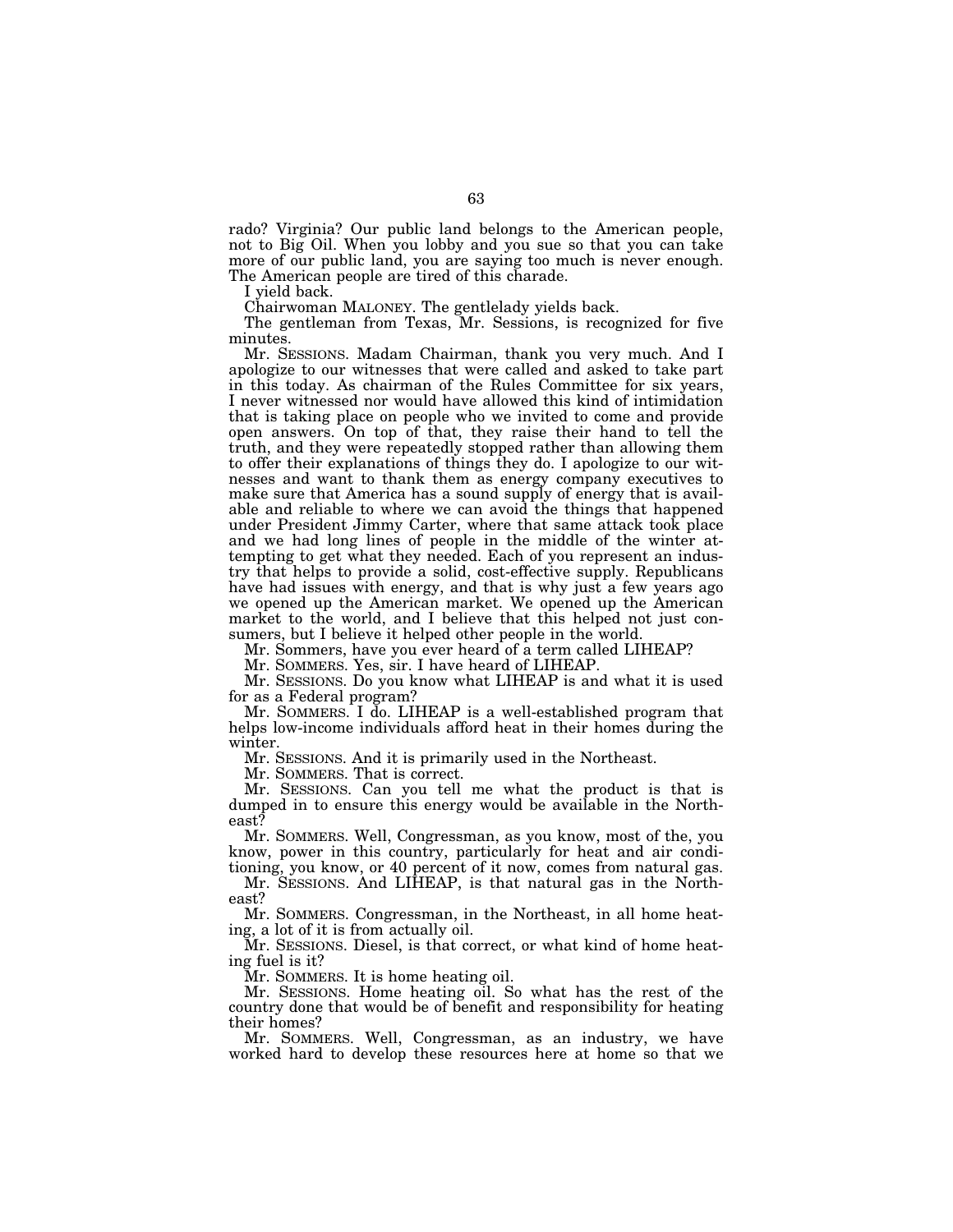rado? Virginia? Our public land belongs to the American people, not to Big Oil. When you lobby and you sue so that you can take more of our public land, you are saying too much is never enough. The American people are tired of this charade.

I yield back.

Chairwoman MALONEY. The gentlelady yields back.

The gentleman from Texas, Mr. Sessions, is recognized for five minutes.

Mr. SESSIONS. Madam Chairman, thank you very much. And I apologize to our witnesses that were called and asked to take part in this today. As chairman of the Rules Committee for six years, I never witnessed nor would have allowed this kind of intimidation that is taking place on people who we invited to come and provide open answers. On top of that, they raise their hand to tell the truth, and they were repeatedly stopped rather than allowing them to offer their explanations of things they do. I apologize to our witnesses and want to thank them as energy company executives to make sure that America has a sound supply of energy that is available and reliable to where we can avoid the things that happened under President Jimmy Carter, where that same attack took place and we had long lines of people in the middle of the winter attempting to get what they needed. Each of you represent an industry that helps to provide a solid, cost-effective supply. Republicans have had issues with energy, and that is why just a few years ago we opened up the American market. We opened up the American market to the world, and I believe that this helped not just consumers, but I believe it helped other people in the world.

Mr. Sommers, have you ever heard of a term called LIHEAP?

Mr. SOMMERS. Yes, sir. I have heard of LIHEAP.

Mr. SESSIONS. Do you know what LIHEAP is and what it is used for as a Federal program?

Mr. SOMMERS. I do. LIHEAP is a well-established program that helps low-income individuals afford heat in their homes during the winter.

Mr. SESSIONS. And it is primarily used in the Northeast.

Mr. SOMMERS. That is correct.

Mr. SESSIONS. Can you tell me what the product is that is dumped in to ensure this energy would be available in the Northeast?

Mr. SOMMERS. Well, Congressman, as you know, most of the, you know, power in this country, particularly for heat and air conditioning, you know, or 40 percent of it now, comes from natural gas.

Mr. SESSIONS. And LIHEAP, is that natural gas in the Northeast?

Mr. SOMMERS. Congressman, in the Northeast, in all home heating, a lot of it is from actually oil.

Mr. SESSIONS. Diesel, is that correct, or what kind of home heating fuel is it?

Mr. SOMMERS. It is home heating oil.

Mr. SESSIONS. Home heating oil. So what has the rest of the country done that would be of benefit and responsibility for heating their homes?

Mr. SOMMERS. Well, Congressman, as an industry, we have worked hard to develop these resources here at home so that we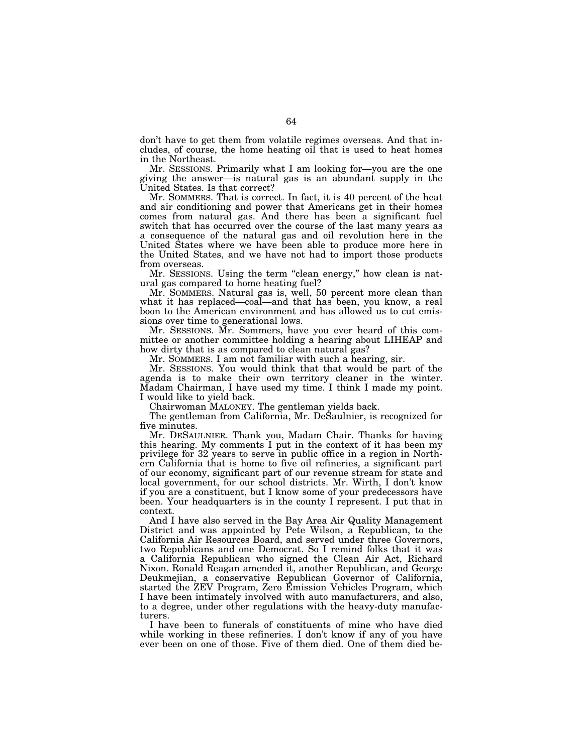don't have to get them from volatile regimes overseas. And that includes, of course, the home heating oil that is used to heat homes in the Northeast.

Mr. SESSIONS. Primarily what I am looking for—you are the one giving the answer—is natural gas is an abundant supply in the United States. Is that correct?

Mr. SOMMERS. That is correct. In fact, it is 40 percent of the heat and air conditioning and power that Americans get in their homes comes from natural gas. And there has been a significant fuel switch that has occurred over the course of the last many years as a consequence of the natural gas and oil revolution here in the United States where we have been able to produce more here in the United States, and we have not had to import those products from overseas.

Mr. SESSIONS. Using the term "clean energy," how clean is natural gas compared to home heating fuel?

Mr. SOMMERS. Natural gas is, well, 50 percent more clean than what it has replaced—coal—and that has been, you know, a real boon to the American environment and has allowed us to cut emissions over time to generational lows.

Mr. SESSIONS. Mr. Sommers, have you ever heard of this committee or another committee holding a hearing about LIHEAP and how dirty that is as compared to clean natural gas?

Mr. SOMMERS. I am not familiar with such a hearing, sir.

Mr. SESSIONS. You would think that that would be part of the agenda is to make their own territory cleaner in the winter. Madam Chairman, I have used my time. I think I made my point. I would like to yield back.

Chairwoman MALONEY. The gentleman yields back.

The gentleman from California, Mr. DeSaulnier, is recognized for five minutes.

Mr. DESAULNIER. Thank you, Madam Chair. Thanks for having this hearing. My comments I put in the context of it has been my privilege for 32 years to serve in public office in a region in Northern California that is home to five oil refineries, a significant part of our economy, significant part of our revenue stream for state and local government, for our school districts. Mr. Wirth, I don't know if you are a constituent, but I know some of your predecessors have been. Your headquarters is in the county I represent. I put that in context.

And I have also served in the Bay Area Air Quality Management District and was appointed by Pete Wilson, a Republican, to the California Air Resources Board, and served under three Governors, two Republicans and one Democrat. So I remind folks that it was a California Republican who signed the Clean Air Act, Richard Nixon. Ronald Reagan amended it, another Republican, and George Deukmejian, a conservative Republican Governor of California, started the ZEV Program, Zero Emission Vehicles Program, which I have been intimately involved with auto manufacturers, and also, to a degree, under other regulations with the heavy-duty manufacturers.

I have been to funerals of constituents of mine who have died while working in these refineries. I don't know if any of you have ever been on one of those. Five of them died. One of them died be-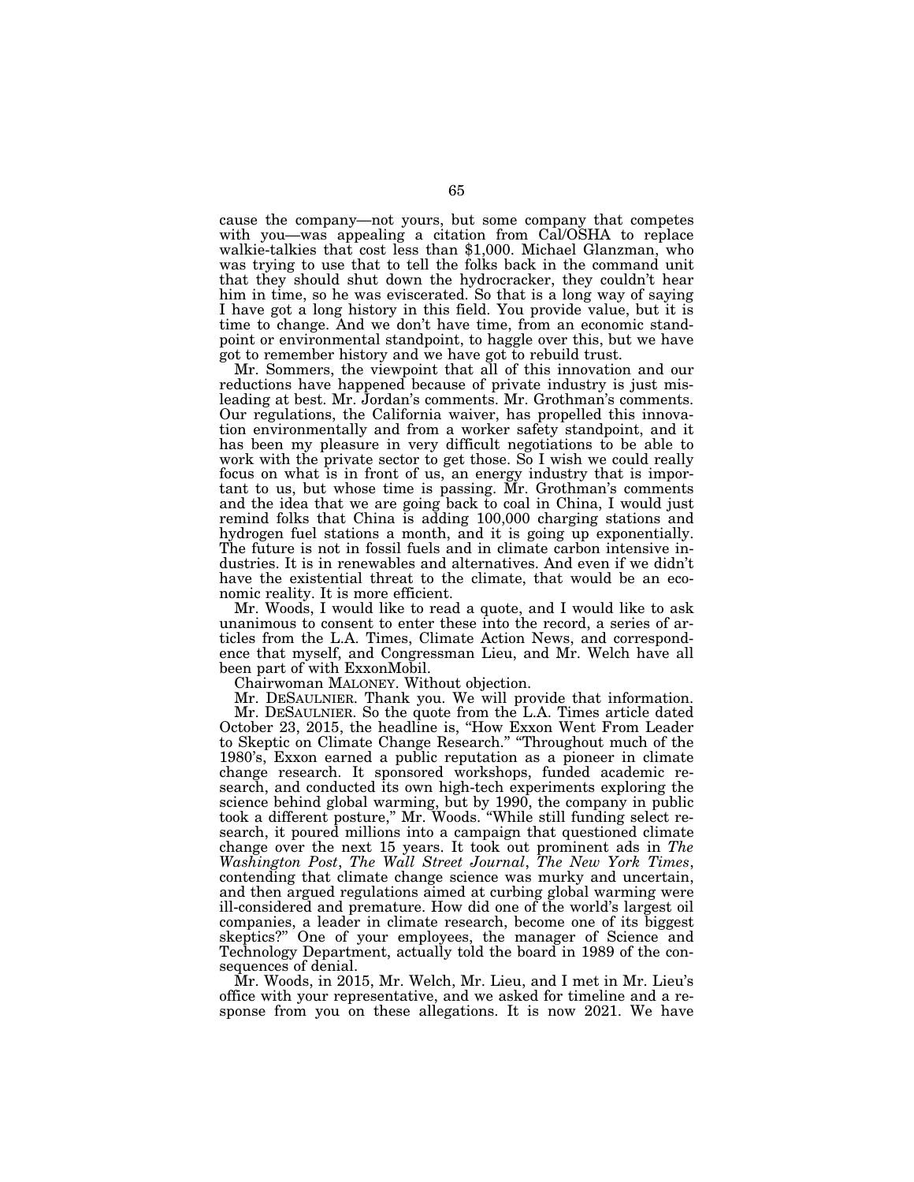cause the company—not yours, but some company that competes with you—was appealing a citation from Cal/OSHA to replace walkie-talkies that cost less than $1,000. Michael Glanzman, who was trying to use that to tell the folks back in the command unit that they should shut down the hydrocracker, they couldn't hear him in time, so he was eviscerated. So that is a long way of saying I have got a long history in this field. You provide value, but it is time to change. And we don't have time, from an economic standpoint or environmental standpoint, to haggle over this, but we have got to remember history and we have got to rebuild trust.

Mr. Sommers, the viewpoint that all of this innovation and our reductions have happened because of private industry is just misleading at best. Mr. Jordan's comments. Mr. Grothman's comments. Our regulations, the California waiver, has propelled this innovation environmentally and from a worker safety standpoint, and it has been my pleasure in very difficult negotiations to be able to work with the private sector to get those. So I wish we could really focus on what is in front of us, an energy industry that is important to us, but whose time is passing. Mr. Grothman's comments and the idea that we are going back to coal in China, I would just remind folks that China is adding 100,000 charging stations and hydrogen fuel stations a month, and it is going up exponentially. The future is not in fossil fuels and in climate carbon intensive industries. It is in renewables and alternatives. And even if we didn't have the existential threat to the climate, that would be an economic reality. It is more efficient.

Mr. Woods, I would like to read a quote, and I would like to ask unanimous to consent to enter these into the record, a series of articles from the L.A. Times, Climate Action News, and correspondence that myself, and Congressman Lieu, and Mr. Welch have all been part of with ExxonMobil.

Chairwoman MALONEY. Without objection.

Mr. DESAULNIER. Thank you. We will provide that information.

Mr. DESAULNIER. So the quote from the L.A. Times article dated October 23, 2015, the headline is, "How Exxon Went From Leader to Skeptic on Climate Change Research." "Throughout much of the 1980's, Exxon earned a public reputation as a pioneer in climate change research. It sponsored workshops, funded academic research, and conducted its own high-tech experiments exploring the science behind global warming, but by 1990, the company in public took a different posture," Mr. Woods. "While still funding select research, it poured millions into a campaign that questioned climate change over the next 15 years. It took out prominent ads in *The Washington Post*, *The Wall Street Journal*, *The New York Times*, contending that climate change science was murky and uncertain, and then argued regulations aimed at curbing global warming were ill-considered and premature. How did one of the world's largest oil companies, a leader in climate research, become one of its biggest skeptics?" One of your employees, the manager of Science and Technology Department, actually told the board in 1989 of the consequences of denial.

Mr. Woods, in 2015, Mr. Welch, Mr. Lieu, and I met in Mr. Lieu's office with your representative, and we asked for timeline and a response from you on these allegations. It is now 2021. We have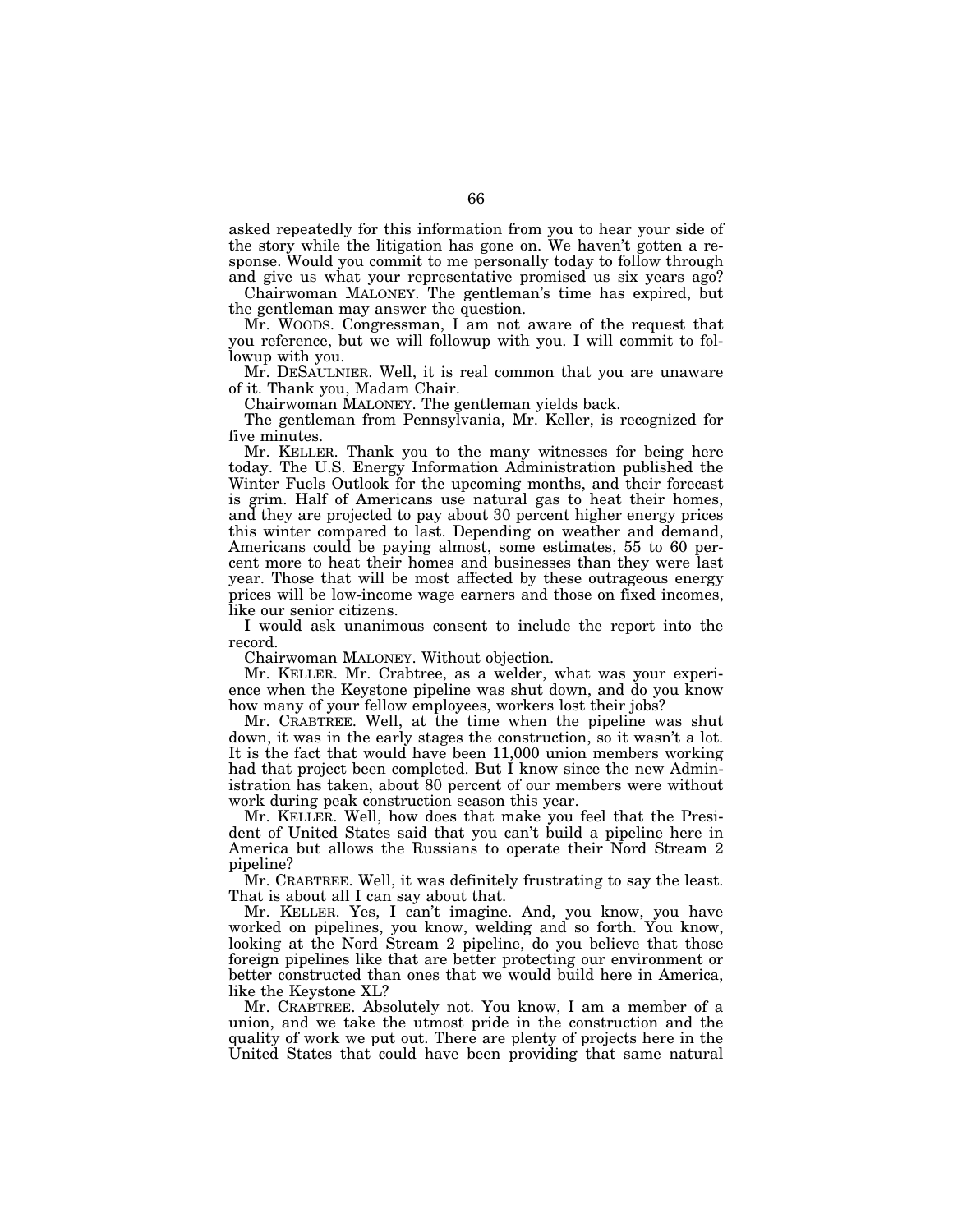asked repeatedly for this information from you to hear your side of the story while the litigation has gone on. We haven't gotten a response. Would you commit to me personally today to follow through and give us what your representative promised us six years ago?

Chairwoman MALONEY. The gentleman's time has expired, but the gentleman may answer the question.

Mr. WOODS. Congressman, I am not aware of the request that you reference, but we will followup with you. I will commit to followup with you.

Mr. DESAULNIER. Well, it is real common that you are unaware of it. Thank you, Madam Chair.

Chairwoman MALONEY. The gentleman yields back.

The gentleman from Pennsylvania, Mr. Keller, is recognized for five minutes.

Mr. KELLER. Thank you to the many witnesses for being here today. The U.S. Energy Information Administration published the Winter Fuels Outlook for the upcoming months, and their forecast is grim. Half of Americans use natural gas to heat their homes, and they are projected to pay about 30 percent higher energy prices this winter compared to last. Depending on weather and demand, Americans could be paying almost, some estimates, 55 to 60 percent more to heat their homes and businesses than they were last year. Those that will be most affected by these outrageous energy prices will be low-income wage earners and those on fixed incomes, like our senior citizens.

I would ask unanimous consent to include the report into the record.

Chairwoman MALONEY. Without objection.

Mr. KELLER. Mr. Crabtree, as a welder, what was your experience when the Keystone pipeline was shut down, and do you know how many of your fellow employees, workers lost their jobs?

Mr. CRABTREE. Well, at the time when the pipeline was shut down, it was in the early stages the construction, so it wasn't a lot. It is the fact that would have been 11,000 union members working had that project been completed. But I know since the new Administration has taken, about 80 percent of our members were without work during peak construction season this year.

Mr. KELLER. Well, how does that make you feel that the President of United States said that you can't build a pipeline here in America but allows the Russians to operate their Nord Stream 2 pipeline?

Mr. CRABTREE. Well, it was definitely frustrating to say the least. That is about all I can say about that.

Mr. KELLER. Yes, I can't imagine. And, you know, you have worked on pipelines, you know, welding and so forth. You know, looking at the Nord Stream 2 pipeline, do you believe that those foreign pipelines like that are better protecting our environment or better constructed than ones that we would build here in America, like the Keystone XL?

Mr. CRABTREE. Absolutely not. You know, I am a member of a union, and we take the utmost pride in the construction and the quality of work we put out. There are plenty of projects here in the United States that could have been providing that same natural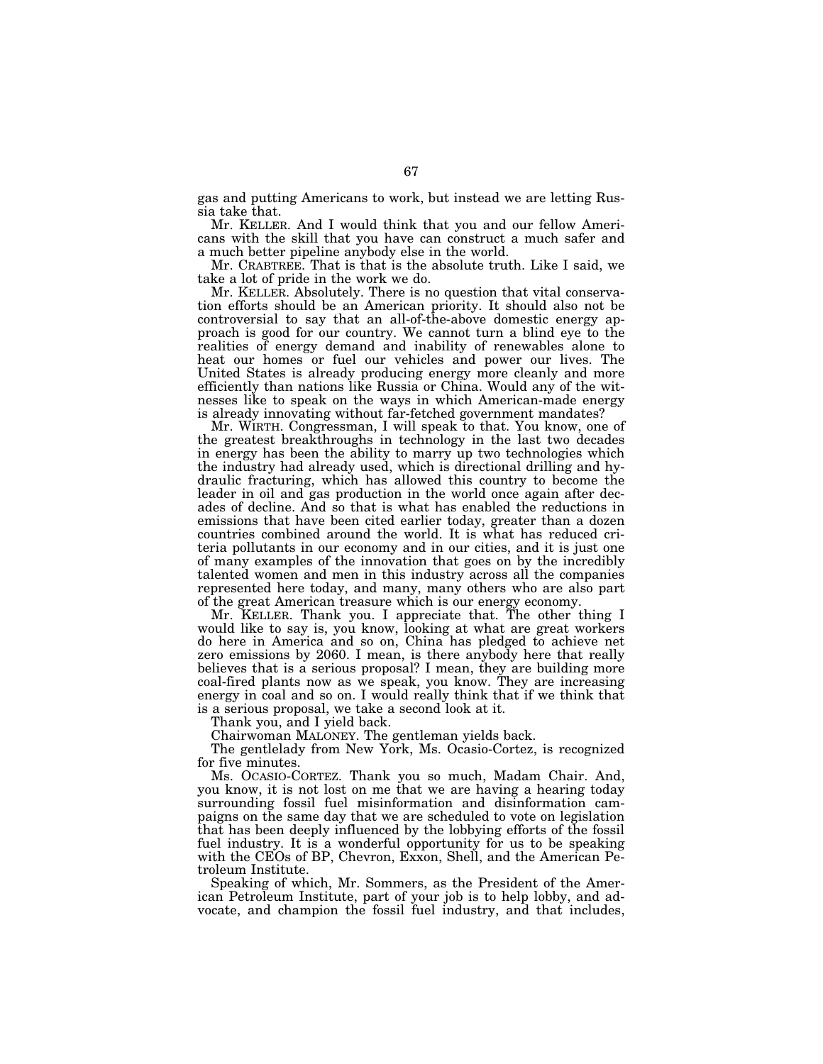gas and putting Americans to work, but instead we are letting Russia take that.

Mr. KELLER. And I would think that you and our fellow Americans with the skill that you have can construct a much safer and a much better pipeline anybody else in the world.

Mr. CRABTREE. That is that is the absolute truth. Like I said, we take a lot of pride in the work we do.

Mr. KELLER. Absolutely. There is no question that vital conservation efforts should be an American priority. It should also not be controversial to say that an all-of-the-above domestic energy approach is good for our country. We cannot turn a blind eye to the realities of energy demand and inability of renewables alone to heat our homes or fuel our vehicles and power our lives. The United States is already producing energy more cleanly and more efficiently than nations like Russia or China. Would any of the witnesses like to speak on the ways in which American-made energy is already innovating without far-fetched government mandates?

Mr. WIRTH. Congressman, I will speak to that. You know, one of the greatest breakthroughs in technology in the last two decades in energy has been the ability to marry up two technologies which the industry had already used, which is directional drilling and hydraulic fracturing, which has allowed this country to become the leader in oil and gas production in the world once again after decades of decline. And so that is what has enabled the reductions in emissions that have been cited earlier today, greater than a dozen countries combined around the world. It is what has reduced criteria pollutants in our economy and in our cities, and it is just one of many examples of the innovation that goes on by the incredibly talented women and men in this industry across all the companies represented here today, and many, many others who are also part of the great American treasure which is our energy economy.

Mr. KELLER. Thank you. I appreciate that. The other thing I would like to say is, you know, looking at what are great workers do here in America and so on, China has pledged to achieve net zero emissions by 2060. I mean, is there anybody here that really believes that is a serious proposal? I mean, they are building more coal-fired plants now as we speak, you know. They are increasing energy in coal and so on. I would really think that if we think that is a serious proposal, we take a second look at it.

Thank you, and I yield back.

Chairwoman MALONEY. The gentleman yields back.

The gentlelady from New York, Ms. Ocasio-Cortez, is recognized for five minutes.

Ms. OCASIO-CORTEZ. Thank you so much, Madam Chair. And, you know, it is not lost on me that we are having a hearing today surrounding fossil fuel misinformation and disinformation campaigns on the same day that we are scheduled to vote on legislation that has been deeply influenced by the lobbying efforts of the fossil fuel industry. It is a wonderful opportunity for us to be speaking with the CEOs of BP, Chevron, Exxon, Shell, and the American Petroleum Institute.

Speaking of which, Mr. Sommers, as the President of the American Petroleum Institute, part of your job is to help lobby, and advocate, and champion the fossil fuel industry, and that includes,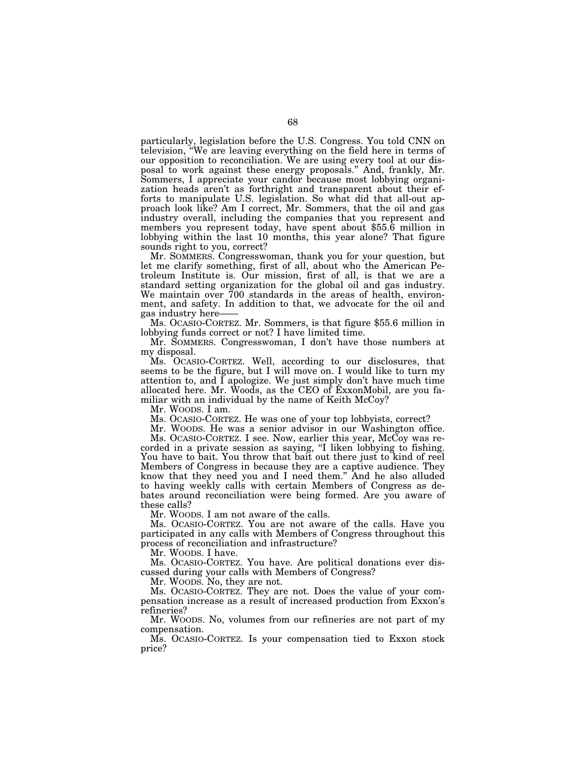particularly, legislation before the U.S. Congress. You told CNN on television, "We are leaving everything on the field here in terms of our opposition to reconciliation. We are using every tool at our disposal to work against these energy proposals." And, frankly, Mr. Sommers, I appreciate your candor because most lobbying organization heads aren't as forthright and transparent about their efforts to manipulate U.S. legislation. So what did that all-out approach look like? Am I correct, Mr. Sommers, that the oil and gas industry overall, including the companies that you represent and members you represent today, have spent about $55.6 million in lobbying within the last 10 months, this year alone? That figure sounds right to you, correct?

Mr. SOMMERS. Congresswoman, thank you for your question, but let me clarify something, first of all, about who the American Petroleum Institute is. Our mission, first of all, is that we are a standard setting organization for the global oil and gas industry. We maintain over 700 standards in the areas of health, environment, and safety. In addition to that, we advocate for the oil and gas industry here——

Ms. OCASIO-CORTEZ. Mr. Sommers, is that figure $55.6 million in lobbying funds correct or not? I have limited time.

Mr. SOMMERS. Congresswoman, I don't have those numbers at my disposal.

Ms. OCASIO-CORTEZ. Well, according to our disclosures, that seems to be the figure, but I will move on. I would like to turn my attention to, and I apologize. We just simply don't have much time allocated here. Mr. Woods, as the CEO of ExxonMobil, are you familiar with an individual by the name of Keith McCoy?

Mr. WOODS. I am.

Ms. OCASIO-CORTEZ. He was one of your top lobbyists, correct?

Mr. WOODS. He was a senior advisor in our Washington office.

Ms. OCASIO-CORTEZ. I see. Now, earlier this year, McCoy was recorded in a private session as saying, "I liken lobbying to fishing. You have to bait. You throw that bait out there just to kind of reel Members of Congress in because they are a captive audience. They know that they need you and I need them." And he also alluded to having weekly calls with certain Members of Congress as debates around reconciliation were being formed. Are you aware of these calls?

Mr. WOODS. I am not aware of the calls.

Ms. OCASIO-CORTEZ. You are not aware of the calls. Have you participated in any calls with Members of Congress throughout this process of reconciliation and infrastructure?

Mr. WOODS. I have.

Ms. OCASIO-CORTEZ. You have. Are political donations ever discussed during your calls with Members of Congress?

Mr. WOODS. No, they are not.

Ms. OCASIO-CORTEZ. They are not. Does the value of your compensation increase as a result of increased production from Exxon's refineries?

Mr. WOODS. No, volumes from our refineries are not part of my compensation.

Ms. OCASIO-CORTEZ. Is your compensation tied to Exxon stock price?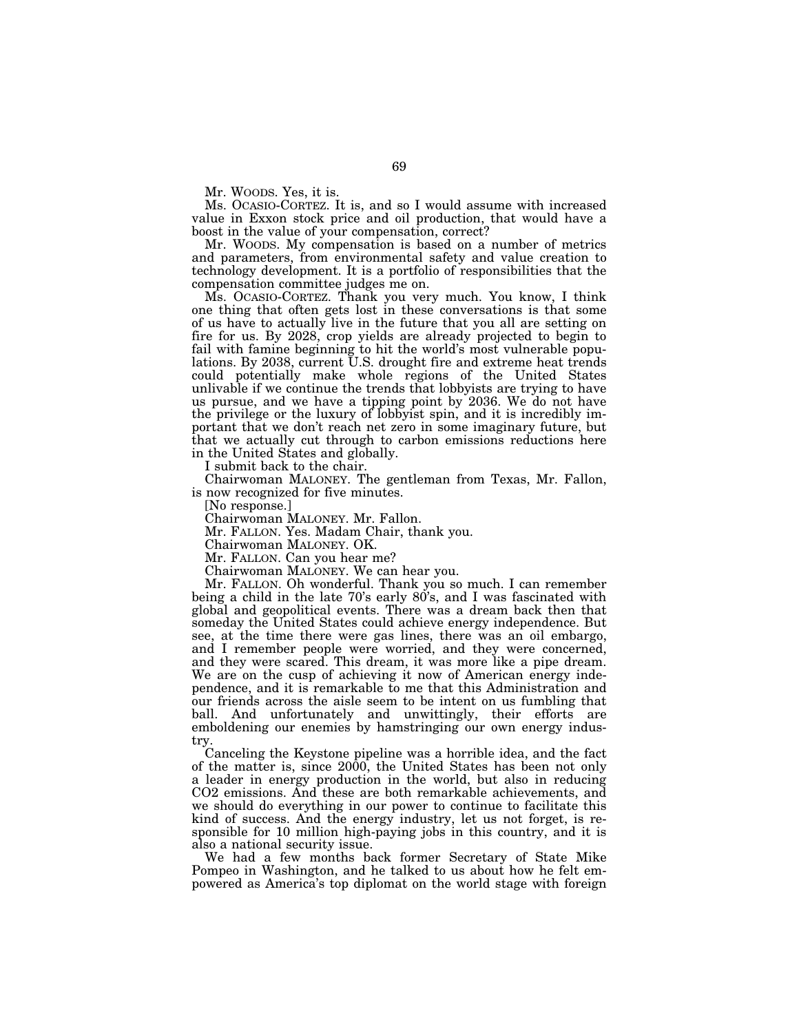Mr. WOODS. Yes, it is.

Ms. OCASIO-CORTEZ. It is, and so I would assume with increased value in Exxon stock price and oil production, that would have a boost in the value of your compensation, correct?

Mr. WOODS. My compensation is based on a number of metrics and parameters, from environmental safety and value creation to technology development. It is a portfolio of responsibilities that the compensation committee judges me on.

Ms. OCASIO-CORTEZ. Thank you very much. You know, I think one thing that often gets lost in these conversations is that some of us have to actually live in the future that you all are setting on fire for us. By 2028, crop yields are already projected to begin to fail with famine beginning to hit the world's most vulnerable populations. By 2038, current U.S. drought fire and extreme heat trends could potentially make whole regions of the United States unlivable if we continue the trends that lobbyists are trying to have us pursue, and we have a tipping point by 2036. We do not have the privilege or the luxury of lobbyist spin, and it is incredibly important that we don't reach net zero in some imaginary future, but that we actually cut through to carbon emissions reductions here in the United States and globally.

I submit back to the chair.

Chairwoman MALONEY. The gentleman from Texas, Mr. Fallon, is now recognized for five minutes.

[No response.]

Chairwoman MALONEY. Mr. Fallon.

Mr. FALLON. Yes. Madam Chair, thank you.

Chairwoman MALONEY. OK.

Mr. FALLON. Can you hear me?

Chairwoman MALONEY. We can hear you.

Mr. FALLON. Oh wonderful. Thank you so much. I can remember being a child in the late 70's early 80's, and I was fascinated with global and geopolitical events. There was a dream back then that someday the United States could achieve energy independence. But see, at the time there were gas lines, there was an oil embargo, and I remember people were worried, and they were concerned, and they were scared. This dream, it was more like a pipe dream. We are on the cusp of achieving it now of American energy independence, and it is remarkable to me that this Administration and our friends across the aisle seem to be intent on us fumbling that ball. And unfortunately and unwittingly, their efforts are emboldening our enemies by hamstringing our own energy industry.

Canceling the Keystone pipeline was a horrible idea, and the fact of the matter is, since 2000, the United States has been not only a leader in energy production in the world, but also in reducing $CO_2$ emissions. And these are both remarkable achievements, and we should do everything in our power to continue to facilitate this kind of success. And the energy industry, let us not forget, is responsible for 10 million high-paying jobs in this country, and it is also a national security issue.

We had a few months back former Secretary of State Mike Pompeo in Washington, and he talked to us about how he felt empowered as America's top diplomat on the world stage with foreign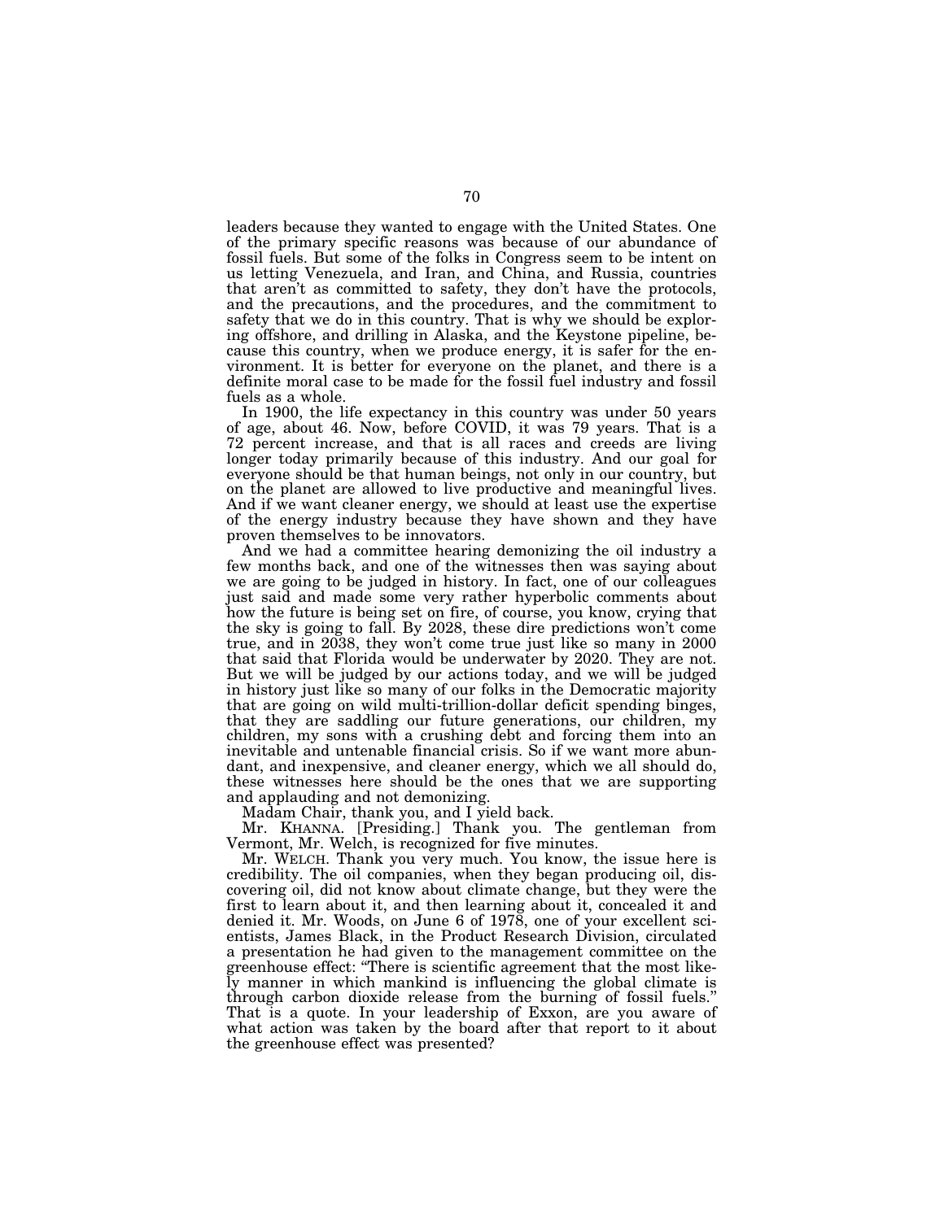leaders because they wanted to engage with the United States. One of the primary specific reasons was because of our abundance of fossil fuels. But some of the folks in Congress seem to be intent on us letting Venezuela, and Iran, and China, and Russia, countries that aren't as committed to safety, they don't have the protocols, and the precautions, and the procedures, and the commitment to safety that we do in this country. That is why we should be exploring offshore, and drilling in Alaska, and the Keystone pipeline, because this country, when we produce energy, it is safer for the environment. It is better for everyone on the planet, and there is a definite moral case to be made for the fossil fuel industry and fossil fuels as a whole.

In 1900, the life expectancy in this country was under 50 years of age, about 46. Now, before COVID, it was 79 years. That is a 72 percent increase, and that is all races and creeds are living longer today primarily because of this industry. And our goal for everyone should be that human beings, not only in our country, but on the planet are allowed to live productive and meaningful lives. And if we want cleaner energy, we should at least use the expertise of the energy industry because they have shown and they have proven themselves to be innovators.

And we had a committee hearing demonizing the oil industry a few months back, and one of the witnesses then was saying about we are going to be judged in history. In fact, one of our colleagues just said and made some very rather hyperbolic comments about how the future is being set on fire, of course, you know, crying that the sky is going to fall. By 2028, these dire predictions won't come true, and in 2038, they won't come true just like so many in 2000 that said that Florida would be underwater by 2020. They are not. But we will be judged by our actions today, and we will be judged in history just like so many of our folks in the Democratic majority that are going on wild multi-trillion-dollar deficit spending binges, that they are saddling our future generations, our children, my children, my sons with a crushing debt and forcing them into an inevitable and untenable financial crisis. So if we want more abundant, and inexpensive, and cleaner energy, which we all should do, these witnesses here should be the ones that we are supporting and applauding and not demonizing.

Madam Chair, thank you, and I yield back.

Mr. KHANNA. [Presiding.] Thank you. The gentleman from Vermont, Mr. Welch, is recognized for five minutes.

Mr. WELCH. Thank you very much. You know, the issue here is credibility. The oil companies, when they began producing oil, discovering oil, did not know about climate change, but they were the first to learn about it, and then learning about it, concealed it and denied it. Mr. Woods, on June 6 of 1978, one of your excellent scientists, James Black, in the Product Research Division, circulated a presentation he had given to the management committee on the greenhouse effect: "There is scientific agreement that the most likely manner in which mankind is influencing the global climate is through carbon dioxide release from the burning of fossil fuels." That is a quote. In your leadership of Exxon, are you aware of what action was taken by the board after that report to it about the greenhouse effect was presented?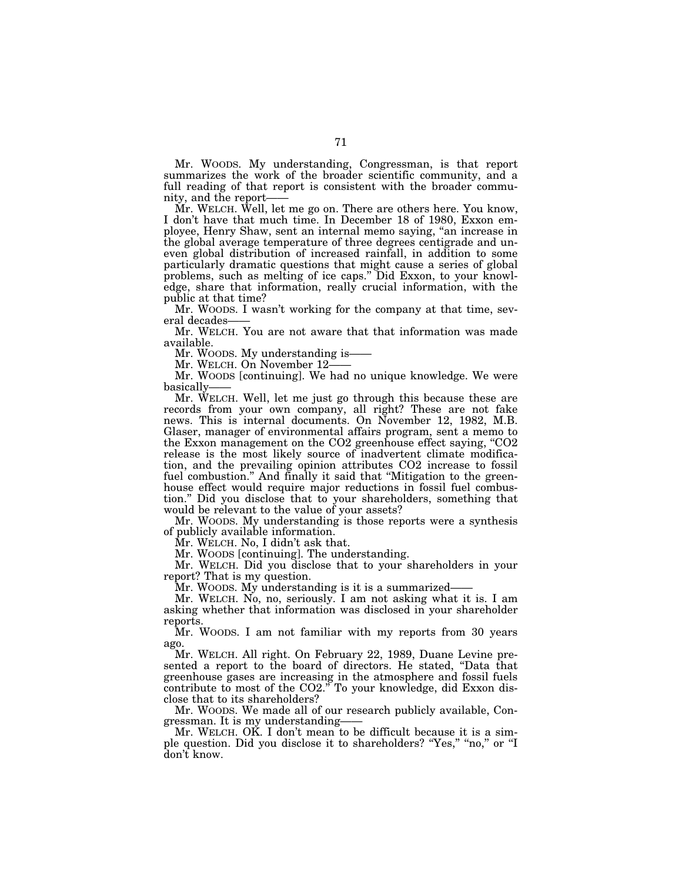Mr. WOODS. My understanding, Congressman, is that report summarizes the work of the broader scientific community, and a full reading of that report is consistent with the broader community, and the report——

Mr. WELCH. Well, let me go on. There are others here. You know, I don't have that much time. In December 18 of 1980, Exxon employee, Henry Shaw, sent an internal memo saying, "an increase in the global average temperature of three degrees centigrade and uneven global distribution of increased rainfall, in addition to some particularly dramatic questions that might cause a series of global problems, such as melting of ice caps." Did Exxon, to your knowledge, share that information, really crucial information, with the public at that time?

Mr. WOODS. I wasn't working for the company at that time, several decades——

Mr. WELCH. You are not aware that that information was made available.

Mr. WOODS. My understanding is——

Mr. WELCH. On November 12——

Mr. WOODS [continuing]. We had no unique knowledge. We were basically——

Mr. WELCH. Well, let me just go through this because these are records from your own company, all right? These are not fake news. This is internal documents. On November 12, 1982, M.B. Glaser, manager of environmental affairs program, sent a memo to the Exxon management on the $CO_2$ greenhouse effect saying, "$CO_2$ release is the most likely source of inadvertent climate modification, and the prevailing opinion attributes $CO_2$ increase to fossil fuel combustion." And finally it said that "Mitigation to the greenhouse effect would require major reductions in fossil fuel combustion." Did you disclose that to your shareholders, something that would be relevant to the value of your assets?

Mr. WOODS. My understanding is those reports were a synthesis of publicly available information.

Mr. WELCH. No, I didn't ask that.

Mr. WOODS [continuing]. The understanding.

Mr. WELCH. Did you disclose that to your shareholders in your report? That is my question.

Mr. WOODS. My understanding is it is a summarized——

Mr. WELCH. No, no, seriously. I am not asking what it is. I am asking whether that information was disclosed in your shareholder reports.

Mr. WOODS. I am not familiar with my reports from 30 years ago.

Mr. WELCH. All right. On February 22, 1989, Duane Levine presented a report to the board of directors. He stated, "Data that greenhouse gases are increasing in the atmosphere and fossil fuels contribute to most of the $CO_2$." To your knowledge, did Exxon disclose that to its shareholders?

Mr. WOODS. We made all of our research publicly available, Congressman. It is my understanding——

Mr. WELCH. OK. I don't mean to be difficult because it is a simple question. Did you disclose it to shareholders? "Yes," "no," or "I don't know.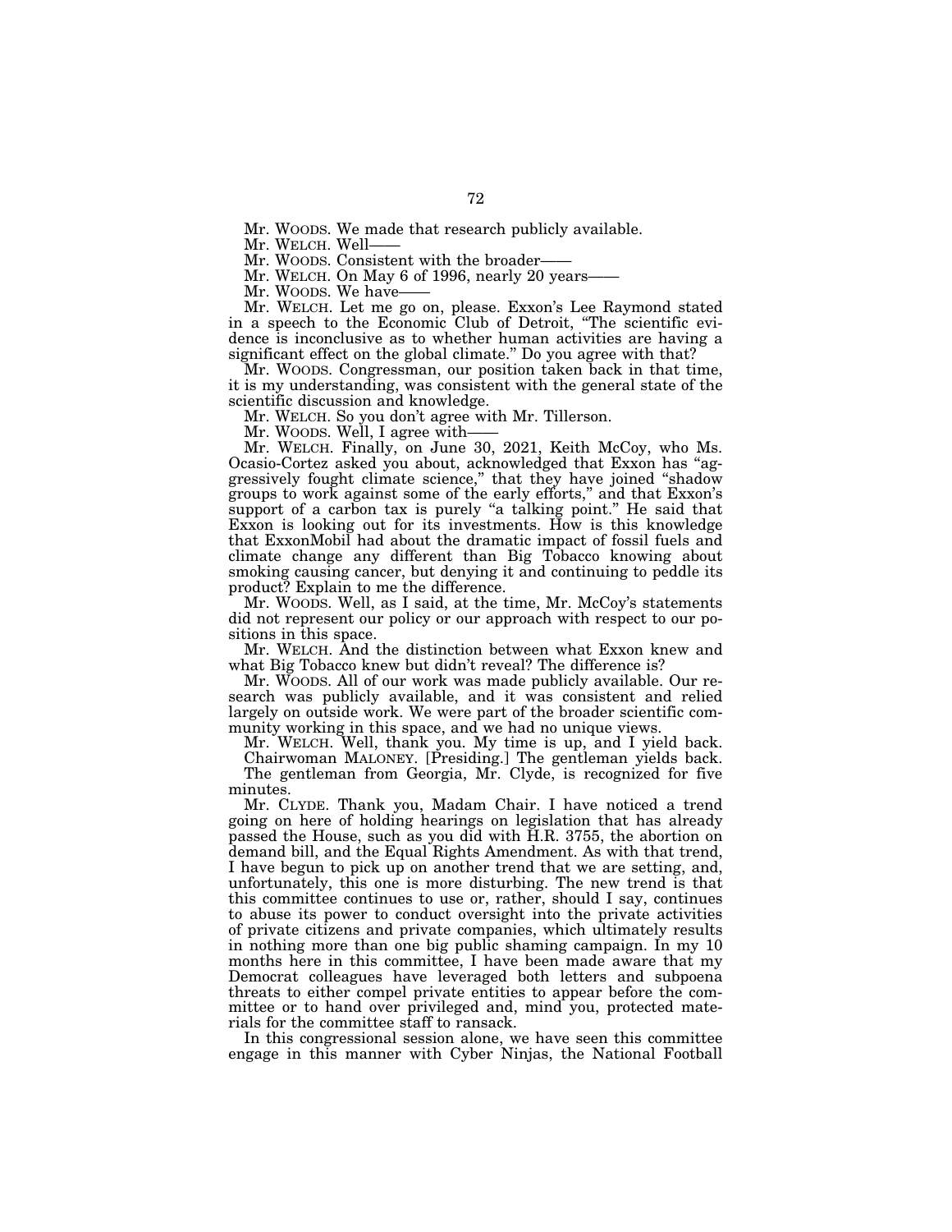Mr. WOODS. We made that research publicly available.

Mr. WELCH. Well——

Mr. WOODS. Consistent with the broader——

Mr. WELCH. On May 6 of 1996, nearly 20 years——

Mr. WOODS. We have——

Mr. WELCH. Let me go on, please. Exxon's Lee Raymond stated in a speech to the Economic Club of Detroit, "The scientific evidence is inconclusive as to whether human activities are having a significant effect on the global climate." Do you agree with that?

Mr. WOODS. Congressman, our position taken back in that time, it is my understanding, was consistent with the general state of the scientific discussion and knowledge.

Mr. WELCH. So you don't agree with Mr. Tillerson.

Mr. WOODS. Well, I agree with——

Mr. WELCH. Finally, on June 30, 2021, Keith McCoy, who Ms. Ocasio-Cortez asked you about, acknowledged that Exxon has "aggressively fought climate science," that they have joined "shadow groups to work against some of the early efforts," and that Exxon's support of a carbon tax is purely "a talking point." He said that Exxon is looking out for its investments. How is this knowledge that ExxonMobil had about the dramatic impact of fossil fuels and climate change any different than Big Tobacco knowing about smoking causing cancer, but denying it and continuing to peddle its product? Explain to me the difference.

Mr. WOODS. Well, as I said, at the time, Mr. McCoy's statements did not represent our policy or our approach with respect to our positions in this space.

Mr. WELCH. And the distinction between what Exxon knew and what Big Tobacco knew but didn't reveal? The difference is?

Mr. WOODS. All of our work was made publicly available. Our research was publicly available, and it was consistent and relied largely on outside work. We were part of the broader scientific community working in this space, and we had no unique views.

Mr. WELCH. Well, thank you. My time is up, and I yield back.

Chairwoman MALONEY. [Presiding.] The gentleman yields back.

The gentleman from Georgia, Mr. Clyde, is recognized for five minutes.

Mr. CLYDE. Thank you, Madam Chair. I have noticed a trend going on here of holding hearings on legislation that has already passed the House, such as you did with H.R. 3755, the abortion on demand bill, and the Equal Rights Amendment. As with that trend, I have begun to pick up on another trend that we are setting, and, unfortunately, this one is more disturbing. The new trend is that this committee continues to use or, rather, should I say, continues to abuse its power to conduct oversight into the private activities of private citizens and private companies, which ultimately results in nothing more than one big public shaming campaign. In my 10 months here in this committee, I have been made aware that my Democrat colleagues have leveraged both letters and subpoena threats to either compel private entities to appear before the committee or to hand over privileged and, mind you, protected materials for the committee staff to ransack.

In this congressional session alone, we have seen this committee engage in this manner with Cyber Ninjas, the National Football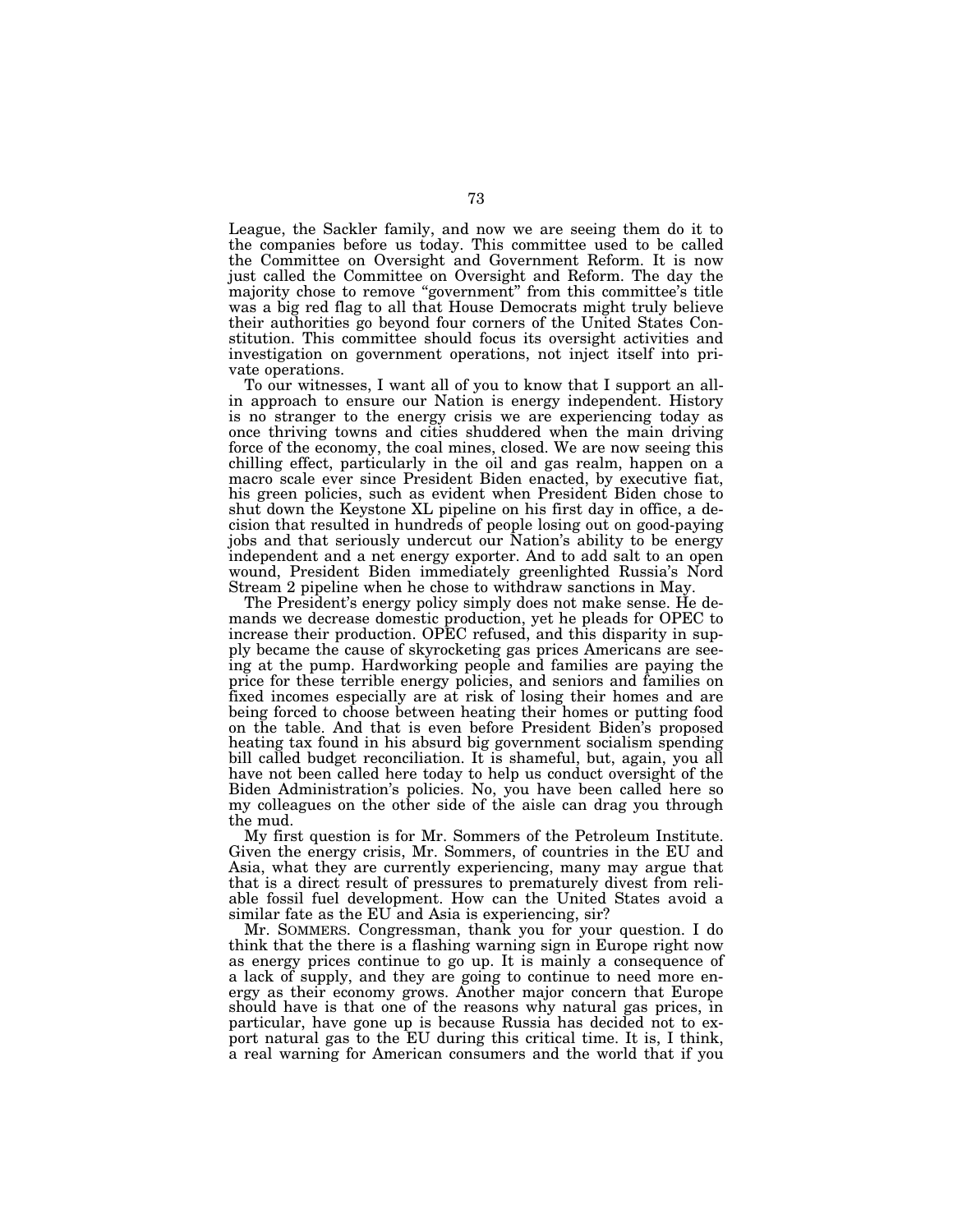League, the Sackler family, and now we are seeing them do it to the companies before us today. This committee used to be called the Committee on Oversight and Government Reform. It is now just called the Committee on Oversight and Reform. The day the majority chose to remove "government" from this committee's title was a big red flag to all that House Democrats might truly believe their authorities go beyond four corners of the United States Constitution. This committee should focus its oversight activities and investigation on government operations, not inject itself into private operations.

To our witnesses, I want all of you to know that I support an all-in approach to ensure our Nation is energy independent. History is no stranger to the energy crisis we are experiencing today as once thriving towns and cities shuddered when the main driving force of the economy, the coal mines, closed. We are now seeing this chilling effect, particularly in the oil and gas realm, happen on a macro scale ever since President Biden enacted, by executive fiat, his green policies, such as evident when President Biden chose to shut down the Keystone XL pipeline on his first day in office, a decision that resulted in hundreds of people losing out on good-paying jobs and that seriously undercut our Nation's ability to be energy independent and a net energy exporter. And to add salt to an open wound, President Biden immediately greenlighted Russia's Nord Stream 2 pipeline when he chose to withdraw sanctions in May.

The President's energy policy simply does not make sense. He demands we decrease domestic production, yet he pleads for OPEC to increase their production. OPEC refused, and this disparity in supply became the cause of skyrocketing gas prices Americans are seeing at the pump. Hardworking people and families are paying the price for these terrible energy policies, and seniors and families on fixed incomes especially are at risk of losing their homes and are being forced to choose between heating their homes or putting food on the table. And that is even before President Biden's proposed heating tax found in his absurd big government socialism spending bill called budget reconciliation. It is shameful, but, again, you all have not been called here today to help us conduct oversight of the Biden Administration's policies. No, you have been called here so my colleagues on the other side of the aisle can drag you through the mud.

My first question is for Mr. Sommers of the Petroleum Institute. Given the energy crisis, Mr. Sommers, of countries in the EU and Asia, what they are currently experiencing, many may argue that that is a direct result of pressures to prematurely divest from reliable fossil fuel development. How can the United States avoid a similar fate as the EU and Asia is experiencing, sir?

Mr. SOMMERS. Congressman, thank you for your question. I do think that the there is a flashing warning sign in Europe right now as energy prices continue to go up. It is mainly a consequence of a lack of supply, and they are going to continue to need more energy as their economy grows. Another major concern that Europe should have is that one of the reasons why natural gas prices, in particular, have gone up is because Russia has decided not to export natural gas to the EU during this critical time. It is, I think, a real warning for American consumers and the world that if you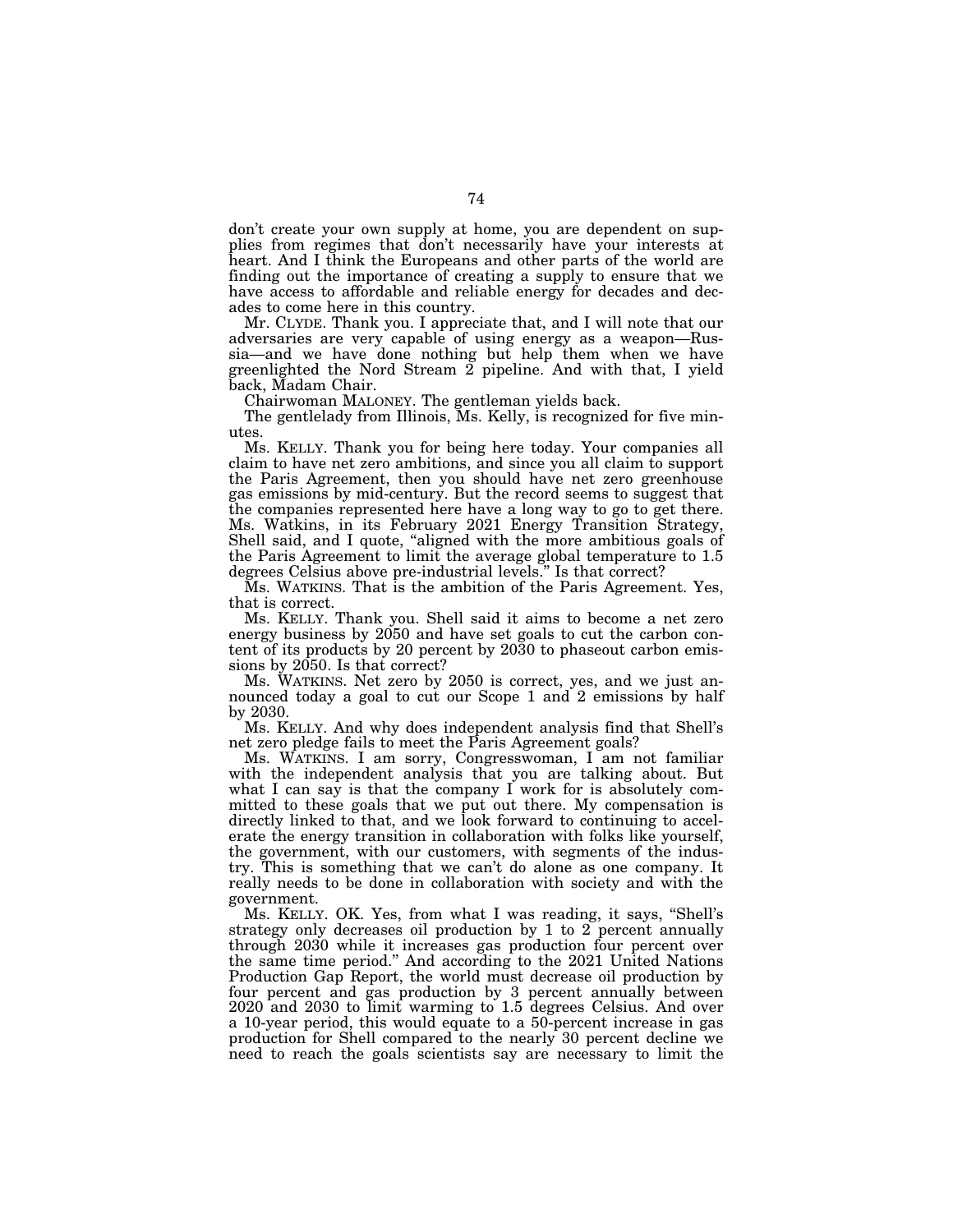don't create your own supply at home, you are dependent on supplies from regimes that don't necessarily have your interests at heart. And I think the Europeans and other parts of the world are finding out the importance of creating a supply to ensure that we have access to affordable and reliable energy for decades and decades to come here in this country.

Mr. CLYDE. Thank you. I appreciate that, and I will note that our adversaries are very capable of using energy as a weapon—Russia—and we have done nothing but help them when we have greenlighted the Nord Stream 2 pipeline. And with that, I yield back, Madam Chair.

Chairwoman MALONEY. The gentleman yields back.

The gentlelady from Illinois, Ms. Kelly, is recognized for five minutes.

Ms. KELLY. Thank you for being here today. Your companies all claim to have net zero ambitions, and since you all claim to support the Paris Agreement, then you should have net zero greenhouse gas emissions by mid-century. But the record seems to suggest that the companies represented here have a long way to go to get there. Ms. Watkins, in its February 2021 Energy Transition Strategy, Shell said, and I quote, "aligned with the more ambitious goals of the Paris Agreement to limit the average global temperature to 1.5 degrees Celsius above pre-industrial levels." Is that correct?

Ms. WATKINS. That is the ambition of the Paris Agreement. Yes, that is correct.

Ms. KELLY. Thank you. Shell said it aims to become a net zero energy business by 2050 and have set goals to cut the carbon content of its products by 20 percent by 2030 to phaseout carbon emissions by 2050. Is that correct?

Ms. WATKINS. Net zero by 2050 is correct, yes, and we just announced today a goal to cut our Scope 1 and 2 emissions by half by 2030.

Ms. KELLY. And why does independent analysis find that Shell's net zero pledge fails to meet the Paris Agreement goals?

Ms. WATKINS. I am sorry, Congresswoman, I am not familiar with the independent analysis that you are talking about. But what I can say is that the company I work for is absolutely committed to these goals that we put out there. My compensation is directly linked to that, and we look forward to continuing to accelerate the energy transition in collaboration with folks like yourself, the government, with our customers, with segments of the industry. This is something that we can't do alone as one company. It really needs to be done in collaboration with society and with the government.

Ms. KELLY. OK. Yes, from what I was reading, it says, "Shell's strategy only decreases oil production by 1 to 2 percent annually through 2030 while it increases gas production four percent over the same time period." And according to the 2021 United Nations Production Gap Report, the world must decrease oil production by four percent and gas production by 3 percent annually between 2020 and 2030 to limit warming to 1.5 degrees Celsius. And over a 10-year period, this would equate to a 50-percent increase in gas production for Shell compared to the nearly 30 percent decline we need to reach the goals scientists say are necessary to limit the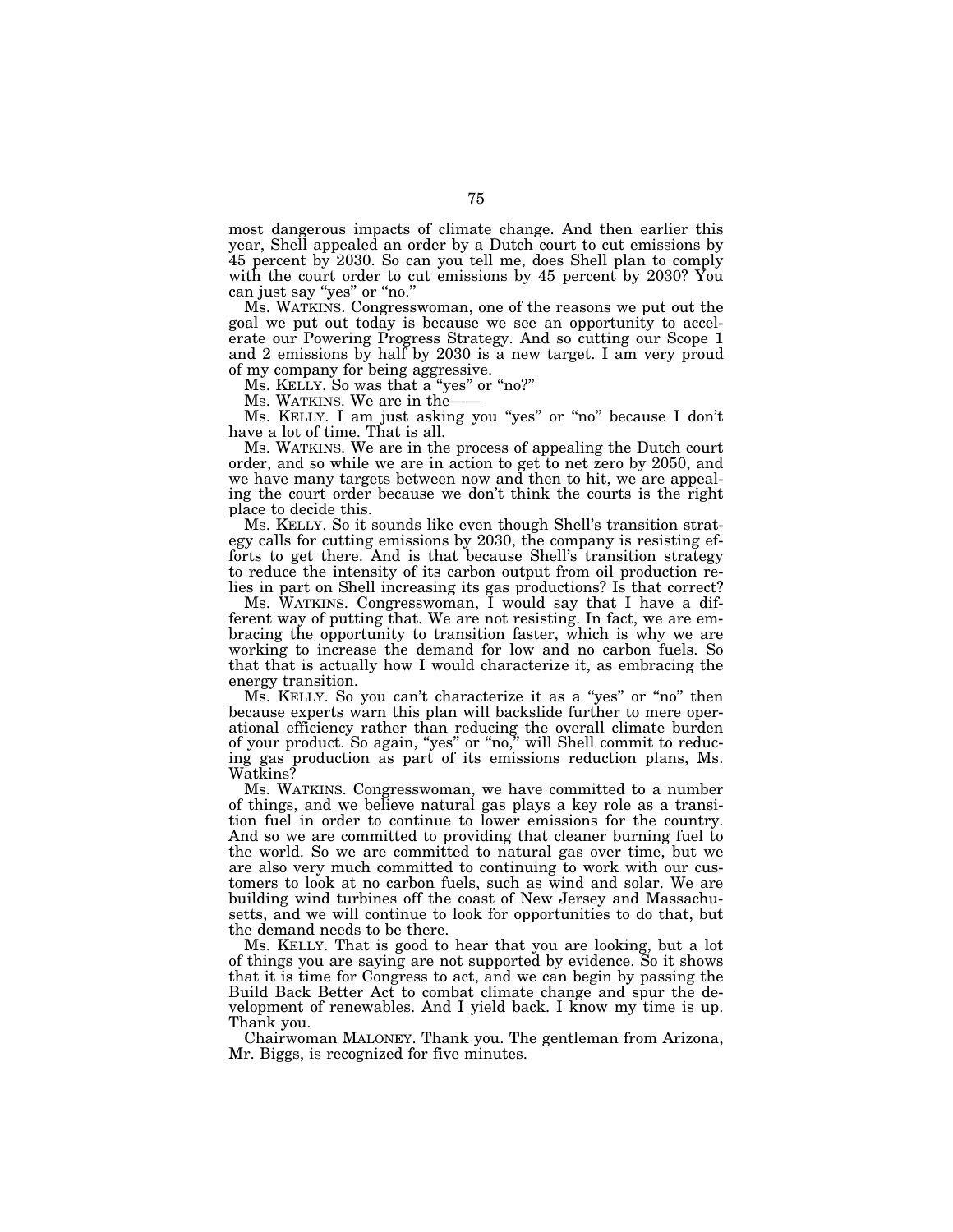most dangerous impacts of climate change. And then earlier this year, Shell appealed an order by a Dutch court to cut emissions by 45 percent by 2030. So can you tell me, does Shell plan to comply with the court order to cut emissions by 45 percent by 2030? You can just say "yes" or "no."

Ms. WATKINS. Congresswoman, one of the reasons we put out the goal we put out today is because we see an opportunity to accelerate our Powering Progress Strategy. And so cutting our Scope 1 and 2 emissions by half by 2030 is a new target. I am very proud of my company for being aggressive.

Ms. KELLY. So was that a "yes" or "no?"

Ms. WATKINS. We are in the——

Ms. KELLY. I am just asking you "yes" or "no" because I don't have a lot of time. That is all.

Ms. WATKINS. We are in the process of appealing the Dutch court order, and so while we are in action to get to net zero by 2050, and we have many targets between now and then to hit, we are appealing the court order because we don't think the courts is the right place to decide this.

Ms. KELLY. So it sounds like even though Shell's transition strategy calls for cutting emissions by 2030, the company is resisting efforts to get there. And is that because Shell's transition strategy to reduce the intensity of its carbon output from oil production relies in part on Shell increasing its gas productions? Is that correct?

Ms. WATKINS. Congresswoman, I would say that I have a different way of putting that. We are not resisting. In fact, we are embracing the opportunity to transition faster, which is why we are working to increase the demand for low and no carbon fuels. So that that is actually how I would characterize it, as embracing the energy transition.

Ms. KELLY. So you can't characterize it as a "yes" or "no" then because experts warn this plan will backslide further to mere operational efficiency rather than reducing the overall climate burden of your product. So again, "yes" or "no," will Shell commit to reducing gas production as part of its emissions reduction plans, Ms. Watkins?

Ms. WATKINS. Congresswoman, we have committed to a number of things, and we believe natural gas plays a key role as a transition fuel in order to continue to lower emissions for the country. And so we are committed to providing that cleaner burning fuel to the world. So we are committed to natural gas over time, but we are also very much committed to continuing to work with our customers to look at no carbon fuels, such as wind and solar. We are building wind turbines off the coast of New Jersey and Massachusetts, and we will continue to look for opportunities to do that, but the demand needs to be there.

Ms. KELLY. That is good to hear that you are looking, but a lot of things you are saying are not supported by evidence. So it shows that it is time for Congress to act, and we can begin by passing the Build Back Better Act to combat climate change and spur the development of renewables. And I yield back. I know my time is up. Thank you.

Chairwoman MALONEY. Thank you. The gentleman from Arizona, Mr. Biggs, is recognized for five minutes.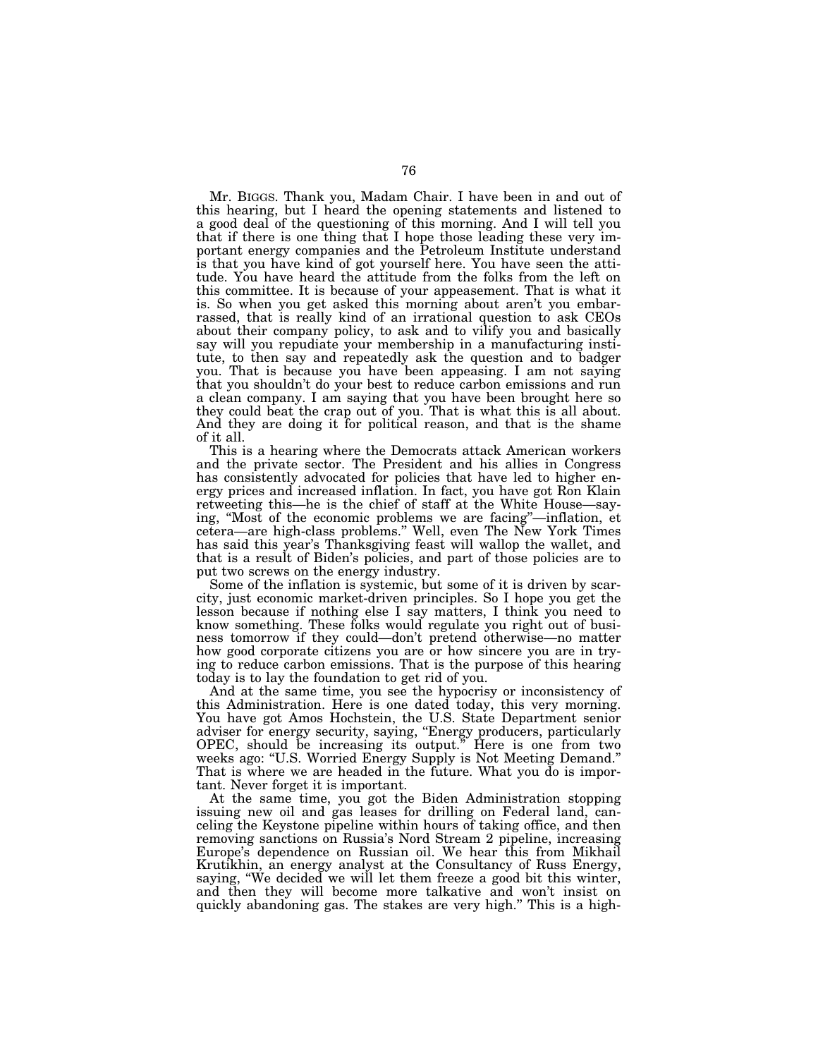Mr. BIGGS. Thank you, Madam Chair. I have been in and out of this hearing, but I heard the opening statements and listened to a good deal of the questioning of this morning. And I will tell you that if there is one thing that I hope those leading these very important energy companies and the Petroleum Institute understand is that you have kind of got yourself here. You have seen the attitude. You have heard the attitude from the folks from the left on this committee. It is because of your appeasement. That is what it is. So when you get asked this morning about aren't you embarrassed, that is really kind of an irrational question to ask CEOs about their company policy, to ask and to vilify you and basically say will you repudiate your membership in a manufacturing institute, to then say and repeatedly ask the question and to badger you. That is because you have been appeasing. I am not saying that you shouldn't do your best to reduce carbon emissions and run a clean company. I am saying that you have been brought here so they could beat the crap out of you. That is what this is all about. And they are doing it for political reason, and that is the shame of it all.

This is a hearing where the Democrats attack American workers and the private sector. The President and his allies in Congress has consistently advocated for policies that have led to higher energy prices and increased inflation. In fact, you have got Ron Klain retweeting this—he is the chief of staff at the White House—saying, "Most of the economic problems we are facing"—inflation, et cetera—are high-class problems." Well, even The New York Times has said this year's Thanksgiving feast will wallop the wallet, and that is a result of Biden's policies, and part of those policies are to put two screws on the energy industry.

Some of the inflation is systemic, but some of it is driven by scarcity, just economic market-driven principles. So I hope you get the lesson because if nothing else I say matters, I think you need to know something. These folks would regulate you right out of business tomorrow if they could—don't pretend otherwise—no matter how good corporate citizens you are or how sincere you are in trying to reduce carbon emissions. That is the purpose of this hearing today is to lay the foundation to get rid of you.

And at the same time, you see the hypocrisy or inconsistency of this Administration. Here is one dated today, this very morning. You have got Amos Hochstein, the U.S. State Department senior adviser for energy security, saying, "Energy producers, particularly OPEC, should be increasing its output." Here is one from two weeks ago: "U.S. Worried Energy Supply is Not Meeting Demand." That is where we are headed in the future. What you do is important. Never forget it is important.

At the same time, you got the Biden Administration stopping issuing new oil and gas leases for drilling on Federal land, canceling the Keystone pipeline within hours of taking office, and then removing sanctions on Russia's Nord Stream 2 pipeline, increasing Europe's dependence on Russian oil. We hear this from Mikhail Krutikhin, an energy analyst at the Consultancy of Russ Energy, saying, "We decided we will let them freeze a good bit this winter, and then they will become more talkative and won't insist on quickly abandoning gas. The stakes are very high." This is a high-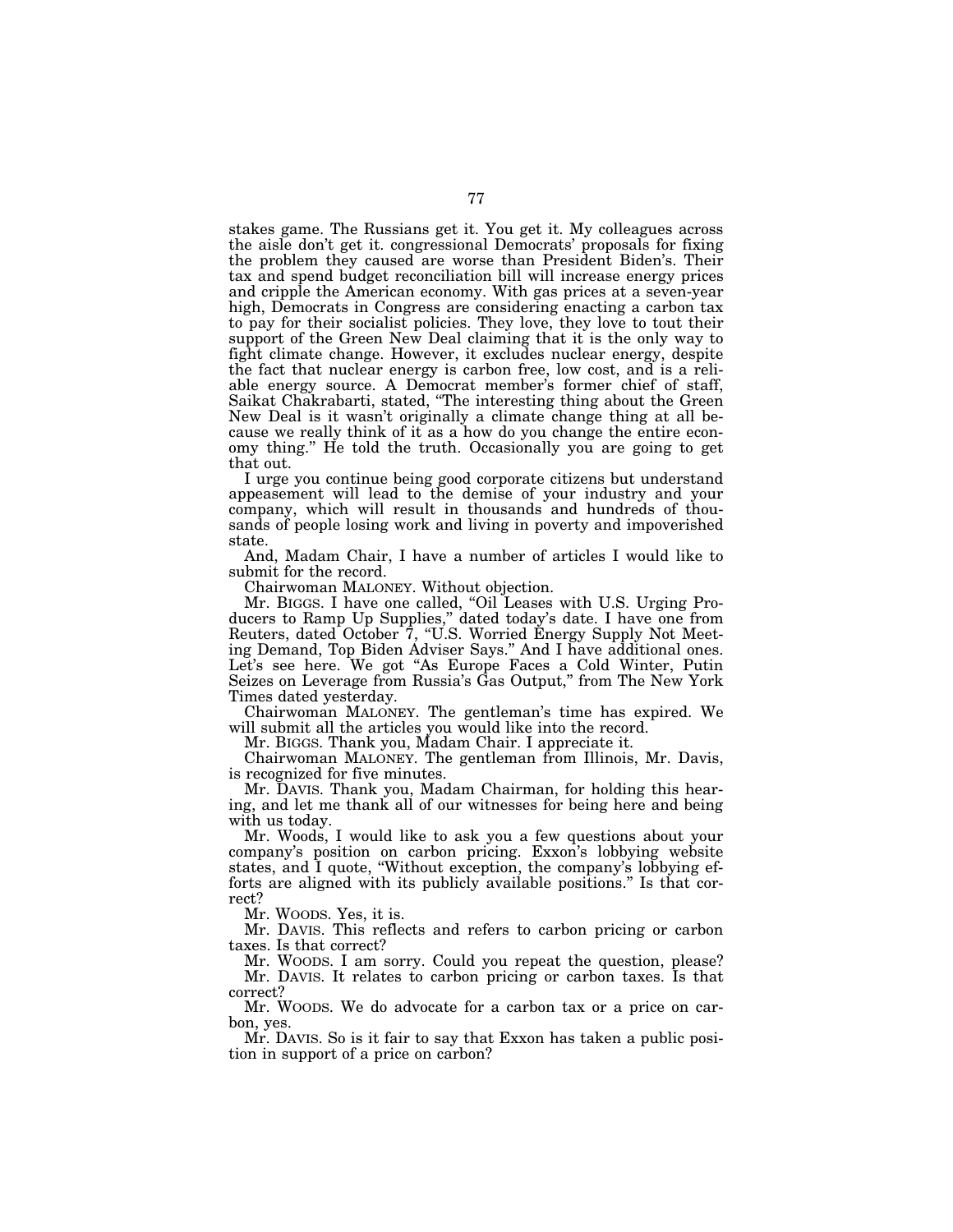stakes game. The Russians get it. You get it. My colleagues across the aisle don't get it. congressional Democrats' proposals for fixing the problem they caused are worse than President Biden's. Their tax and spend budget reconciliation bill will increase energy prices and cripple the American economy. With gas prices at a seven-year high, Democrats in Congress are considering enacting a carbon tax to pay for their socialist policies. They love, they love to tout their support of the Green New Deal claiming that it is the only way to fight climate change. However, it excludes nuclear energy, despite the fact that nuclear energy is carbon free, low cost, and is a reliable energy source. A Democrat member's former chief of staff, Saikat Chakrabarti, stated, "The interesting thing about the Green New Deal is it wasn't originally a climate change thing at all because we really think of it as a how do you change the entire economy thing." He told the truth. Occasionally you are going to get that out.

I urge you continue being good corporate citizens but understand appeasement will lead to the demise of your industry and your company, which will result in thousands and hundreds of thousands of people losing work and living in poverty and impoverished state.

And, Madam Chair, I have a number of articles I would like to submit for the record.

Chairwoman MALONEY. Without objection.

Mr. BIGGS. I have one called, "Oil Leases with U.S. Urging Producers to Ramp Up Supplies," dated today's date. I have one from Reuters, dated October 7, "U.S. Worried Energy Supply Not Meeting Demand, Top Biden Adviser Says." And I have additional ones. Let's see here. We got "As Europe Faces a Cold Winter, Putin Seizes on Leverage from Russia's Gas Output," from The New York Times dated yesterday.

Chairwoman MALONEY. The gentleman's time has expired. We will submit all the articles you would like into the record.

Mr. BIGGS. Thank you, Madam Chair. I appreciate it.

Chairwoman MALONEY. The gentleman from Illinois, Mr. Davis, is recognized for five minutes.

Mr. DAVIS. Thank you, Madam Chairman, for holding this hearing, and let me thank all of our witnesses for being here and being with us today.

Mr. Woods, I would like to ask you a few questions about your company's position on carbon pricing. Exxon's lobbying website states, and I quote, "Without exception, the company's lobbying efforts are aligned with its publicly available positions." Is that correct?

Mr. WOODS. Yes, it is.

Mr. DAVIS. This reflects and refers to carbon pricing or carbon taxes. Is that correct?

Mr. WOODS. I am sorry. Could you repeat the question, please?

Mr. DAVIS. It relates to carbon pricing or carbon taxes. Is that correct?

Mr. WOODS. We do advocate for a carbon tax or a price on carbon, yes.

Mr. DAVIS. So is it fair to say that Exxon has taken a public position in support of a price on carbon?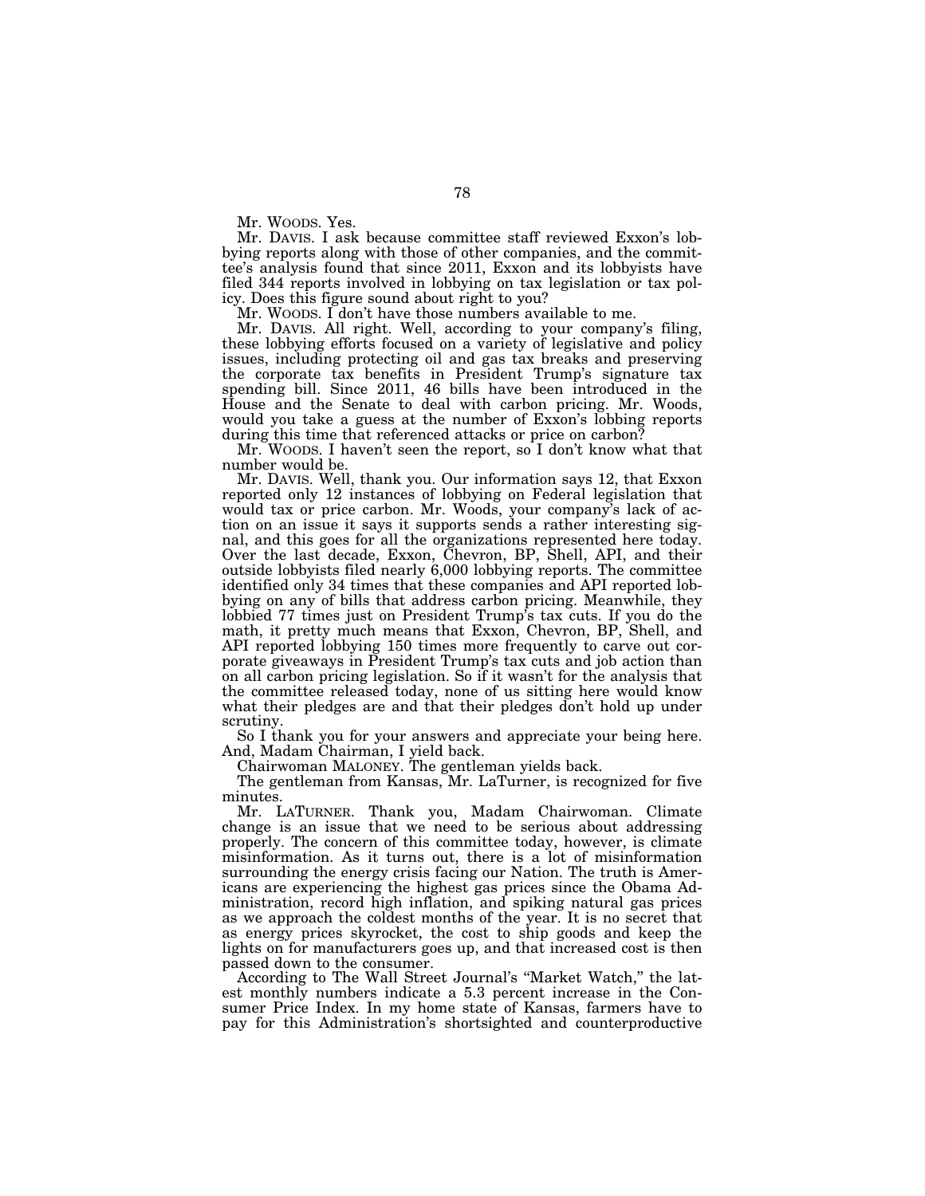Mr. WOODS. Yes.

Mr. DAVIS. I ask because committee staff reviewed Exxon's lobbying reports along with those of other companies, and the committee's analysis found that since 2011, Exxon and its lobbyists have filed 344 reports involved in lobbying on tax legislation or tax policy. Does this figure sound about right to you?

Mr. WOODS. I don't have those numbers available to me.

Mr. DAVIS. All right. Well, according to your company's filing, these lobbying efforts focused on a variety of legislative and policy issues, including protecting oil and gas tax breaks and preserving the corporate tax benefits in President Trump's signature tax spending bill. Since 2011, 46 bills have been introduced in the House and the Senate to deal with carbon pricing. Mr. Woods, would you take a guess at the number of Exxon's lobbing reports during this time that referenced attacks or price on carbon?

Mr. WOODS. I haven't seen the report, so I don't know what that number would be.

Mr. DAVIS. Well, thank you. Our information says 12, that Exxon reported only 12 instances of lobbying on Federal legislation that would tax or price carbon. Mr. Woods, your company's lack of action on an issue it says it supports sends a rather interesting signal, and this goes for all the organizations represented here today. Over the last decade, Exxon, Chevron, BP, Shell, API, and their outside lobbyists filed nearly 6,000 lobbying reports. The committee identified only 34 times that these companies and API reported lobbying on any of bills that address carbon pricing. Meanwhile, they lobbied 77 times just on President Trump's tax cuts. If you do the math, it pretty much means that Exxon, Chevron, BP, Shell, and API reported lobbying 150 times more frequently to carve out corporate giveaways in President Trump's tax cuts and job action than on all carbon pricing legislation. So if it wasn't for the analysis that the committee released today, none of us sitting here would know what their pledges are and that their pledges don't hold up under scrutiny.

So I thank you for your answers and appreciate your being here. And, Madam Chairman, I yield back.

Chairwoman MALONEY. The gentleman yields back.

The gentleman from Kansas, Mr. LaTurner, is recognized for five minutes.

Mr. LATURNER. Thank you, Madam Chairwoman. Climate change is an issue that we need to be serious about addressing properly. The concern of this committee today, however, is climate misinformation. As it turns out, there is a lot of misinformation surrounding the energy crisis facing our Nation. The truth is Americans are experiencing the highest gas prices since the Obama Administration, record high inflation, and spiking natural gas prices as we approach the coldest months of the year. It is no secret that as energy prices skyrocket, the cost to ship goods and keep the lights on for manufacturers goes up, and that increased cost is then passed down to the consumer.

According to The Wall Street Journal's "Market Watch," the latest monthly numbers indicate a 5.3 percent increase in the Consumer Price Index. In my home state of Kansas, farmers have to pay for this Administration's shortsighted and counterproductive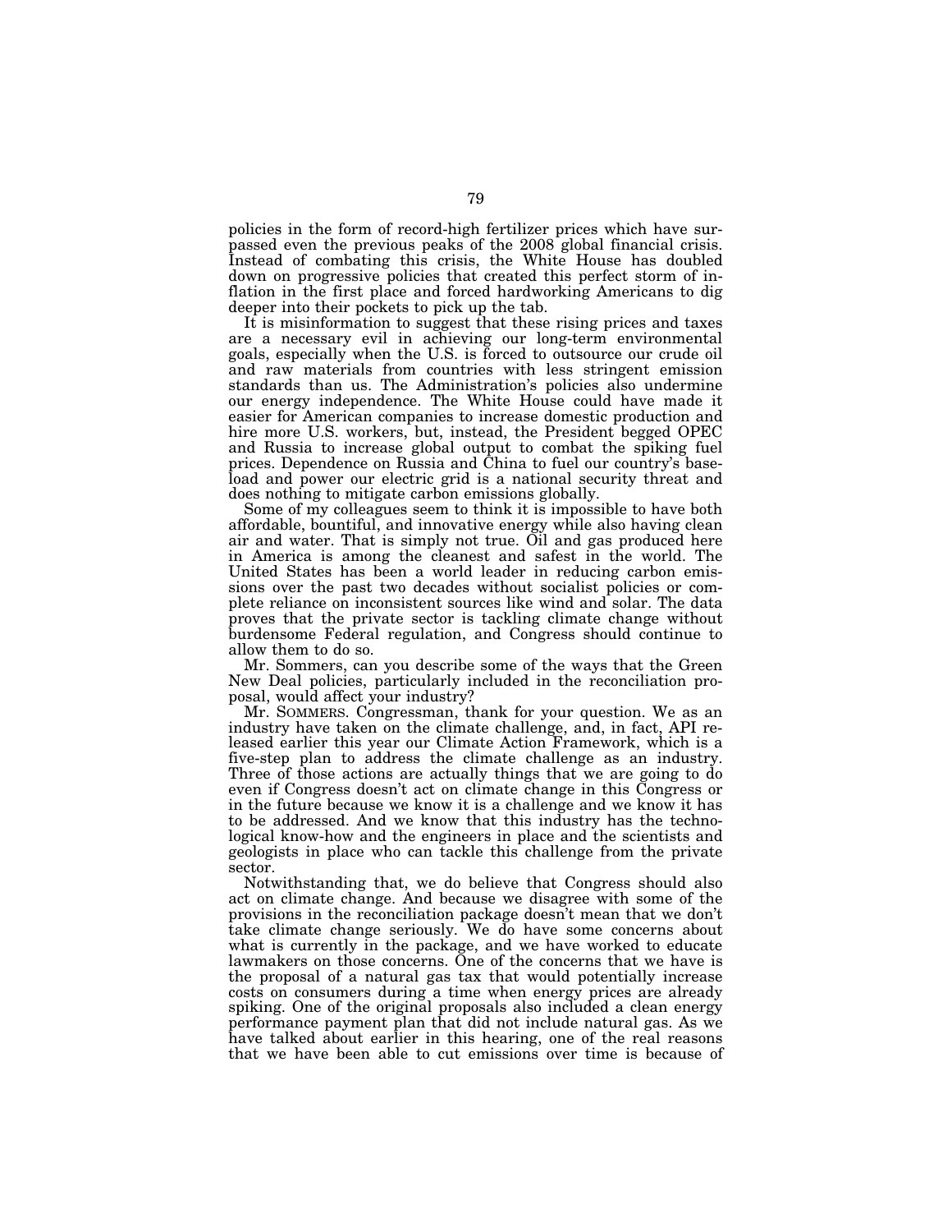policies in the form of record-high fertilizer prices which have surpassed even the previous peaks of the 2008 global financial crisis. Instead of combating this crisis, the White House has doubled down on progressive policies that created this perfect storm of inflation in the first place and forced hardworking Americans to dig deeper into their pockets to pick up the tab.

It is misinformation to suggest that these rising prices and taxes are a necessary evil in achieving our long-term environmental goals, especially when the U.S. is forced to outsource our crude oil and raw materials from countries with less stringent emission standards than us. The Administration's policies also undermine our energy independence. The White House could have made it easier for American companies to increase domestic production and hire more U.S. workers, but, instead, the President begged OPEC and Russia to increase global output to combat the spiking fuel prices. Dependence on Russia and China to fuel our country's baseload and power our electric grid is a national security threat and does nothing to mitigate carbon emissions globally.

Some of my colleagues seem to think it is impossible to have both affordable, bountiful, and innovative energy while also having clean air and water. That is simply not true. Oil and gas produced here in America is among the cleanest and safest in the world. The United States has been a world leader in reducing carbon emissions over the past two decades without socialist policies or complete reliance on inconsistent sources like wind and solar. The data proves that the private sector is tackling climate change without burdensome Federal regulation, and Congress should continue to allow them to do so.

Mr. Sommers, can you describe some of the ways that the Green New Deal policies, particularly included in the reconciliation proposal, would affect your industry?

Mr. SOMMERS. Congressman, thank for your question. We as an industry have taken on the climate challenge, and, in fact, API released earlier this year our Climate Action Framework, which is a five-step plan to address the climate challenge as an industry. Three of those actions are actually things that we are going to do even if Congress doesn't act on climate change in this Congress or in the future because we know it is a challenge and we know it has to be addressed. And we know that this industry has the technological know-how and the engineers in place and the scientists and geologists in place who can tackle this challenge from the private sector.

Notwithstanding that, we do believe that Congress should also act on climate change. And because we disagree with some of the provisions in the reconciliation package doesn't mean that we don't take climate change seriously. We do have some concerns about what is currently in the package, and we have worked to educate lawmakers on those concerns. One of the concerns that we have is the proposal of a natural gas tax that would potentially increase costs on consumers during a time when energy prices are already spiking. One of the original proposals also included a clean energy performance payment plan that did not include natural gas. As we have talked about earlier in this hearing, one of the real reasons that we have been able to cut emissions over time is because of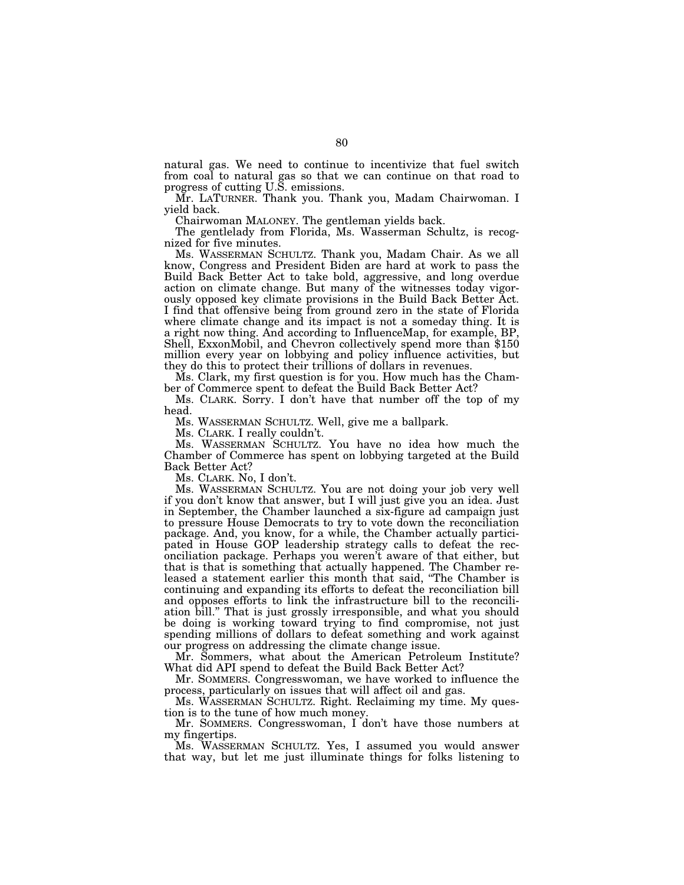natural gas. We need to continue to incentivize that fuel switch from coal to natural gas so that we can continue on that road to progress of cutting U.S. emissions.

Mr. LATURNER. Thank you. Thank you, Madam Chairwoman. I yield back.

Chairwoman MALONEY. The gentleman yields back.

The gentlelady from Florida, Ms. Wasserman Schultz, is recognized for five minutes.

Ms. WASSERMAN SCHULTZ. Thank you, Madam Chair. As we all know, Congress and President Biden are hard at work to pass the Build Back Better Act to take bold, aggressive, and long overdue action on climate change. But many of the witnesses today vigorously opposed key climate provisions in the Build Back Better Act. I find that offensive being from ground zero in the state of Florida where climate change and its impact is not a someday thing. It is a right now thing. And according to InfluenceMap, for example, BP, Shell, ExxonMobil, and Chevron collectively spend more than $150 million every year on lobbying and policy influence activities, but they do this to protect their trillions of dollars in revenues.

Ms. Clark, my first question is for you. How much has the Chamber of Commerce spent to defeat the Build Back Better Act?

Ms. CLARK. Sorry. I don't have that number off the top of my head.

Ms. WASSERMAN SCHULTZ. Well, give me a ballpark.

Ms. CLARK. I really couldn't.

Ms. WASSERMAN SCHULTZ. You have no idea how much the Chamber of Commerce has spent on lobbying targeted at the Build Back Better Act?

Ms. CLARK. No, I don't.

Ms. WASSERMAN SCHULTZ. You are not doing your job very well if you don't know that answer, but I will just give you an idea. Just in September, the Chamber launched a six-figure ad campaign just to pressure House Democrats to try to vote down the reconciliation package. And, you know, for a while, the Chamber actually participated in House GOP leadership strategy calls to defeat the reconciliation package. Perhaps you weren't aware of that either, but that is that is something that actually happened. The Chamber released a statement earlier this month that said, "The Chamber is continuing and expanding its efforts to defeat the reconciliation bill and opposes efforts to link the infrastructure bill to the reconciliation bill." That is just grossly irresponsible, and what you should be doing is working toward trying to find compromise, not just spending millions of dollars to defeat something and work against our progress on addressing the climate change issue.

Mr. Sommers, what about the American Petroleum Institute? What did API spend to defeat the Build Back Better Act?

Mr. SOMMERS. Congresswoman, we have worked to influence the process, particularly on issues that will affect oil and gas.

Ms. WASSERMAN SCHULTZ. Right. Reclaiming my time. My question is to the tune of how much money.

Mr. SOMMERS. Congresswoman, I don't have those numbers at my fingertips.

Ms. WASSERMAN SCHULTZ. Yes, I assumed you would answer that way, but let me just illuminate things for folks listening to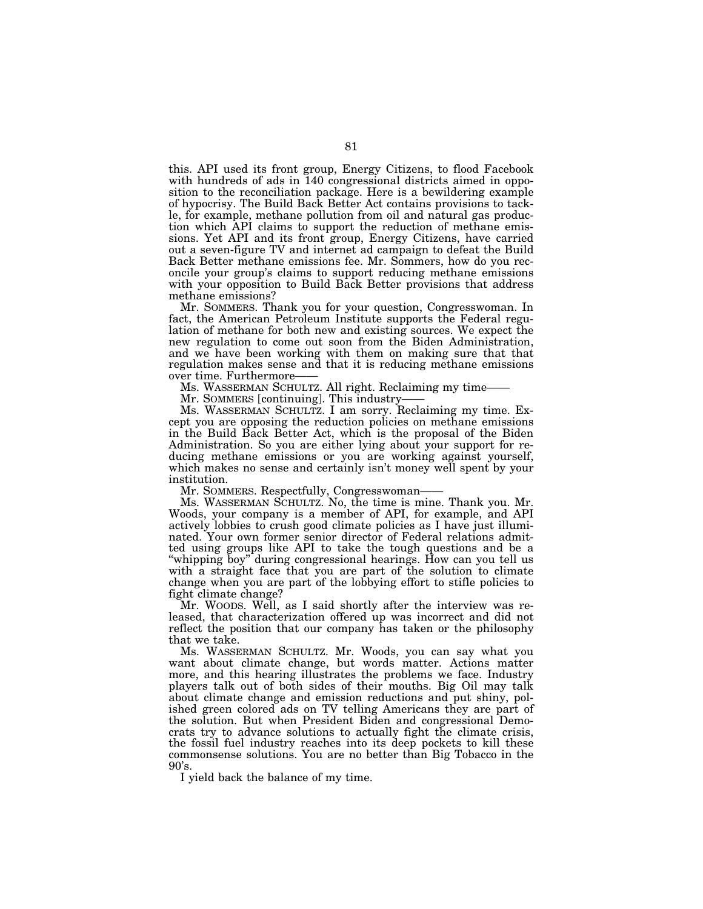this. API used its front group, Energy Citizens, to flood Facebook with hundreds of ads in 140 congressional districts aimed in opposition to the reconciliation package. Here is a bewildering example of hypocrisy. The Build Back Better Act contains provisions to tackle, for example, methane pollution from oil and natural gas production which API claims to support the reduction of methane emissions. Yet API and its front group, Energy Citizens, have carried out a seven-figure TV and internet ad campaign to defeat the Build Back Better methane emissions fee. Mr. Sommers, how do you reconcile your group's claims to support reducing methane emissions with your opposition to Build Back Better provisions that address methane emissions?

Mr. SOMMERS. Thank you for your question, Congresswoman. In fact, the American Petroleum Institute supports the Federal regulation of methane for both new and existing sources. We expect the new regulation to come out soon from the Biden Administration, and we have been working with them on making sure that that regulation makes sense and that it is reducing methane emissions over time. Furthermore——

Ms. WASSERMAN SCHULTZ. All right. Reclaiming my time——

Mr. SOMMERS [continuing]. This industry——

Ms. WASSERMAN SCHULTZ. I am sorry. Reclaiming my time. Except you are opposing the reduction policies on methane emissions in the Build Back Better Act, which is the proposal of the Biden Administration. So you are either lying about your support for reducing methane emissions or you are working against yourself, which makes no sense and certainly isn't money well spent by your institution.

Mr. SOMMERS. Respectfully, Congresswoman——

Ms. WASSERMAN SCHULTZ. No, the time is mine. Thank you. Mr. Woods, your company is a member of API, for example, and API actively lobbies to crush good climate policies as I have just illuminated. Your own former senior director of Federal relations admitted using groups like API to take the tough questions and be a "whipping boy" during congressional hearings. How can you tell us with a straight face that you are part of the solution to climate change when you are part of the lobbying effort to stifle policies to fight climate change?

Mr. WOODS. Well, as I said shortly after the interview was released, that characterization offered up was incorrect and did not reflect the position that our company has taken or the philosophy that we take.

Ms. WASSERMAN SCHULTZ. Mr. Woods, you can say what you want about climate change, but words matter. Actions matter more, and this hearing illustrates the problems we face. Industry players talk out of both sides of their mouths. Big Oil may talk about climate change and emission reductions and put shiny, polished green colored ads on TV telling Americans they are part of the solution. But when President Biden and congressional Democrats try to advance solutions to actually fight the climate crisis, the fossil fuel industry reaches into its deep pockets to kill these commonsense solutions. You are no better than Big Tobacco in the 90's.

I yield back the balance of my time.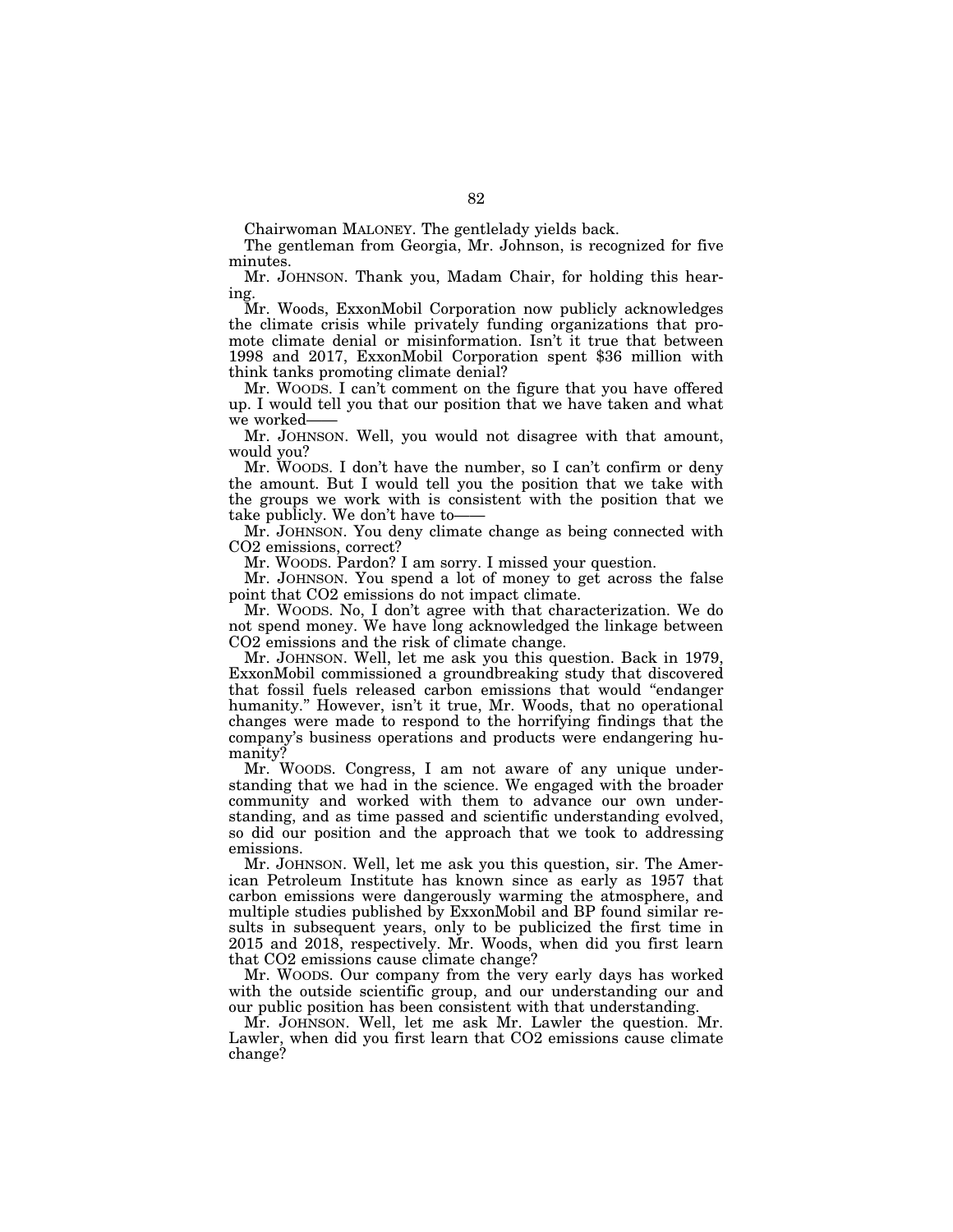Chairwoman MALONEY. The gentlelady yields back.

The gentleman from Georgia, Mr. Johnson, is recognized for five minutes.

Mr. JOHNSON. Thank you, Madam Chair, for holding this hearing.

Mr. Woods, ExxonMobil Corporation now publicly acknowledges the climate crisis while privately funding organizations that promote climate denial or misinformation. Isn't it true that between 1998 and 2017, ExxonMobil Corporation spent $36 million with think tanks promoting climate denial?

Mr. WOODS. I can't comment on the figure that you have offered up. I would tell you that our position that we have taken and what we worked——

Mr. JOHNSON. Well, you would not disagree with that amount, would you?

Mr. WOODS. I don't have the number, so I can't confirm or deny the amount. But I would tell you the position that we take with the groups we work with is consistent with the position that we take publicly. We don't have to——

Mr. JOHNSON. You deny climate change as being connected with $CO_2$ emissions, correct?

Mr. WOODS. Pardon? I am sorry. I missed your question.

Mr. JOHNSON. You spend a lot of money to get across the false point that $CO_2$ emissions do not impact climate.

Mr. WOODS. No, I don't agree with that characterization. We do not spend money. We have long acknowledged the linkage between $CO_2$ emissions and the risk of climate change.

Mr. JOHNSON. Well, let me ask you this question. Back in 1979, ExxonMobil commissioned a groundbreaking study that discovered that fossil fuels released carbon emissions that would "endanger humanity." However, isn't it true, Mr. Woods, that no operational changes were made to respond to the horrifying findings that the company's business operations and products were endangering humanity?

Mr. WOODS. Congress, I am not aware of any unique understanding that we had in the science. We engaged with the broader community and worked with them to advance our own understanding, and as time passed and scientific understanding evolved, so did our position and the approach that we took to addressing emissions.

Mr. JOHNSON. Well, let me ask you this question, sir. The American Petroleum Institute has known since as early as 1957 that carbon emissions were dangerously warming the atmosphere, and multiple studies published by ExxonMobil and BP found similar results in subsequent years, only to be publicized the first time in 2015 and 2018, respectively. Mr. Woods, when did you first learn that $CO_2$ emissions cause climate change?

Mr. WOODS. Our company from the very early days has worked with the outside scientific group, and our understanding our and our public position has been consistent with that understanding.

Mr. JOHNSON. Well, let me ask Mr. Lawler the question. Mr. Lawler, when did you first learn that $CO_2$ emissions cause climate change?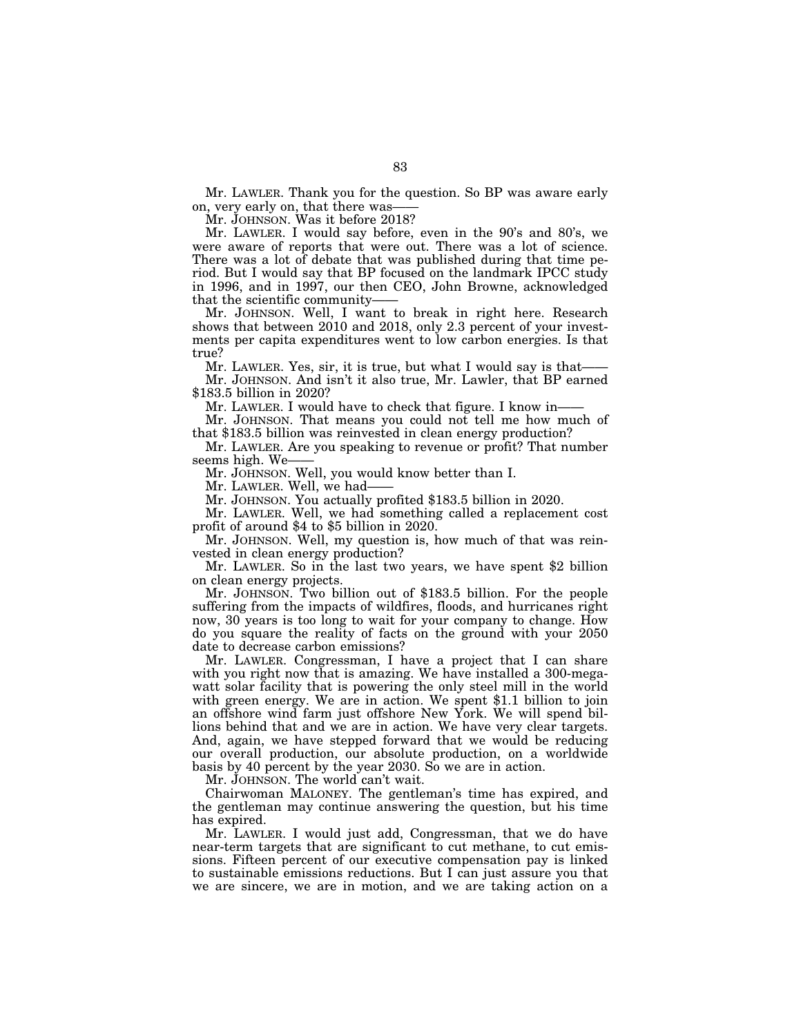Mr. LAWLER. Thank you for the question. So BP was aware early on, very early on, that there was——

Mr. JOHNSON. Was it before 2018?

Mr. LAWLER. I would say before, even in the 90's and 80's, we were aware of reports that were out. There was a lot of science. There was a lot of debate that was published during that time period. But I would say that BP focused on the landmark IPCC study in 1996, and in 1997, our then CEO, John Browne, acknowledged that the scientific community——

Mr. JOHNSON. Well, I want to break in right here. Research shows that between 2010 and 2018, only 2.3 percent of your investments per capita expenditures went to low carbon energies. Is that true?

Mr. LAWLER. Yes, sir, it is true, but what I would say is that——

Mr. JOHNSON. And isn't it also true, Mr. Lawler, that BP earned $183.5 billion in 2020?

Mr. LAWLER. I would have to check that figure. I know in——

Mr. JOHNSON. That means you could not tell me how much of that $183.5 billion was reinvested in clean energy production?

Mr. LAWLER. Are you speaking to revenue or profit? That number seems high. We——

Mr. JOHNSON. Well, you would know better than I.

Mr. LAWLER. Well, we had——

Mr. JOHNSON. You actually profited $183.5 billion in 2020.

Mr. LAWLER. Well, we had something called a replacement cost profit of around $4 to $5 billion in 2020.

Mr. JOHNSON. Well, my question is, how much of that was reinvested in clean energy production?

Mr. LAWLER. So in the last two years, we have spent $2 billion on clean energy projects.

Mr. JOHNSON. Two billion out of $183.5 billion. For the people suffering from the impacts of wildfires, floods, and hurricanes right now, 30 years is too long to wait for your company to change. How do you square the reality of facts on the ground with your 2050 date to decrease carbon emissions?

Mr. LAWLER. Congressman, I have a project that I can share with you right now that is amazing. We have installed a 300-megawatt solar facility that is powering the only steel mill in the world with green energy. We are in action. We spent $1.1 billion to join an offshore wind farm just offshore New York. We will spend billions behind that and we are in action. We have very clear targets. And, again, we have stepped forward that we would be reducing our overall production, our absolute production, on a worldwide basis by 40 percent by the year 2030. So we are in action.

Mr. JOHNSON. The world can't wait.

Chairwoman MALONEY. The gentleman's time has expired, and the gentleman may continue answering the question, but his time has expired.

Mr. LAWLER. I would just add, Congressman, that we do have near-term targets that are significant to cut methane, to cut emissions. Fifteen percent of our executive compensation pay is linked to sustainable emissions reductions. But I can just assure you that we are sincere, we are in motion, and we are taking action on a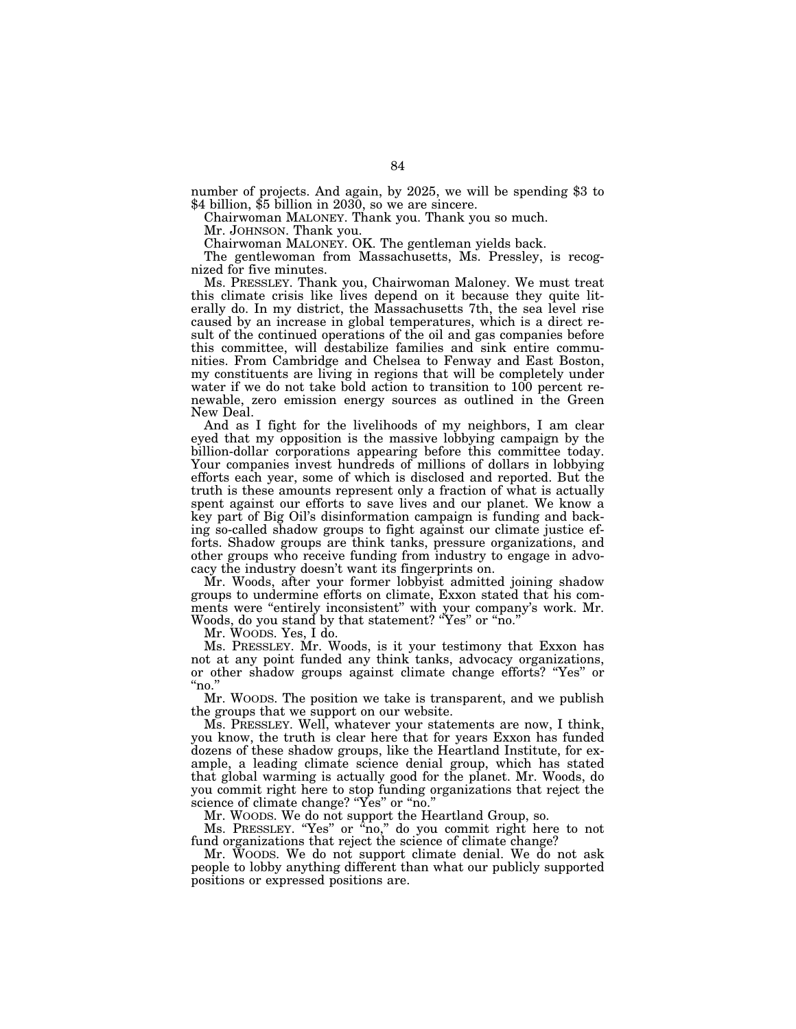number of projects. And again, by 2025, we will be spending $3 to $4 billion, $5 billion in 2030, so we are sincere.

Chairwoman MALONEY. Thank you. Thank you so much.

Mr. JOHNSON. Thank you.

Chairwoman MALONEY. OK. The gentleman yields back.

The gentlewoman from Massachusetts, Ms. Pressley, is recognized for five minutes.

Ms. PRESSLEY. Thank you, Chairwoman Maloney. We must treat this climate crisis like lives depend on it because they quite literally do. In my district, the Massachusetts 7th, the sea level rise caused by an increase in global temperatures, which is a direct result of the continued operations of the oil and gas companies before this committee, will destabilize families and sink entire communities. From Cambridge and Chelsea to Fenway and East Boston, my constituents are living in regions that will be completely under water if we do not take bold action to transition to 100 percent renewable, zero emission energy sources as outlined in the Green New Deal.

And as I fight for the livelihoods of my neighbors, I am clear eyed that my opposition is the massive lobbying campaign by the billion-dollar corporations appearing before this committee today. Your companies invest hundreds of millions of dollars in lobbying efforts each year, some of which is disclosed and reported. But the truth is these amounts represent only a fraction of what is actually spent against our efforts to save lives and our planet. We know a key part of Big Oil's disinformation campaign is funding and backing so-called shadow groups to fight against our climate justice efforts. Shadow groups are think tanks, pressure organizations, and other groups who receive funding from industry to engage in advocacy the industry doesn't want its fingerprints on.

Mr. Woods, after your former lobbyist admitted joining shadow groups to undermine efforts on climate, Exxon stated that his comments were "entirely inconsistent" with your company's work. Mr. Woods, do you stand by that statement? "Yes" or "no."

Mr. WOODS. Yes, I do.

Ms. PRESSLEY. Mr. Woods, is it your testimony that Exxon has not at any point funded any think tanks, advocacy organizations, or other shadow groups against climate change efforts? "Yes" or "no."

Mr. WOODS. The position we take is transparent, and we publish the groups that we support on our website.

Ms. PRESSLEY. Well, whatever your statements are now, I think, you know, the truth is clear here that for years Exxon has funded dozens of these shadow groups, like the Heartland Institute, for example, a leading climate science denial group, which has stated that global warming is actually good for the planet. Mr. Woods, do you commit right here to stop funding organizations that reject the science of climate change? "Yes" or "no."

Mr. WOODS. We do not support the Heartland Group, so.

Ms. PRESSLEY. "Yes" or "no," do you commit right here to not fund organizations that reject the science of climate change?

Mr. WOODS. We do not support climate denial. We do not ask people to lobby anything different than what our publicly supported positions or expressed positions are.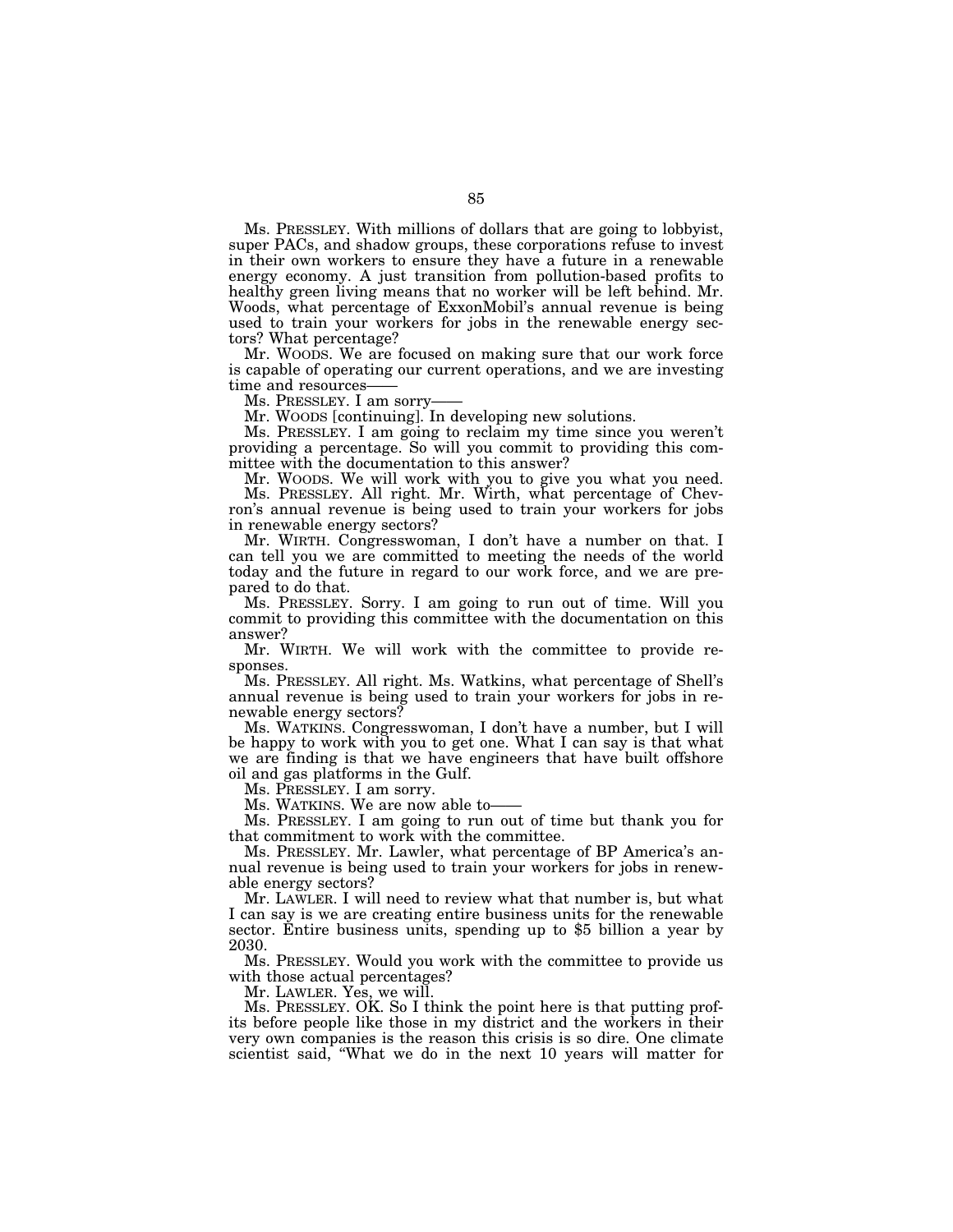Ms. PRESSLEY. With millions of dollars that are going to lobbyist, super PACs, and shadow groups, these corporations refuse to invest in their own workers to ensure they have a future in a renewable energy economy. A just transition from pollution-based profits to healthy green living means that no worker will be left behind. Mr. Woods, what percentage of ExxonMobil's annual revenue is being used to train your workers for jobs in the renewable energy sectors? What percentage?

Mr. WOODS. We are focused on making sure that our work force is capable of operating our current operations, and we are investing time and resources——

Ms. PRESSLEY. I am sorry——

Mr. WOODS [continuing]. In developing new solutions.

Ms. PRESSLEY. I am going to reclaim my time since you weren't providing a percentage. So will you commit to providing this committee with the documentation to this answer?

Mr. WOODS. We will work with you to give you what you need.

Ms. PRESSLEY. All right. Mr. Wirth, what percentage of Chevron's annual revenue is being used to train your workers for jobs in renewable energy sectors?

Mr. WIRTH. Congresswoman, I don't have a number on that. I can tell you we are committed to meeting the needs of the world today and the future in regard to our work force, and we are prepared to do that.

Ms. PRESSLEY. Sorry. I am going to run out of time. Will you commit to providing this committee with the documentation on this answer?

Mr. WIRTH. We will work with the committee to provide responses.

Ms. PRESSLEY. All right. Ms. Watkins, what percentage of Shell's annual revenue is being used to train your workers for jobs in renewable energy sectors?

Ms. WATKINS. Congresswoman, I don't have a number, but I will be happy to work with you to get one. What I can say is that what we are finding is that we have engineers that have built offshore oil and gas platforms in the Gulf.

Ms. PRESSLEY. I am sorry.

Ms. WATKINS. We are now able to——

Ms. PRESSLEY. I am going to run out of time but thank you for that commitment to work with the committee.

Ms. PRESSLEY. Mr. Lawler, what percentage of BP America's annual revenue is being used to train your workers for jobs in renewable energy sectors?

Mr. LAWLER. I will need to review what that number is, but what I can say is we are creating entire business units for the renewable sector. Entire business units, spending up to $5 billion a year by 2030.

Ms. PRESSLEY. Would you work with the committee to provide us with those actual percentages?

Mr. LAWLER. Yes, we will.

Ms. PRESSLEY. OK. So I think the point here is that putting profits before people like those in my district and the workers in their very own companies is the reason this crisis is so dire. One climate scientist said, "What we do in the next 10 years will matter for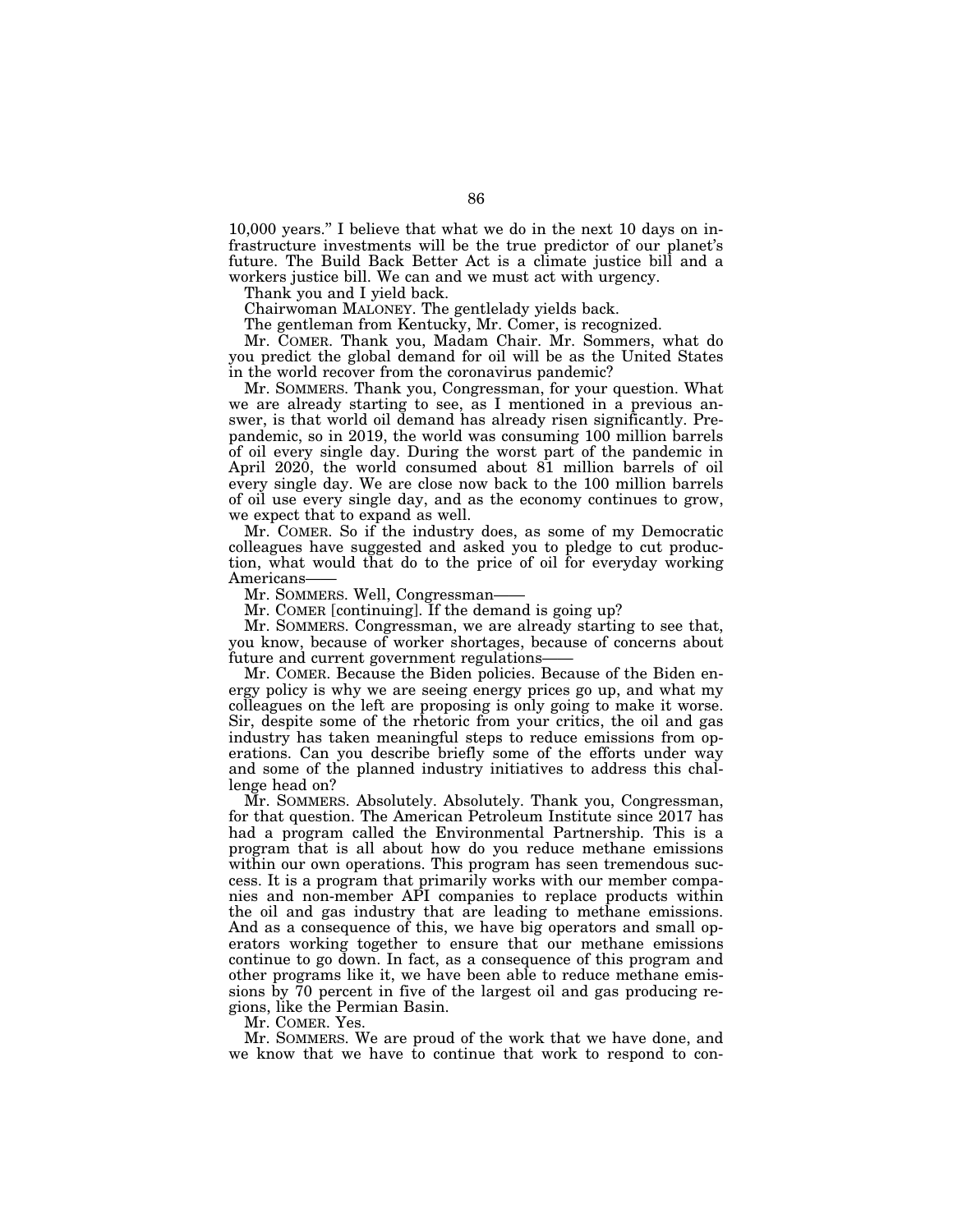10,000 years." I believe that what we do in the next 10 days on infrastructure investments will be the true predictor of our planet's future. The Build Back Better Act is a climate justice bill and a workers justice bill. We can and we must act with urgency.

Thank you and I yield back.

Chairwoman MALONEY. The gentlelady yields back.

The gentleman from Kentucky, Mr. Comer, is recognized.

Mr. COMER. Thank you, Madam Chair. Mr. Sommers, what do you predict the global demand for oil will be as the United States in the world recover from the coronavirus pandemic?

Mr. SOMMERS. Thank you, Congressman, for your question. What we are already starting to see, as I mentioned in a previous answer, is that world oil demand has already risen significantly. Prepandemic, so in 2019, the world was consuming 100 million barrels of oil every single day. During the worst part of the pandemic in April 2020, the world consumed about 81 million barrels of oil every single day. We are close now back to the 100 million barrels of oil use every single day, and as the economy continues to grow, we expect that to expand as well.

Mr. COMER. So if the industry does, as some of my Democratic colleagues have suggested and asked you to pledge to cut production, what would that do to the price of oil for everyday working Americans——

Mr. SOMMERS. Well, Congressman——

Mr. COMER [continuing]. If the demand is going up?

Mr. SOMMERS. Congressman, we are already starting to see that, you know, because of worker shortages, because of concerns about future and current government regulations——

Mr. COMER. Because the Biden policies. Because of the Biden energy policy is why we are seeing energy prices go up, and what my colleagues on the left are proposing is only going to make it worse. Sir, despite some of the rhetoric from your critics, the oil and gas industry has taken meaningful steps to reduce emissions from operations. Can you describe briefly some of the efforts under way and some of the planned industry initiatives to address this challenge head on?

Mr. SOMMERS. Absolutely. Absolutely. Thank you, Congressman, for that question. The American Petroleum Institute since 2017 has had a program called the Environmental Partnership. This is a program that is all about how do you reduce methane emissions within our own operations. This program has seen tremendous success. It is a program that primarily works with our member companies and non-member API companies to replace products within the oil and gas industry that are leading to methane emissions. And as a consequence of this, we have big operators and small operators working together to ensure that our methane emissions continue to go down. In fact, as a consequence of this program and other programs like it, we have been able to reduce methane emissions by 70 percent in five of the largest oil and gas producing regions, like the Permian Basin.

Mr. COMER. Yes.

Mr. SOMMERS. We are proud of the work that we have done, and we know that we have to continue that work to respond to con-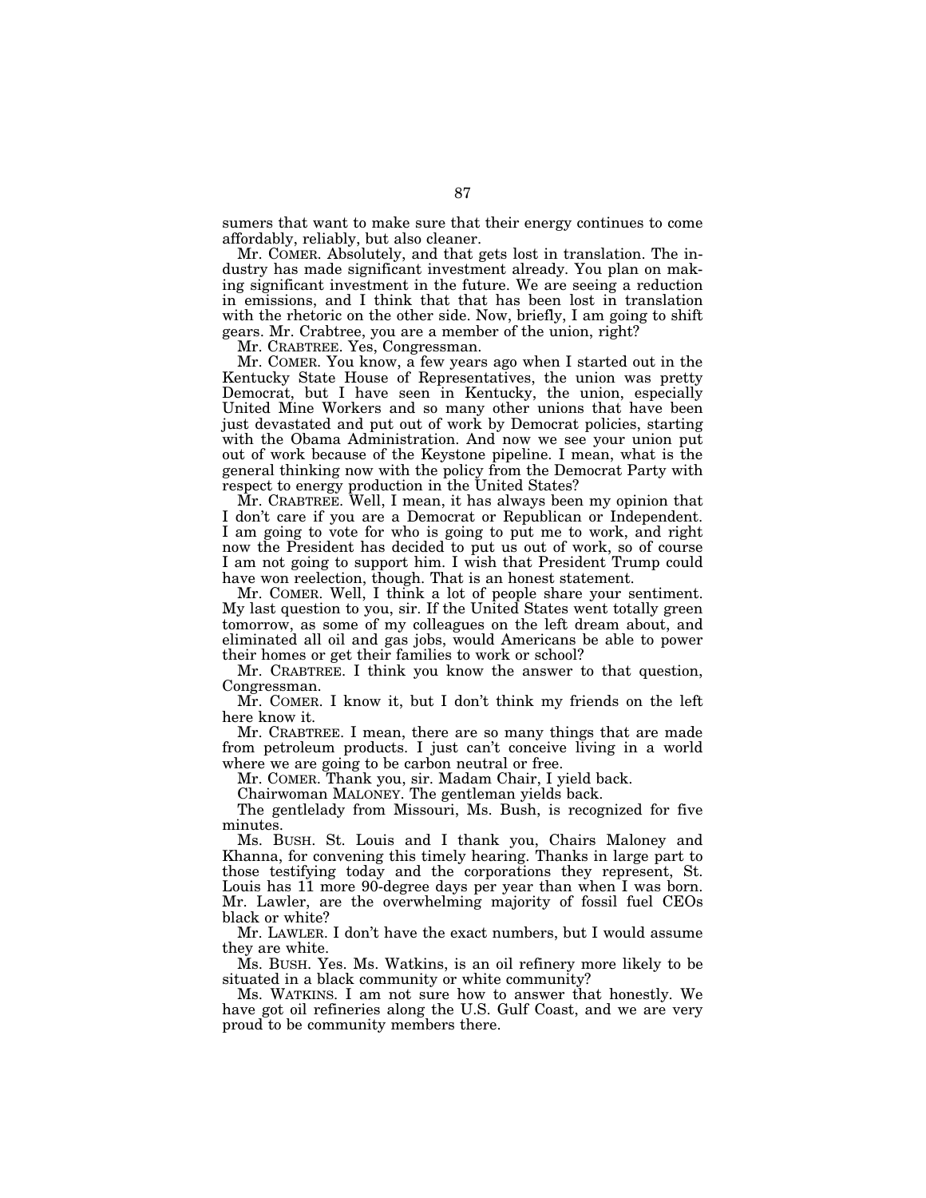sumers that want to make sure that their energy continues to come affordably, reliably, but also cleaner.

Mr. COMER. Absolutely, and that gets lost in translation. The industry has made significant investment already. You plan on making significant investment in the future. We are seeing a reduction in emissions, and I think that that has been lost in translation with the rhetoric on the other side. Now, briefly, I am going to shift gears. Mr. Crabtree, you are a member of the union, right?

Mr. CRABTREE. Yes, Congressman.

Mr. COMER. You know, a few years ago when I started out in the Kentucky State House of Representatives, the union was pretty Democrat, but I have seen in Kentucky, the union, especially United Mine Workers and so many other unions that have been just devastated and put out of work by Democrat policies, starting with the Obama Administration. And now we see your union put out of work because of the Keystone pipeline. I mean, what is the general thinking now with the policy from the Democrat Party with respect to energy production in the United States?

Mr. CRABTREE. Well, I mean, it has always been my opinion that I don't care if you are a Democrat or Republican or Independent. I am going to vote for who is going to put me to work, and right now the President has decided to put us out of work, so of course I am not going to support him. I wish that President Trump could have won reelection, though. That is an honest statement.

Mr. COMER. Well, I think a lot of people share your sentiment. My last question to you, sir. If the United States went totally green tomorrow, as some of my colleagues on the left dream about, and eliminated all oil and gas jobs, would Americans be able to power their homes or get their families to work or school?

Mr. CRABTREE. I think you know the answer to that question, Congressman.

Mr. COMER. I know it, but I don't think my friends on the left here know it.

Mr. CRABTREE. I mean, there are so many things that are made from petroleum products. I just can't conceive living in a world where we are going to be carbon neutral or free.

Mr. COMER. Thank you, sir. Madam Chair, I yield back.

Chairwoman MALONEY. The gentleman yields back.

The gentlelady from Missouri, Ms. Bush, is recognized for five minutes.

Ms. BUSH. St. Louis and I thank you, Chairs Maloney and Khanna, for convening this timely hearing. Thanks in large part to those testifying today and the corporations they represent, St. Louis has 11 more 90-degree days per year than when I was born. Mr. Lawler, are the overwhelming majority of fossil fuel CEOs black or white?

Mr. LAWLER. I don't have the exact numbers, but I would assume they are white.

Ms. BUSH. Yes. Ms. Watkins, is an oil refinery more likely to be situated in a black community or white community?

Ms. WATKINS. I am not sure how to answer that honestly. We have got oil refineries along the U.S. Gulf Coast, and we are very proud to be community members there.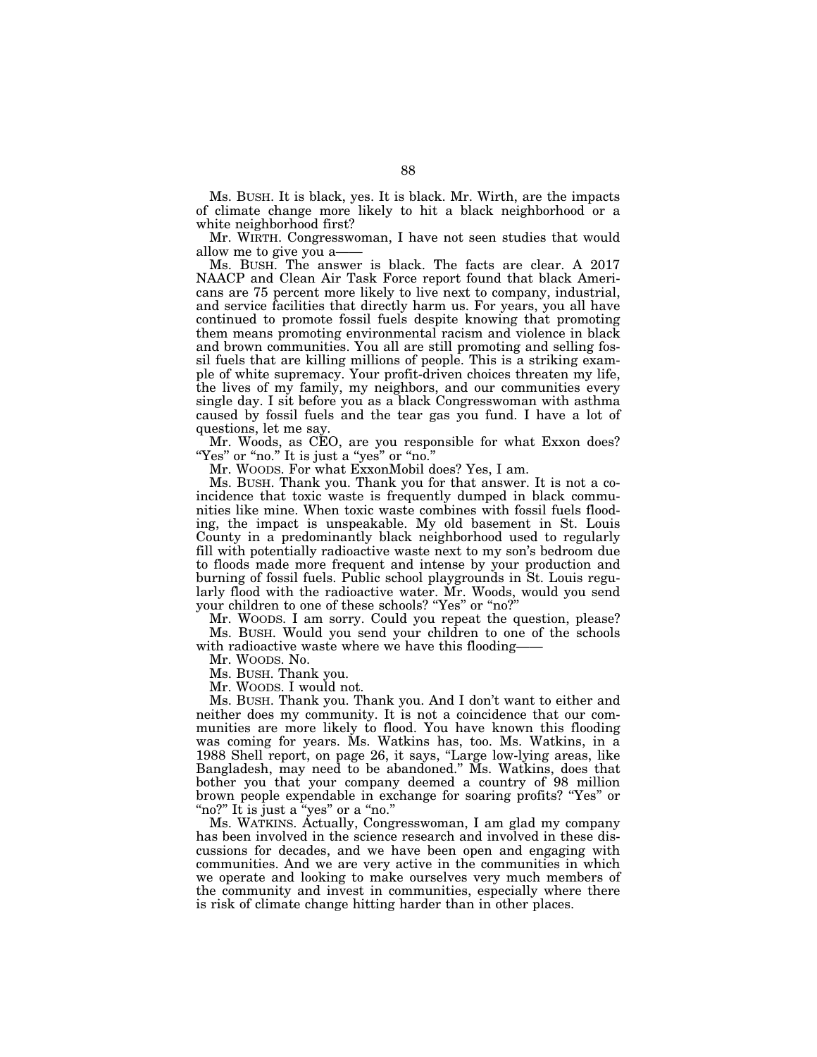Ms. BUSH. It is black, yes. It is black. Mr. Wirth, are the impacts of climate change more likely to hit a black neighborhood or a white neighborhood first?

Mr. WIRTH. Congresswoman, I have not seen studies that would allow me to give you a——

Ms. BUSH. The answer is black. The facts are clear. A 2017 NAACP and Clean Air Task Force report found that black Americans are 75 percent more likely to live next to company, industrial, and service facilities that directly harm us. For years, you all have continued to promote fossil fuels despite knowing that promoting them means promoting environmental racism and violence in black and brown communities. You all are still promoting and selling fossil fuels that are killing millions of people. This is a striking example of white supremacy. Your profit-driven choices threaten my life, the lives of my family, my neighbors, and our communities every single day. I sit before you as a black Congresswoman with asthma caused by fossil fuels and the tear gas you fund. I have a lot of questions, let me say.

Mr. Woods, as CEO, are you responsible for what Exxon does? "Yes" or "no." It is just a "yes" or "no."

Mr. WOODS. For what ExxonMobil does? Yes, I am.

Ms. BUSH. Thank you. Thank you for that answer. It is not a coincidence that toxic waste is frequently dumped in black communities like mine. When toxic waste combines with fossil fuels flooding, the impact is unspeakable. My old basement in St. Louis County in a predominantly black neighborhood used to regularly fill with potentially radioactive waste next to my son's bedroom due to floods made more frequent and intense by your production and burning of fossil fuels. Public school playgrounds in St. Louis regularly flood with the radioactive water. Mr. Woods, would you send your children to one of these schools? "Yes" or "no?"

Mr. WOODS. I am sorry. Could you repeat the question, please?

Ms. BUSH. Would you send your children to one of the schools with radioactive waste where we have this flooding——

Mr. WOODS. No.

Ms. BUSH. Thank you.

Mr. WOODS. I would not.

Ms. BUSH. Thank you. Thank you. And I don't want to either and neither does my community. It is not a coincidence that our communities are more likely to flood. You have known this flooding was coming for years. Ms. Watkins has, too. Ms. Watkins, in a 1988 Shell report, on page 26, it says, "Large low-lying areas, like Bangladesh, may need to be abandoned." Ms. Watkins, does that bother you that your company deemed a country of 98 million brown people expendable in exchange for soaring profits? "Yes" or "no?" It is just a "yes" or a "no."

Ms. WATKINS. Actually, Congresswoman, I am glad my company has been involved in the science research and involved in these discussions for decades, and we have been open and engaging with communities. And we are very active in the communities in which we operate and looking to make ourselves very much members of the community and invest in communities, especially where there is risk of climate change hitting harder than in other places.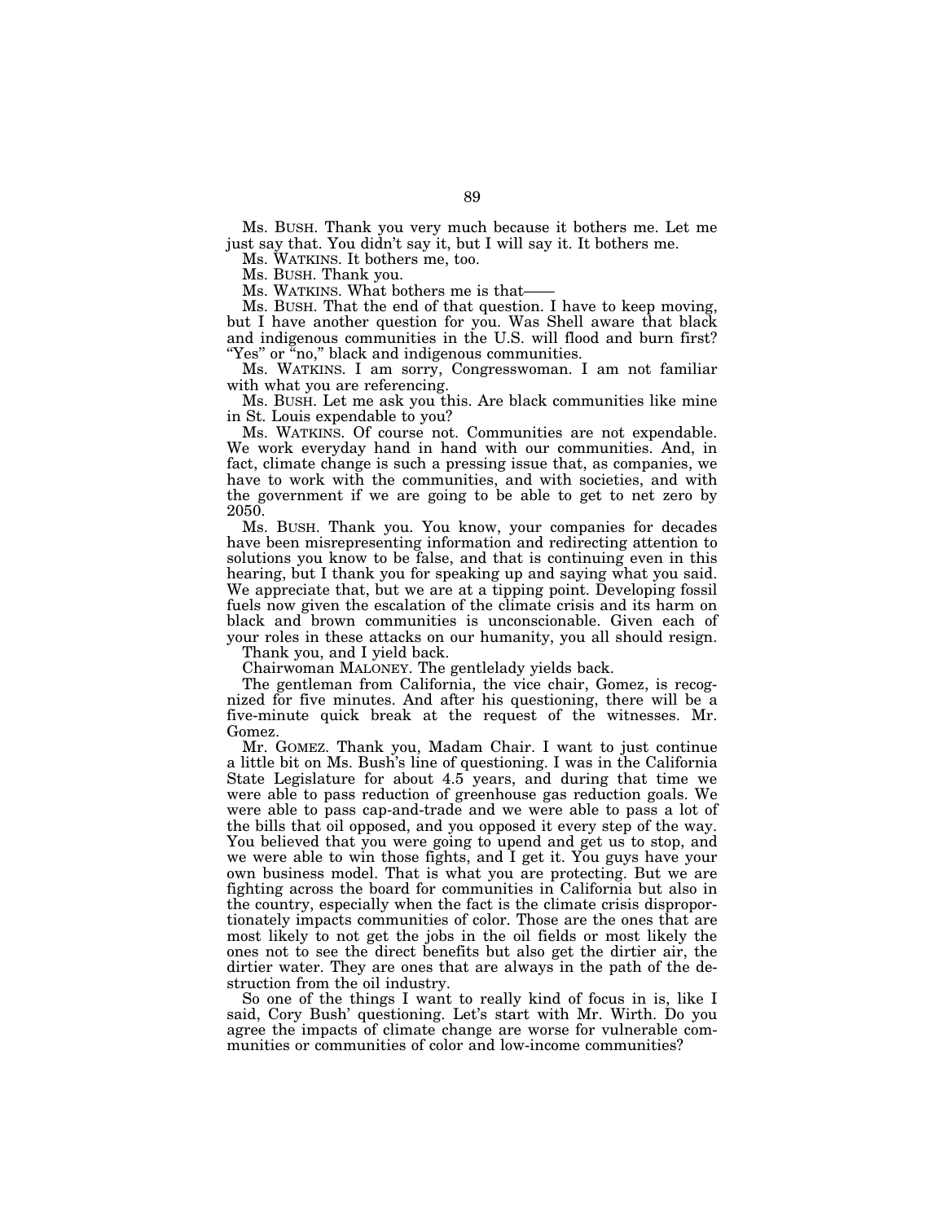Ms. BUSH. Thank you very much because it bothers me. Let me just say that. You didn't say it, but I will say it. It bothers me.

Ms. WATKINS. It bothers me, too.

Ms. BUSH. Thank you.

Ms. WATKINS. What bothers me is that——

Ms. BUSH. That the end of that question. I have to keep moving, but I have another question for you. Was Shell aware that black and indigenous communities in the U.S. will flood and burn first? "Yes" or "no," black and indigenous communities.

Ms. WATKINS. I am sorry, Congresswoman. I am not familiar with what you are referencing.

Ms. BUSH. Let me ask you this. Are black communities like mine in St. Louis expendable to you?

Ms. WATKINS. Of course not. Communities are not expendable. We work everyday hand in hand with our communities. And, in fact, climate change is such a pressing issue that, as companies, we have to work with the communities, and with societies, and with the government if we are going to be able to get to net zero by 2050.

Ms. BUSH. Thank you. You know, your companies for decades have been misrepresenting information and redirecting attention to solutions you know to be false, and that is continuing even in this hearing, but I thank you for speaking up and saying what you said. We appreciate that, but we are at a tipping point. Developing fossil fuels now given the escalation of the climate crisis and its harm on black and brown communities is unconscionable. Given each of your roles in these attacks on our humanity, you all should resign.

Thank you, and I yield back.

Chairwoman MALONEY. The gentlelady yields back.

The gentleman from California, the vice chair, Gomez, is recognized for five minutes. And after his questioning, there will be a five-minute quick break at the request of the witnesses. Mr. Gomez.

Mr. GOMEZ. Thank you, Madam Chair. I want to just continue a little bit on Ms. Bush's line of questioning. I was in the California State Legislature for about 4.5 years, and during that time we were able to pass reduction of greenhouse gas reduction goals. We were able to pass cap-and-trade and we were able to pass a lot of the bills that oil opposed, and you opposed it every step of the way. You believed that you were going to upend and get us to stop, and we were able to win those fights, and I get it. You guys have your own business model. That is what you are protecting. But we are fighting across the board for communities in California but also in the country, especially when the fact is the climate crisis disproportionately impacts communities of color. Those are the ones that are most likely to not get the jobs in the oil fields or most likely the ones not to see the direct benefits but also get the dirtier air, the dirtier water. They are ones that are always in the path of the destruction from the oil industry.

So one of the things I want to really kind of focus in is, like I said, Cory Bush' questioning. Let's start with Mr. Wirth. Do you agree the impacts of climate change are worse for vulnerable communities or communities of color and low-income communities?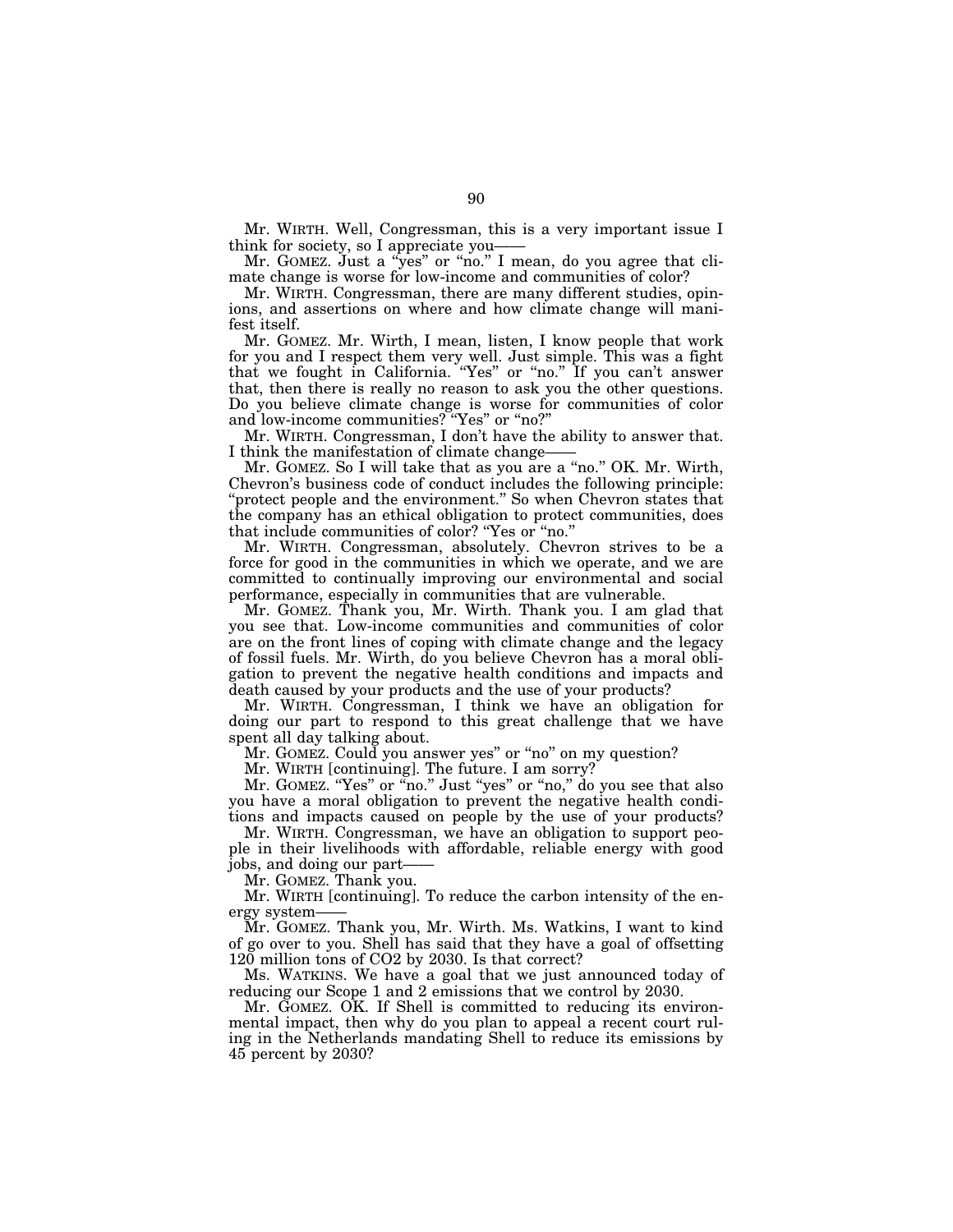Mr. WIRTH. Well, Congressman, this is a very important issue I think for society, so I appreciate you——

Mr. GOMEZ. Just a "yes" or "no." I mean, do you agree that climate change is worse for low-income and communities of color?

Mr. WIRTH. Congressman, there are many different studies, opinions, and assertions on where and how climate change will manifest itself.

Mr. GOMEZ. Mr. Wirth, I mean, listen, I know people that work for you and I respect them very well. Just simple. This was a fight that we fought in California. "Yes" or "no." If you can't answer that, then there is really no reason to ask you the other questions. Do you believe climate change is worse for communities of color and low-income communities? "Yes" or "no?"

Mr. WIRTH. Congressman, I don't have the ability to answer that. I think the manifestation of climate change——

Mr. GOMEZ. So I will take that as you are a "no." OK. Mr. Wirth, Chevron's business code of conduct includes the following principle: "protect people and the environment." So when Chevron states that the company has an ethical obligation to protect communities, does that include communities of color? "Yes or "no."

Mr. WIRTH. Congressman, absolutely. Chevron strives to be a force for good in the communities in which we operate, and we are committed to continually improving our environmental and social performance, especially in communities that are vulnerable.

Mr. GOMEZ. Thank you, Mr. Wirth. Thank you. I am glad that you see that. Low-income communities and communities of color are on the front lines of coping with climate change and the legacy of fossil fuels. Mr. Wirth, do you believe Chevron has a moral obligation to prevent the negative health conditions and impacts and death caused by your products and the use of your products?

Mr. WIRTH. Congressman, I think we have an obligation for doing our part to respond to this great challenge that we have spent all day talking about.

Mr. GOMEZ. Could you answer yes" or "no" on my question?

Mr. WIRTH [continuing]. The future. I am sorry?

Mr. GOMEZ. "Yes" or "no." Just "yes" or "no," do you see that also you have a moral obligation to prevent the negative health conditions and impacts caused on people by the use of your products?

Mr. WIRTH. Congressman, we have an obligation to support people in their livelihoods with affordable, reliable energy with good jobs, and doing our part——

Mr. GOMEZ. Thank you.

Mr. WIRTH [continuing]. To reduce the carbon intensity of the energy system——

Mr. GOMEZ. Thank you, Mr. Wirth. Ms. Watkins, I want to kind of go over to you. Shell has said that they have a goal of offsetting 120 million tons of $CO_2$ by 2030. Is that correct?

Ms. WATKINS. We have a goal that we just announced today of reducing our Scope 1 and 2 emissions that we control by 2030.

Mr. GOMEZ. OK. If Shell is committed to reducing its environmental impact, then why do you plan to appeal a recent court ruling in the Netherlands mandating Shell to reduce its emissions by 45 percent by 2030?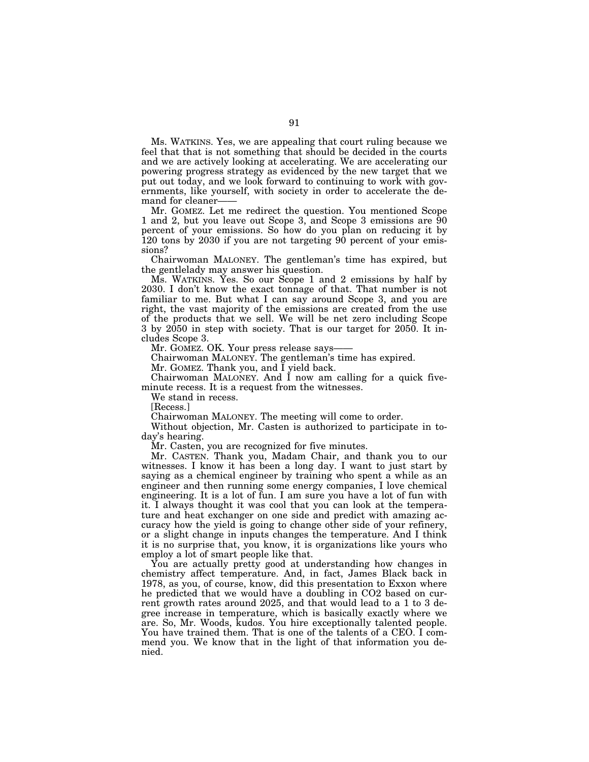Ms. WATKINS. Yes, we are appealing that court ruling because we feel that that is not something that should be decided in the courts and we are actively looking at accelerating. We are accelerating our powering progress strategy as evidenced by the new target that we put out today, and we look forward to continuing to work with governments, like yourself, with society in order to accelerate the demand for cleaner——

Mr. GOMEZ. Let me redirect the question. You mentioned Scope 1 and 2, but you leave out Scope 3, and Scope 3 emissions are 90 percent of your emissions. So how do you plan on reducing it by 120 tons by 2030 if you are not targeting 90 percent of your emissions?

Chairwoman MALONEY. The gentleman's time has expired, but the gentlelady may answer his question.

Ms. WATKINS. Yes. So our Scope 1 and 2 emissions by half by 2030. I don't know the exact tonnage of that. That number is not familiar to me. But what I can say around Scope 3, and you are right, the vast majority of the emissions are created from the use of the products that we sell. We will be net zero including Scope 3 by 2050 in step with society. That is our target for 2050. It includes Scope 3.

Mr. GOMEZ. OK. Your press release says——

Chairwoman MALONEY. The gentleman's time has expired.

Mr. GOMEZ. Thank you, and I yield back.

Chairwoman MALONEY. And I now am calling for a quick five-minute recess. It is a request from the witnesses.

We stand in recess.

[Recess.]

Chairwoman MALONEY. The meeting will come to order.

Without objection, Mr. Casten is authorized to participate in today's hearing.

Mr. Casten, you are recognized for five minutes.

Mr. CASTEN. Thank you, Madam Chair, and thank you to our witnesses. I know it has been a long day. I want to just start by saying as a chemical engineer by training who spent a while as an engineer and then running some energy companies, I love chemical engineering. It is a lot of fun. I am sure you have a lot of fun with it. I always thought it was cool that you can look at the temperature and heat exchanger on one side and predict with amazing accuracy how the yield is going to change other side of your refinery, or a slight change in inputs changes the temperature. And I think it is no surprise that, you know, it is organizations like yours who employ a lot of smart people like that.

You are actually pretty good at understanding how changes in chemistry affect temperature. And, in fact, James Black back in 1978, as you, of course, know, did this presentation to Exxon where he predicted that we would have a doubling in $CO_2$ based on current growth rates around 2025, and that would lead to a 1 to 3 degree increase in temperature, which is basically exactly where we are. So, Mr. Woods, kudos. You hire exceptionally talented people. You have trained them. That is one of the talents of a CEO. I commend you. We know that in the light of that information you denied.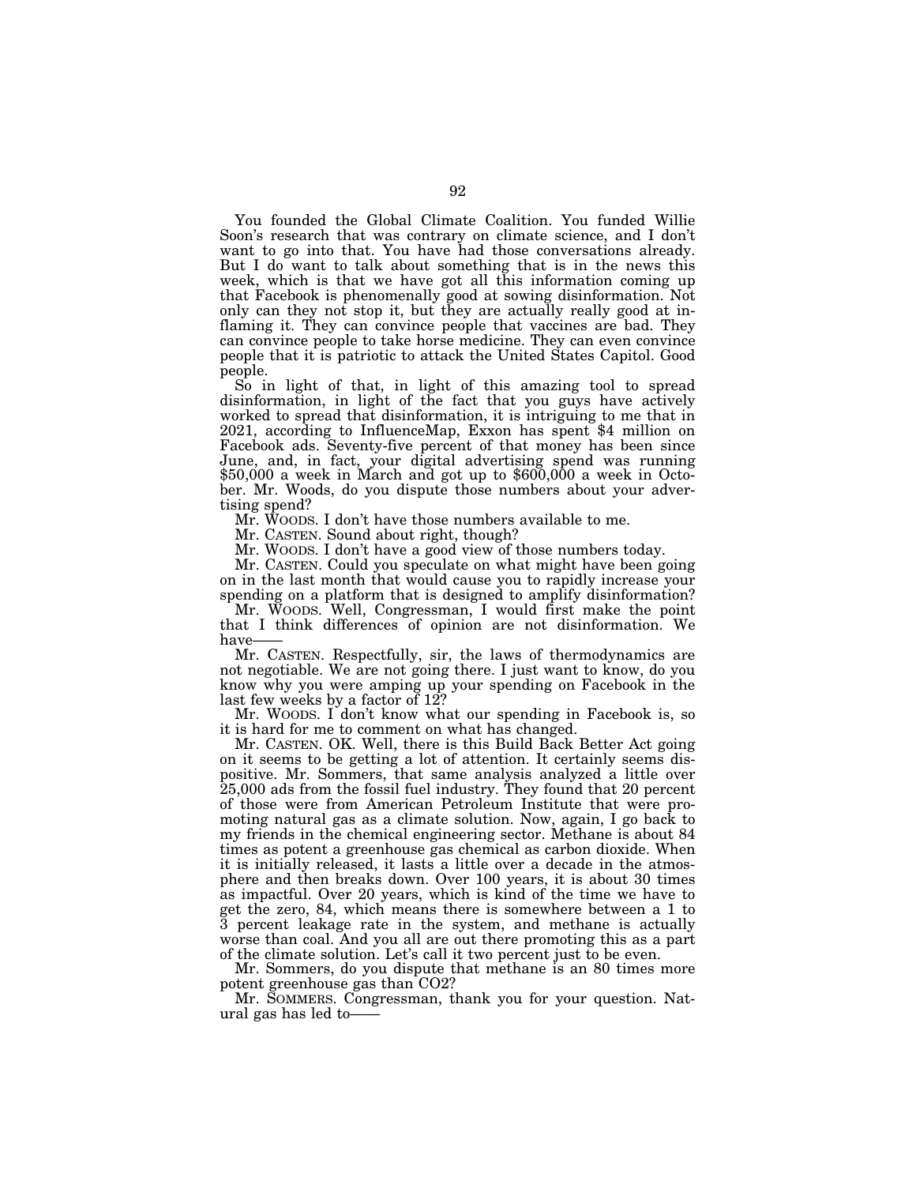You founded the Global Climate Coalition. You funded Willie Soon's research that was contrary on climate science, and I don't want to go into that. You have had those conversations already. But I do want to talk about something that is in the news this week, which is that we have got all this information coming up that Facebook is phenomenally good at sowing disinformation. Not only can they not stop it, but they are actually really good at inflaming it. They can convince people that vaccines are bad. They can convince people to take horse medicine. They can even convince people that it is patriotic to attack the United States Capitol. Good people.

So in light of that, in light of this amazing tool to spread disinformation, in light of the fact that you guys have actively worked to spread that disinformation, it is intriguing to me that in 2021, according to InfluenceMap, Exxon has spent $4 million on Facebook ads. Seventy-five percent of that money has been since June, and, in fact, your digital advertising spend was running $50,000 a week in March and got up to $600,000 a week in October. Mr. Woods, do you dispute those numbers about your advertising spend?

Mr. WOODS. I don't have those numbers available to me.

Mr. CASTEN. Sound about right, though?

Mr. WOODS. I don't have a good view of those numbers today.

Mr. CASTEN. Could you speculate on what might have been going on in the last month that would cause you to rapidly increase your spending on a platform that is designed to amplify disinformation?

Mr. WOODS. Well, Congressman, I would first make the point that I think differences of opinion are not disinformation. We have——

Mr. CASTEN. Respectfully, sir, the laws of thermodynamics are not negotiable. We are not going there. I just want to know, do you know why you were amping up your spending on Facebook in the last few weeks by a factor of 12?

Mr. WOODS. I don't know what our spending in Facebook is, so it is hard for me to comment on what has changed.

Mr. CASTEN. OK. Well, there is this Build Back Better Act going on it seems to be getting a lot of attention. It certainly seems dispositive. Mr. Sommers, that same analysis analyzed a little over 25,000 ads from the fossil fuel industry. They found that 20 percent of those were from American Petroleum Institute that were promoting natural gas as a climate solution. Now, again, I go back to my friends in the chemical engineering sector. Methane is about 84 times as potent a greenhouse gas chemical as carbon dioxide. When it is initially released, it lasts a little over a decade in the atmosphere and then breaks down. Over 100 years, it is about 30 times as impactful. Over 20 years, which is kind of the time we have to get the zero, 84, which means there is somewhere between a 1 to 3 percent leakage rate in the system, and methane is actually worse than coal. And you all are out there promoting this as a part of the climate solution. Let's call it two percent just to be even.

Mr. Sommers, do you dispute that methane is an 80 times more potent greenhouse gas than CO2?

Mr. SOMMERS. Congressman, thank you for your question. Natural gas has led to——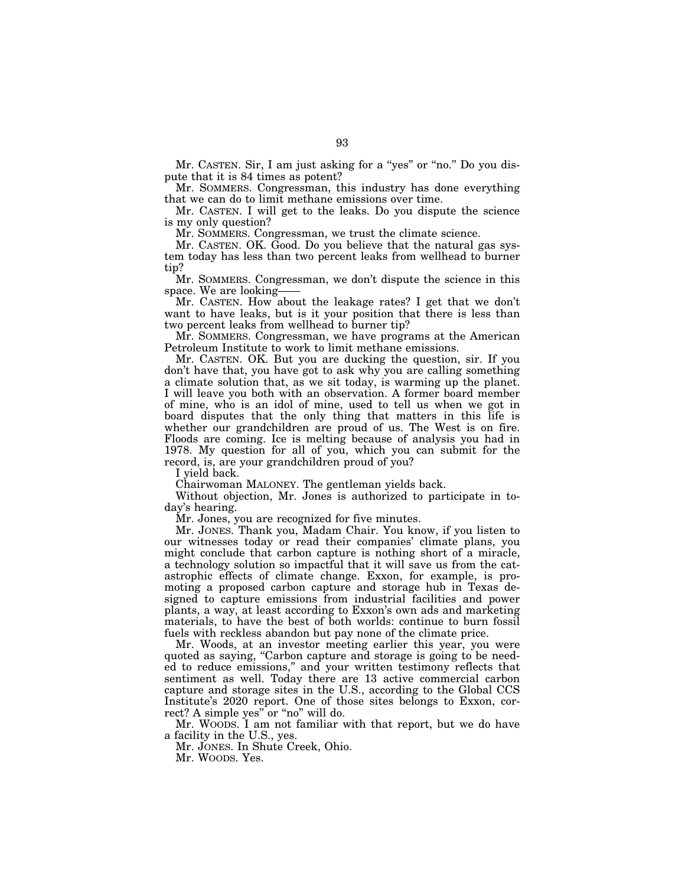Mr. CASTEN. Sir, I am just asking for a "yes" or "no." Do you dispute that it is 84 times as potent?

Mr. SOMMERS. Congressman, this industry has done everything that we can do to limit methane emissions over time.

Mr. CASTEN. I will get to the leaks. Do you dispute the science is my only question?

Mr. SOMMERS. Congressman, we trust the climate science.

Mr. CASTEN. OK. Good. Do you believe that the natural gas system today has less than two percent leaks from wellhead to burner tip?

Mr. SOMMERS. Congressman, we don't dispute the science in this space. We are looking——

Mr. CASTEN. How about the leakage rates? I get that we don't want to have leaks, but is it your position that there is less than two percent leaks from wellhead to burner tip?

Mr. SOMMERS. Congressman, we have programs at the American Petroleum Institute to work to limit methane emissions.

Mr. CASTEN. OK. But you are ducking the question, sir. If you don't have that, you have got to ask why you are calling something a climate solution that, as we sit today, is warming up the planet. I will leave you both with an observation. A former board member of mine, who is an idol of mine, used to tell us when we got in board disputes that the only thing that matters in this life is whether our grandchildren are proud of us. The West is on fire. Floods are coming. Ice is melting because of analysis you had in 1978. My question for all of you, which you can submit for the record, is, are your grandchildren proud of you?

I yield back.

Chairwoman MALONEY. The gentleman yields back.

Without objection, Mr. Jones is authorized to participate in today's hearing.

Mr. Jones, you are recognized for five minutes.

Mr. JONES. Thank you, Madam Chair. You know, if you listen to our witnesses today or read their companies' climate plans, you might conclude that carbon capture is nothing short of a miracle, a technology solution so impactful that it will save us from the catastrophic effects of climate change. Exxon, for example, is promoting a proposed carbon capture and storage hub in Texas designed to capture emissions from industrial facilities and power plants, a way, at least according to Exxon's own ads and marketing materials, to have the best of both worlds: continue to burn fossil fuels with reckless abandon but pay none of the climate price.

Mr. Woods, at an investor meeting earlier this year, you were quoted as saying, "Carbon capture and storage is going to be needed to reduce emissions," and your written testimony reflects that sentiment as well. Today there are 13 active commercial carbon capture and storage sites in the U.S., according to the Global CCS Institute's 2020 report. One of those sites belongs to Exxon, correct? A simple yes" or "no" will do.

Mr. WOODS. I am not familiar with that report, but we do have a facility in the U.S., yes.

Mr. JONES. In Shute Creek, Ohio.

Mr. WOODS. Yes.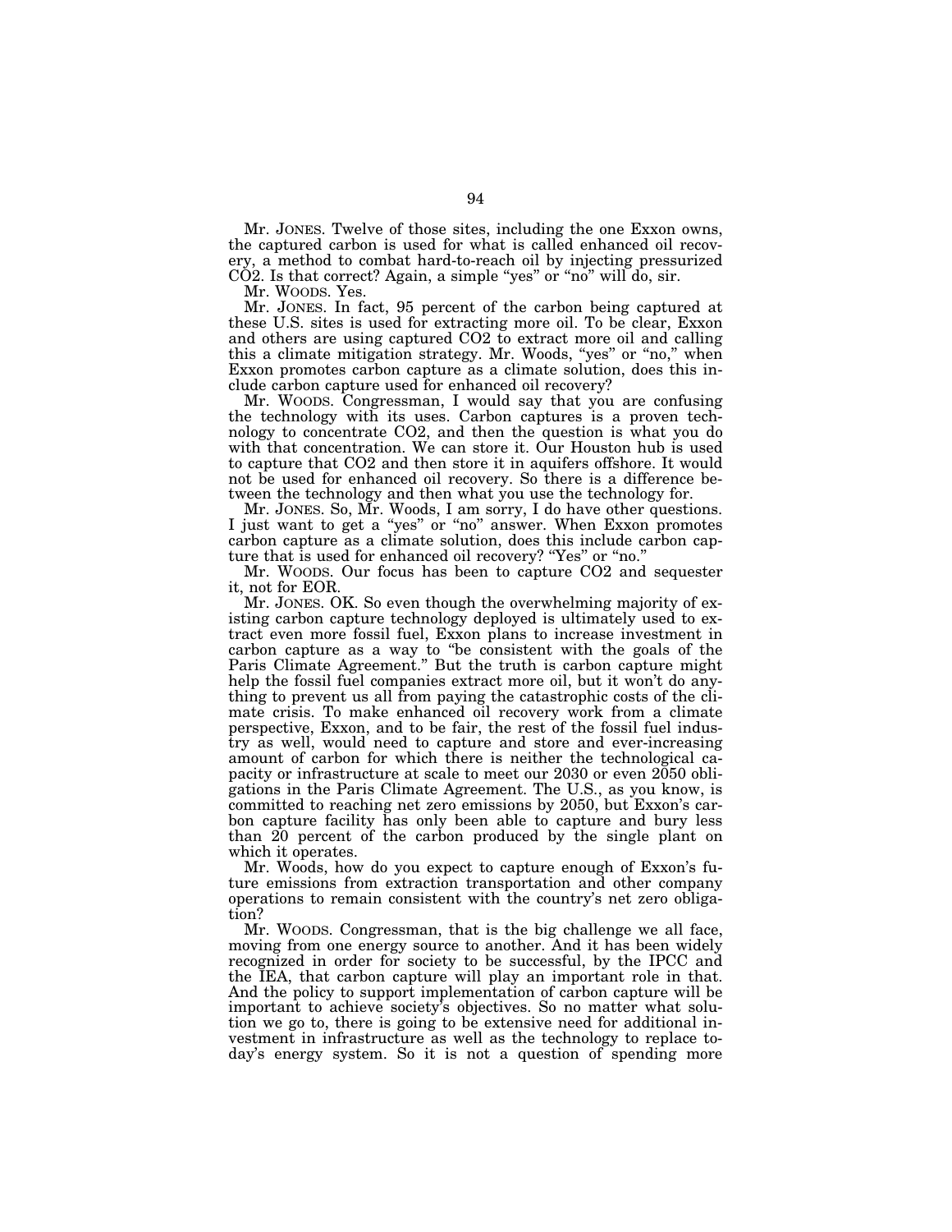Mr. JONES. Twelve of those sites, including the one Exxon owns, the captured carbon is used for what is called enhanced oil recovery, a method to combat hard-to-reach oil by injecting pressurized $CO_2$. Is that correct? Again, a simple "yes" or "no" will do, sir.

Mr. WOODS. Yes.

Mr. JONES. In fact, 95 percent of the carbon being captured at these U.S. sites is used for extracting more oil. To be clear, Exxon and others are using captured $CO_2$ to extract more oil and calling this a climate mitigation strategy. Mr. Woods, "yes" or "no," when Exxon promotes carbon capture as a climate solution, does this include carbon capture used for enhanced oil recovery?

Mr. WOODS. Congressman, I would say that you are confusing the technology with its uses. Carbon captures is a proven technology to concentrate $CO_2$, and then the question is what you do with that concentration. We can store it. Our Houston hub is used to capture that $CO_2$ and then store it in aquifers offshore. It would not be used for enhanced oil recovery. So there is a difference between the technology and then what you use the technology for.

Mr. JONES. So, Mr. Woods, I am sorry, I do have other questions. I just want to get a "yes" or "no" answer. When Exxon promotes carbon capture as a climate solution, does this include carbon capture that is used for enhanced oil recovery? "Yes" or "no."

Mr. WOODS. Our focus has been to capture $CO_2$ and sequester it, not for EOR.

Mr. JONES. OK. So even though the overwhelming majority of existing carbon capture technology deployed is ultimately used to extract even more fossil fuel, Exxon plans to increase investment in carbon capture as a way to "be consistent with the goals of the Paris Climate Agreement." But the truth is carbon capture might help the fossil fuel companies extract more oil, but it won't do anything to prevent us all from paying the catastrophic costs of the climate crisis. To make enhanced oil recovery work from a climate perspective, Exxon, and to be fair, the rest of the fossil fuel industry as well, would need to capture and store and ever-increasing amount of carbon for which there is neither the technological capacity or infrastructure at scale to meet our 2030 or even 2050 obligations in the Paris Climate Agreement. The U.S., as you know, is committed to reaching net zero emissions by 2050, but Exxon's carbon capture facility has only been able to capture and bury less than 20 percent of the carbon produced by the single plant on which it operates.

Mr. Woods, how do you expect to capture enough of Exxon's future emissions from extraction transportation and other company operations to remain consistent with the country's net zero obligation?

Mr. WOODS. Congressman, that is the big challenge we all face, moving from one energy source to another. And it has been widely recognized in order for society to be successful, by the IPCC and the IEA, that carbon capture will play an important role in that. And the policy to support implementation of carbon capture will be important to achieve society's objectives. So no matter what solution we go to, there is going to be extensive need for additional investment in infrastructure as well as the technology to replace today's energy system. So it is not a question of spending more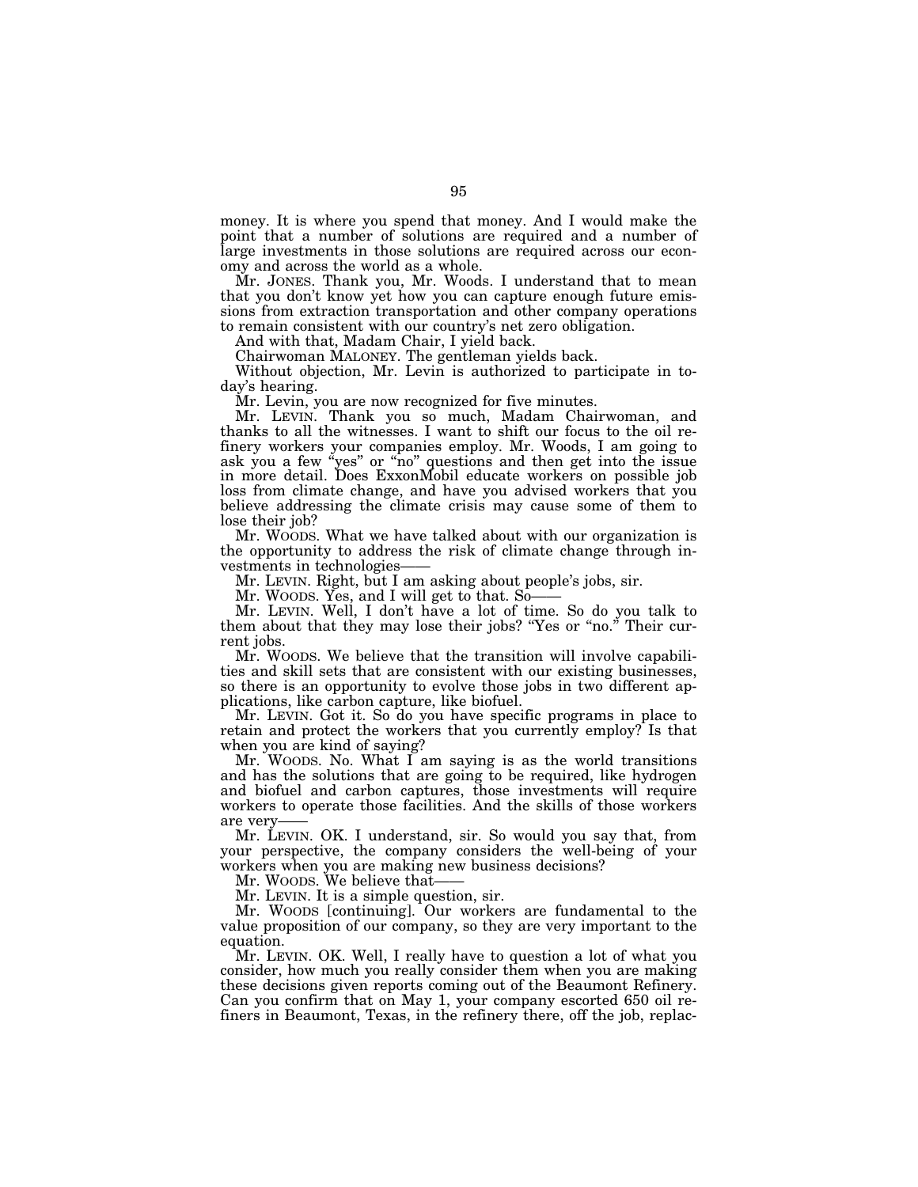money. It is where you spend that money. And I would make the point that a number of solutions are required and a number of large investments in those solutions are required across our economy and across the world as a whole.

Mr. JONES. Thank you, Mr. Woods. I understand that to mean that you don't know yet how you can capture enough future emissions from extraction transportation and other company operations to remain consistent with our country's net zero obligation.

And with that, Madam Chair, I yield back.

Chairwoman MALONEY. The gentleman yields back.

Without objection, Mr. Levin is authorized to participate in today's hearing.

Mr. Levin, you are now recognized for five minutes.

Mr. LEVIN. Thank you so much, Madam Chairwoman, and thanks to all the witnesses. I want to shift our focus to the oil refinery workers your companies employ. Mr. Woods, I am going to ask you a few "yes" or "no" questions and then get into the issue in more detail. Does ExxonMobil educate workers on possible job loss from climate change, and have you advised workers that you believe addressing the climate crisis may cause some of them to lose their job?

Mr. WOODS. What we have talked about with our organization is the opportunity to address the risk of climate change through investments in technologies——

Mr. LEVIN. Right, but I am asking about people's jobs, sir.

Mr. WOODS. Yes, and I will get to that. So——

Mr. LEVIN. Well, I don't have a lot of time. So do you talk to them about that they may lose their jobs? "Yes or "no." Their current jobs.

Mr. WOODS. We believe that the transition will involve capabilities and skill sets that are consistent with our existing businesses, so there is an opportunity to evolve those jobs in two different applications, like carbon capture, like biofuel.

Mr. LEVIN. Got it. So do you have specific programs in place to retain and protect the workers that you currently employ? Is that when you are kind of saying?

Mr. WOODS. No. What I am saying is as the world transitions and has the solutions that are going to be required, like hydrogen and biofuel and carbon captures, those investments will require workers to operate those facilities. And the skills of those workers are very——

Mr. LEVIN. OK. I understand, sir. So would you say that, from your perspective, the company considers the well-being of your workers when you are making new business decisions?

Mr. WOODS. We believe that——

Mr. LEVIN. It is a simple question, sir.

Mr. WOODS [continuing]. Our workers are fundamental to the value proposition of our company, so they are very important to the equation.

Mr. LEVIN. OK. Well, I really have to question a lot of what you consider, how much you really consider them when you are making these decisions given reports coming out of the Beaumont Refinery. Can you confirm that on May 1, your company escorted 650 oil refiners in Beaumont, Texas, in the refinery there, off the job, replac-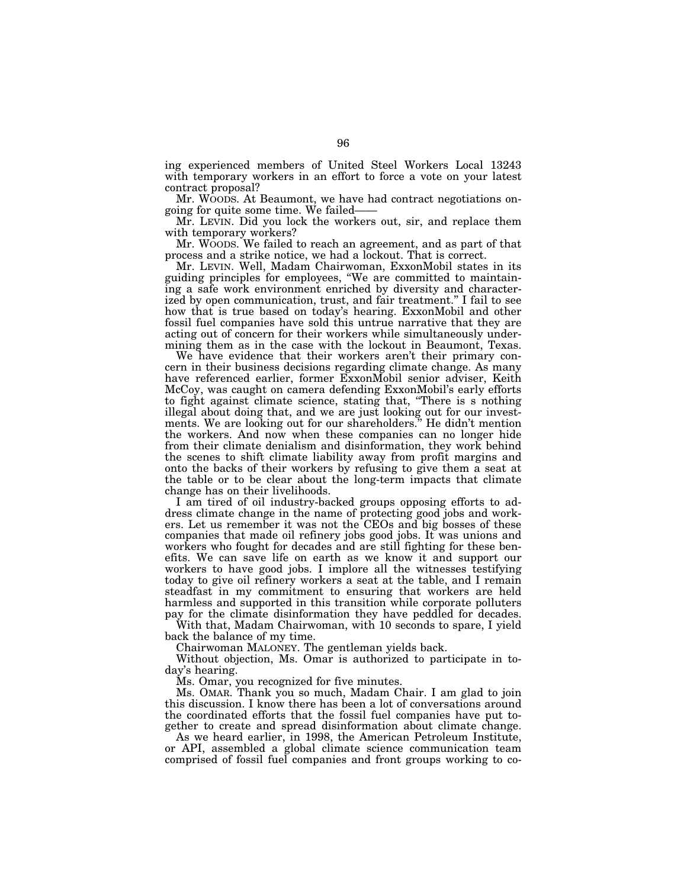ing experienced members of United Steel Workers Local 13243 with temporary workers in an effort to force a vote on your latest contract proposal?

Mr. WOODS. At Beaumont, we have had contract negotiations ongoing for quite some time. We failed——

Mr. LEVIN. Did you lock the workers out, sir, and replace them with temporary workers?

Mr. WOODS. We failed to reach an agreement, and as part of that process and a strike notice, we had a lockout. That is correct.

Mr. LEVIN. Well, Madam Chairwoman, ExxonMobil states in its guiding principles for employees, "We are committed to maintaining a safe work environment enriched by diversity and characterized by open communication, trust, and fair treatment." I fail to see how that is true based on today's hearing. ExxonMobil and other fossil fuel companies have sold this untrue narrative that they are acting out of concern for their workers while simultaneously undermining them as in the case with the lockout in Beaumont, Texas.

We have evidence that their workers aren't their primary concern in their business decisions regarding climate change. As many have referenced earlier, former ExxonMobil senior adviser, Keith McCoy, was caught on camera defending ExxonMobil's early efforts to fight against climate science, stating that, "There is s nothing illegal about doing that, and we are just looking out for our investments. We are looking out for our shareholders." He didn't mention the workers. And now when these companies can no longer hide from their climate denialism and disinformation, they work behind the scenes to shift climate liability away from profit margins and onto the backs of their workers by refusing to give them a seat at the table or to be clear about the long-term impacts that climate change has on their livelihoods.

I am tired of oil industry-backed groups opposing efforts to address climate change in the name of protecting good jobs and workers. Let us remember it was not the CEOs and big bosses of these companies that made oil refinery jobs good jobs. It was unions and workers who fought for decades and are still fighting for these benefits. We can save life on earth as we know it and support our workers to have good jobs. I implore all the witnesses testifying today to give oil refinery workers a seat at the table, and I remain steadfast in my commitment to ensuring that workers are held harmless and supported in this transition while corporate polluters pay for the climate disinformation they have peddled for decades.

With that, Madam Chairwoman, with 10 seconds to spare, I yield back the balance of my time.

Chairwoman MALONEY. The gentleman yields back.

Without objection, Ms. Omar is authorized to participate in today's hearing.

Ms. Omar, you recognized for five minutes.

Ms. OMAR. Thank you so much, Madam Chair. I am glad to join this discussion. I know there has been a lot of conversations around the coordinated efforts that the fossil fuel companies have put together to create and spread disinformation about climate change.

As we heard earlier, in 1998, the American Petroleum Institute, or API, assembled a global climate science communication team comprised of fossil fuel companies and front groups working to co-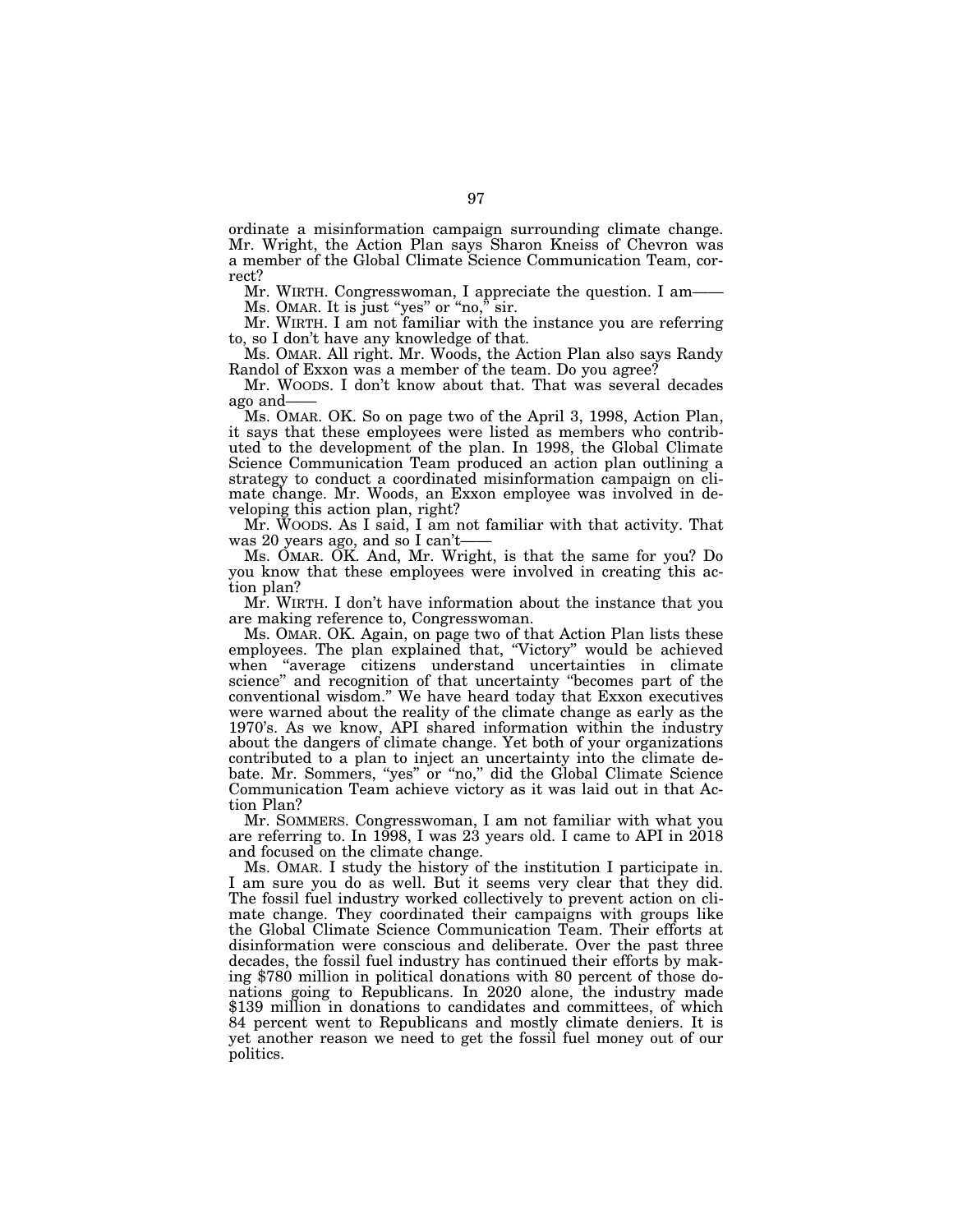ordinate a misinformation campaign surrounding climate change. Mr. Wright, the Action Plan says Sharon Kneiss of Chevron was a member of the Global Climate Science Communication Team, correct?

Mr. WIRTH. Congresswoman, I appreciate the question. I am——

Ms. OMAR. It is just "yes" or "no," sir.

Mr. WIRTH. I am not familiar with the instance you are referring to, so I don't have any knowledge of that.

Ms. OMAR. All right. Mr. Woods, the Action Plan also says Randy Randol of Exxon was a member of the team. Do you agree?

Mr. WOODS. I don't know about that. That was several decades ago and——

Ms. OMAR. OK. So on page two of the April 3, 1998, Action Plan, it says that these employees were listed as members who contributed to the development of the plan. In 1998, the Global Climate Science Communication Team produced an action plan outlining a strategy to conduct a coordinated misinformation campaign on climate change. Mr. Woods, an Exxon employee was involved in developing this action plan, right?

Mr. WOODS. As I said, I am not familiar with that activity. That was 20 years ago, and so I can't——

Ms. OMAR. OK. And, Mr. Wright, is that the same for you? Do you know that these employees were involved in creating this action plan?

Mr. WIRTH. I don't have information about the instance that you are making reference to, Congresswoman.

Ms. OMAR. OK. Again, on page two of that Action Plan lists these employees. The plan explained that, "Victory" would be achieved when "average citizens understand uncertainties in climate science" and recognition of that uncertainty "becomes part of the conventional wisdom." We have heard today that Exxon executives were warned about the reality of the climate change as early as the 1970's. As we know, API shared information within the industry about the dangers of climate change. Yet both of your organizations contributed to a plan to inject an uncertainty into the climate debate. Mr. Sommers, "yes" or "no," did the Global Climate Science Communication Team achieve victory as it was laid out in that Action Plan?

Mr. SOMMERS. Congresswoman, I am not familiar with what you are referring to. In 1998, I was 23 years old. I came to API in 2018 and focused on the climate change.

Ms. OMAR. I study the history of the institution I participate in. I am sure you do as well. But it seems very clear that they did. The fossil fuel industry worked collectively to prevent action on climate change. They coordinated their campaigns with groups like the Global Climate Science Communication Team. Their efforts at disinformation were conscious and deliberate. Over the past three decades, the fossil fuel industry has continued their efforts by making $780 million in political donations with 80 percent of those donations going to Republicans. In 2020 alone, the industry made $139 million in donations to candidates and committees, of which 84 percent went to Republicans and mostly climate deniers. It is yet another reason we need to get the fossil fuel money out of our politics.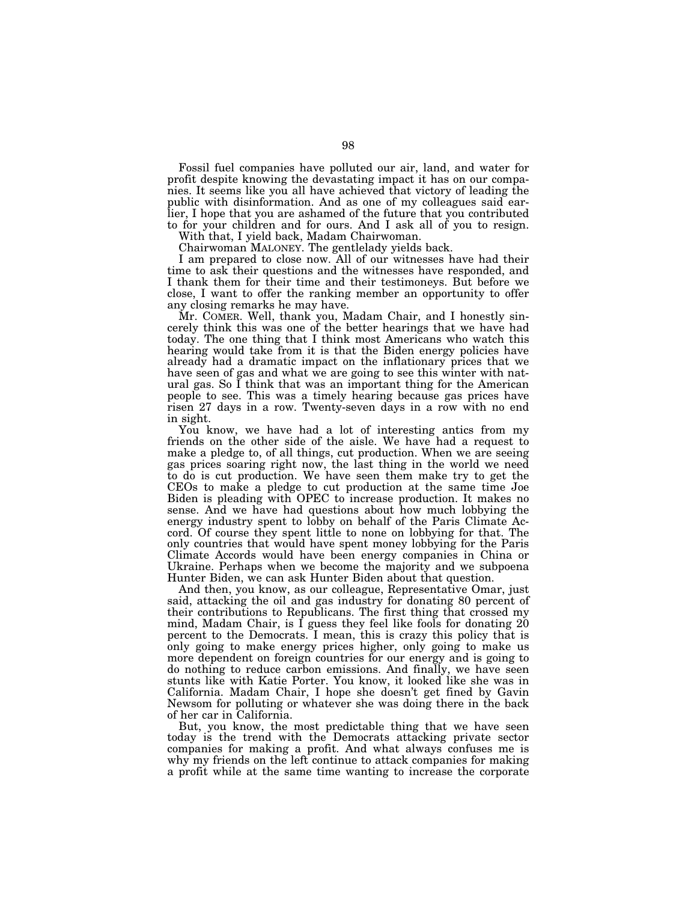Fossil fuel companies have polluted our air, land, and water for profit despite knowing the devastating impact it has on our companies. It seems like you all have achieved that victory of leading the public with disinformation. And as one of my colleagues said earlier, I hope that you are ashamed of the future that you contributed to for your children and for ours. And I ask all of you to resign.

With that, I yield back, Madam Chairwoman.

Chairwoman MALONEY. The gentlelady yields back.

I am prepared to close now. All of our witnesses have had their time to ask their questions and the witnesses have responded, and I thank them for their time and their testimoneys. But before we close, I want to offer the ranking member an opportunity to offer any closing remarks he may have.

Mr. COMER. Well, thank you, Madam Chair, and I honestly sincerely think this was one of the better hearings that we have had today. The one thing that I think most Americans who watch this hearing would take from it is that the Biden energy policies have already had a dramatic impact on the inflationary prices that we have seen of gas and what we are going to see this winter with natural gas. So I think that was an important thing for the American people to see. This was a timely hearing because gas prices have risen 27 days in a row. Twenty-seven days in a row with no end in sight.

You know, we have had a lot of interesting antics from my friends on the other side of the aisle. We have had a request to make a pledge to, of all things, cut production. When we are seeing gas prices soaring right now, the last thing in the world we need to do is cut production. We have seen them make try to get the CEOs to make a pledge to cut production at the same time Joe Biden is pleading with OPEC to increase production. It makes no sense. And we have had questions about how much lobbying the energy industry spent to lobby on behalf of the Paris Climate Accord. Of course they spent little to none on lobbying for that. The only countries that would have spent money lobbying for the Paris Climate Accords would have been energy companies in China or Ukraine. Perhaps when we become the majority and we subpoena Hunter Biden, we can ask Hunter Biden about that question.

And then, you know, as our colleague, Representative Omar, just said, attacking the oil and gas industry for donating 80 percent of their contributions to Republicans. The first thing that crossed my mind, Madam Chair, is I guess they feel like fools for donating 20 percent to the Democrats. I mean, this is crazy this policy that is only going to make energy prices higher, only going to make us more dependent on foreign countries for our energy and is going to do nothing to reduce carbon emissions. And finally, we have seen stunts like with Katie Porter. You know, it looked like she was in California. Madam Chair, I hope she doesn't get fined by Gavin Newsom for polluting or whatever she was doing there in the back of her car in California.

But, you know, the most predictable thing that we have seen today is the trend with the Democrats attacking private sector companies for making a profit. And what always confuses me is why my friends on the left continue to attack companies for making a profit while at the same time wanting to increase the corporate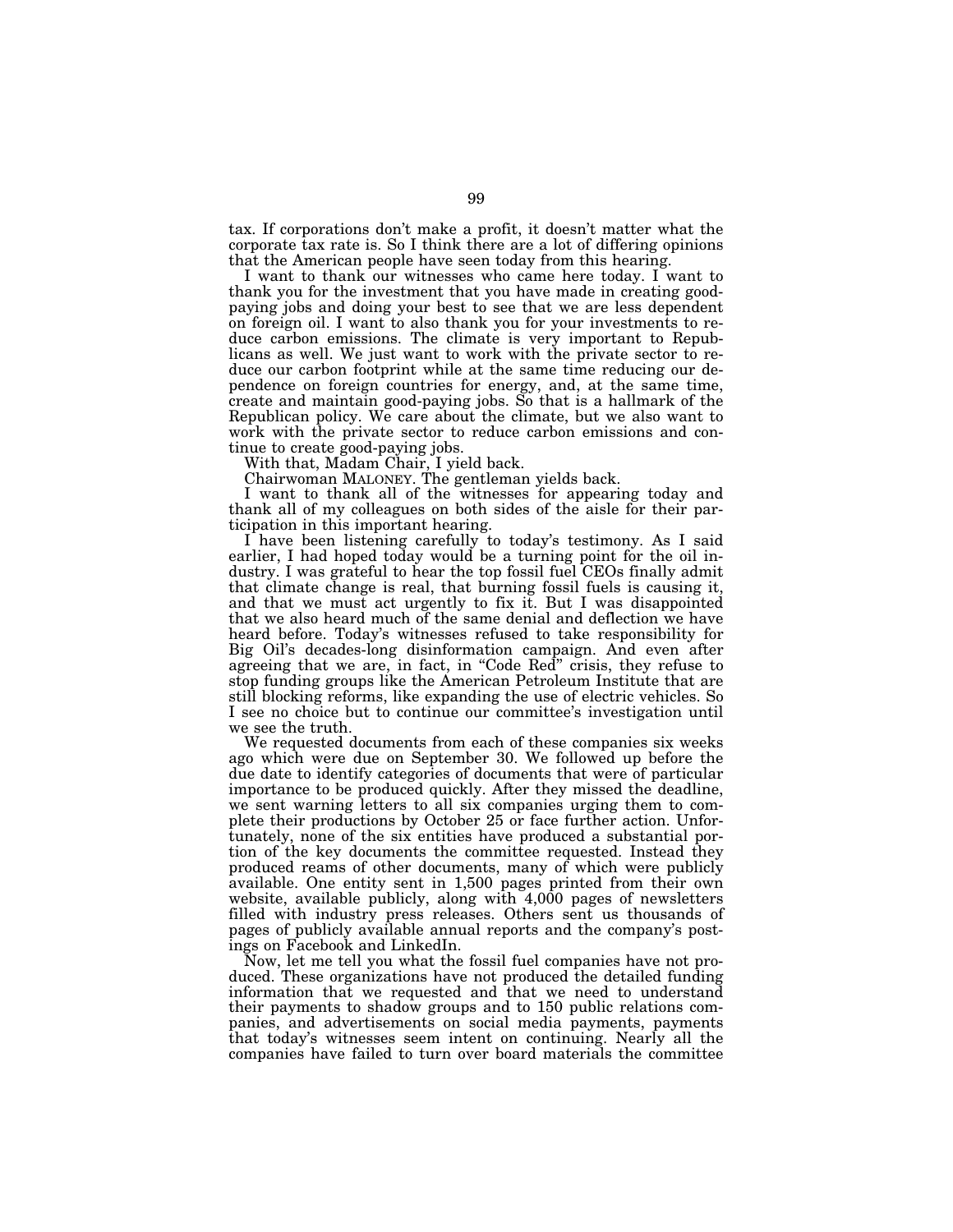tax. If corporations don't make a profit, it doesn't matter what the corporate tax rate is. So I think there are a lot of differing opinions that the American people have seen today from this hearing.

I want to thank our witnesses who came here today. I want to thank you for the investment that you have made in creating good-paying jobs and doing your best to see that we are less dependent on foreign oil. I want to also thank you for your investments to reduce carbon emissions. The climate is very important to Republicans as well. We just want to work with the private sector to reduce our carbon footprint while at the same time reducing our dependence on foreign countries for energy, and, at the same time, create and maintain good-paying jobs. So that is a hallmark of the Republican policy. We care about the climate, but we also want to work with the private sector to reduce carbon emissions and continue to create good-paying jobs.

With that, Madam Chair, I yield back.

Chairwoman MALONEY. The gentleman yields back.

I want to thank all of the witnesses for appearing today and thank all of my colleagues on both sides of the aisle for their participation in this important hearing.

I have been listening carefully to today's testimony. As I said earlier, I had hoped today would be a turning point for the oil industry. I was grateful to hear the top fossil fuel CEOs finally admit that climate change is real, that burning fossil fuels is causing it, and that we must act urgently to fix it. But I was disappointed that we also heard much of the same denial and deflection we have heard before. Today's witnesses refused to take responsibility for Big Oil's decades-long disinformation campaign. And even after agreeing that we are, in fact, in "Code Red" crisis, they refuse to stop funding groups like the American Petroleum Institute that are still blocking reforms, like expanding the use of electric vehicles. So I see no choice but to continue our committee's investigation until we see the truth.

We requested documents from each of these companies six weeks ago which were due on September 30. We followed up before the due date to identify categories of documents that were of particular importance to be produced quickly. After they missed the deadline, we sent warning letters to all six companies urging them to complete their productions by October 25 or face further action. Unfortunately, none of the six entities have produced a substantial portion of the key documents the committee requested. Instead they produced reams of other documents, many of which were publicly available. One entity sent in 1,500 pages printed from their own website, available publicly, along with 4,000 pages of newsletters filled with industry press releases. Others sent us thousands of pages of publicly available annual reports and the company's postings on Facebook and LinkedIn.

Now, let me tell you what the fossil fuel companies have not produced. These organizations have not produced the detailed funding information that we requested and that we need to understand their payments to shadow groups and to 150 public relations companies, and advertisements on social media payments, payments that today's witnesses seem intent on continuing. Nearly all the companies have failed to turn over board materials the committee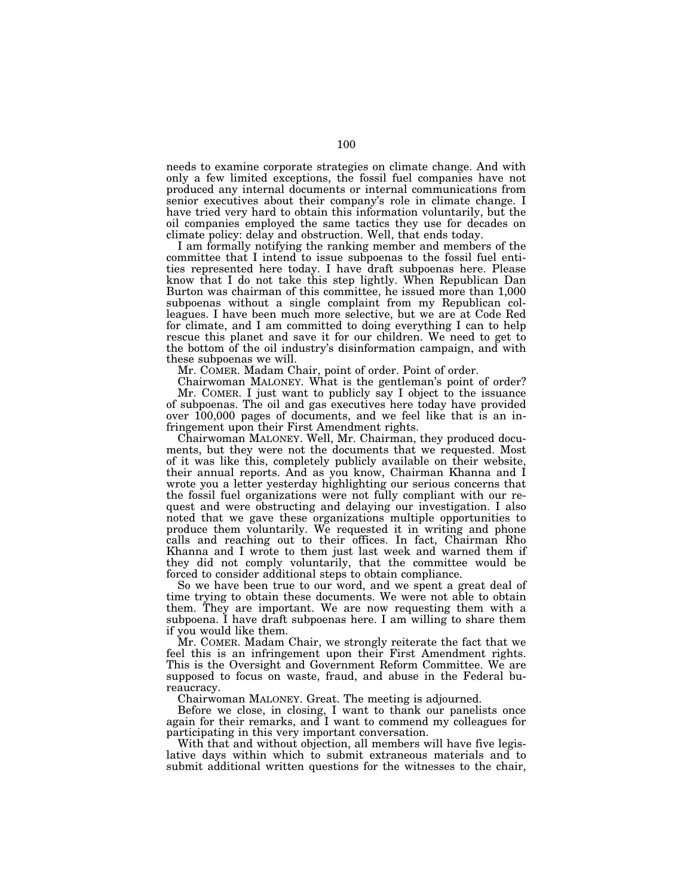needs to examine corporate strategies on climate change. And with only a few limited exceptions, the fossil fuel companies have not produced any internal documents or internal communications from senior executives about their company's role in climate change. I have tried very hard to obtain this information voluntarily, but the oil companies employed the same tactics they use for decades on climate policy: delay and obstruction. Well, that ends today.

I am formally notifying the ranking member and members of the committee that I intend to issue subpoenas to the fossil fuel entities represented here today. I have draft subpoenas here. Please know that I do not take this step lightly. When Republican Dan Burton was chairman of this committee, he issued more than 1,000 subpoenas without a single complaint from my Republican colleagues. I have been much more selective, but we are at Code Red for climate, and I am committed to doing everything I can to help rescue this planet and save it for our children. We need to get to the bottom of the oil industry's disinformation campaign, and with these subpoenas we will.

Mr. COMER. Madam Chair, point of order. Point of order.

Chairwoman MALONEY. What is the gentleman's point of order?

Mr. COMER. I just want to publicly say I object to the issuance of subpoenas. The oil and gas executives here today have provided over 100,000 pages of documents, and we feel like that is an infringement upon their First Amendment rights.

Chairwoman MALONEY. Well, Mr. Chairman, they produced documents, but they were not the documents that we requested. Most of it was like this, completely publicly available on their website, their annual reports. And as you know, Chairman Khanna and I wrote you a letter yesterday highlighting our serious concerns that the fossil fuel organizations were not fully compliant with our request and were obstructing and delaying our investigation. I also noted that we gave these organizations multiple opportunities to produce them voluntarily. We requested it in writing and phone calls and reaching out to their offices. In fact, Chairman Rho Khanna and I wrote to them just last week and warned them if they did not comply voluntarily, that the committee would be forced to consider additional steps to obtain compliance.

So we have been true to our word, and we spent a great deal of time trying to obtain these documents. We were not able to obtain them. They are important. We are now requesting them with a subpoena. I have draft subpoenas here. I am willing to share them if you would like them.

Mr. COMER. Madam Chair, we strongly reiterate the fact that we feel this is an infringement upon their First Amendment rights. This is the Oversight and Government Reform Committee. We are supposed to focus on waste, fraud, and abuse in the Federal bureaucracy.

Chairwoman MALONEY. Great. The meeting is adjourned.

Before we close, in closing, I want to thank our panelists once again for their remarks, and I want to commend my colleagues for participating in this very important conversation.

With that and without objection, all members will have five legislative days within which to submit extraneous materials and to submit additional written questions for the witnesses to the chair,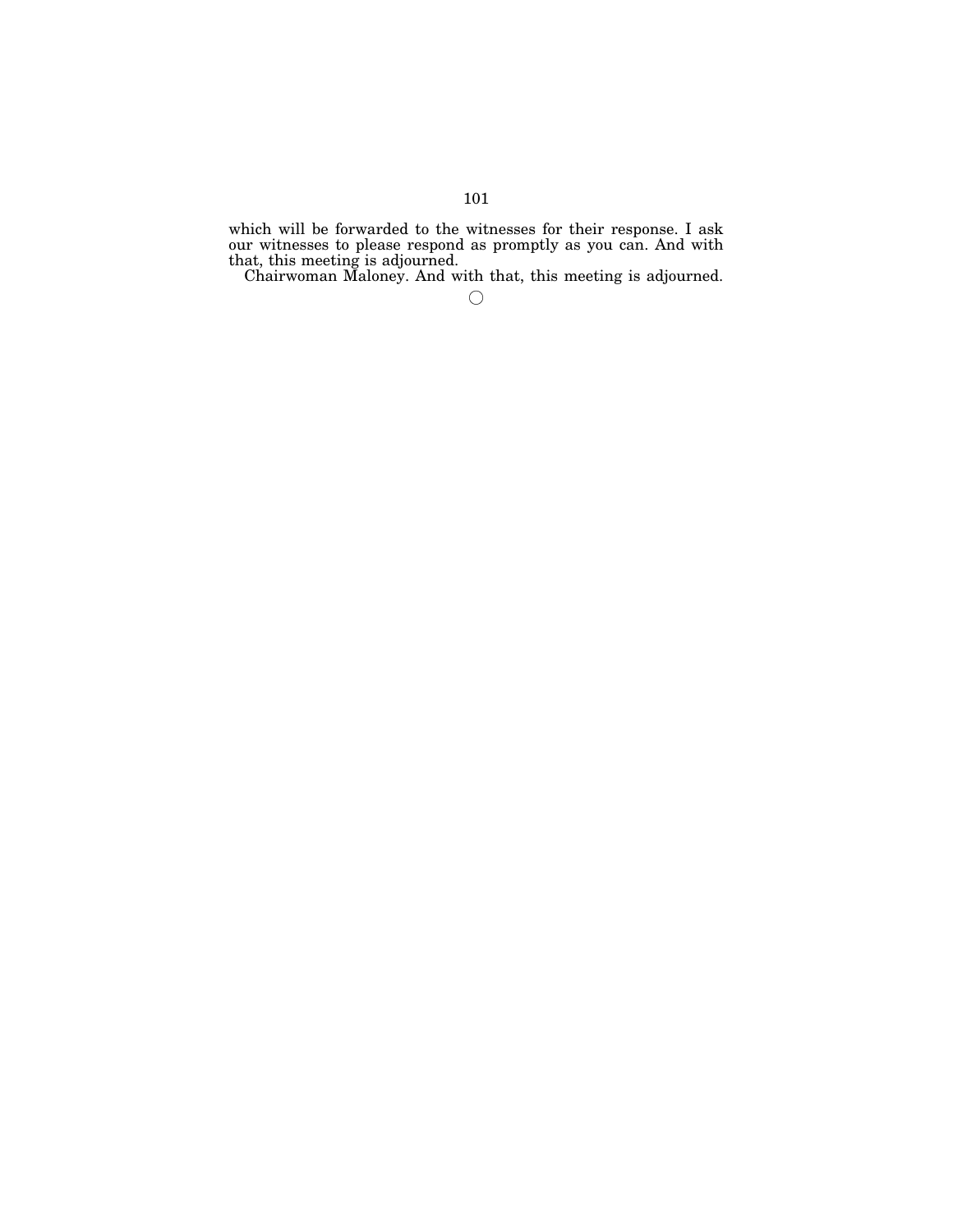which will be forwarded to the witnesses for their response. I ask our witnesses to please respond as promptly as you can. And with that, this meeting is adjourned.

Chairwoman Maloney. And with that, this meeting is adjourned.

○